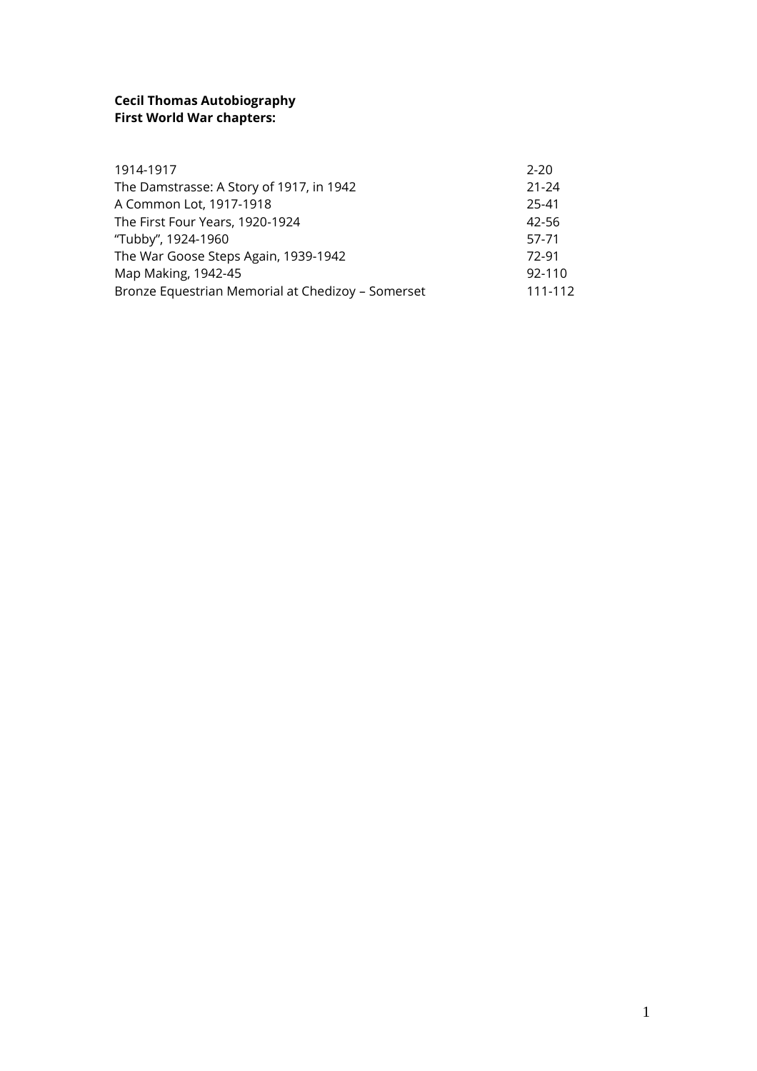**Cecil Thomas Autobiography**
**First World War chapters:**

| | |
|---|---|
| 1914-1917 | 2-20 |
| The Damstrasse: A Story of 1917, in 1942 | 21-24 |
| A Common Lot, 1917-1918 | 25-41 |
| The First Four Years, 1920-1924 | 42-56 |
| "Tubby", 1924-1960 | 57-71 |
| The War Goose Steps Again, 1939-1942 | 72-91 |
| Map Making, 1942-45 | 92-110 |
| Bronze Equestrian Memorial at Chedizoy – Somerset | 111-112 |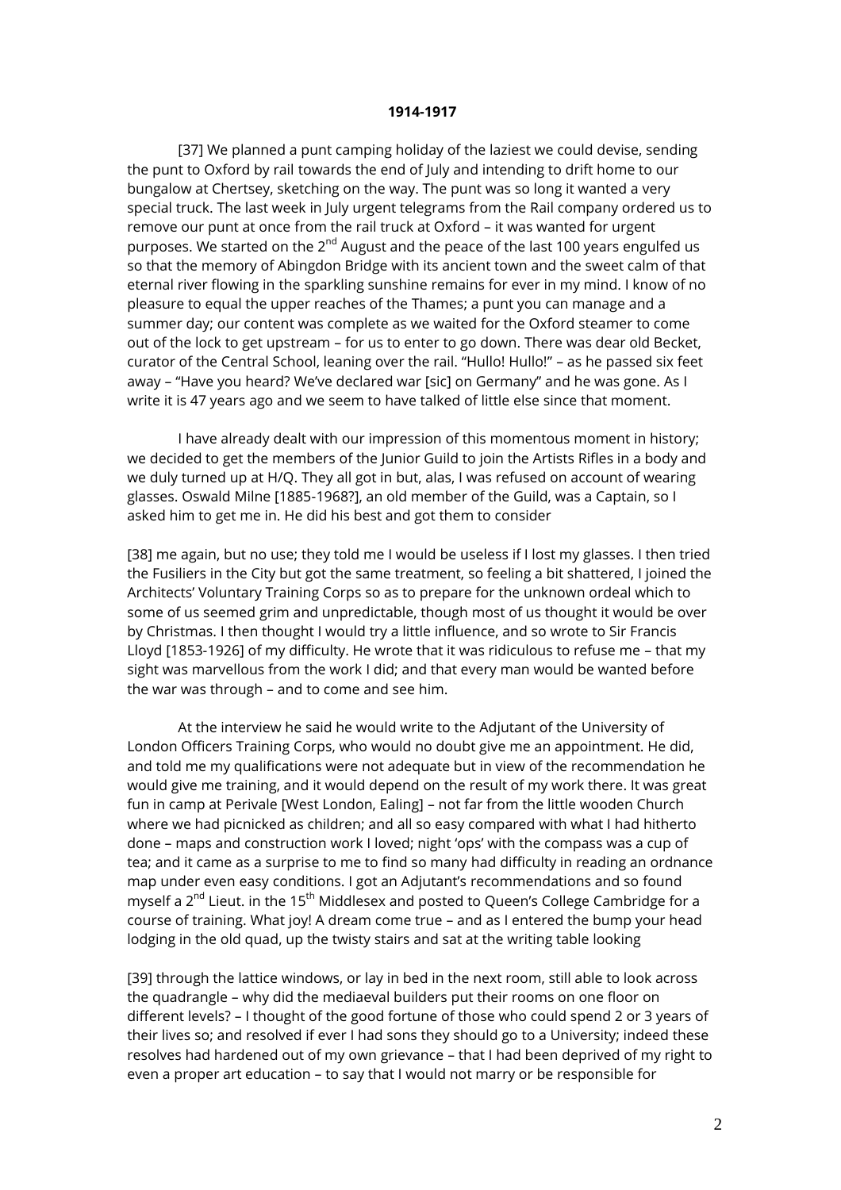**1914-1917**

[37] We planned a punt camping holiday of the laziest we could devise, sending the punt to Oxford by rail towards the end of July and intending to drift home to our bungalow at Chertsey, sketching on the way. The punt was so long it wanted a very special truck. The last week in July urgent telegrams from the Rail company ordered us to remove our punt at once from the rail truck at Oxford – it was wanted for urgent purposes. We started on the 2nd August and the peace of the last 100 years engulfed us so that the memory of Abingdon Bridge with its ancient town and the sweet calm of that eternal river flowing in the sparkling sunshine remains for ever in my mind. I know of no pleasure to equal the upper reaches of the Thames; a punt you can manage and a summer day; our content was complete as we waited for the Oxford steamer to come out of the lock to get upstream – for us to enter to go down. There was dear old Becket, curator of the Central School, leaning over the rail. "Hullo! Hullo!" – as he passed six feet away – "Have you heard? We've declared war [sic] on Germany" and he was gone. As I write it is 47 years ago and we seem to have talked of little else since that moment.

I have already dealt with our impression of this momentous moment in history; we decided to get the members of the Junior Guild to join the Artists Rifles in a body and we duly turned up at H/Q. They all got in but, alas, I was refused on account of wearing glasses. Oswald Milne [1885-1968?], an old member of the Guild, was a Captain, so I asked him to get me in. He did his best and got them to consider

[38] me again, but no use; they told me I would be useless if I lost my glasses. I then tried the Fusiliers in the City but got the same treatment, so feeling a bit shattered, I joined the Architects' Voluntary Training Corps so as to prepare for the unknown ordeal which to some of us seemed grim and unpredictable, though most of us thought it would be over by Christmas. I then thought I would try a little influence, and so wrote to Sir Francis Lloyd [1853-1926] of my difficulty. He wrote that it was ridiculous to refuse me – that my sight was marvellous from the work I did; and that every man would be wanted before the war was through – and to come and see him.

At the interview he said he would write to the Adjutant of the University of London Officers Training Corps, who would no doubt give me an appointment. He did, and told me my qualifications were not adequate but in view of the recommendation he would give me training, and it would depend on the result of my work there. It was great fun in camp at Perivale [West London, Ealing] – not far from the little wooden Church where we had picnicked as children; and all so easy compared with what I had hitherto done – maps and construction work I loved; night 'ops' with the compass was a cup of tea; and it came as a surprise to me to find so many had difficulty in reading an ordnance map under even easy conditions. I got an Adjutant's recommendations and so found myself a 2nd Lieut. in the 15th Middlesex and posted to Queen's College Cambridge for a course of training. What joy! A dream come true – and as I entered the bump your head lodging in the old quad, up the twisty stairs and sat at the writing table looking

[39] through the lattice windows, or lay in bed in the next room, still able to look across the quadrangle – why did the mediaeval builders put their rooms on one floor on different levels? – I thought of the good fortune of those who could spend 2 or 3 years of their lives so; and resolved if ever I had sons they should go to a University; indeed these resolves had hardened out of my own grievance – that I had been deprived of my right to even a proper art education – to say that I would not marry or be responsible for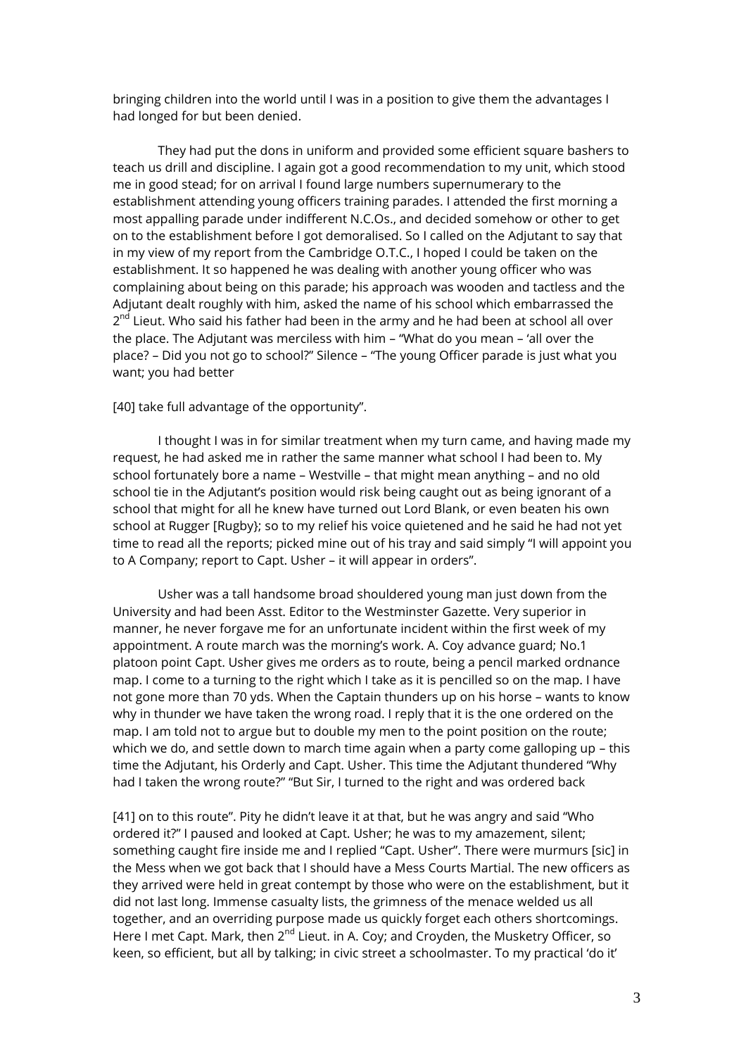bringing children into the world until I was in a position to give them the advantages I had longed for but been denied.

They had put the dons in uniform and provided some efficient square bashers to teach us drill and discipline. I again got a good recommendation to my unit, which stood me in good stead; for on arrival I found large numbers supernumerary to the establishment attending young officers training parades. I attended the first morning a most appalling parade under indifferent N.C.Os., and decided somehow or other to get on to the establishment before I got demoralised. So I called on the Adjutant to say that in my view of my report from the Cambridge O.T.C., I hoped I could be taken on the establishment. It so happened he was dealing with another young officer who was complaining about being on this parade; his approach was wooden and tactless and the Adjutant dealt roughly with him, asked the name of his school which embarrassed the 2nd Lieut. Who said his father had been in the army and he had been at school all over the place. The Adjutant was merciless with him – "What do you mean – 'all over the place? – Did you not go to school?" Silence – "The young Officer parade is just what you want; you had better

[40] take full advantage of the opportunity".

I thought I was in for similar treatment when my turn came, and having made my request, he had asked me in rather the same manner what school I had been to. My school fortunately bore a name – Westville – that might mean anything – and no old school tie in the Adjutant's position would risk being caught out as being ignorant of a school that might for all he knew have turned out Lord Blank, or even beaten his own school at Rugger [Rugby}; so to my relief his voice quietened and he said he had not yet time to read all the reports; picked mine out of his tray and said simply "I will appoint you to A Company; report to Capt. Usher – it will appear in orders".

Usher was a tall handsome broad shouldered young man just down from the University and had been Asst. Editor to the Westminster Gazette. Very superior in manner, he never forgave me for an unfortunate incident within the first week of my appointment. A route march was the morning's work. A. Coy advance guard; No.1 platoon point Capt. Usher gives me orders as to route, being a pencil marked ordnance map. I come to a turning to the right which I take as it is pencilled so on the map. I have not gone more than 70 yds. When the Captain thunders up on his horse – wants to know why in thunder we have taken the wrong road. I reply that it is the one ordered on the map. I am told not to argue but to double my men to the point position on the route; which we do, and settle down to march time again when a party come galloping up – this time the Adjutant, his Orderly and Capt. Usher. This time the Adjutant thundered "Why had I taken the wrong route?" "But Sir, I turned to the right and was ordered back

[41] on to this route". Pity he didn't leave it at that, but he was angry and said "Who ordered it?" I paused and looked at Capt. Usher; he was to my amazement, silent; something caught fire inside me and I replied "Capt. Usher". There were murmurs [sic] in the Mess when we got back that I should have a Mess Courts Martial. The new officers as they arrived were held in great contempt by those who were on the establishment, but it did not last long. Immense casualty lists, the grimness of the menace welded us all together, and an overriding purpose made us quickly forget each others shortcomings. Here I met Capt. Mark, then 2nd Lieut. in A. Coy; and Croyden, the Musketry Officer, so keen, so efficient, but all by talking; in civic street a schoolmaster. To my practical 'do it'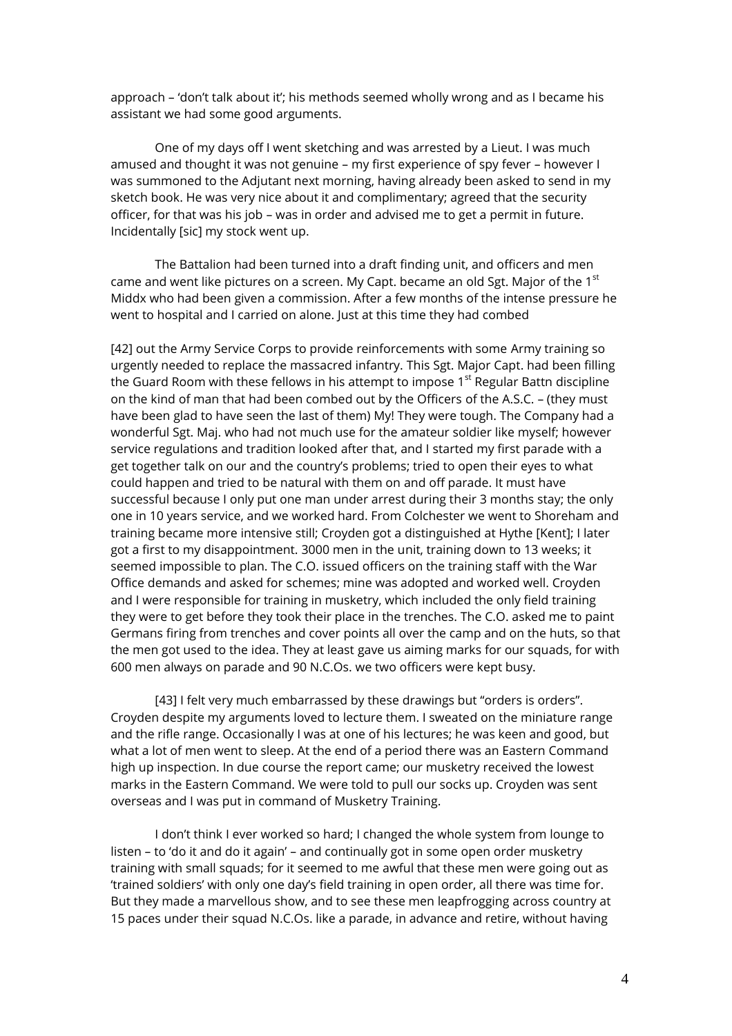approach – 'don't talk about it'; his methods seemed wholly wrong and as I became his assistant we had some good arguments.

One of my days off I went sketching and was arrested by a Lieut. I was much amused and thought it was not genuine – my first experience of spy fever – however I was summoned to the Adjutant next morning, having already been asked to send in my sketch book. He was very nice about it and complimentary; agreed that the security officer, for that was his job – was in order and advised me to get a permit in future. Incidentally [sic] my stock went up.

The Battalion had been turned into a draft finding unit, and officers and men came and went like pictures on a screen. My Capt. became an old Sgt. Major of the 1st Middx who had been given a commission. After a few months of the intense pressure he went to hospital and I carried on alone. Just at this time they had combed

[42] out the Army Service Corps to provide reinforcements with some Army training so urgently needed to replace the massacred infantry. This Sgt. Major Capt. had been filling the Guard Room with these fellows in his attempt to impose 1st Regular Battn discipline on the kind of man that had been combed out by the Officers of the A.S.C. – (they must have been glad to have seen the last of them) My! They were tough. The Company had a wonderful Sgt. Maj. who had not much use for the amateur soldier like myself; however service regulations and tradition looked after that, and I started my first parade with a get together talk on our and the country's problems; tried to open their eyes to what could happen and tried to be natural with them on and off parade. It must have successful because I only put one man under arrest during their 3 months stay; the only one in 10 years service, and we worked hard. From Colchester we went to Shoreham and training became more intensive still; Croyden got a distinguished at Hythe [Kent]; I later got a first to my disappointment. 3000 men in the unit, training down to 13 weeks; it seemed impossible to plan. The C.O. issued officers on the training staff with the War Office demands and asked for schemes; mine was adopted and worked well. Croyden and I were responsible for training in musketry, which included the only field training they were to get before they took their place in the trenches. The C.O. asked me to paint Germans firing from trenches and cover points all over the camp and on the huts, so that the men got used to the idea. They at least gave us aiming marks for our squads, for with 600 men always on parade and 90 N.C.Os. we two officers were kept busy.

[43] I felt very much embarrassed by these drawings but "orders is orders". Croyden despite my arguments loved to lecture them. I sweated on the miniature range and the rifle range. Occasionally I was at one of his lectures; he was keen and good, but what a lot of men went to sleep. At the end of a period there was an Eastern Command high up inspection. In due course the report came; our musketry received the lowest marks in the Eastern Command. We were told to pull our socks up. Croyden was sent overseas and I was put in command of Musketry Training.

I don't think I ever worked so hard; I changed the whole system from lounge to listen – to 'do it and do it again' – and continually got in some open order musketry training with small squads; for it seemed to me awful that these men were going out as 'trained soldiers' with only one day's field training in open order, all there was time for. But they made a marvellous show, and to see these men leapfrogging across country at 15 paces under their squad N.C.Os. like a parade, in advance and retire, without having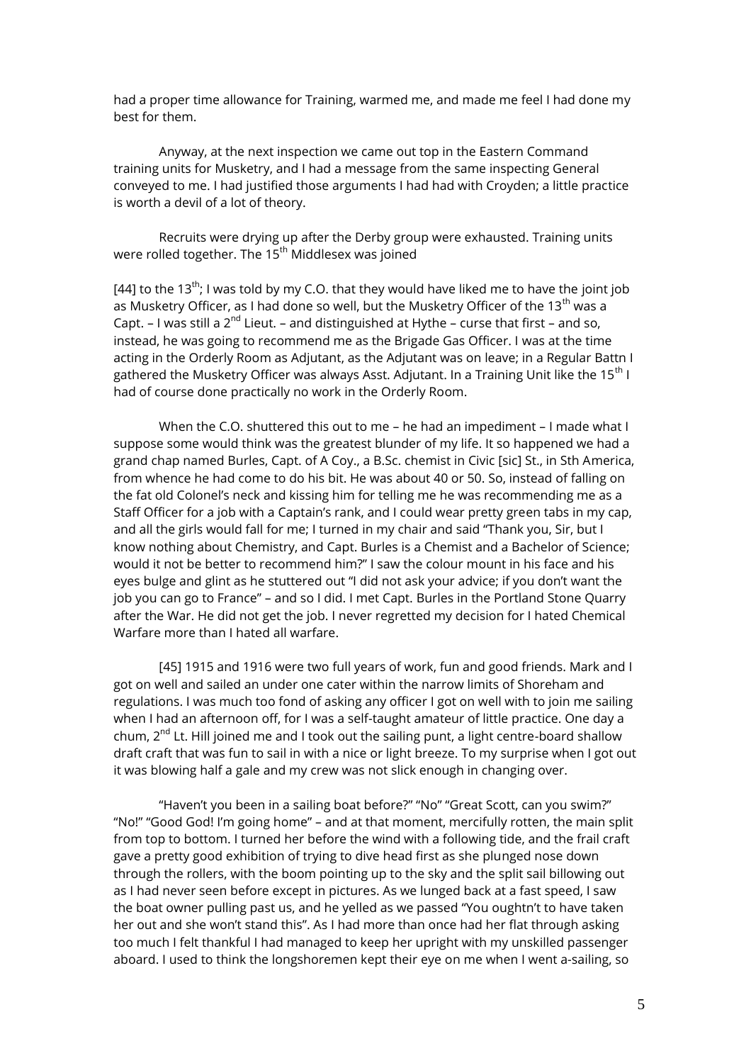had a proper time allowance for Training, warmed me, and made me feel I had done my best for them.

Anyway, at the next inspection we came out top in the Eastern Command training units for Musketry, and I had a message from the same inspecting General conveyed to me. I had justified those arguments I had had with Croyden; a little practice is worth a devil of a lot of theory.

Recruits were drying up after the Derby group were exhausted. Training units were rolled together. The 15th Middlesex was joined

[44] to the 13th; I was told by my C.O. that they would have liked me to have the joint job as Musketry Officer, as I had done so well, but the Musketry Officer of the 13th was a Capt. – I was still a 2nd Lieut. – and distinguished at Hythe – curse that first – and so, instead, he was going to recommend me as the Brigade Gas Officer. I was at the time acting in the Orderly Room as Adjutant, as the Adjutant was on leave; in a Regular Battn I gathered the Musketry Officer was always Asst. Adjutant. In a Training Unit like the 15th I had of course done practically no work in the Orderly Room.

When the C.O. shuttered this out to me – he had an impediment – I made what I suppose some would think was the greatest blunder of my life. It so happened we had a grand chap named Burles, Capt. of A Coy., a B.Sc. chemist in Civic [sic] St., in Sth America, from whence he had come to do his bit. He was about 40 or 50. So, instead of falling on the fat old Colonel's neck and kissing him for telling me he was recommending me as a Staff Officer for a job with a Captain's rank, and I could wear pretty green tabs in my cap, and all the girls would fall for me; I turned in my chair and said "Thank you, Sir, but I know nothing about Chemistry, and Capt. Burles is a Chemist and a Bachelor of Science; would it not be better to recommend him?" I saw the colour mount in his face and his eyes bulge and glint as he stuttered out "I did not ask your advice; if you don't want the job you can go to France" – and so I did. I met Capt. Burles in the Portland Stone Quarry after the War. He did not get the job. I never regretted my decision for I hated Chemical Warfare more than I hated all warfare.

[45] 1915 and 1916 were two full years of work, fun and good friends. Mark and I got on well and sailed an under one cater within the narrow limits of Shoreham and regulations. I was much too fond of asking any officer I got on well with to join me sailing when I had an afternoon off, for I was a self-taught amateur of little practice. One day a chum, 2nd Lt. Hill joined me and I took out the sailing punt, a light centre-board shallow draft craft that was fun to sail in with a nice or light breeze. To my surprise when I got out it was blowing half a gale and my crew was not slick enough in changing over.

"Haven't you been in a sailing boat before?" "No" "Great Scott, can you swim?" "No!" "Good God! I'm going home" – and at that moment, mercifully rotten, the main split from top to bottom. I turned her before the wind with a following tide, and the frail craft gave a pretty good exhibition of trying to dive head first as she plunged nose down through the rollers, with the boom pointing up to the sky and the split sail billowing out as I had never seen before except in pictures. As we lunged back at a fast speed, I saw the boat owner pulling past us, and he yelled as we passed "You oughtn't to have taken her out and she won't stand this". As I had more than once had her flat through asking too much I felt thankful I had managed to keep her upright with my unskilled passenger aboard. I used to think the longshoremen kept their eye on me when I went a-sailing, so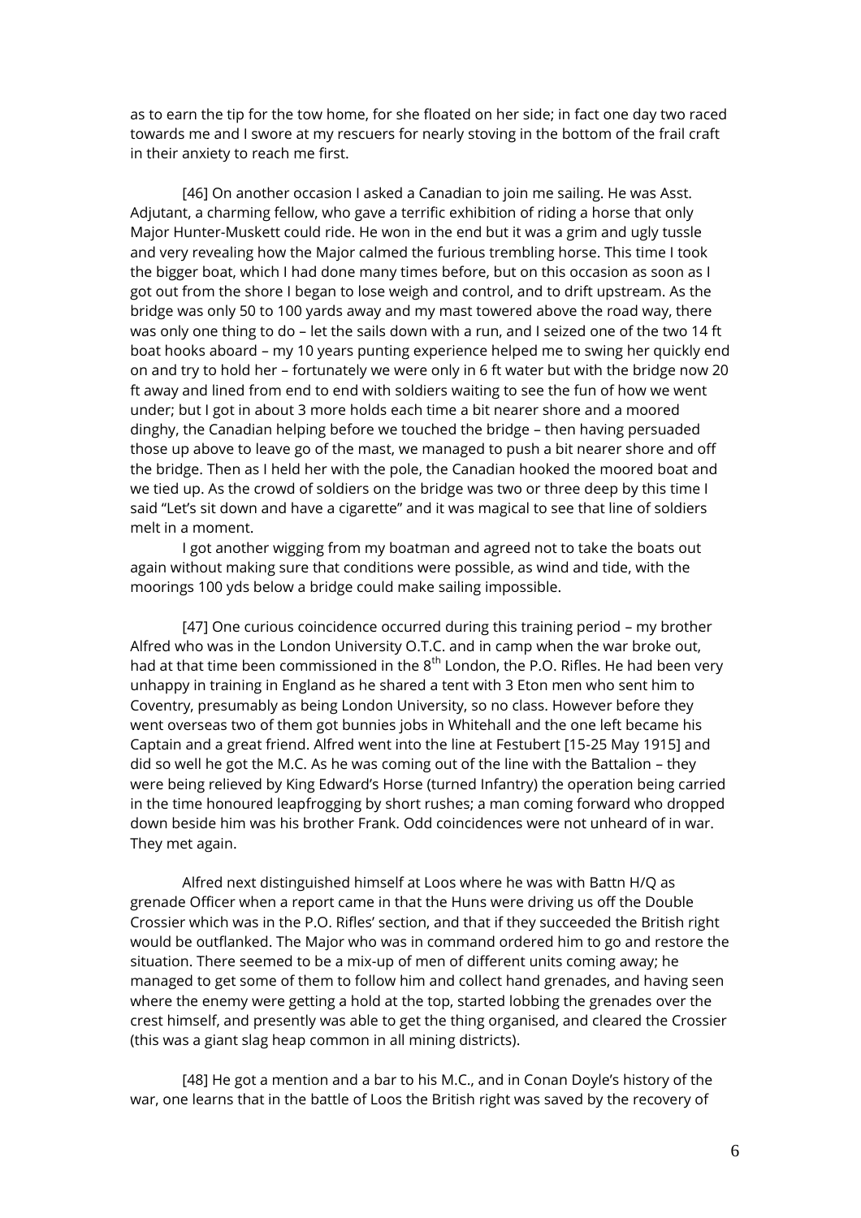as to earn the tip for the tow home, for she floated on her side; in fact one day two raced towards me and I swore at my rescuers for nearly stoving in the bottom of the frail craft in their anxiety to reach me first.

[46] On another occasion I asked a Canadian to join me sailing. He was Asst. Adjutant, a charming fellow, who gave a terrific exhibition of riding a horse that only Major Hunter-Muskett could ride. He won in the end but it was a grim and ugly tussle and very revealing how the Major calmed the furious trembling horse. This time I took the bigger boat, which I had done many times before, but on this occasion as soon as I got out from the shore I began to lose weigh and control, and to drift upstream. As the bridge was only 50 to 100 yards away and my mast towered above the road way, there was only one thing to do – let the sails down with a run, and I seized one of the two 14 ft boat hooks aboard – my 10 years punting experience helped me to swing her quickly end on and try to hold her – fortunately we were only in 6 ft water but with the bridge now 20 ft away and lined from end to end with soldiers waiting to see the fun of how we went under; but I got in about 3 more holds each time a bit nearer shore and a moored dinghy, the Canadian helping before we touched the bridge – then having persuaded those up above to leave go of the mast, we managed to push a bit nearer shore and off the bridge. Then as I held her with the pole, the Canadian hooked the moored boat and we tied up. As the crowd of soldiers on the bridge was two or three deep by this time I said "Let's sit down and have a cigarette" and it was magical to see that line of soldiers melt in a moment.

I got another wigging from my boatman and agreed not to take the boats out again without making sure that conditions were possible, as wind and tide, with the moorings 100 yds below a bridge could make sailing impossible.

[47] One curious coincidence occurred during this training period – my brother Alfred who was in the London University O.T.C. and in camp when the war broke out, had at that time been commissioned in the 8th London, the P.O. Rifles. He had been very unhappy in training in England as he shared a tent with 3 Eton men who sent him to Coventry, presumably as being London University, so no class. However before they went overseas two of them got bunnies jobs in Whitehall and the one left became his Captain and a great friend. Alfred went into the line at Festubert [15-25 May 1915] and did so well he got the M.C. As he was coming out of the line with the Battalion – they were being relieved by King Edward's Horse (turned Infantry) the operation being carried in the time honoured leapfrogging by short rushes; a man coming forward who dropped down beside him was his brother Frank. Odd coincidences were not unheard of in war. They met again.

Alfred next distinguished himself at Loos where he was with Battn H/Q as grenade Officer when a report came in that the Huns were driving us off the Double Crossier which was in the P.O. Rifles' section, and that if they succeeded the British right would be outflanked. The Major who was in command ordered him to go and restore the situation. There seemed to be a mix-up of men of different units coming away; he managed to get some of them to follow him and collect hand grenades, and having seen where the enemy were getting a hold at the top, started lobbing the grenades over the crest himself, and presently was able to get the thing organised, and cleared the Crossier (this was a giant slag heap common in all mining districts).

[48] He got a mention and a bar to his M.C., and in Conan Doyle's history of the war, one learns that in the battle of Loos the British right was saved by the recovery of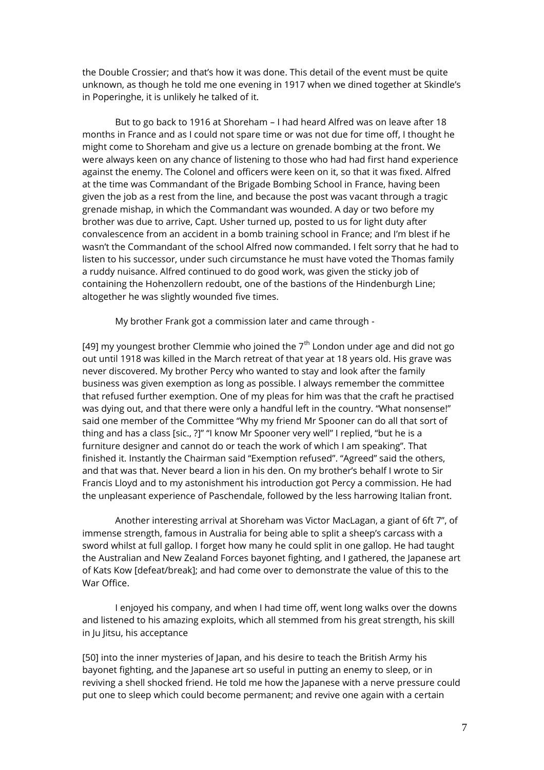the Double Crossier; and that's how it was done. This detail of the event must be quite unknown, as though he told me one evening in 1917 when we dined together at Skindle's in Poperinghe, it is unlikely he talked of it.

But to go back to 1916 at Shoreham – I had heard Alfred was on leave after 18 months in France and as I could not spare time or was not due for time off, I thought he might come to Shoreham and give us a lecture on grenade bombing at the front. We were always keen on any chance of listening to those who had had first hand experience against the enemy. The Colonel and officers were keen on it, so that it was fixed. Alfred at the time was Commandant of the Brigade Bombing School in France, having been given the job as a rest from the line, and because the post was vacant through a tragic grenade mishap, in which the Commandant was wounded. A day or two before my brother was due to arrive, Capt. Usher turned up, posted to us for light duty after convalescence from an accident in a bomb training school in France; and I'm blest if he wasn't the Commandant of the school Alfred now commanded. I felt sorry that he had to listen to his successor, under such circumstance he must have voted the Thomas family a ruddy nuisance. Alfred continued to do good work, was given the sticky job of containing the Hohenzollern redoubt, one of the bastions of the Hindenburgh Line; altogether he was slightly wounded five times.

My brother Frank got a commission later and came through -

[49] my youngest brother Clemmie who joined the 7th London under age and did not go out until 1918 was killed in the March retreat of that year at 18 years old. His grave was never discovered. My brother Percy who wanted to stay and look after the family business was given exemption as long as possible. I always remember the committee that refused further exemption. One of my pleas for him was that the craft he practised was dying out, and that there were only a handful left in the country. "What nonsense!" said one member of the Committee "Why my friend Mr Spooner can do all that sort of thing and has a class [sic., ?]" "I know Mr Spooner very well" I replied, "but he is a furniture designer and cannot do or teach the work of which I am speaking". That finished it. Instantly the Chairman said "Exemption refused". "Agreed" said the others, and that was that. Never beard a lion in his den. On my brother's behalf I wrote to Sir Francis Lloyd and to my astonishment his introduction got Percy a commission. He had the unpleasant experience of Paschendale, followed by the less harrowing Italian front.

Another interesting arrival at Shoreham was Victor MacLagan, a giant of 6ft 7", of immense strength, famous in Australia for being able to split a sheep's carcass with a sword whilst at full gallop. I forget how many he could split in one gallop. He had taught the Australian and New Zealand Forces bayonet fighting, and I gathered, the Japanese art of Kats Kow [defeat/break]; and had come over to demonstrate the value of this to the War Office.

I enjoyed his company, and when I had time off, went long walks over the downs and listened to his amazing exploits, which all stemmed from his great strength, his skill in Ju Jitsu, his acceptance

[50] into the inner mysteries of Japan, and his desire to teach the British Army his bayonet fighting, and the Japanese art so useful in putting an enemy to sleep, or in reviving a shell shocked friend. He told me how the Japanese with a nerve pressure could put one to sleep which could become permanent; and revive one again with a certain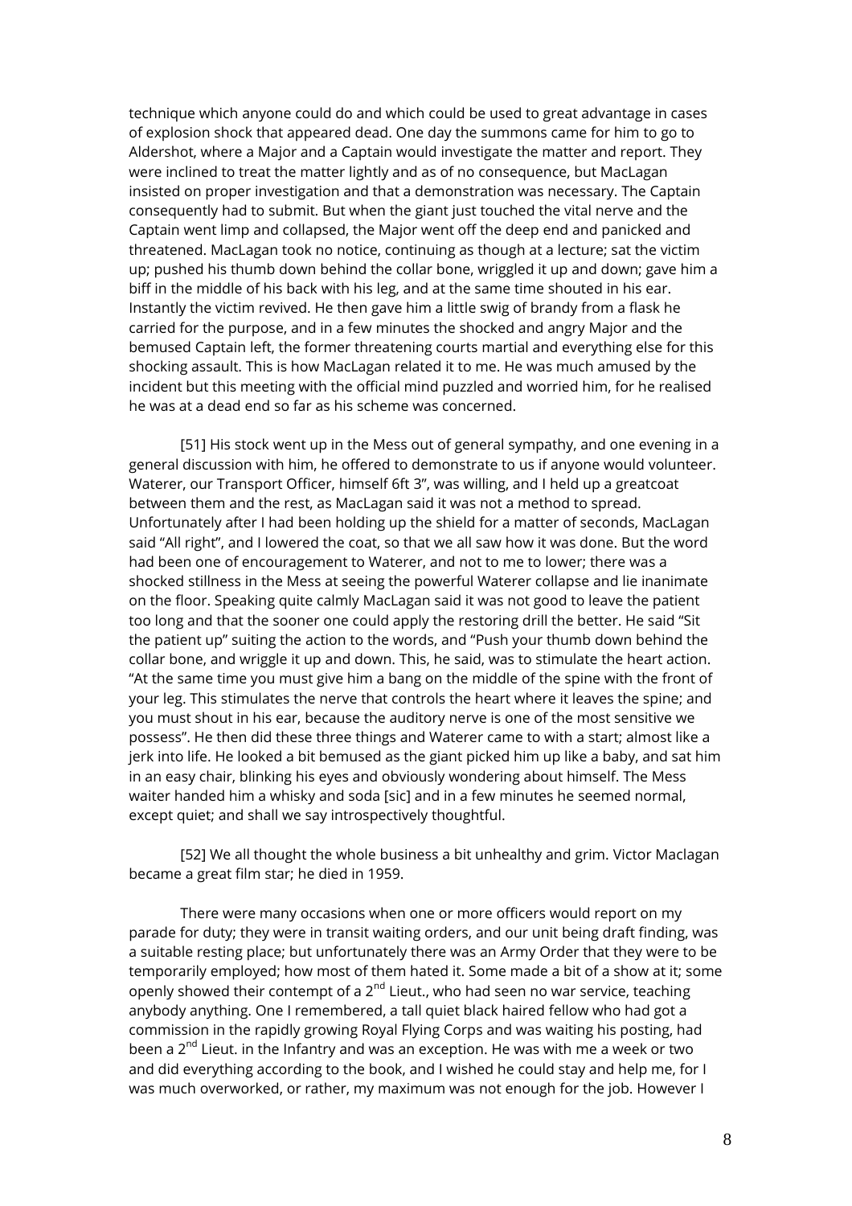technique which anyone could do and which could be used to great advantage in cases of explosion shock that appeared dead. One day the summons came for him to go to Aldershot, where a Major and a Captain would investigate the matter and report. They were inclined to treat the matter lightly and as of no consequence, but MacLagan insisted on proper investigation and that a demonstration was necessary. The Captain consequently had to submit. But when the giant just touched the vital nerve and the Captain went limp and collapsed, the Major went off the deep end and panicked and threatened. MacLagan took no notice, continuing as though at a lecture; sat the victim up; pushed his thumb down behind the collar bone, wriggled it up and down; gave him a biff in the middle of his back with his leg, and at the same time shouted in his ear. Instantly the victim revived. He then gave him a little swig of brandy from a flask he carried for the purpose, and in a few minutes the shocked and angry Major and the bemused Captain left, the former threatening courts martial and everything else for this shocking assault. This is how MacLagan related it to me. He was much amused by the incident but this meeting with the official mind puzzled and worried him, for he realised he was at a dead end so far as his scheme was concerned.

[51] His stock went up in the Mess out of general sympathy, and one evening in a general discussion with him, he offered to demonstrate to us if anyone would volunteer. Waterer, our Transport Officer, himself 6ft 3", was willing, and I held up a greatcoat between them and the rest, as MacLagan said it was not a method to spread. Unfortunately after I had been holding up the shield for a matter of seconds, MacLagan said "All right", and I lowered the coat, so that we all saw how it was done. But the word had been one of encouragement to Waterer, and not to me to lower; there was a shocked stillness in the Mess at seeing the powerful Waterer collapse and lie inanimate on the floor. Speaking quite calmly MacLagan said it was not good to leave the patient too long and that the sooner one could apply the restoring drill the better. He said "Sit the patient up" suiting the action to the words, and "Push your thumb down behind the collar bone, and wriggle it up and down. This, he said, was to stimulate the heart action. "At the same time you must give him a bang on the middle of the spine with the front of your leg. This stimulates the nerve that controls the heart where it leaves the spine; and you must shout in his ear, because the auditory nerve is one of the most sensitive we possess". He then did these three things and Waterer came to with a start; almost like a jerk into life. He looked a bit bemused as the giant picked him up like a baby, and sat him in an easy chair, blinking his eyes and obviously wondering about himself. The Mess waiter handed him a whisky and soda [sic] and in a few minutes he seemed normal, except quiet; and shall we say introspectively thoughtful.

[52] We all thought the whole business a bit unhealthy and grim. Victor Maclagan became a great film star; he died in 1959.

There were many occasions when one or more officers would report on my parade for duty; they were in transit waiting orders, and our unit being draft finding, was a suitable resting place; but unfortunately there was an Army Order that they were to be temporarily employed; how most of them hated it. Some made a bit of a show at it; some openly showed their contempt of a 2nd Lieut., who had seen no war service, teaching anybody anything. One I remembered, a tall quiet black haired fellow who had got a commission in the rapidly growing Royal Flying Corps and was waiting his posting, had been a 2nd Lieut. in the Infantry and was an exception. He was with me a week or two and did everything according to the book, and I wished he could stay and help me, for I was much overworked, or rather, my maximum was not enough for the job. However I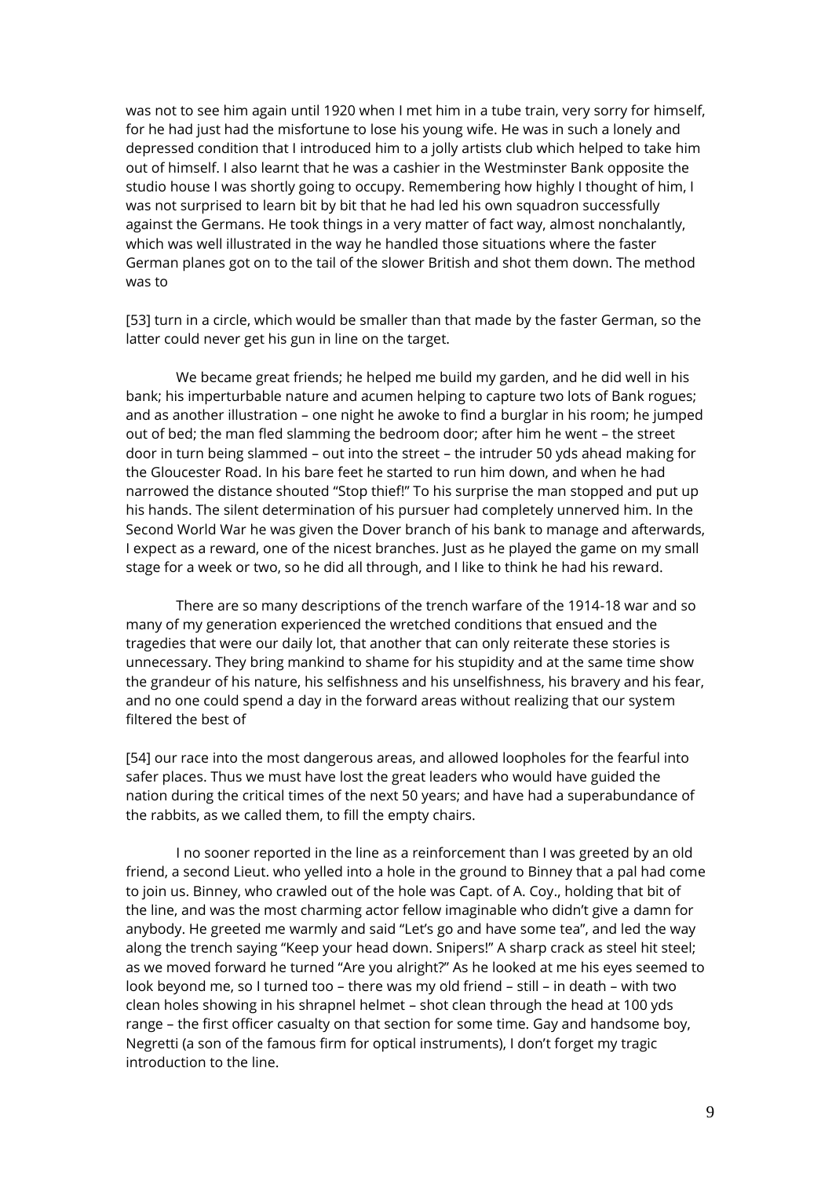was not to see him again until 1920 when I met him in a tube train, very sorry for himself, for he had just had the misfortune to lose his young wife. He was in such a lonely and depressed condition that I introduced him to a jolly artists club which helped to take him out of himself. I also learnt that he was a cashier in the Westminster Bank opposite the studio house I was shortly going to occupy. Remembering how highly I thought of him, I was not surprised to learn bit by bit that he had led his own squadron successfully against the Germans. He took things in a very matter of fact way, almost nonchalantly, which was well illustrated in the way he handled those situations where the faster German planes got on to the tail of the slower British and shot them down. The method was to

[53] turn in a circle, which would be smaller than that made by the faster German, so the latter could never get his gun in line on the target.

We became great friends; he helped me build my garden, and he did well in his bank; his imperturbable nature and acumen helping to capture two lots of Bank rogues; and as another illustration – one night he awoke to find a burglar in his room; he jumped out of bed; the man fled slamming the bedroom door; after him he went – the street door in turn being slammed – out into the street – the intruder 50 yds ahead making for the Gloucester Road. In his bare feet he started to run him down, and when he had narrowed the distance shouted "Stop thief!" To his surprise the man stopped and put up his hands. The silent determination of his pursuer had completely unnerved him. In the Second World War he was given the Dover branch of his bank to manage and afterwards, I expect as a reward, one of the nicest branches. Just as he played the game on my small stage for a week or two, so he did all through, and I like to think he had his reward.

There are so many descriptions of the trench warfare of the 1914-18 war and so many of my generation experienced the wretched conditions that ensued and the tragedies that were our daily lot, that another that can only reiterate these stories is unnecessary. They bring mankind to shame for his stupidity and at the same time show the grandeur of his nature, his selfishness and his unselfishness, his bravery and his fear, and no one could spend a day in the forward areas without realizing that our system filtered the best of

[54] our race into the most dangerous areas, and allowed loopholes for the fearful into safer places. Thus we must have lost the great leaders who would have guided the nation during the critical times of the next 50 years; and have had a superabundance of the rabbits, as we called them, to fill the empty chairs.

I no sooner reported in the line as a reinforcement than I was greeted by an old friend, a second Lieut. who yelled into a hole in the ground to Binney that a pal had come to join us. Binney, who crawled out of the hole was Capt. of A. Coy., holding that bit of the line, and was the most charming actor fellow imaginable who didn't give a damn for anybody. He greeted me warmly and said "Let's go and have some tea", and led the way along the trench saying "Keep your head down. Snipers!" A sharp crack as steel hit steel; as we moved forward he turned "Are you alright?" As he looked at me his eyes seemed to look beyond me, so I turned too – there was my old friend – still – in death – with two clean holes showing in his shrapnel helmet – shot clean through the head at 100 yds range – the first officer casualty on that section for some time. Gay and handsome boy, Negretti (a son of the famous firm for optical instruments), I don't forget my tragic introduction to the line.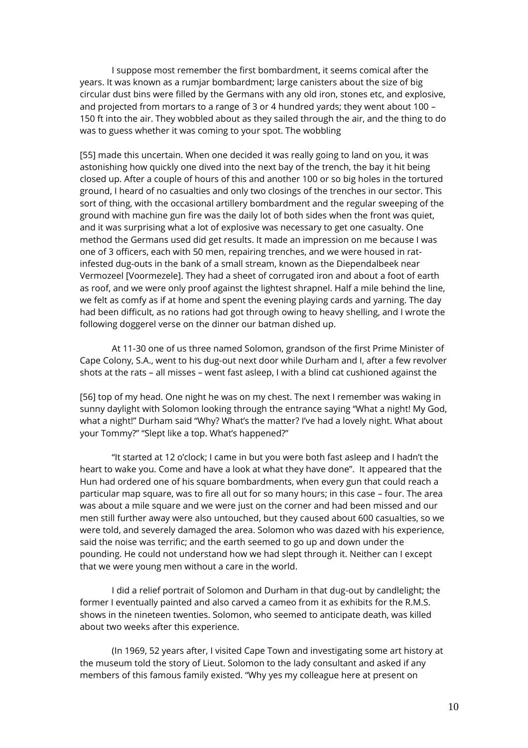I suppose most remember the first bombardment, it seems comical after the years. It was known as a rumjar bombardment; large canisters about the size of big circular dust bins were filled by the Germans with any old iron, stones etc, and explosive, and projected from mortars to a range of 3 or 4 hundred yards; they went about 100 – 150 ft into the air. They wobbled about as they sailed through the air, and the thing to do was to guess whether it was coming to your spot. The wobbling

[55] made this uncertain. When one decided it was really going to land on you, it was astonishing how quickly one dived into the next bay of the trench, the bay it hit being closed up. After a couple of hours of this and another 100 or so big holes in the tortured ground, I heard of no casualties and only two closings of the trenches in our sector. This sort of thing, with the occasional artillery bombardment and the regular sweeping of the ground with machine gun fire was the daily lot of both sides when the front was quiet, and it was surprising what a lot of explosive was necessary to get one casualty. One method the Germans used did get results. It made an impression on me because I was one of 3 officers, each with 50 men, repairing trenches, and we were housed in rat-infested dug-outs in the bank of a small stream, known as the Diependalbeek near Vermozeel [Voormezele]. They had a sheet of corrugated iron and about a foot of earth as roof, and we were only proof against the lightest shrapnel. Half a mile behind the line, we felt as comfy as if at home and spent the evening playing cards and yarning. The day had been difficult, as no rations had got through owing to heavy shelling, and I wrote the following doggerel verse on the dinner our batman dished up.

At 11-30 one of us three named Solomon, grandson of the first Prime Minister of Cape Colony, S.A., went to his dug-out next door while Durham and I, after a few revolver shots at the rats – all misses – went fast asleep, I with a blind cat cushioned against the

[56] top of my head. One night he was on my chest. The next I remember was waking in sunny daylight with Solomon looking through the entrance saying "What a night! My God, what a night!" Durham said "Why? What's the matter? I've had a lovely night. What about your Tommy?" "Slept like a top. What's happened?"

"It started at 12 o'clock; I came in but you were both fast asleep and I hadn't the heart to wake you. Come and have a look at what they have done". It appeared that the Hun had ordered one of his square bombardments, when every gun that could reach a particular map square, was to fire all out for so many hours; in this case – four. The area was about a mile square and we were just on the corner and had been missed and our men still further away were also untouched, but they caused about 600 casualties, so we were told, and severely damaged the area. Solomon who was dazed with his experience, said the noise was terrific; and the earth seemed to go up and down under the pounding. He could not understand how we had slept through it. Neither can I except that we were young men without a care in the world.

I did a relief portrait of Solomon and Durham in that dug-out by candlelight; the former I eventually painted and also carved a cameo from it as exhibits for the R.M.S. shows in the nineteen twenties. Solomon, who seemed to anticipate death, was killed about two weeks after this experience.

(In 1969, 52 years after, I visited Cape Town and investigating some art history at the museum told the story of Lieut. Solomon to the lady consultant and asked if any members of this famous family existed. "Why yes my colleague here at present on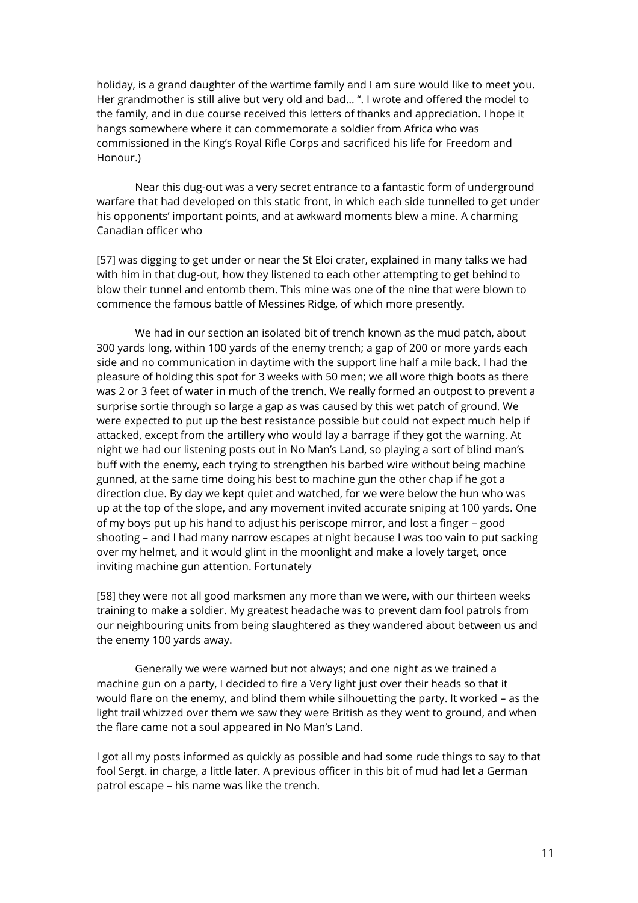holiday, is a grand daughter of the wartime family and I am sure would like to meet you. Her grandmother is still alive but very old and bad… ". I wrote and offered the model to the family, and in due course received this letters of thanks and appreciation. I hope it hangs somewhere where it can commemorate a soldier from Africa who was commissioned in the King's Royal Rifle Corps and sacrificed his life for Freedom and Honour.)

Near this dug-out was a very secret entrance to a fantastic form of underground warfare that had developed on this static front, in which each side tunnelled to get under his opponents' important points, and at awkward moments blew a mine. A charming Canadian officer who

[57] was digging to get under or near the St Eloi crater, explained in many talks we had with him in that dug-out, how they listened to each other attempting to get behind to blow their tunnel and entomb them. This mine was one of the nine that were blown to commence the famous battle of Messines Ridge, of which more presently.

We had in our section an isolated bit of trench known as the mud patch, about 300 yards long, within 100 yards of the enemy trench; a gap of 200 or more yards each side and no communication in daytime with the support line half a mile back. I had the pleasure of holding this spot for 3 weeks with 50 men; we all wore thigh boots as there was 2 or 3 feet of water in much of the trench. We really formed an outpost to prevent a surprise sortie through so large a gap as was caused by this wet patch of ground. We were expected to put up the best resistance possible but could not expect much help if attacked, except from the artillery who would lay a barrage if they got the warning. At night we had our listening posts out in No Man's Land, so playing a sort of blind man's buff with the enemy, each trying to strengthen his barbed wire without being machine gunned, at the same time doing his best to machine gun the other chap if he got a direction clue. By day we kept quiet and watched, for we were below the hun who was up at the top of the slope, and any movement invited accurate sniping at 100 yards. One of my boys put up his hand to adjust his periscope mirror, and lost a finger – good shooting – and I had many narrow escapes at night because I was too vain to put sacking over my helmet, and it would glint in the moonlight and make a lovely target, once inviting machine gun attention. Fortunately

[58] they were not all good marksmen any more than we were, with our thirteen weeks training to make a soldier. My greatest headache was to prevent dam fool patrols from our neighbouring units from being slaughtered as they wandered about between us and the enemy 100 yards away.

Generally we were warned but not always; and one night as we trained a machine gun on a party, I decided to fire a Very light just over their heads so that it would flare on the enemy, and blind them while silhouetting the party. It worked – as the light trail whizzed over them we saw they were British as they went to ground, and when the flare came not a soul appeared in No Man's Land.

I got all my posts informed as quickly as possible and had some rude things to say to that fool Sergt. in charge, a little later. A previous officer in this bit of mud had let a German patrol escape – his name was like the trench.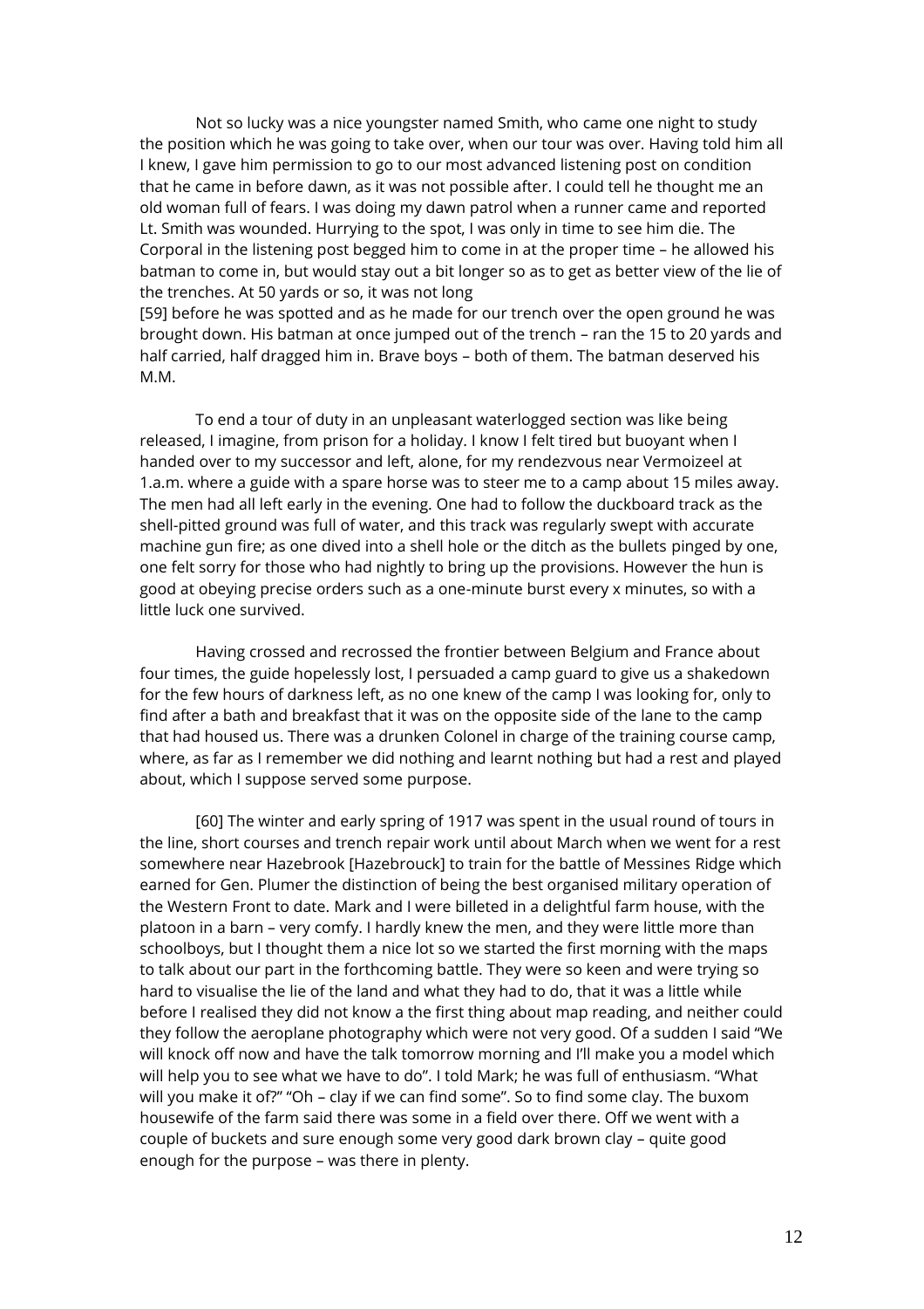Not so lucky was a nice youngster named Smith, who came one night to study the position which he was going to take over, when our tour was over. Having told him all I knew, I gave him permission to go to our most advanced listening post on condition that he came in before dawn, as it was not possible after. I could tell he thought me an old woman full of fears. I was doing my dawn patrol when a runner came and reported Lt. Smith was wounded. Hurrying to the spot, I was only in time to see him die. The Corporal in the listening post begged him to come in at the proper time – he allowed his batman to come in, but would stay out a bit longer so as to get as better view of the lie of the trenches. At 50 yards or so, it was not long
[59] before he was spotted and as he made for our trench over the open ground he was brought down. His batman at once jumped out of the trench – ran the 15 to 20 yards and half carried, half dragged him in. Brave boys – both of them. The batman deserved his M.M.

To end a tour of duty in an unpleasant waterlogged section was like being released, I imagine, from prison for a holiday. I know I felt tired but buoyant when I handed over to my successor and left, alone, for my rendezvous near Vermoizeel at 1.a.m. where a guide with a spare horse was to steer me to a camp about 15 miles away. The men had all left early in the evening. One had to follow the duckboard track as the shell-pitted ground was full of water, and this track was regularly swept with accurate machine gun fire; as one dived into a shell hole or the ditch as the bullets pinged by one, one felt sorry for those who had nightly to bring up the provisions. However the hun is good at obeying precise orders such as a one-minute burst every x minutes, so with a little luck one survived.

Having crossed and recrossed the frontier between Belgium and France about four times, the guide hopelessly lost, I persuaded a camp guard to give us a shakedown for the few hours of darkness left, as no one knew of the camp I was looking for, only to find after a bath and breakfast that it was on the opposite side of the lane to the camp that had housed us. There was a drunken Colonel in charge of the training course camp, where, as far as I remember we did nothing and learnt nothing but had a rest and played about, which I suppose served some purpose.

[60] The winter and early spring of 1917 was spent in the usual round of tours in the line, short courses and trench repair work until about March when we went for a rest somewhere near Hazebrook [Hazebrouck] to train for the battle of Messines Ridge which earned for Gen. Plumer the distinction of being the best organised military operation of the Western Front to date. Mark and I were billeted in a delightful farm house, with the platoon in a barn – very comfy. I hardly knew the men, and they were little more than schoolboys, but I thought them a nice lot so we started the first morning with the maps to talk about our part in the forthcoming battle. They were so keen and were trying so hard to visualise the lie of the land and what they had to do, that it was a little while before I realised they did not know a the first thing about map reading, and neither could they follow the aeroplane photography which were not very good. Of a sudden I said "We will knock off now and have the talk tomorrow morning and I'll make you a model which will help you to see what we have to do". I told Mark; he was full of enthusiasm. "What will you make it of?" "Oh – clay if we can find some". So to find some clay. The buxom housewife of the farm said there was some in a field over there. Off we went with a couple of buckets and sure enough some very good dark brown clay – quite good enough for the purpose – was there in plenty.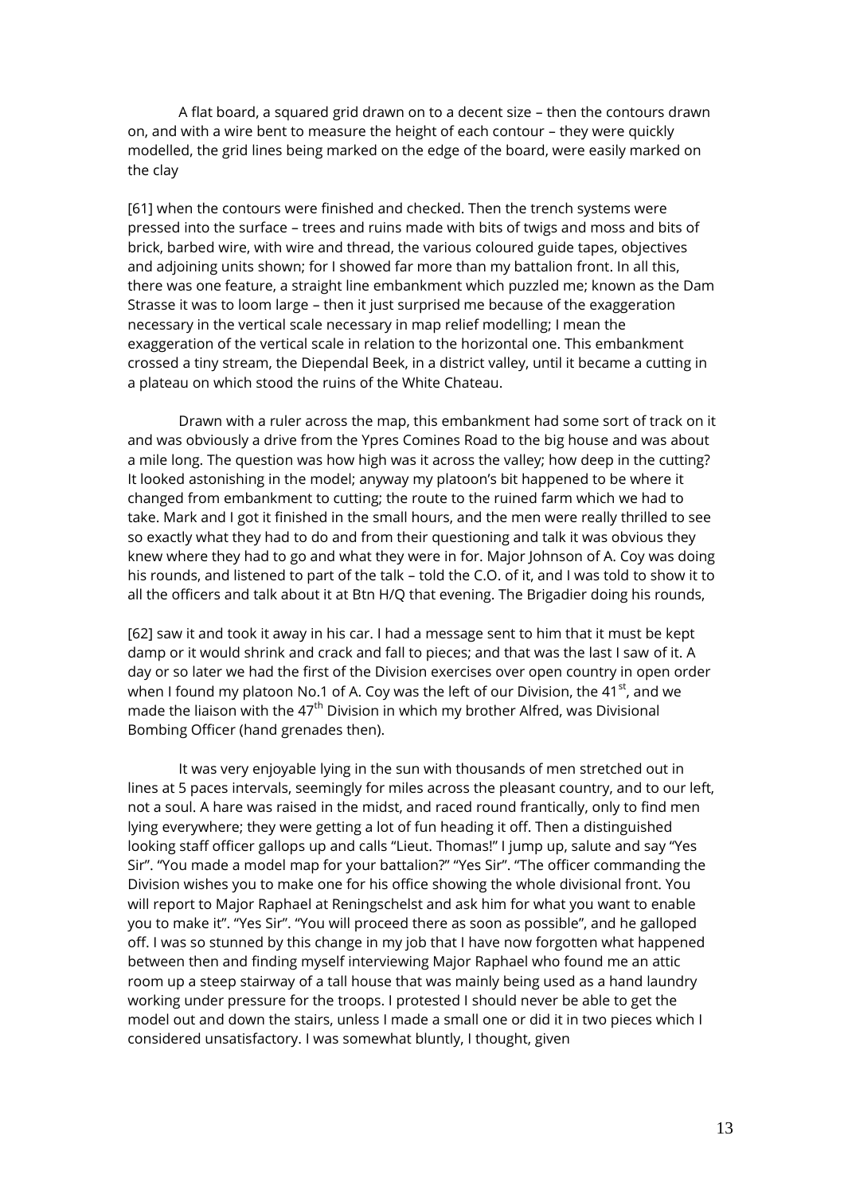A flat board, a squared grid drawn on to a decent size – then the contours drawn on, and with a wire bent to measure the height of each contour – they were quickly modelled, the grid lines being marked on the edge of the board, were easily marked on the clay

[61] when the contours were finished and checked. Then the trench systems were pressed into the surface – trees and ruins made with bits of twigs and moss and bits of brick, barbed wire, with wire and thread, the various coloured guide tapes, objectives and adjoining units shown; for I showed far more than my battalion front. In all this, there was one feature, a straight line embankment which puzzled me; known as the Dam Strasse it was to loom large – then it just surprised me because of the exaggeration necessary in the vertical scale necessary in map relief modelling; I mean the exaggeration of the vertical scale in relation to the horizontal one. This embankment crossed a tiny stream, the Diependal Beek, in a district valley, until it became a cutting in a plateau on which stood the ruins of the White Chateau.

Drawn with a ruler across the map, this embankment had some sort of track on it and was obviously a drive from the Ypres Comines Road to the big house and was about a mile long. The question was how high was it across the valley; how deep in the cutting? It looked astonishing in the model; anyway my platoon's bit happened to be where it changed from embankment to cutting; the route to the ruined farm which we had to take. Mark and I got it finished in the small hours, and the men were really thrilled to see so exactly what they had to do and from their questioning and talk it was obvious they knew where they had to go and what they were in for. Major Johnson of A. Coy was doing his rounds, and listened to part of the talk – told the C.O. of it, and I was told to show it to all the officers and talk about it at Btn H/Q that evening. The Brigadier doing his rounds,

[62] saw it and took it away in his car. I had a message sent to him that it must be kept damp or it would shrink and crack and fall to pieces; and that was the last I saw of it. A day or so later we had the first of the Division exercises over open country in open order when I found my platoon No.1 of A. Coy was the left of our Division, the 41st, and we made the liaison with the 47th Division in which my brother Alfred, was Divisional Bombing Officer (hand grenades then).

It was very enjoyable lying in the sun with thousands of men stretched out in lines at 5 paces intervals, seemingly for miles across the pleasant country, and to our left, not a soul. A hare was raised in the midst, and raced round frantically, only to find men lying everywhere; they were getting a lot of fun heading it off. Then a distinguished looking staff officer gallops up and calls "Lieut. Thomas!" I jump up, salute and say "Yes Sir". "You made a model map for your battalion?" "Yes Sir". "The officer commanding the Division wishes you to make one for his office showing the whole divisional front. You will report to Major Raphael at Reningschelst and ask him for what you want to enable you to make it". "Yes Sir". "You will proceed there as soon as possible", and he galloped off. I was so stunned by this change in my job that I have now forgotten what happened between then and finding myself interviewing Major Raphael who found me an attic room up a steep stairway of a tall house that was mainly being used as a hand laundry working under pressure for the troops. I protested I should never be able to get the model out and down the stairs, unless I made a small one or did it in two pieces which I considered unsatisfactory. I was somewhat bluntly, I thought, given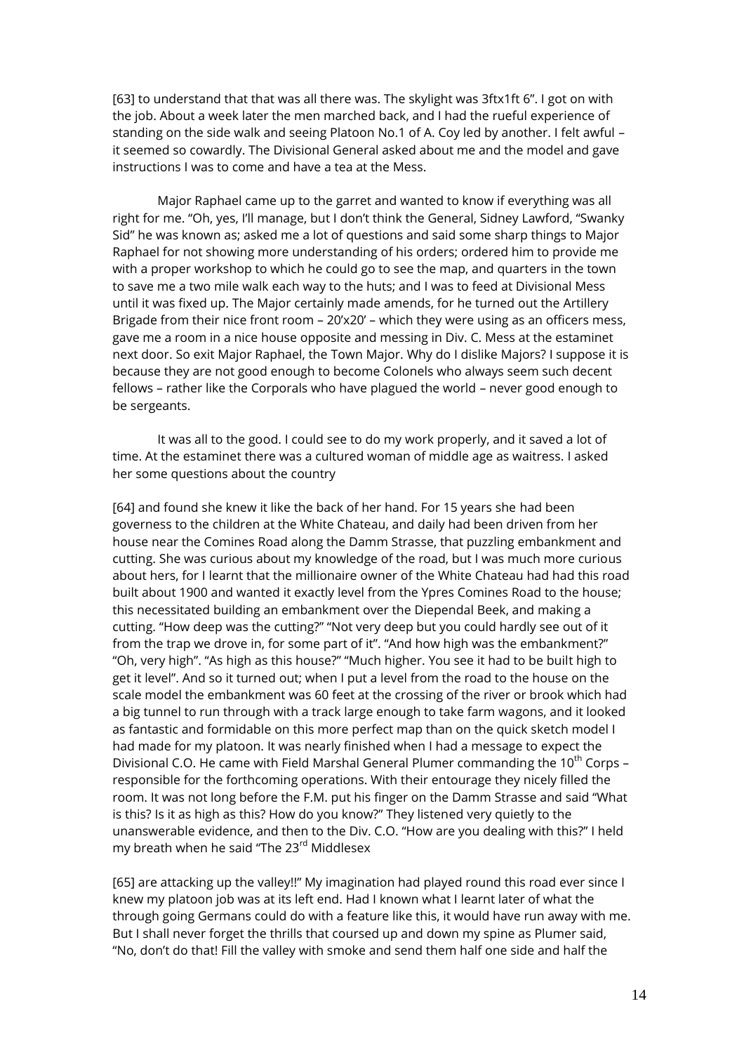[63] to understand that that was all there was. The skylight was 3ftx1ft 6". I got on with the job. About a week later the men marched back, and I had the rueful experience of standing on the side walk and seeing Platoon No.1 of A. Coy led by another. I felt awful – it seemed so cowardly. The Divisional General asked about me and the model and gave instructions I was to come and have a tea at the Mess.

Major Raphael came up to the garret and wanted to know if everything was all right for me. "Oh, yes, I'll manage, but I don't think the General, Sidney Lawford, "Swanky Sid" he was known as; asked me a lot of questions and said some sharp things to Major Raphael for not showing more understanding of his orders; ordered him to provide me with a proper workshop to which he could go to see the map, and quarters in the town to save me a two mile walk each way to the huts; and I was to feed at Divisional Mess until it was fixed up. The Major certainly made amends, for he turned out the Artillery Brigade from their nice front room – 20'x20' – which they were using as an officers mess, gave me a room in a nice house opposite and messing in Div. C. Mess at the estaminet next door. So exit Major Raphael, the Town Major. Why do I dislike Majors? I suppose it is because they are not good enough to become Colonels who always seem such decent fellows – rather like the Corporals who have plagued the world – never good enough to be sergeants.

It was all to the good. I could see to do my work properly, and it saved a lot of time. At the estaminet there was a cultured woman of middle age as waitress. I asked her some questions about the country

[64] and found she knew it like the back of her hand. For 15 years she had been governess to the children at the White Chateau, and daily had been driven from her house near the Comines Road along the Damm Strasse, that puzzling embankment and cutting. She was curious about my knowledge of the road, but I was much more curious about hers, for I learnt that the millionaire owner of the White Chateau had had this road built about 1900 and wanted it exactly level from the Ypres Comines Road to the house; this necessitated building an embankment over the Diependal Beek, and making a cutting. "How deep was the cutting?" "Not very deep but you could hardly see out of it from the trap we drove in, for some part of it". "And how high was the embankment?" "Oh, very high". "As high as this house?" "Much higher. You see it had to be built high to get it level". And so it turned out; when I put a level from the road to the house on the scale model the embankment was 60 feet at the crossing of the river or brook which had a big tunnel to run through with a track large enough to take farm wagons, and it looked as fantastic and formidable on this more perfect map than on the quick sketch model I had made for my platoon. It was nearly finished when I had a message to expect the Divisional C.O. He came with Field Marshal General Plumer commanding the 10th Corps – responsible for the forthcoming operations. With their entourage they nicely filled the room. It was not long before the F.M. put his finger on the Damm Strasse and said "What is this? Is it as high as this? How do you know?" They listened very quietly to the unanswerable evidence, and then to the Div. C.O. "How are you dealing with this?" I held my breath when he said "The 23rd Middlesex

[65] are attacking up the valley!!" My imagination had played round this road ever since I knew my platoon job was at its left end. Had I known what I learnt later of what the through going Germans could do with a feature like this, it would have run away with me. But I shall never forget the thrills that coursed up and down my spine as Plumer said, "No, don't do that! Fill the valley with smoke and send them half one side and half the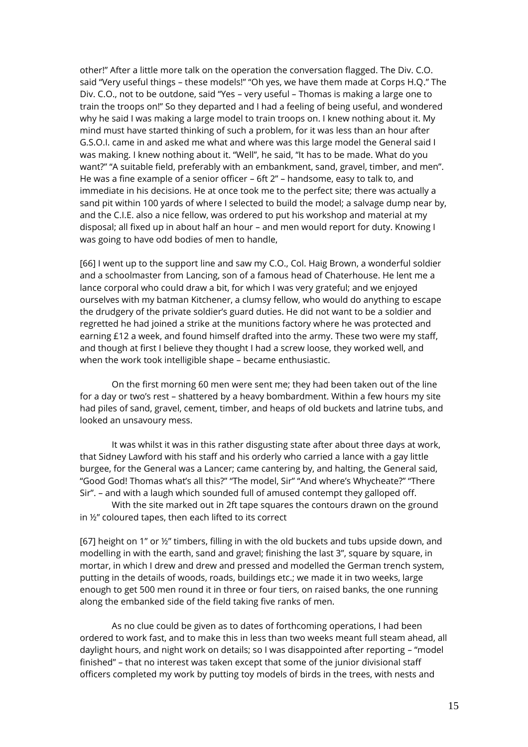other!" After a little more talk on the operation the conversation flagged. The Div. C.O. said "Very useful things – these models!" "Oh yes, we have them made at Corps H.Q." The Div. C.O., not to be outdone, said "Yes – very useful – Thomas is making a large one to train the troops on!" So they departed and I had a feeling of being useful, and wondered why he said I was making a large model to train troops on. I knew nothing about it. My mind must have started thinking of such a problem, for it was less than an hour after G.S.O.I. came in and asked me what and where was this large model the General said I was making. I knew nothing about it. "Well", he said, "It has to be made. What do you want?" "A suitable field, preferably with an embankment, sand, gravel, timber, and men". He was a fine example of a senior officer – 6ft 2" – handsome, easy to talk to, and immediate in his decisions. He at once took me to the perfect site; there was actually a sand pit within 100 yards of where I selected to build the model; a salvage dump near by, and the C.I.E. also a nice fellow, was ordered to put his workshop and material at my disposal; all fixed up in about half an hour – and men would report for duty. Knowing I was going to have odd bodies of men to handle,

[66] I went up to the support line and saw my C.O., Col. Haig Brown, a wonderful soldier and a schoolmaster from Lancing, son of a famous head of Chaterhouse. He lent me a lance corporal who could draw a bit, for which I was very grateful; and we enjoyed ourselves with my batman Kitchener, a clumsy fellow, who would do anything to escape the drudgery of the private soldier's guard duties. He did not want to be a soldier and regretted he had joined a strike at the munitions factory where he was protected and earning £12 a week, and found himself drafted into the army. These two were my staff, and though at first I believe they thought I had a screw loose, they worked well, and when the work took intelligible shape – became enthusiastic.

On the first morning 60 men were sent me; they had been taken out of the line for a day or two's rest – shattered by a heavy bombardment. Within a few hours my site had piles of sand, gravel, cement, timber, and heaps of old buckets and latrine tubs, and looked an unsavoury mess.

It was whilst it was in this rather disgusting state after about three days at work, that Sidney Lawford with his staff and his orderly who carried a lance with a gay little burgee, for the General was a Lancer; came cantering by, and halting, the General said, "Good God! Thomas what's all this?" "The model, Sir" "And where's Whycheate?" "There Sir". – and with a laugh which sounded full of amused contempt they galloped off.

With the site marked out in 2ft tape squares the contours drawn on the ground in ½" coloured tapes, then each lifted to its correct

[67] height on 1" or ½" timbers, filling in with the old buckets and tubs upside down, and modelling in with the earth, sand and gravel; finishing the last 3", square by square, in mortar, in which I drew and drew and pressed and modelled the German trench system, putting in the details of woods, roads, buildings etc.; we made it in two weeks, large enough to get 500 men round it in three or four tiers, on raised banks, the one running along the embanked side of the field taking five ranks of men.

As no clue could be given as to dates of forthcoming operations, I had been ordered to work fast, and to make this in less than two weeks meant full steam ahead, all daylight hours, and night work on details; so I was disappointed after reporting – "model finished" – that no interest was taken except that some of the junior divisional staff officers completed my work by putting toy models of birds in the trees, with nests and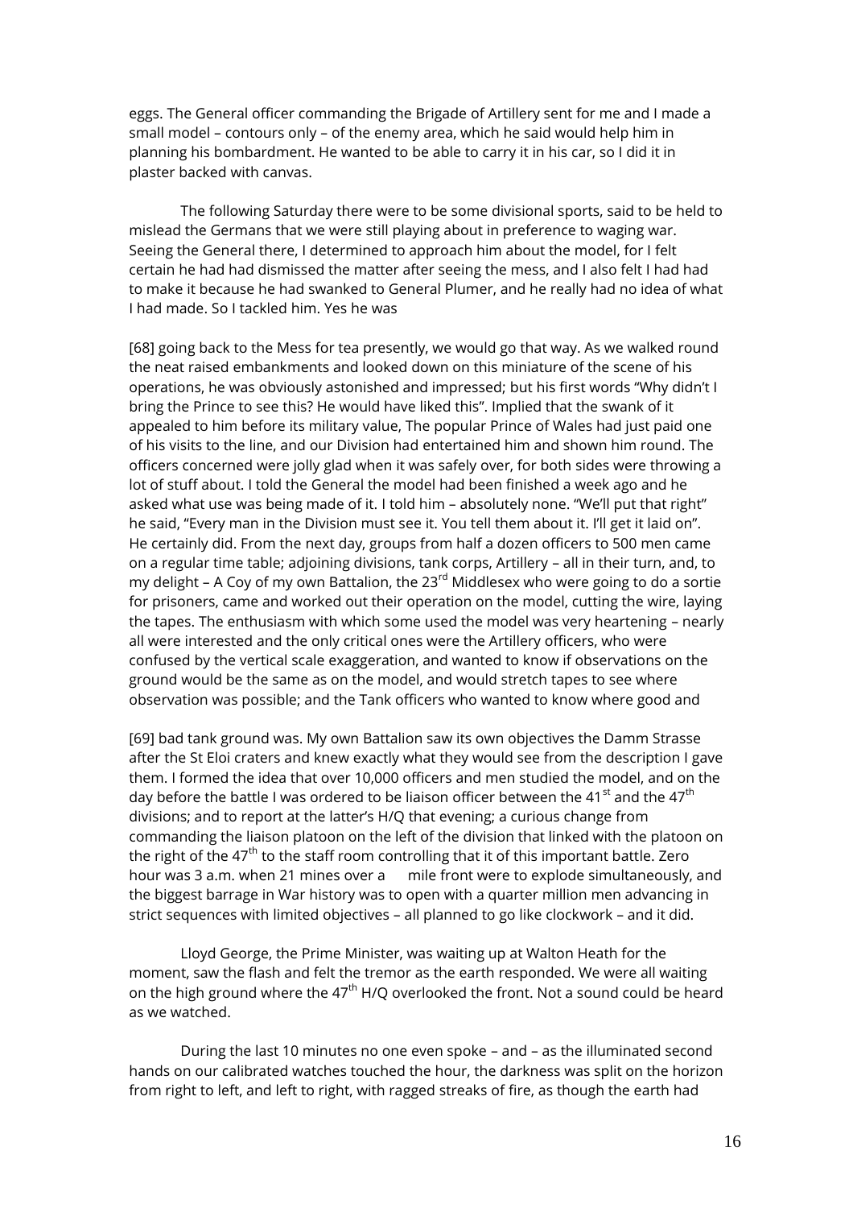eggs. The General officer commanding the Brigade of Artillery sent for me and I made a small model – contours only – of the enemy area, which he said would help him in planning his bombardment. He wanted to be able to carry it in his car, so I did it in plaster backed with canvas.

The following Saturday there were to be some divisional sports, said to be held to mislead the Germans that we were still playing about in preference to waging war. Seeing the General there, I determined to approach him about the model, for I felt certain he had had dismissed the matter after seeing the mess, and I also felt I had had to make it because he had swanked to General Plumer, and he really had no idea of what I had made. So I tackled him. Yes he was

[68] going back to the Mess for tea presently, we would go that way. As we walked round the neat raised embankments and looked down on this miniature of the scene of his operations, he was obviously astonished and impressed; but his first words "Why didn't I bring the Prince to see this? He would have liked this". Implied that the swank of it appealed to him before its military value, The popular Prince of Wales had just paid one of his visits to the line, and our Division had entertained him and shown him round. The officers concerned were jolly glad when it was safely over, for both sides were throwing a lot of stuff about. I told the General the model had been finished a week ago and he asked what use was being made of it. I told him – absolutely none. "We'll put that right" he said, "Every man in the Division must see it. You tell them about it. I'll get it laid on". He certainly did. From the next day, groups from half a dozen officers to 500 men came on a regular time table; adjoining divisions, tank corps, Artillery – all in their turn, and, to my delight – A Coy of my own Battalion, the 23rd Middlesex who were going to do a sortie for prisoners, came and worked out their operation on the model, cutting the wire, laying the tapes. The enthusiasm with which some used the model was very heartening – nearly all were interested and the only critical ones were the Artillery officers, who were confused by the vertical scale exaggeration, and wanted to know if observations on the ground would be the same as on the model, and would stretch tapes to see where observation was possible; and the Tank officers who wanted to know where good and

[69] bad tank ground was. My own Battalion saw its own objectives the Damm Strasse after the St Eloi craters and knew exactly what they would see from the description I gave them. I formed the idea that over 10,000 officers and men studied the model, and on the day before the battle I was ordered to be liaison officer between the 41st and the 47th divisions; and to report at the latter's H/Q that evening; a curious change from commanding the liaison platoon on the left of the division that linked with the platoon on the right of the 47th to the staff room controlling that it of this important battle. Zero hour was 3 a.m. when 21 mines over a  mile front were to explode simultaneously, and the biggest barrage in War history was to open with a quarter million men advancing in strict sequences with limited objectives – all planned to go like clockwork – and it did.

Lloyd George, the Prime Minister, was waiting up at Walton Heath for the moment, saw the flash and felt the tremor as the earth responded. We were all waiting on the high ground where the 47th H/Q overlooked the front. Not a sound could be heard as we watched.

During the last 10 minutes no one even spoke – and – as the illuminated second hands on our calibrated watches touched the hour, the darkness was split on the horizon from right to left, and left to right, with ragged streaks of fire, as though the earth had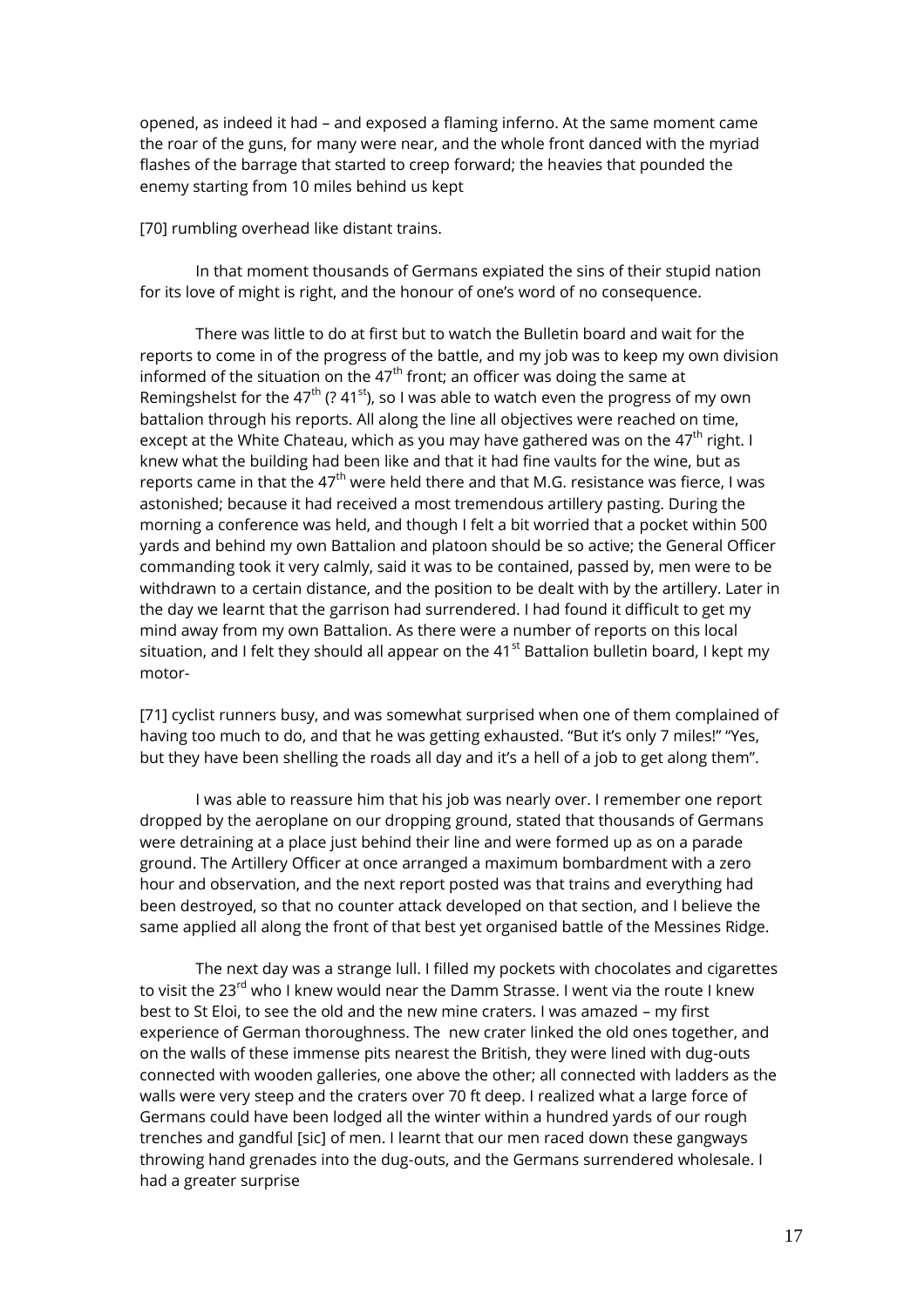opened, as indeed it had – and exposed a flaming inferno. At the same moment came the roar of the guns, for many were near, and the whole front danced with the myriad flashes of the barrage that started to creep forward; the heavies that pounded the enemy starting from 10 miles behind us kept

[70] rumbling overhead like distant trains.

In that moment thousands of Germans expiated the sins of their stupid nation for its love of might is right, and the honour of one's word of no consequence.

There was little to do at first but to watch the Bulletin board and wait for the reports to come in of the progress of the battle, and my job was to keep my own division informed of the situation on the 47th front; an officer was doing the same at Remingshelst for the 47th (? 41st), so I was able to watch even the progress of my own battalion through his reports. All along the line all objectives were reached on time, except at the White Chateau, which as you may have gathered was on the 47th right. I knew what the building had been like and that it had fine vaults for the wine, but as reports came in that the 47th were held there and that M.G. resistance was fierce, I was astonished; because it had received a most tremendous artillery pasting. During the morning a conference was held, and though I felt a bit worried that a pocket within 500 yards and behind my own Battalion and platoon should be so active; the General Officer commanding took it very calmly, said it was to be contained, passed by, men were to be withdrawn to a certain distance, and the position to be dealt with by the artillery. Later in the day we learnt that the garrison had surrendered. I had found it difficult to get my mind away from my own Battalion. As there were a number of reports on this local situation, and I felt they should all appear on the 41st Battalion bulletin board, I kept my motor-

[71] cyclist runners busy, and was somewhat surprised when one of them complained of having too much to do, and that he was getting exhausted. "But it's only 7 miles!" "Yes, but they have been shelling the roads all day and it's a hell of a job to get along them".

I was able to reassure him that his job was nearly over. I remember one report dropped by the aeroplane on our dropping ground, stated that thousands of Germans were detraining at a place just behind their line and were formed up as on a parade ground. The Artillery Officer at once arranged a maximum bombardment with a zero hour and observation, and the next report posted was that trains and everything had been destroyed, so that no counter attack developed on that section, and I believe the same applied all along the front of that best yet organised battle of the Messines Ridge.

The next day was a strange lull. I filled my pockets with chocolates and cigarettes to visit the 23rd who I knew would near the Damm Strasse. I went via the route I knew best to St Eloi, to see the old and the new mine craters. I was amazed – my first experience of German thoroughness. The new crater linked the old ones together, and on the walls of these immense pits nearest the British, they were lined with dug-outs connected with wooden galleries, one above the other; all connected with ladders as the walls were very steep and the craters over 70 ft deep. I realized what a large force of Germans could have been lodged all the winter within a hundred yards of our rough trenches and gandful [sic] of men. I learnt that our men raced down these gangways throwing hand grenades into the dug-outs, and the Germans surrendered wholesale. I had a greater surprise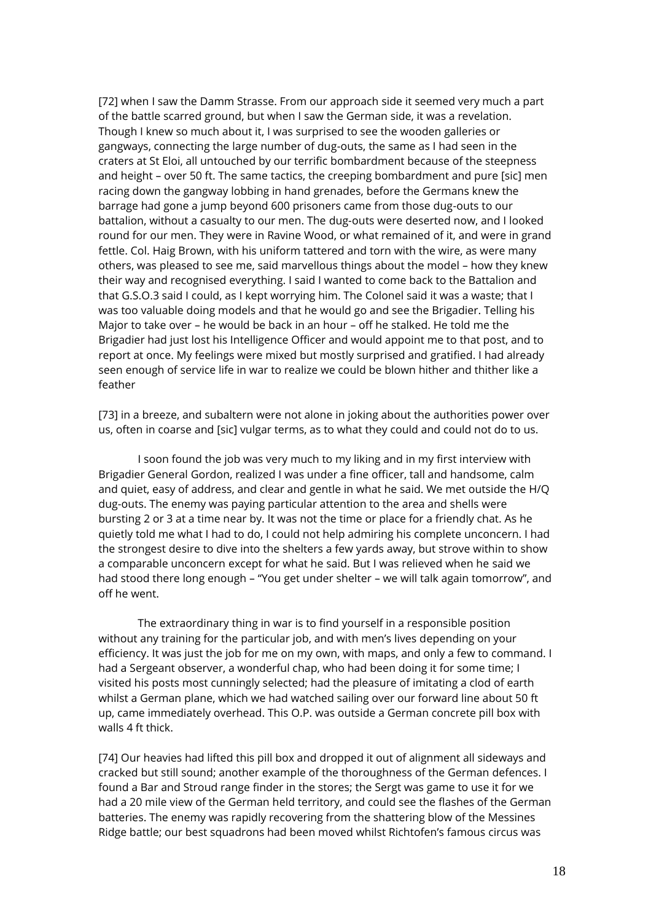[72] when I saw the Damm Strasse. From our approach side it seemed very much a part of the battle scarred ground, but when I saw the German side, it was a revelation. Though I knew so much about it, I was surprised to see the wooden galleries or gangways, connecting the large number of dug-outs, the same as I had seen in the craters at St Eloi, all untouched by our terrific bombardment because of the steepness and height – over 50 ft. The same tactics, the creeping bombardment and pure [sic] men racing down the gangway lobbing in hand grenades, before the Germans knew the barrage had gone a jump beyond 600 prisoners came from those dug-outs to our battalion, without a casualty to our men. The dug-outs were deserted now, and I looked round for our men. They were in Ravine Wood, or what remained of it, and were in grand fettle. Col. Haig Brown, with his uniform tattered and torn with the wire, as were many others, was pleased to see me, said marvellous things about the model – how they knew their way and recognised everything. I said I wanted to come back to the Battalion and that G.S.O.3 said I could, as I kept worrying him. The Colonel said it was a waste; that I was too valuable doing models and that he would go and see the Brigadier. Telling his Major to take over – he would be back in an hour – off he stalked. He told me the Brigadier had just lost his Intelligence Officer and would appoint me to that post, and to report at once. My feelings were mixed but mostly surprised and gratified. I had already seen enough of service life in war to realize we could be blown hither and thither like a feather

[73] in a breeze, and subaltern were not alone in joking about the authorities power over us, often in coarse and [sic] vulgar terms, as to what they could and could not do to us.

I soon found the job was very much to my liking and in my first interview with Brigadier General Gordon, realized I was under a fine officer, tall and handsome, calm and quiet, easy of address, and clear and gentle in what he said. We met outside the H/Q dug-outs. The enemy was paying particular attention to the area and shells were bursting 2 or 3 at a time near by. It was not the time or place for a friendly chat. As he quietly told me what I had to do, I could not help admiring his complete unconcern. I had the strongest desire to dive into the shelters a few yards away, but strove within to show a comparable unconcern except for what he said. But I was relieved when he said we had stood there long enough – "You get under shelter – we will talk again tomorrow", and off he went.

The extraordinary thing in war is to find yourself in a responsible position without any training for the particular job, and with men's lives depending on your efficiency. It was just the job for me on my own, with maps, and only a few to command. I had a Sergeant observer, a wonderful chap, who had been doing it for some time; I visited his posts most cunningly selected; had the pleasure of imitating a clod of earth whilst a German plane, which we had watched sailing over our forward line about 50 ft up, came immediately overhead. This O.P. was outside a German concrete pill box with walls 4 ft thick.

[74] Our heavies had lifted this pill box and dropped it out of alignment all sideways and cracked but still sound; another example of the thoroughness of the German defences. I found a Bar and Stroud range finder in the stores; the Sergt was game to use it for we had a 20 mile view of the German held territory, and could see the flashes of the German batteries. The enemy was rapidly recovering from the shattering blow of the Messines Ridge battle; our best squadrons had been moved whilst Richtofen's famous circus was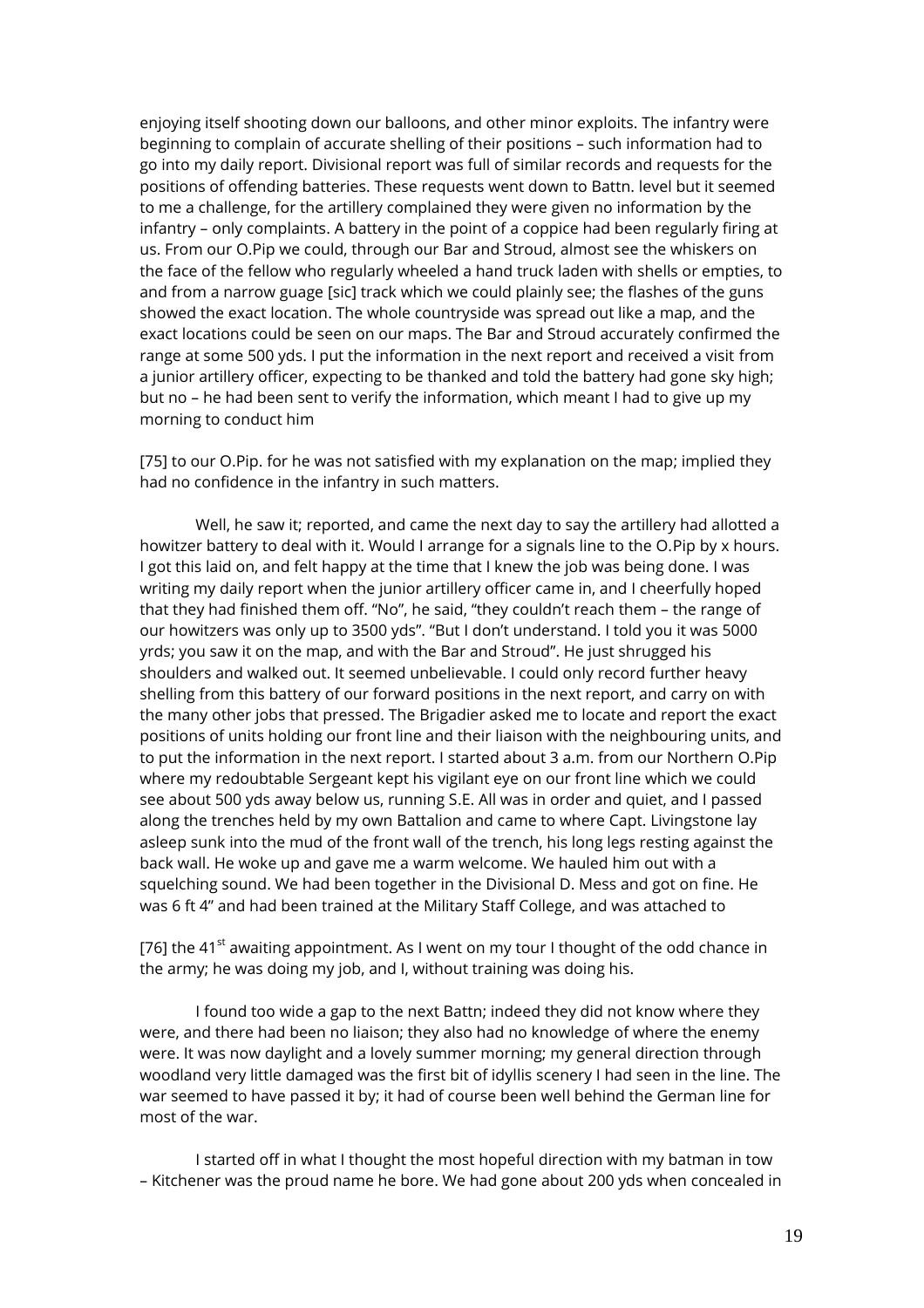enjoying itself shooting down our balloons, and other minor exploits. The infantry were beginning to complain of accurate shelling of their positions – such information had to go into my daily report. Divisional report was full of similar records and requests for the positions of offending batteries. These requests went down to Battn. level but it seemed to me a challenge, for the artillery complained they were given no information by the infantry – only complaints. A battery in the point of a coppice had been regularly firing at us. From our O.Pip we could, through our Bar and Stroud, almost see the whiskers on the face of the fellow who regularly wheeled a hand truck laden with shells or empties, to and from a narrow guage [sic] track which we could plainly see; the flashes of the guns showed the exact location. The whole countryside was spread out like a map, and the exact locations could be seen on our maps. The Bar and Stroud accurately confirmed the range at some 500 yds. I put the information in the next report and received a visit from a junior artillery officer, expecting to be thanked and told the battery had gone sky high; but no – he had been sent to verify the information, which meant I had to give up my morning to conduct him

[75] to our O.Pip. for he was not satisfied with my explanation on the map; implied they had no confidence in the infantry in such matters.

Well, he saw it; reported, and came the next day to say the artillery had allotted a howitzer battery to deal with it. Would I arrange for a signals line to the O.Pip by x hours. I got this laid on, and felt happy at the time that I knew the job was being done. I was writing my daily report when the junior artillery officer came in, and I cheerfully hoped that they had finished them off. "No", he said, "they couldn't reach them – the range of our howitzers was only up to 3500 yds". "But I don't understand. I told you it was 5000 yrds; you saw it on the map, and with the Bar and Stroud". He just shrugged his shoulders and walked out. It seemed unbelievable. I could only record further heavy shelling from this battery of our forward positions in the next report, and carry on with the many other jobs that pressed. The Brigadier asked me to locate and report the exact positions of units holding our front line and their liaison with the neighbouring units, and to put the information in the next report. I started about 3 a.m. from our Northern O.Pip where my redoubtable Sergeant kept his vigilant eye on our front line which we could see about 500 yds away below us, running S.E. All was in order and quiet, and I passed along the trenches held by my own Battalion and came to where Capt. Livingstone lay asleep sunk into the mud of the front wall of the trench, his long legs resting against the back wall. He woke up and gave me a warm welcome. We hauled him out with a squelching sound. We had been together in the Divisional D. Mess and got on fine. He was 6 ft 4" and had been trained at the Military Staff College, and was attached to

[76] the 41st awaiting appointment. As I went on my tour I thought of the odd chance in the army; he was doing my job, and I, without training was doing his.

I found too wide a gap to the next Battn; indeed they did not know where they were, and there had been no liaison; they also had no knowledge of where the enemy were. It was now daylight and a lovely summer morning; my general direction through woodland very little damaged was the first bit of idyllis scenery I had seen in the line. The war seemed to have passed it by; it had of course been well behind the German line for most of the war.

I started off in what I thought the most hopeful direction with my batman in tow – Kitchener was the proud name he bore. We had gone about 200 yds when concealed in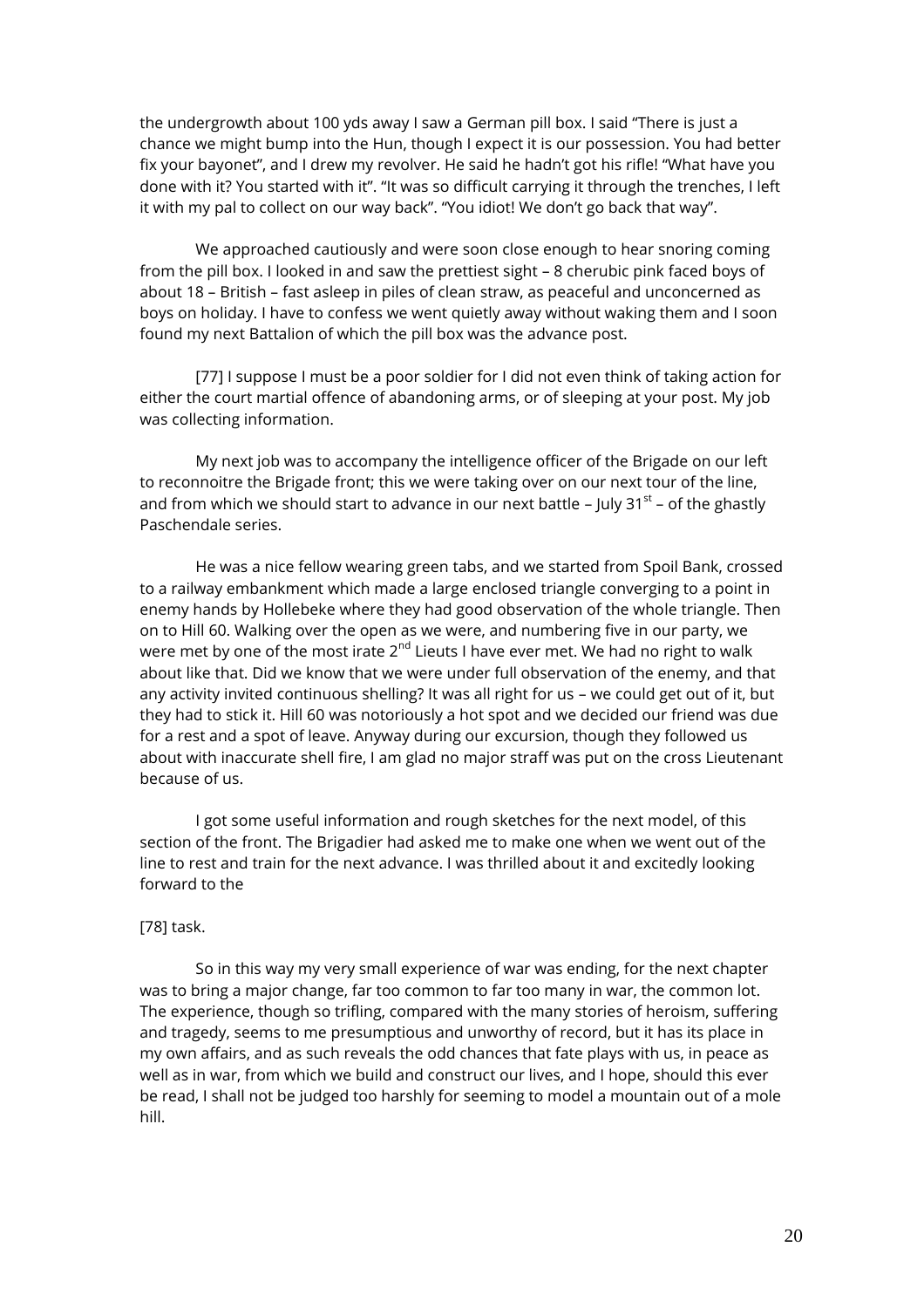the undergrowth about 100 yds away I saw a German pill box. I said "There is just a chance we might bump into the Hun, though I expect it is our possession. You had better fix your bayonet", and I drew my revolver. He said he hadn't got his rifle! "What have you done with it? You started with it". "It was so difficult carrying it through the trenches, I left it with my pal to collect on our way back". "You idiot! We don't go back that way".

We approached cautiously and were soon close enough to hear snoring coming from the pill box. I looked in and saw the prettiest sight – 8 cherubic pink faced boys of about 18 – British – fast asleep in piles of clean straw, as peaceful and unconcerned as boys on holiday. I have to confess we went quietly away without waking them and I soon found my next Battalion of which the pill box was the advance post.

[77] I suppose I must be a poor soldier for I did not even think of taking action for either the court martial offence of abandoning arms, or of sleeping at your post. My job was collecting information.

My next job was to accompany the intelligence officer of the Brigade on our left to reconnoitre the Brigade front; this we were taking over on our next tour of the line, and from which we should start to advance in our next battle – July 31st – of the ghastly Paschendale series.

He was a nice fellow wearing green tabs, and we started from Spoil Bank, crossed to a railway embankment which made a large enclosed triangle converging to a point in enemy hands by Hollebeke where they had good observation of the whole triangle. Then on to Hill 60. Walking over the open as we were, and numbering five in our party, we were met by one of the most irate 2nd Lieuts I have ever met. We had no right to walk about like that. Did we know that we were under full observation of the enemy, and that any activity invited continuous shelling? It was all right for us – we could get out of it, but they had to stick it. Hill 60 was notoriously a hot spot and we decided our friend was due for a rest and a spot of leave. Anyway during our excursion, though they followed us about with inaccurate shell fire, I am glad no major straff was put on the cross Lieutenant because of us.

I got some useful information and rough sketches for the next model, of this section of the front. The Brigadier had asked me to make one when we went out of the line to rest and train for the next advance. I was thrilled about it and excitedly looking forward to the

[78] task.

So in this way my very small experience of war was ending, for the next chapter was to bring a major change, far too common to far too many in war, the common lot. The experience, though so trifling, compared with the many stories of heroism, suffering and tragedy, seems to me presumptious and unworthy of record, but it has its place in my own affairs, and as such reveals the odd chances that fate plays with us, in peace as well as in war, from which we build and construct our lives, and I hope, should this ever be read, I shall not be judged too harshly for seeming to model a mountain out of a mole hill.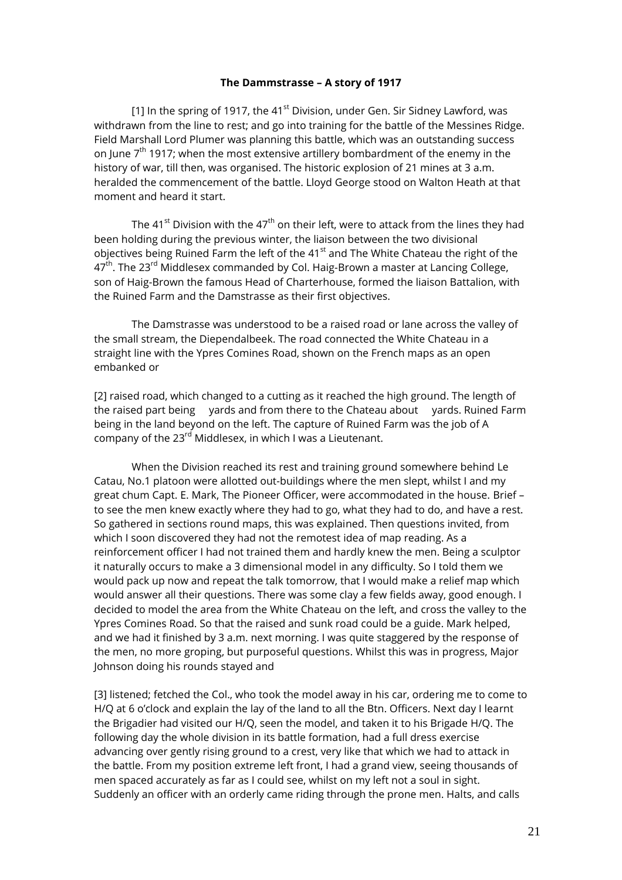**The Dammstrasse – A story of 1917**

[1] In the spring of 1917, the 41$^{st}$ Division, under Gen. Sir Sidney Lawford, was withdrawn from the line to rest; and go into training for the battle of the Messines Ridge. Field Marshall Lord Plumer was planning this battle, which was an outstanding success on June 7$^{th}$ 1917; when the most extensive artillery bombardment of the enemy in the history of war, till then, was organised. The historic explosion of 21 mines at 3 a.m. heralded the commencement of the battle. Lloyd George stood on Walton Heath at that moment and heard it start.

The 41$^{st}$ Division with the 47$^{th}$ on their left, were to attack from the lines they had been holding during the previous winter, the liaison between the two divisional objectives being Ruined Farm the left of the 41$^{st}$ and The White Chateau the right of the 47$^{th}$. The 23$^{rd}$ Middlesex commanded by Col. Haig-Brown a master at Lancing College, son of Haig-Brown the famous Head of Charterhouse, formed the liaison Battalion, with the Ruined Farm and the Damstrasse as their first objectives.

The Damstrasse was understood to be a raised road or lane across the valley of the small stream, the Diependalbeek. The road connected the White Chateau in a straight line with the Ypres Comines Road, shown on the French maps as an open embanked or

[2] raised road, which changed to a cutting as it reached the high ground. The length of the raised part being    yards and from there to the Chateau about    yards. Ruined Farm being in the land beyond on the left. The capture of Ruined Farm was the job of A company of the 23$^{rd}$ Middlesex, in which I was a Lieutenant.

When the Division reached its rest and training ground somewhere behind Le Catau, No.1 platoon were allotted out-buildings where the men slept, whilst I and my great chum Capt. E. Mark, The Pioneer Officer, were accommodated in the house. Brief – to see the men knew exactly where they had to go, what they had to do, and have a rest. So gathered in sections round maps, this was explained. Then questions invited, from which I soon discovered they had not the remotest idea of map reading. As a reinforcement officer I had not trained them and hardly knew the men. Being a sculptor it naturally occurs to make a 3 dimensional model in any difficulty. So I told them we would pack up now and repeat the talk tomorrow, that I would make a relief map which would answer all their questions. There was some clay a few fields away, good enough. I decided to model the area from the White Chateau on the left, and cross the valley to the Ypres Comines Road. So that the raised and sunk road could be a guide. Mark helped, and we had it finished by 3 a.m. next morning. I was quite staggered by the response of the men, no more groping, but purposeful questions. Whilst this was in progress, Major Johnson doing his rounds stayed and

[3] listened; fetched the Col., who took the model away in his car, ordering me to come to H/Q at 6 o'clock and explain the lay of the land to all the Btn. Officers. Next day I learnt the Brigadier had visited our H/Q, seen the model, and taken it to his Brigade H/Q. The following day the whole division in its battle formation, had a full dress exercise advancing over gently rising ground to a crest, very like that which we had to attack in the battle. From my position extreme left front, I had a grand view, seeing thousands of men spaced accurately as far as I could see, whilst on my left not a soul in sight. Suddenly an officer with an orderly came riding through the prone men. Halts, and calls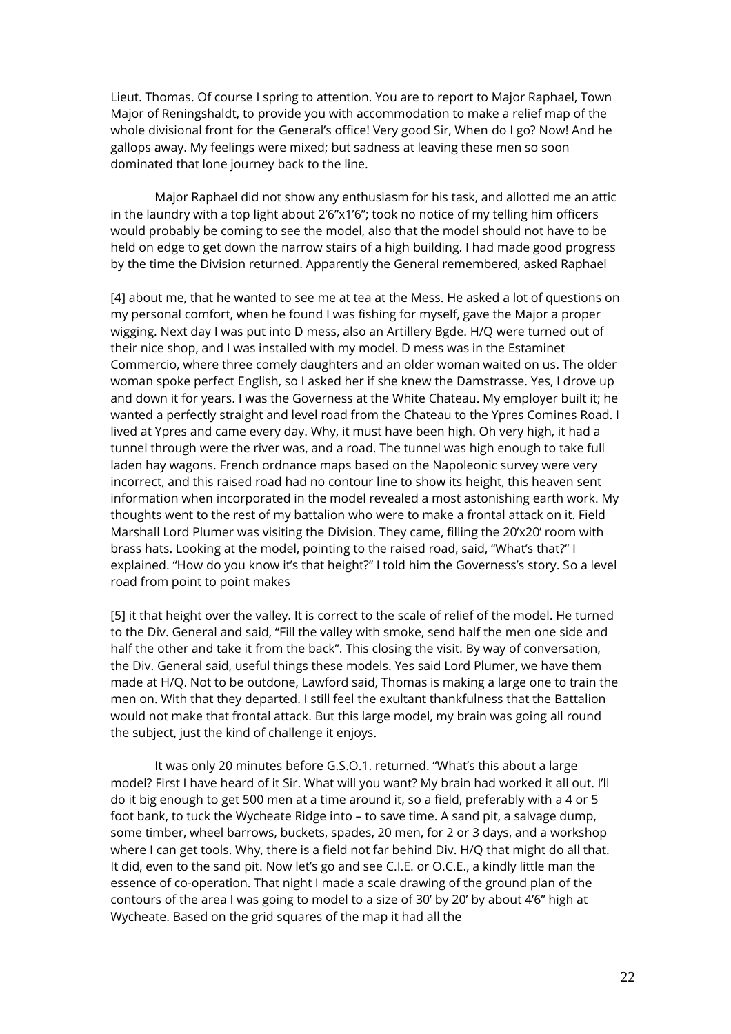Lieut. Thomas. Of course I spring to attention. You are to report to Major Raphael, Town Major of Reningshaldt, to provide you with accommodation to make a relief map of the whole divisional front for the General's office! Very good Sir, When do I go? Now! And he gallops away. My feelings were mixed; but sadness at leaving these men so soon dominated that lone journey back to the line.

Major Raphael did not show any enthusiasm for his task, and allotted me an attic in the laundry with a top light about 2'6"x1'6"; took no notice of my telling him officers would probably be coming to see the model, also that the model should not have to be held on edge to get down the narrow stairs of a high building. I had made good progress by the time the Division returned. Apparently the General remembered, asked Raphael

[4] about me, that he wanted to see me at tea at the Mess. He asked a lot of questions on my personal comfort, when he found I was fishing for myself, gave the Major a proper wigging. Next day I was put into D mess, also an Artillery Bgde. H/Q were turned out of their nice shop, and I was installed with my model. D mess was in the Estaminet Commercio, where three comely daughters and an older woman waited on us. The older woman spoke perfect English, so I asked her if she knew the Damstrasse. Yes, I drove up and down it for years. I was the Governess at the White Chateau. My employer built it; he wanted a perfectly straight and level road from the Chateau to the Ypres Comines Road. I lived at Ypres and came every day. Why, it must have been high. Oh very high, it had a tunnel through were the river was, and a road. The tunnel was high enough to take full laden hay wagons. French ordnance maps based on the Napoleonic survey were very incorrect, and this raised road had no contour line to show its height, this heaven sent information when incorporated in the model revealed a most astonishing earth work. My thoughts went to the rest of my battalion who were to make a frontal attack on it. Field Marshall Lord Plumer was visiting the Division. They came, filling the 20'x20' room with brass hats. Looking at the model, pointing to the raised road, said, "What's that?" I explained. "How do you know it's that height?" I told him the Governess's story. So a level road from point to point makes

[5] it that height over the valley. It is correct to the scale of relief of the model. He turned to the Div. General and said, "Fill the valley with smoke, send half the men one side and half the other and take it from the back". This closing the visit. By way of conversation, the Div. General said, useful things these models. Yes said Lord Plumer, we have them made at H/Q. Not to be outdone, Lawford said, Thomas is making a large one to train the men on. With that they departed. I still feel the exultant thankfulness that the Battalion would not make that frontal attack. But this large model, my brain was going all round the subject, just the kind of challenge it enjoys.

It was only 20 minutes before G.S.O.1. returned. "What's this about a large model? First I have heard of it Sir. What will you want? My brain had worked it all out. I'll do it big enough to get 500 men at a time around it, so a field, preferably with a 4 or 5 foot bank, to tuck the Wycheate Ridge into – to save time. A sand pit, a salvage dump, some timber, wheel barrows, buckets, spades, 20 men, for 2 or 3 days, and a workshop where I can get tools. Why, there is a field not far behind Div. H/Q that might do all that. It did, even to the sand pit. Now let's go and see C.I.E. or O.C.E., a kindly little man the essence of co-operation. That night I made a scale drawing of the ground plan of the contours of the area I was going to model to a size of 30' by 20' by about 4'6" high at Wycheate. Based on the grid squares of the map it had all the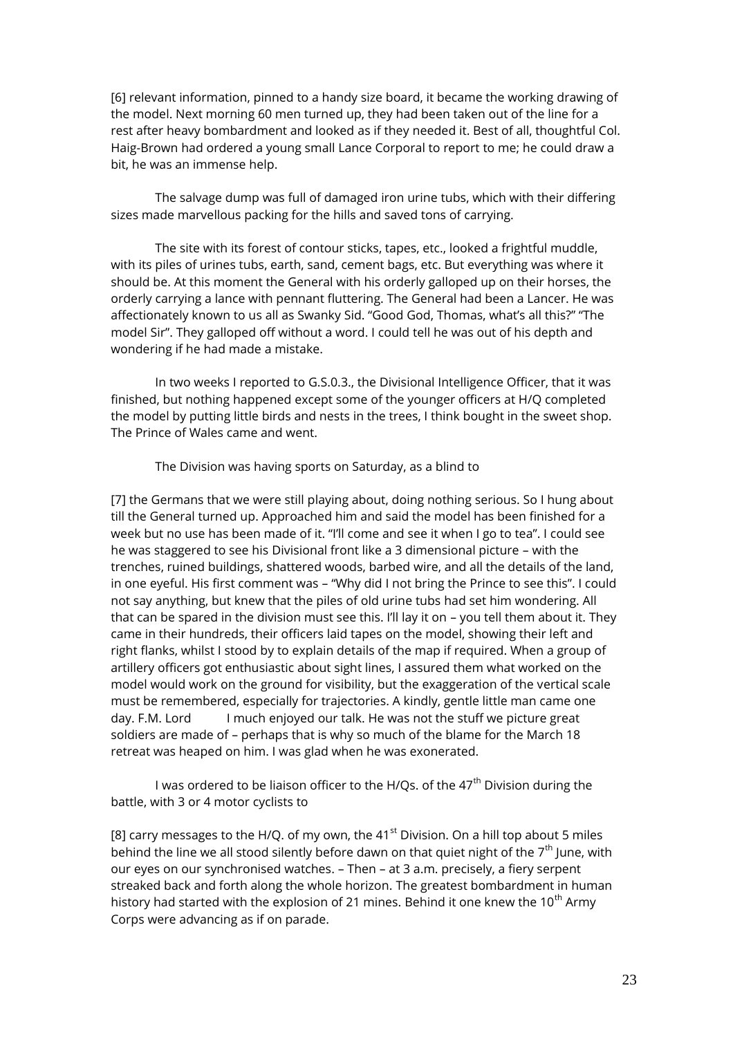[6] relevant information, pinned to a handy size board, it became the working drawing of the model. Next morning 60 men turned up, they had been taken out of the line for a rest after heavy bombardment and looked as if they needed it. Best of all, thoughtful Col. Haig-Brown had ordered a young small Lance Corporal to report to me; he could draw a bit, he was an immense help.

The salvage dump was full of damaged iron urine tubs, which with their differing sizes made marvellous packing for the hills and saved tons of carrying.

The site with its forest of contour sticks, tapes, etc., looked a frightful muddle, with its piles of urines tubs, earth, sand, cement bags, etc. But everything was where it should be. At this moment the General with his orderly galloped up on their horses, the orderly carrying a lance with pennant fluttering. The General had been a Lancer. He was affectionately known to us all as Swanky Sid. "Good God, Thomas, what's all this?" "The model Sir". They galloped off without a word. I could tell he was out of his depth and wondering if he had made a mistake.

In two weeks I reported to G.S.0.3., the Divisional Intelligence Officer, that it was finished, but nothing happened except some of the younger officers at H/Q completed the model by putting little birds and nests in the trees, I think bought in the sweet shop. The Prince of Wales came and went.

The Division was having sports on Saturday, as a blind to

[7] the Germans that we were still playing about, doing nothing serious. So I hung about till the General turned up. Approached him and said the model has been finished for a week but no use has been made of it. "I'll come and see it when I go to tea". I could see he was staggered to see his Divisional front like a 3 dimensional picture – with the trenches, ruined buildings, shattered woods, barbed wire, and all the details of the land, in one eyeful. His first comment was – "Why did I not bring the Prince to see this". I could not say anything, but knew that the piles of old urine tubs had set him wondering. All that can be spared in the division must see this. I'll lay it on – you tell them about it. They came in their hundreds, their officers laid tapes on the model, showing their left and right flanks, whilst I stood by to explain details of the map if required. When a group of artillery officers got enthusiastic about sight lines, I assured them what worked on the model would work on the ground for visibility, but the exaggeration of the vertical scale must be remembered, especially for trajectories. A kindly, gentle little man came one day. F.M. Lord        I much enjoyed our talk. He was not the stuff we picture great soldiers are made of – perhaps that is why so much of the blame for the March 18 retreat was heaped on him. I was glad when he was exonerated.

I was ordered to be liaison officer to the H/Qs. of the 47th Division during the battle, with 3 or 4 motor cyclists to

[8] carry messages to the H/Q. of my own, the 41st Division. On a hill top about 5 miles behind the line we all stood silently before dawn on that quiet night of the 7th June, with our eyes on our synchronised watches. – Then – at 3 a.m. precisely, a fiery serpent streaked back and forth along the whole horizon. The greatest bombardment in human history had started with the explosion of 21 mines. Behind it one knew the 10th Army Corps were advancing as if on parade.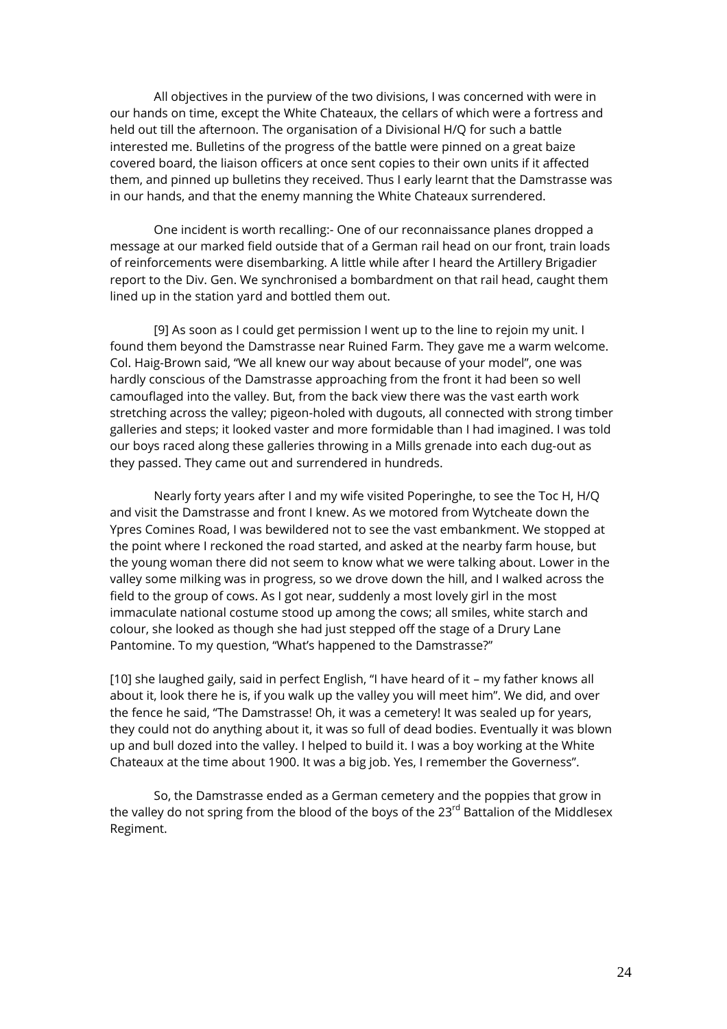All objectives in the purview of the two divisions, I was concerned with were in our hands on time, except the White Chateaux, the cellars of which were a fortress and held out till the afternoon. The organisation of a Divisional H/Q for such a battle interested me. Bulletins of the progress of the battle were pinned on a great baize covered board, the liaison officers at once sent copies to their own units if it affected them, and pinned up bulletins they received. Thus I early learnt that the Damstrasse was in our hands, and that the enemy manning the White Chateaux surrendered.

One incident is worth recalling:- One of our reconnaissance planes dropped a message at our marked field outside that of a German rail head on our front, train loads of reinforcements were disembarking. A little while after I heard the Artillery Brigadier report to the Div. Gen. We synchronised a bombardment on that rail head, caught them lined up in the station yard and bottled them out.

[9] As soon as I could get permission I went up to the line to rejoin my unit. I found them beyond the Damstrasse near Ruined Farm. They gave me a warm welcome. Col. Haig-Brown said, "We all knew our way about because of your model", one was hardly conscious of the Damstrasse approaching from the front it had been so well camouflaged into the valley. But, from the back view there was the vast earth work stretching across the valley; pigeon-holed with dugouts, all connected with strong timber galleries and steps; it looked vaster and more formidable than I had imagined. I was told our boys raced along these galleries throwing in a Mills grenade into each dug-out as they passed. They came out and surrendered in hundreds.

Nearly forty years after I and my wife visited Poperinghe, to see the Toc H, H/Q and visit the Damstrasse and front I knew. As we motored from Wytcheate down the Ypres Comines Road, I was bewildered not to see the vast embankment. We stopped at the point where I reckoned the road started, and asked at the nearby farm house, but the young woman there did not seem to know what we were talking about. Lower in the valley some milking was in progress, so we drove down the hill, and I walked across the field to the group of cows. As I got near, suddenly a most lovely girl in the most immaculate national costume stood up among the cows; all smiles, white starch and colour, she looked as though she had just stepped off the stage of a Drury Lane Pantomine. To my question, "What's happened to the Damstrasse?"

[10] she laughed gaily, said in perfect English, "I have heard of it – my father knows all about it, look there he is, if you walk up the valley you will meet him". We did, and over the fence he said, "The Damstrasse! Oh, it was a cemetery! It was sealed up for years, they could not do anything about it, it was so full of dead bodies. Eventually it was blown up and bull dozed into the valley. I helped to build it. I was a boy working at the White Chateaux at the time about 1900. It was a big job. Yes, I remember the Governess".

So, the Damstrasse ended as a German cemetery and the poppies that grow in the valley do not spring from the blood of the boys of the 23rd Battalion of the Middlesex Regiment.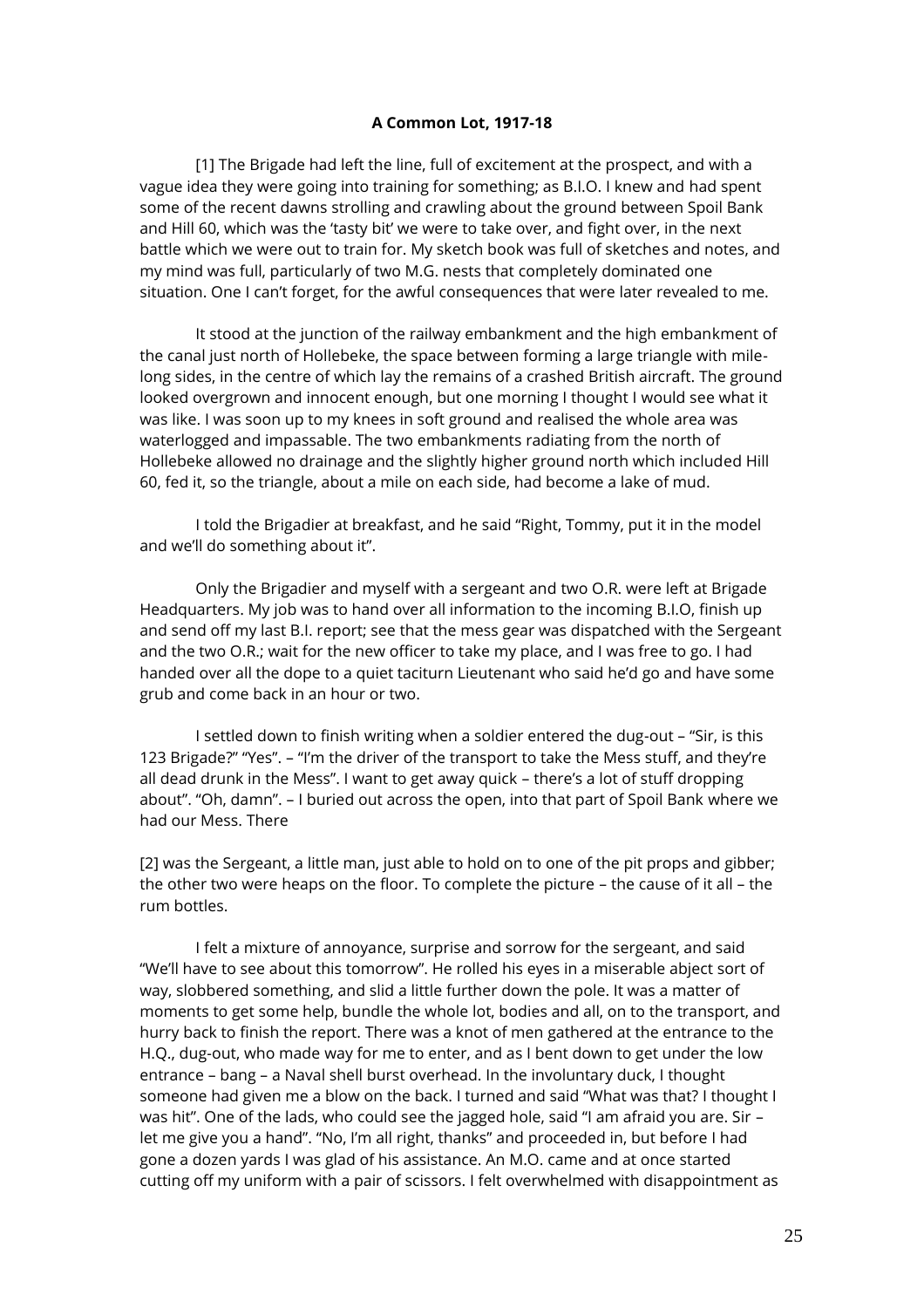**A Common Lot, 1917-18**

[1] The Brigade had left the line, full of excitement at the prospect, and with a vague idea they were going into training for something; as B.I.O. I knew and had spent some of the recent dawns strolling and crawling about the ground between Spoil Bank and Hill 60, which was the 'tasty bit' we were to take over, and fight over, in the next battle which we were out to train for. My sketch book was full of sketches and notes, and my mind was full, particularly of two M.G. nests that completely dominated one situation. One I can't forget, for the awful consequences that were later revealed to me.

It stood at the junction of the railway embankment and the high embankment of the canal just north of Hollebeke, the space between forming a large triangle with mile-long sides, in the centre of which lay the remains of a crashed British aircraft. The ground looked overgrown and innocent enough, but one morning I thought I would see what it was like. I was soon up to my knees in soft ground and realised the whole area was waterlogged and impassable. The two embankments radiating from the north of Hollebeke allowed no drainage and the slightly higher ground north which included Hill 60, fed it, so the triangle, about a mile on each side, had become a lake of mud.

I told the Brigadier at breakfast, and he said "Right, Tommy, put it in the model and we'll do something about it".

Only the Brigadier and myself with a sergeant and two O.R. were left at Brigade Headquarters. My job was to hand over all information to the incoming B.I.O, finish up and send off my last B.I. report; see that the mess gear was dispatched with the Sergeant and the two O.R.; wait for the new officer to take my place, and I was free to go. I had handed over all the dope to a quiet taciturn Lieutenant who said he'd go and have some grub and come back in an hour or two.

I settled down to finish writing when a soldier entered the dug-out – "Sir, is this 123 Brigade?" "Yes". – "I'm the driver of the transport to take the Mess stuff, and they're all dead drunk in the Mess". I want to get away quick – there's a lot of stuff dropping about". "Oh, damn". – I buried out across the open, into that part of Spoil Bank where we had our Mess. There

[2] was the Sergeant, a little man, just able to hold on to one of the pit props and gibber; the other two were heaps on the floor. To complete the picture – the cause of it all – the rum bottles.

I felt a mixture of annoyance, surprise and sorrow for the sergeant, and said "We'll have to see about this tomorrow". He rolled his eyes in a miserable abject sort of way, slobbered something, and slid a little further down the pole. It was a matter of moments to get some help, bundle the whole lot, bodies and all, on to the transport, and hurry back to finish the report. There was a knot of men gathered at the entrance to the H.Q., dug-out, who made way for me to enter, and as I bent down to get under the low entrance – bang – a Naval shell burst overhead. In the involuntary duck, I thought someone had given me a blow on the back. I turned and said "What was that? I thought I was hit". One of the lads, who could see the jagged hole, said "I am afraid you are. Sir – let me give you a hand". "No, I'm all right, thanks" and proceeded in, but before I had gone a dozen yards I was glad of his assistance. An M.O. came and at once started cutting off my uniform with a pair of scissors. I felt overwhelmed with disappointment as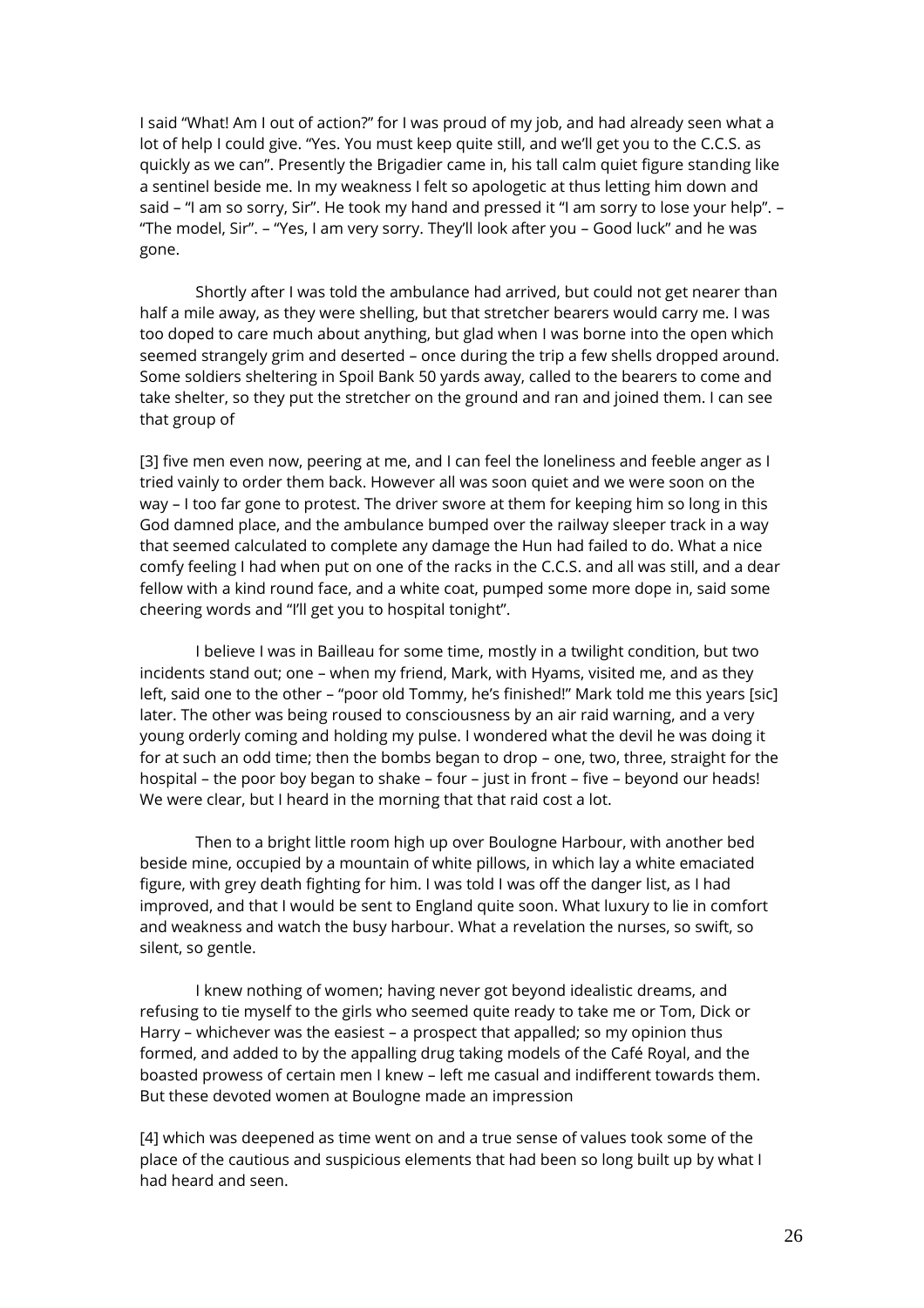I said "What! Am I out of action?" for I was proud of my job, and had already seen what a lot of help I could give. "Yes. You must keep quite still, and we'll get you to the C.C.S. as quickly as we can". Presently the Brigadier came in, his tall calm quiet figure standing like a sentinel beside me. In my weakness I felt so apologetic at thus letting him down and said – "I am so sorry, Sir". He took my hand and pressed it "I am sorry to lose your help". – "The model, Sir". – "Yes, I am very sorry. They'll look after you – Good luck" and he was gone.

Shortly after I was told the ambulance had arrived, but could not get nearer than half a mile away, as they were shelling, but that stretcher bearers would carry me. I was too doped to care much about anything, but glad when I was borne into the open which seemed strangely grim and deserted – once during the trip a few shells dropped around. Some soldiers sheltering in Spoil Bank 50 yards away, called to the bearers to come and take shelter, so they put the stretcher on the ground and ran and joined them. I can see that group of

[3] five men even now, peering at me, and I can feel the loneliness and feeble anger as I tried vainly to order them back. However all was soon quiet and we were soon on the way – I too far gone to protest. The driver swore at them for keeping him so long in this God damned place, and the ambulance bumped over the railway sleeper track in a way that seemed calculated to complete any damage the Hun had failed to do. What a nice comfy feeling I had when put on one of the racks in the C.C.S. and all was still, and a dear fellow with a kind round face, and a white coat, pumped some more dope in, said some cheering words and "I'll get you to hospital tonight".

I believe I was in Bailleau for some time, mostly in a twilight condition, but two incidents stand out; one – when my friend, Mark, with Hyams, visited me, and as they left, said one to the other – "poor old Tommy, he's finished!" Mark told me this years [sic] later. The other was being roused to consciousness by an air raid warning, and a very young orderly coming and holding my pulse. I wondered what the devil he was doing it for at such an odd time; then the bombs began to drop – one, two, three, straight for the hospital – the poor boy began to shake – four – just in front – five – beyond our heads! We were clear, but I heard in the morning that that raid cost a lot.

Then to a bright little room high up over Boulogne Harbour, with another bed beside mine, occupied by a mountain of white pillows, in which lay a white emaciated figure, with grey death fighting for him. I was told I was off the danger list, as I had improved, and that I would be sent to England quite soon. What luxury to lie in comfort and weakness and watch the busy harbour. What a revelation the nurses, so swift, so silent, so gentle.

I knew nothing of women; having never got beyond idealistic dreams, and refusing to tie myself to the girls who seemed quite ready to take me or Tom, Dick or Harry – whichever was the easiest – a prospect that appalled; so my opinion thus formed, and added to by the appalling drug taking models of the Café Royal, and the boasted prowess of certain men I knew – left me casual and indifferent towards them. But these devoted women at Boulogne made an impression

[4] which was deepened as time went on and a true sense of values took some of the place of the cautious and suspicious elements that had been so long built up by what I had heard and seen.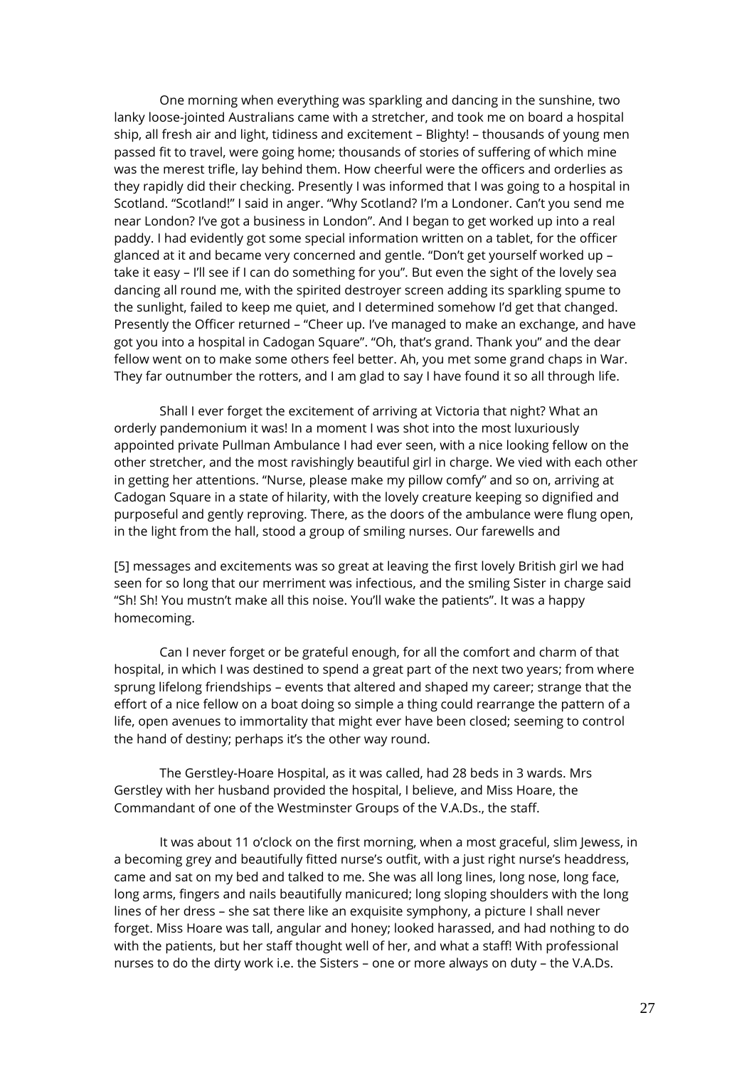One morning when everything was sparkling and dancing in the sunshine, two lanky loose-jointed Australians came with a stretcher, and took me on board a hospital ship, all fresh air and light, tidiness and excitement – Blighty! – thousands of young men passed fit to travel, were going home; thousands of stories of suffering of which mine was the merest trifle, lay behind them. How cheerful were the officers and orderlies as they rapidly did their checking. Presently I was informed that I was going to a hospital in Scotland. "Scotland!" I said in anger. "Why Scotland? I'm a Londoner. Can't you send me near London? I've got a business in London". And I began to get worked up into a real paddy. I had evidently got some special information written on a tablet, for the officer glanced at it and became very concerned and gentle. "Don't get yourself worked up – take it easy – I'll see if I can do something for you". But even the sight of the lovely sea dancing all round me, with the spirited destroyer screen adding its sparkling spume to the sunlight, failed to keep me quiet, and I determined somehow I'd get that changed. Presently the Officer returned – "Cheer up. I've managed to make an exchange, and have got you into a hospital in Cadogan Square". "Oh, that's grand. Thank you" and the dear fellow went on to make some others feel better. Ah, you met some grand chaps in War. They far outnumber the rotters, and I am glad to say I have found it so all through life.

Shall I ever forget the excitement of arriving at Victoria that night? What an orderly pandemonium it was! In a moment I was shot into the most luxuriously appointed private Pullman Ambulance I had ever seen, with a nice looking fellow on the other stretcher, and the most ravishingly beautiful girl in charge. We vied with each other in getting her attentions. "Nurse, please make my pillow comfy" and so on, arriving at Cadogan Square in a state of hilarity, with the lovely creature keeping so dignified and purposeful and gently reproving. There, as the doors of the ambulance were flung open, in the light from the hall, stood a group of smiling nurses. Our farewells and

[5] messages and excitements was so great at leaving the first lovely British girl we had seen for so long that our merriment was infectious, and the smiling Sister in charge said "Sh! Sh! You mustn't make all this noise. You'll wake the patients". It was a happy homecoming.

Can I never forget or be grateful enough, for all the comfort and charm of that hospital, in which I was destined to spend a great part of the next two years; from where sprung lifelong friendships – events that altered and shaped my career; strange that the effort of a nice fellow on a boat doing so simple a thing could rearrange the pattern of a life, open avenues to immortality that might ever have been closed; seeming to control the hand of destiny; perhaps it's the other way round.

The Gerstley-Hoare Hospital, as it was called, had 28 beds in 3 wards. Mrs Gerstley with her husband provided the hospital, I believe, and Miss Hoare, the Commandant of one of the Westminster Groups of the V.A.Ds., the staff.

It was about 11 o'clock on the first morning, when a most graceful, slim Jewess, in a becoming grey and beautifully fitted nurse's outfit, with a just right nurse's headdress, came and sat on my bed and talked to me. She was all long lines, long nose, long face, long arms, fingers and nails beautifully manicured; long sloping shoulders with the long lines of her dress – she sat there like an exquisite symphony, a picture I shall never forget. Miss Hoare was tall, angular and honey; looked harassed, and had nothing to do with the patients, but her staff thought well of her, and what a staff! With professional nurses to do the dirty work i.e. the Sisters – one or more always on duty – the V.A.Ds.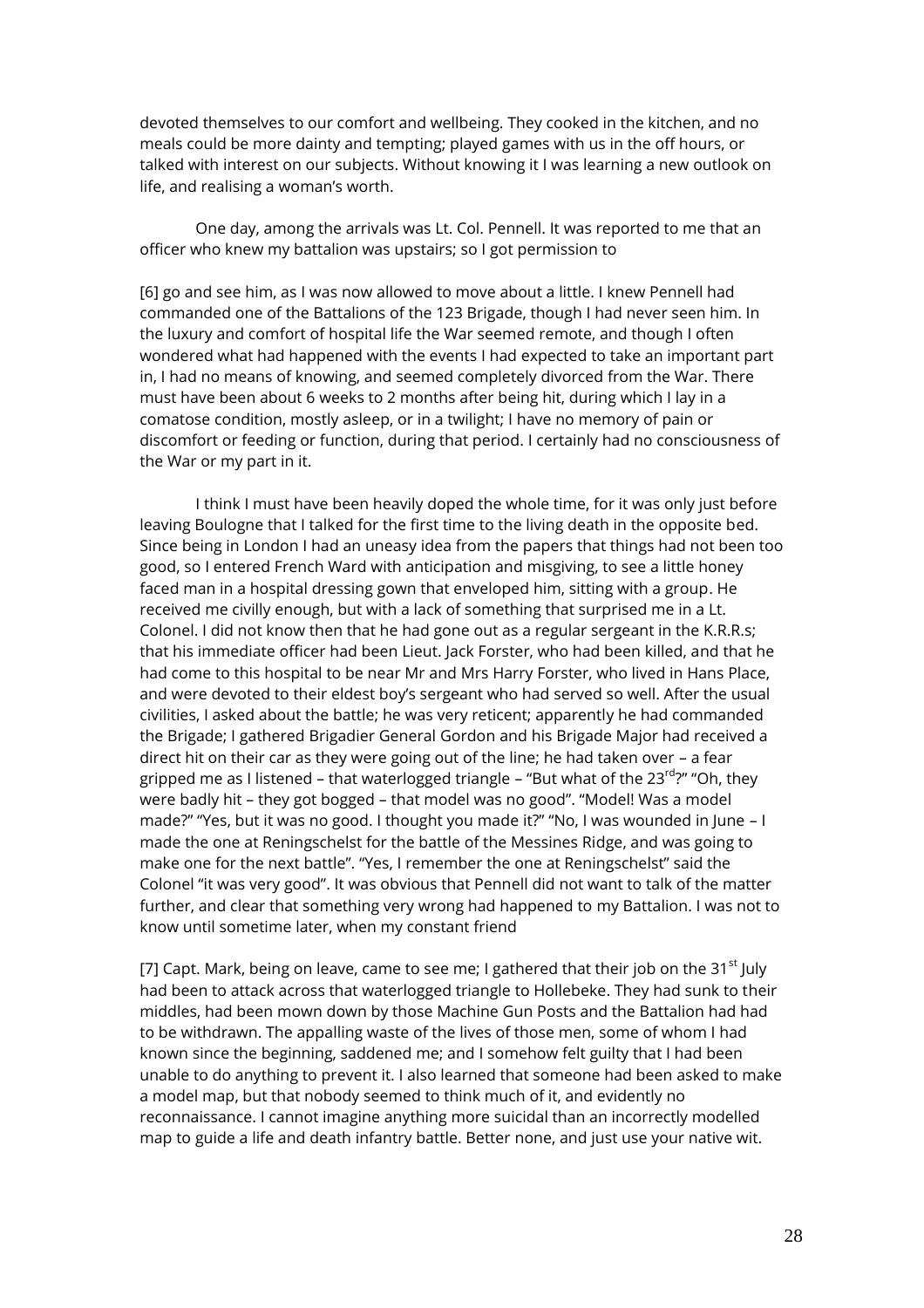devoted themselves to our comfort and wellbeing. They cooked in the kitchen, and no meals could be more dainty and tempting; played games with us in the off hours, or talked with interest on our subjects. Without knowing it I was learning a new outlook on life, and realising a woman's worth.

One day, among the arrivals was Lt. Col. Pennell. It was reported to me that an officer who knew my battalion was upstairs; so I got permission to

[6] go and see him, as I was now allowed to move about a little. I knew Pennell had commanded one of the Battalions of the 123 Brigade, though I had never seen him. In the luxury and comfort of hospital life the War seemed remote, and though I often wondered what had happened with the events I had expected to take an important part in, I had no means of knowing, and seemed completely divorced from the War. There must have been about 6 weeks to 2 months after being hit, during which I lay in a comatose condition, mostly asleep, or in a twilight; I have no memory of pain or discomfort or feeding or function, during that period. I certainly had no consciousness of the War or my part in it.

I think I must have been heavily doped the whole time, for it was only just before leaving Boulogne that I talked for the first time to the living death in the opposite bed. Since being in London I had an uneasy idea from the papers that things had not been too good, so I entered French Ward with anticipation and misgiving, to see a little honey faced man in a hospital dressing gown that enveloped him, sitting with a group. He received me civilly enough, but with a lack of something that surprised me in a Lt. Colonel. I did not know then that he had gone out as a regular sergeant in the K.R.R.s; that his immediate officer had been Lieut. Jack Forster, who had been killed, and that he had come to this hospital to be near Mr and Mrs Harry Forster, who lived in Hans Place, and were devoted to their eldest boy's sergeant who had served so well. After the usual civilities, I asked about the battle; he was very reticent; apparently he had commanded the Brigade; I gathered Brigadier General Gordon and his Brigade Major had received a direct hit on their car as they were going out of the line; he had taken over – a fear gripped me as I listened – that waterlogged triangle – "But what of the 23rd?" "Oh, they were badly hit – they got bogged – that model was no good". "Model! Was a model made?" "Yes, but it was no good. I thought you made it?" "No, I was wounded in June – I made the one at Reningschelst for the battle of the Messines Ridge, and was going to make one for the next battle". "Yes, I remember the one at Reningschelst" said the Colonel "it was very good". It was obvious that Pennell did not want to talk of the matter further, and clear that something very wrong had happened to my Battalion. I was not to know until sometime later, when my constant friend

[7] Capt. Mark, being on leave, came to see me; I gathered that their job on the 31st July had been to attack across that waterlogged triangle to Hollebeke. They had sunk to their middles, had been mown down by those Machine Gun Posts and the Battalion had had to be withdrawn. The appalling waste of the lives of those men, some of whom I had known since the beginning, saddened me; and I somehow felt guilty that I had been unable to do anything to prevent it. I also learned that someone had been asked to make a model map, but that nobody seemed to think much of it, and evidently no reconnaissance. I cannot imagine anything more suicidal than an incorrectly modelled map to guide a life and death infantry battle. Better none, and just use your native wit.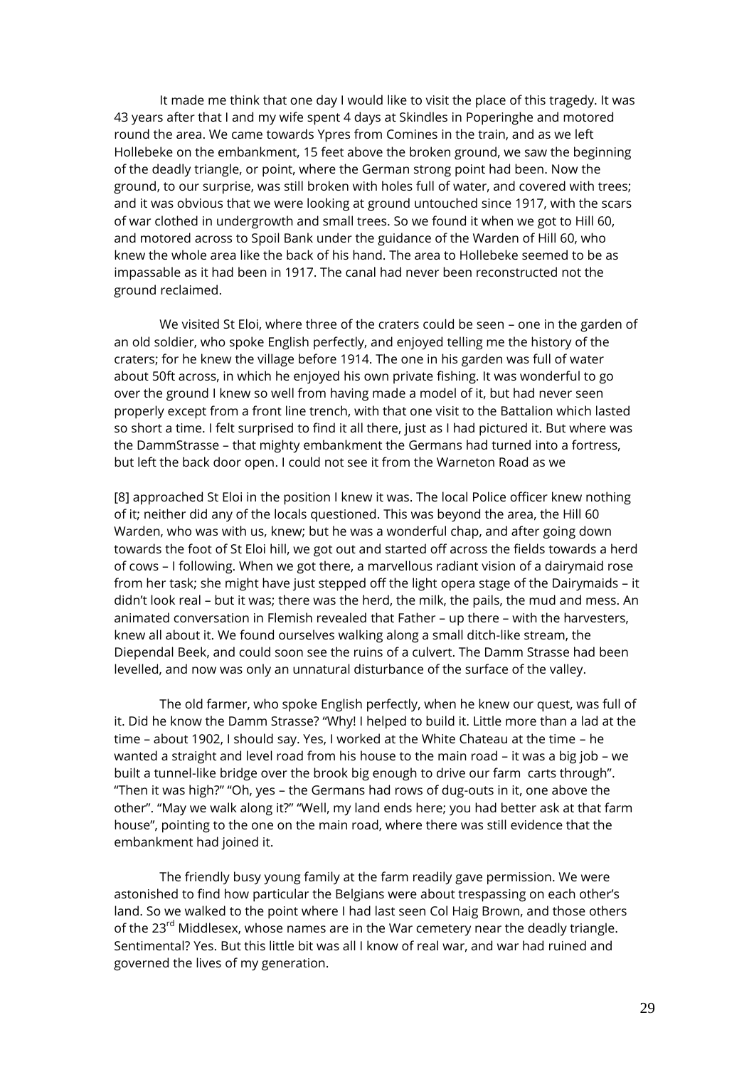It made me think that one day I would like to visit the place of this tragedy. It was 43 years after that I and my wife spent 4 days at Skindles in Poperinghe and motored round the area. We came towards Ypres from Comines in the train, and as we left Hollebeke on the embankment, 15 feet above the broken ground, we saw the beginning of the deadly triangle, or point, where the German strong point had been. Now the ground, to our surprise, was still broken with holes full of water, and covered with trees; and it was obvious that we were looking at ground untouched since 1917, with the scars of war clothed in undergrowth and small trees. So we found it when we got to Hill 60, and motored across to Spoil Bank under the guidance of the Warden of Hill 60, who knew the whole area like the back of his hand. The area to Hollebeke seemed to be as impassable as it had been in 1917. The canal had never been reconstructed not the ground reclaimed.

We visited St Eloi, where three of the craters could be seen – one in the garden of an old soldier, who spoke English perfectly, and enjoyed telling me the history of the craters; for he knew the village before 1914. The one in his garden was full of water about 50ft across, in which he enjoyed his own private fishing. It was wonderful to go over the ground I knew so well from having made a model of it, but had never seen properly except from a front line trench, with that one visit to the Battalion which lasted so short a time. I felt surprised to find it all there, just as I had pictured it. But where was the DammStrasse – that mighty embankment the Germans had turned into a fortress, but left the back door open. I could not see it from the Warneton Road as we

[8] approached St Eloi in the position I knew it was. The local Police officer knew nothing of it; neither did any of the locals questioned. This was beyond the area, the Hill 60 Warden, who was with us, knew; but he was a wonderful chap, and after going down towards the foot of St Eloi hill, we got out and started off across the fields towards a herd of cows – I following. When we got there, a marvellous radiant vision of a dairymaid rose from her task; she might have just stepped off the light opera stage of the Dairymaids – it didn't look real – but it was; there was the herd, the milk, the pails, the mud and mess. An animated conversation in Flemish revealed that Father – up there – with the harvesters, knew all about it. We found ourselves walking along a small ditch-like stream, the Diependal Beek, and could soon see the ruins of a culvert. The Damm Strasse had been levelled, and now was only an unnatural disturbance of the surface of the valley.

The old farmer, who spoke English perfectly, when he knew our quest, was full of it. Did he know the Damm Strasse? "Why! I helped to build it. Little more than a lad at the time – about 1902, I should say. Yes, I worked at the White Chateau at the time – he wanted a straight and level road from his house to the main road – it was a big job – we built a tunnel-like bridge over the brook big enough to drive our farm carts through". "Then it was high?" "Oh, yes – the Germans had rows of dug-outs in it, one above the other". "May we walk along it?" "Well, my land ends here; you had better ask at that farm house", pointing to the one on the main road, where there was still evidence that the embankment had joined it.

The friendly busy young family at the farm readily gave permission. We were astonished to find how particular the Belgians were about trespassing on each other's land. So we walked to the point where I had last seen Col Haig Brown, and those others of the 23rd Middlesex, whose names are in the War cemetery near the deadly triangle. Sentimental? Yes. But this little bit was all I know of real war, and war had ruined and governed the lives of my generation.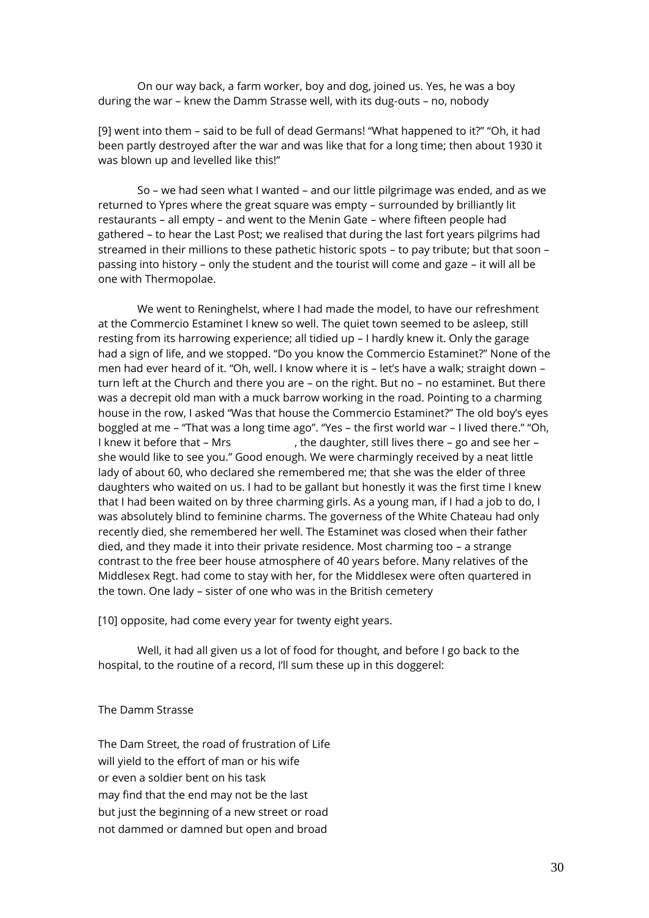On our way back, a farm worker, boy and dog, joined us. Yes, he was a boy during the war – knew the Damm Strasse well, with its dug-outs – no, nobody

[9] went into them – said to be full of dead Germans! "What happened to it?" "Oh, it had been partly destroyed after the war and was like that for a long time; then about 1930 it was blown up and levelled like this!"

So – we had seen what I wanted – and our little pilgrimage was ended, and as we returned to Ypres where the great square was empty – surrounded by brilliantly lit restaurants – all empty – and went to the Menin Gate – where fifteen people had gathered – to hear the Last Post; we realised that during the last fort years pilgrims had streamed in their millions to these pathetic historic spots – to pay tribute; but that soon – passing into history – only the student and the tourist will come and gaze – it will all be one with Thermopolae.

We went to Reninghelst, where I had made the model, to have our refreshment at the Commercio Estaminet I knew so well. The quiet town seemed to be asleep, still resting from its harrowing experience; all tidied up – I hardly knew it. Only the garage had a sign of life, and we stopped. "Do you know the Commercio Estaminet?" None of the men had ever heard of it. "Oh, well. I know where it is – let's have a walk; straight down – turn left at the Church and there you are – on the right. But no – no estaminet. But there was a decrepit old man with a muck barrow working in the road. Pointing to a charming house in the row, I asked "Was that house the Commercio Estaminet?" The old boy's eyes boggled at me – "That was a long time ago". "Yes – the first world war – I lived there." "Oh, I knew it before that – Mrs                    , the daughter, still lives there – go and see her – she would like to see you." Good enough. We were charmingly received by a neat little lady of about 60, who declared she remembered me; that she was the elder of three daughters who waited on us. I had to be gallant but honestly it was the first time I knew that I had been waited on by three charming girls. As a young man, if I had a job to do, I was absolutely blind to feminine charms. The governess of the White Chateau had only recently died, she remembered her well. The Estaminet was closed when their father died, and they made it into their private residence. Most charming too – a strange contrast to the free beer house atmosphere of 40 years before. Many relatives of the Middlesex Regt. had come to stay with her, for the Middlesex were often quartered in the town. One lady – sister of one who was in the British cemetery

[10] opposite, had come every year for twenty eight years.

Well, it had all given us a lot of food for thought, and before I go back to the hospital, to the routine of a record, I'll sum these up in this doggerel:

The Damm Strasse

The Dam Street, the road of frustration of Life  
will yield to the effort of man or his wife  
or even a soldier bent on his task  
may find that the end may not be the last  
but just the beginning of a new street or road  
not dammed or damned but open and broad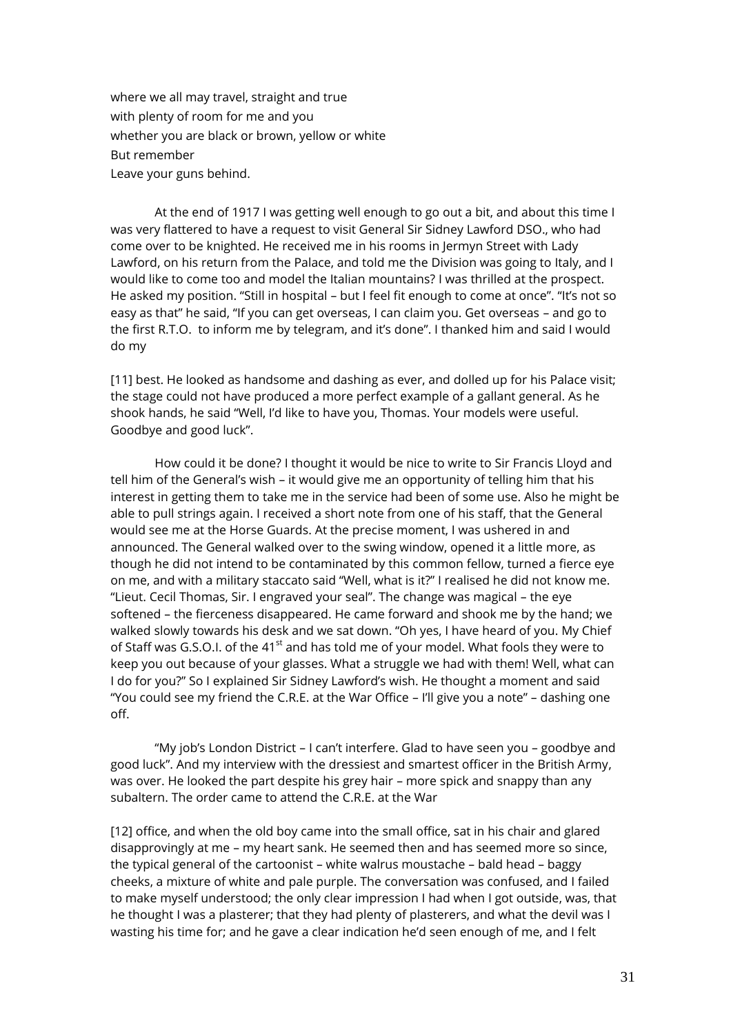where we all may travel, straight and true  
with plenty of room for me and you  
whether you are black or brown, yellow or white  
But remember  
Leave your guns behind.

At the end of 1917 I was getting well enough to go out a bit, and about this time I was very flattered to have a request to visit General Sir Sidney Lawford DSO., who had come over to be knighted. He received me in his rooms in Jermyn Street with Lady Lawford, on his return from the Palace, and told me the Division was going to Italy, and I would like to come too and model the Italian mountains? I was thrilled at the prospect. He asked my position. "Still in hospital – but I feel fit enough to come at once". "It's not so easy as that" he said, "If you can get overseas, I can claim you. Get overseas – and go to the first R.T.O. to inform me by telegram, and it's done". I thanked him and said I would do my

[11] best. He looked as handsome and dashing as ever, and dolled up for his Palace visit; the stage could not have produced a more perfect example of a gallant general. As he shook hands, he said "Well, I'd like to have you, Thomas. Your models were useful. Goodbye and good luck".

How could it be done? I thought it would be nice to write to Sir Francis Lloyd and tell him of the General's wish – it would give me an opportunity of telling him that his interest in getting them to take me in the service had been of some use. Also he might be able to pull strings again. I received a short note from one of his staff, that the General would see me at the Horse Guards. At the precise moment, I was ushered in and announced. The General walked over to the swing window, opened it a little more, as though he did not intend to be contaminated by this common fellow, turned a fierce eye on me, and with a military staccato said "Well, what is it?" I realised he did not know me. "Lieut. Cecil Thomas, Sir. I engraved your seal". The change was magical – the eye softened – the fierceness disappeared. He came forward and shook me by the hand; we walked slowly towards his desk and we sat down. "Oh yes, I have heard of you. My Chief of Staff was G.S.O.I. of the 41st and has told me of your model. What fools they were to keep you out because of your glasses. What a struggle we had with them! Well, what can I do for you?" So I explained Sir Sidney Lawford's wish. He thought a moment and said "You could see my friend the C.R.E. at the War Office – I'll give you a note" – dashing one off.

"My job's London District – I can't interfere. Glad to have seen you – goodbye and good luck". And my interview with the dressiest and smartest officer in the British Army, was over. He looked the part despite his grey hair – more spick and snappy than any subaltern. The order came to attend the C.R.E. at the War

[12] office, and when the old boy came into the small office, sat in his chair and glared disapprovingly at me – my heart sank. He seemed then and has seemed more so since, the typical general of the cartoonist – white walrus moustache – bald head – baggy cheeks, a mixture of white and pale purple. The conversation was confused, and I failed to make myself understood; the only clear impression I had when I got outside, was, that he thought I was a plasterer; that they had plenty of plasterers, and what the devil was I wasting his time for; and he gave a clear indication he'd seen enough of me, and I felt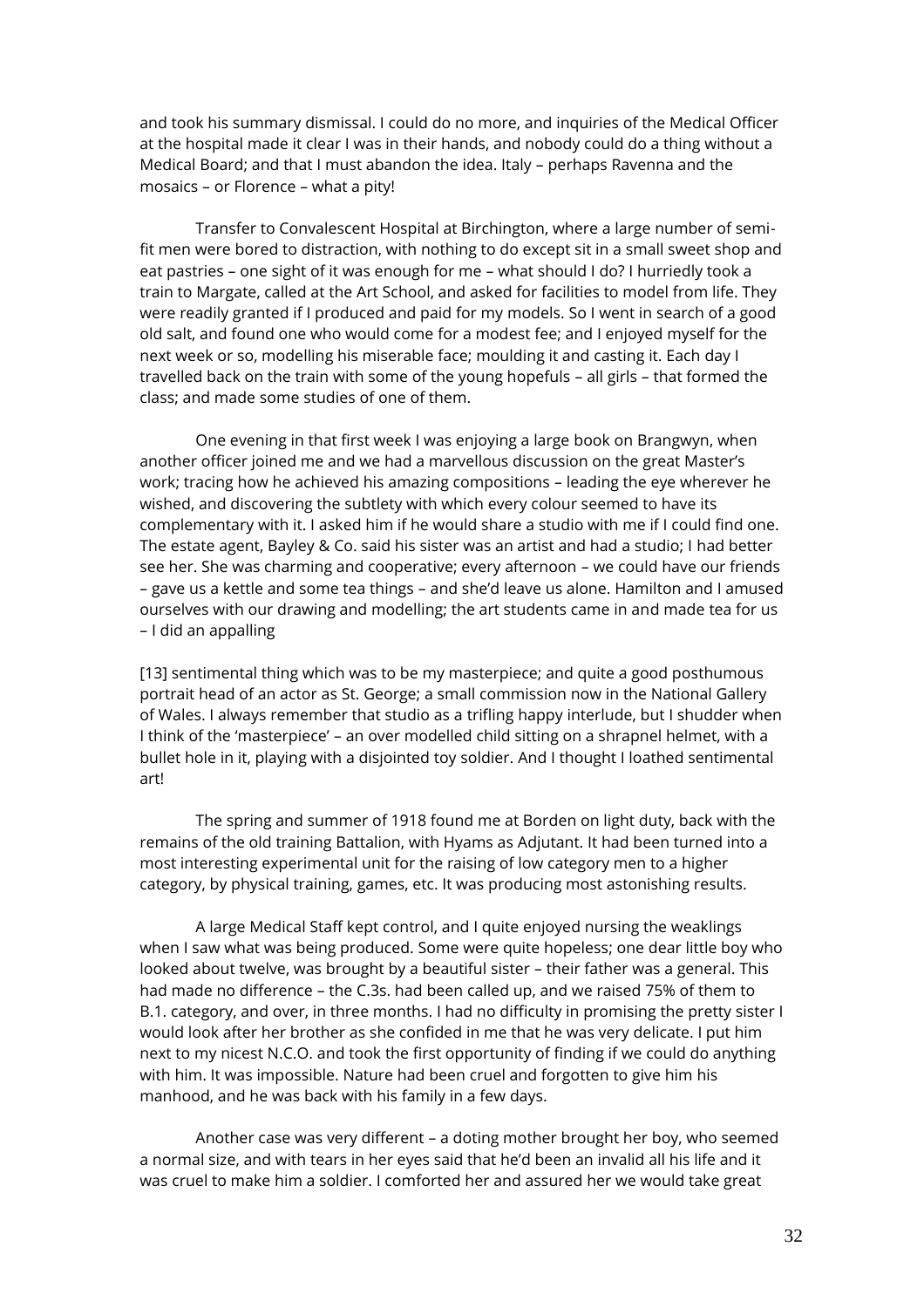and took his summary dismissal. I could do no more, and inquiries of the Medical Officer at the hospital made it clear I was in their hands, and nobody could do a thing without a Medical Board; and that I must abandon the idea. Italy – perhaps Ravenna and the mosaics – or Florence – what a pity!

Transfer to Convalescent Hospital at Birchington, where a large number of semi-fit men were bored to distraction, with nothing to do except sit in a small sweet shop and eat pastries – one sight of it was enough for me – what should I do? I hurriedly took a train to Margate, called at the Art School, and asked for facilities to model from life. They were readily granted if I produced and paid for my models. So I went in search of a good old salt, and found one who would come for a modest fee; and I enjoyed myself for the next week or so, modelling his miserable face; moulding it and casting it. Each day I travelled back on the train with some of the young hopefuls – all girls – that formed the class; and made some studies of one of them.

One evening in that first week I was enjoying a large book on Brangwyn, when another officer joined me and we had a marvellous discussion on the great Master's work; tracing how he achieved his amazing compositions – leading the eye wherever he wished, and discovering the subtlety with which every colour seemed to have its complementary with it. I asked him if he would share a studio with me if I could find one. The estate agent, Bayley & Co. said his sister was an artist and had a studio; I had better see her. She was charming and cooperative; every afternoon – we could have our friends – gave us a kettle and some tea things – and she'd leave us alone. Hamilton and I amused ourselves with our drawing and modelling; the art students came in and made tea for us – I did an appalling

[13] sentimental thing which was to be my masterpiece; and quite a good posthumous portrait head of an actor as St. George; a small commission now in the National Gallery of Wales. I always remember that studio as a trifling happy interlude, but I shudder when I think of the 'masterpiece' – an over modelled child sitting on a shrapnel helmet, with a bullet hole in it, playing with a disjointed toy soldier. And I thought I loathed sentimental art!

The spring and summer of 1918 found me at Borden on light duty, back with the remains of the old training Battalion, with Hyams as Adjutant. It had been turned into a most interesting experimental unit for the raising of low category men to a higher category, by physical training, games, etc. It was producing most astonishing results.

A large Medical Staff kept control, and I quite enjoyed nursing the weaklings when I saw what was being produced. Some were quite hopeless; one dear little boy who looked about twelve, was brought by a beautiful sister – their father was a general. This had made no difference – the C.3s. had been called up, and we raised 75% of them to B.1. category, and over, in three months. I had no difficulty in promising the pretty sister I would look after her brother as she confided in me that he was very delicate. I put him next to my nicest N.C.O. and took the first opportunity of finding if we could do anything with him. It was impossible. Nature had been cruel and forgotten to give him his manhood, and he was back with his family in a few days.

Another case was very different – a doting mother brought her boy, who seemed a normal size, and with tears in her eyes said that he'd been an invalid all his life and it was cruel to make him a soldier. I comforted her and assured her we would take great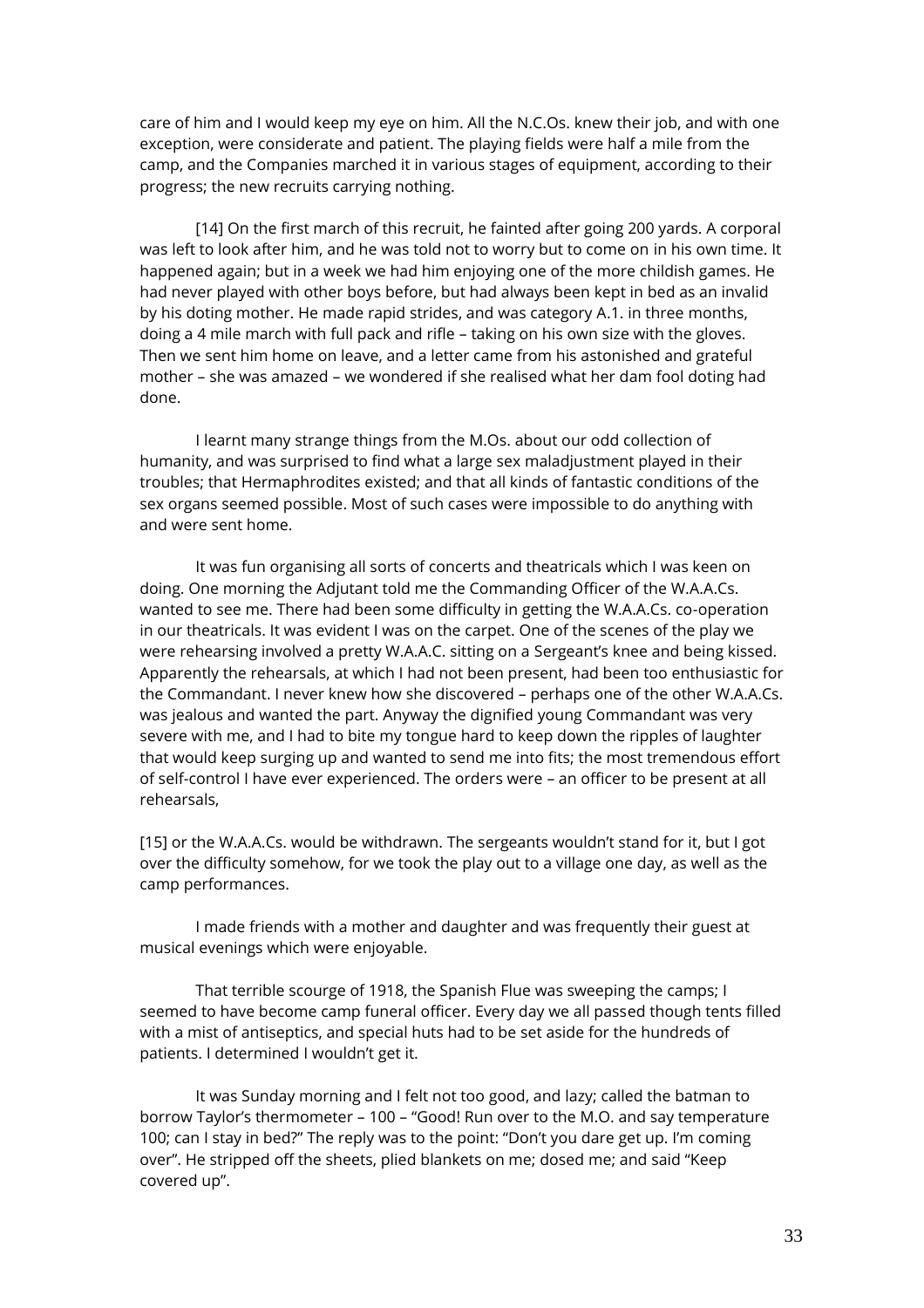care of him and I would keep my eye on him. All the N.C.Os. knew their job, and with one exception, were considerate and patient. The playing fields were half a mile from the camp, and the Companies marched it in various stages of equipment, according to their progress; the new recruits carrying nothing.

[14] On the first march of this recruit, he fainted after going 200 yards. A corporal was left to look after him, and he was told not to worry but to come on in his own time. It happened again; but in a week we had him enjoying one of the more childish games. He had never played with other boys before, but had always been kept in bed as an invalid by his doting mother. He made rapid strides, and was category A.1. in three months, doing a 4 mile march with full pack and rifle – taking on his own size with the gloves. Then we sent him home on leave, and a letter came from his astonished and grateful mother – she was amazed – we wondered if she realised what her dam fool doting had done.

I learnt many strange things from the M.Os. about our odd collection of humanity, and was surprised to find what a large sex maladjustment played in their troubles; that Hermaphrodites existed; and that all kinds of fantastic conditions of the sex organs seemed possible. Most of such cases were impossible to do anything with and were sent home.

It was fun organising all sorts of concerts and theatricals which I was keen on doing. One morning the Adjutant told me the Commanding Officer of the W.A.A.Cs. wanted to see me. There had been some difficulty in getting the W.A.A.Cs. co-operation in our theatricals. It was evident I was on the carpet. One of the scenes of the play we were rehearsing involved a pretty W.A.A.C. sitting on a Sergeant's knee and being kissed. Apparently the rehearsals, at which I had not been present, had been too enthusiastic for the Commandant. I never knew how she discovered – perhaps one of the other W.A.A.Cs. was jealous and wanted the part. Anyway the dignified young Commandant was very severe with me, and I had to bite my tongue hard to keep down the ripples of laughter that would keep surging up and wanted to send me into fits; the most tremendous effort of self-control I have ever experienced. The orders were – an officer to be present at all rehearsals,

[15] or the W.A.A.Cs. would be withdrawn. The sergeants wouldn't stand for it, but I got over the difficulty somehow, for we took the play out to a village one day, as well as the camp performances.

I made friends with a mother and daughter and was frequently their guest at musical evenings which were enjoyable.

That terrible scourge of 1918, the Spanish Flue was sweeping the camps; I seemed to have become camp funeral officer. Every day we all passed though tents filled with a mist of antiseptics, and special huts had to be set aside for the hundreds of patients. I determined I wouldn't get it.

It was Sunday morning and I felt not too good, and lazy; called the batman to borrow Taylor's thermometer – 100 – "Good! Run over to the M.O. and say temperature 100; can I stay in bed?" The reply was to the point: "Don't you dare get up. I'm coming over". He stripped off the sheets, plied blankets on me; dosed me; and said "Keep covered up".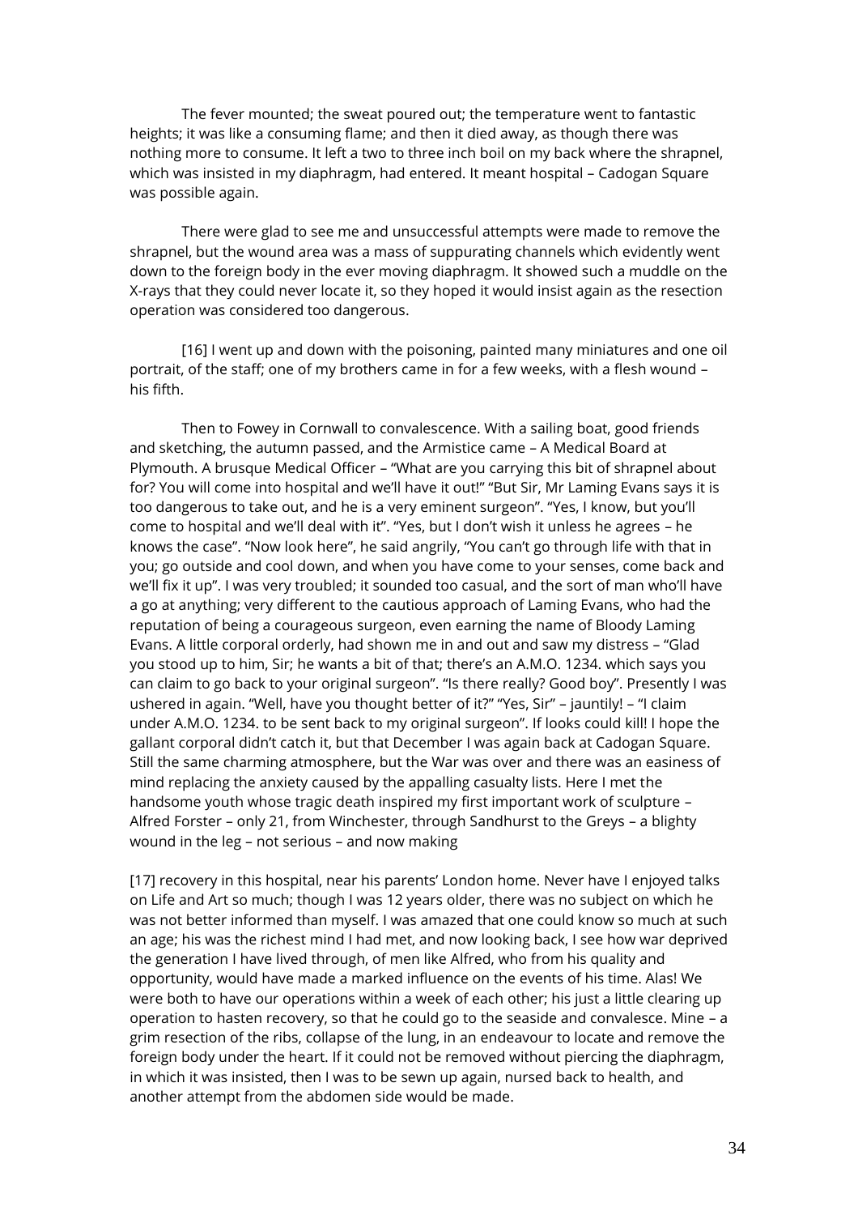The fever mounted; the sweat poured out; the temperature went to fantastic heights; it was like a consuming flame; and then it died away, as though there was nothing more to consume. It left a two to three inch boil on my back where the shrapnel, which was insisted in my diaphragm, had entered. It meant hospital – Cadogan Square was possible again.

There were glad to see me and unsuccessful attempts were made to remove the shrapnel, but the wound area was a mass of suppurating channels which evidently went down to the foreign body in the ever moving diaphragm. It showed such a muddle on the X-rays that they could never locate it, so they hoped it would insist again as the resection operation was considered too dangerous.

[16] I went up and down with the poisoning, painted many miniatures and one oil portrait, of the staff; one of my brothers came in for a few weeks, with a flesh wound – his fifth.

Then to Fowey in Cornwall to convalescence. With a sailing boat, good friends and sketching, the autumn passed, and the Armistice came – A Medical Board at Plymouth. A brusque Medical Officer – "What are you carrying this bit of shrapnel about for? You will come into hospital and we'll have it out!" "But Sir, Mr Laming Evans says it is too dangerous to take out, and he is a very eminent surgeon". "Yes, I know, but you'll come to hospital and we'll deal with it". "Yes, but I don't wish it unless he agrees – he knows the case". "Now look here", he said angrily, "You can't go through life with that in you; go outside and cool down, and when you have come to your senses, come back and we'll fix it up". I was very troubled; it sounded too casual, and the sort of man who'll have a go at anything; very different to the cautious approach of Laming Evans, who had the reputation of being a courageous surgeon, even earning the name of Bloody Laming Evans. A little corporal orderly, had shown me in and out and saw my distress – "Glad you stood up to him, Sir; he wants a bit of that; there's an A.M.O. 1234. which says you can claim to go back to your original surgeon". "Is there really? Good boy". Presently I was ushered in again. "Well, have you thought better of it?" "Yes, Sir" – jauntily! – "I claim under A.M.O. 1234. to be sent back to my original surgeon". If looks could kill! I hope the gallant corporal didn't catch it, but that December I was again back at Cadogan Square. Still the same charming atmosphere, but the War was over and there was an easiness of mind replacing the anxiety caused by the appalling casualty lists. Here I met the handsome youth whose tragic death inspired my first important work of sculpture – Alfred Forster – only 21, from Winchester, through Sandhurst to the Greys – a blighty wound in the leg – not serious – and now making

[17] recovery in this hospital, near his parents' London home. Never have I enjoyed talks on Life and Art so much; though I was 12 years older, there was no subject on which he was not better informed than myself. I was amazed that one could know so much at such an age; his was the richest mind I had met, and now looking back, I see how war deprived the generation I have lived through, of men like Alfred, who from his quality and opportunity, would have made a marked influence on the events of his time. Alas! We were both to have our operations within a week of each other; his just a little clearing up operation to hasten recovery, so that he could go to the seaside and convalesce. Mine – a grim resection of the ribs, collapse of the lung, in an endeavour to locate and remove the foreign body under the heart. If it could not be removed without piercing the diaphragm, in which it was insisted, then I was to be sewn up again, nursed back to health, and another attempt from the abdomen side would be made.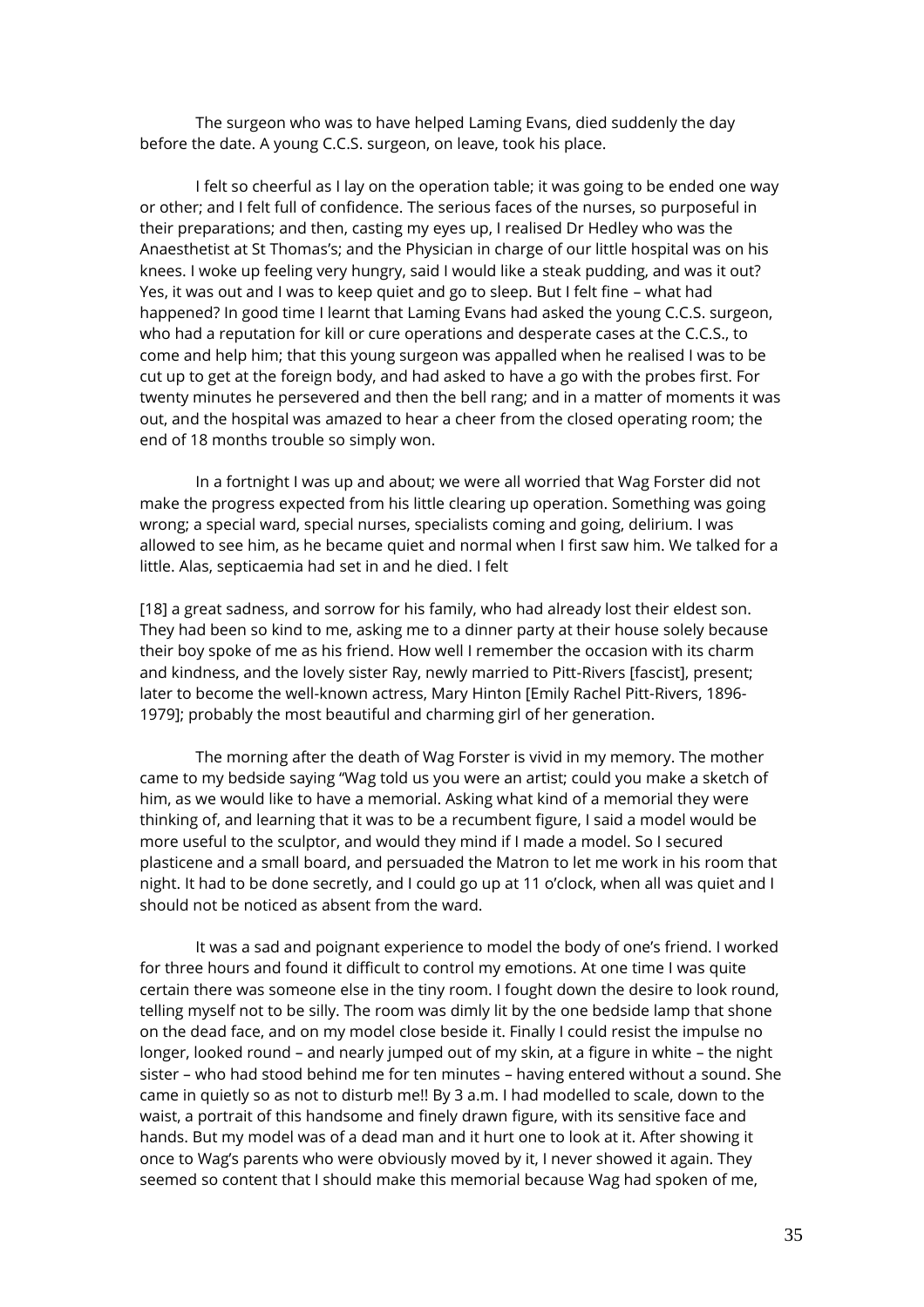The surgeon who was to have helped Laming Evans, died suddenly the day before the date. A young C.C.S. surgeon, on leave, took his place.

I felt so cheerful as I lay on the operation table; it was going to be ended one way or other; and I felt full of confidence. The serious faces of the nurses, so purposeful in their preparations; and then, casting my eyes up, I realised Dr Hedley who was the Anaesthetist at St Thomas's; and the Physician in charge of our little hospital was on his knees. I woke up feeling very hungry, said I would like a steak pudding, and was it out? Yes, it was out and I was to keep quiet and go to sleep. But I felt fine – what had happened? In good time I learnt that Laming Evans had asked the young C.C.S. surgeon, who had a reputation for kill or cure operations and desperate cases at the C.C.S., to come and help him; that this young surgeon was appalled when he realised I was to be cut up to get at the foreign body, and had asked to have a go with the probes first. For twenty minutes he persevered and then the bell rang; and in a matter of moments it was out, and the hospital was amazed to hear a cheer from the closed operating room; the end of 18 months trouble so simply won.

In a fortnight I was up and about; we were all worried that Wag Forster did not make the progress expected from his little clearing up operation. Something was going wrong; a special ward, special nurses, specialists coming and going, delirium. I was allowed to see him, as he became quiet and normal when I first saw him. We talked for a little. Alas, septicaemia had set in and he died. I felt

[18] a great sadness, and sorrow for his family, who had already lost their eldest son. They had been so kind to me, asking me to a dinner party at their house solely because their boy spoke of me as his friend. How well I remember the occasion with its charm and kindness, and the lovely sister Ray, newly married to Pitt-Rivers [fascist], present; later to become the well-known actress, Mary Hinton [Emily Rachel Pitt-Rivers, 1896-1979]; probably the most beautiful and charming girl of her generation.

The morning after the death of Wag Forster is vivid in my memory. The mother came to my bedside saying "Wag told us you were an artist; could you make a sketch of him, as we would like to have a memorial. Asking what kind of a memorial they were thinking of, and learning that it was to be a recumbent figure, I said a model would be more useful to the sculptor, and would they mind if I made a model. So I secured plasticene and a small board, and persuaded the Matron to let me work in his room that night. It had to be done secretly, and I could go up at 11 o'clock, when all was quiet and I should not be noticed as absent from the ward.

It was a sad and poignant experience to model the body of one's friend. I worked for three hours and found it difficult to control my emotions. At one time I was quite certain there was someone else in the tiny room. I fought down the desire to look round, telling myself not to be silly. The room was dimly lit by the one bedside lamp that shone on the dead face, and on my model close beside it. Finally I could resist the impulse no longer, looked round – and nearly jumped out of my skin, at a figure in white – the night sister – who had stood behind me for ten minutes – having entered without a sound. She came in quietly so as not to disturb me!! By 3 a.m. I had modelled to scale, down to the waist, a portrait of this handsome and finely drawn figure, with its sensitive face and hands. But my model was of a dead man and it hurt one to look at it. After showing it once to Wag's parents who were obviously moved by it, I never showed it again. They seemed so content that I should make this memorial because Wag had spoken of me,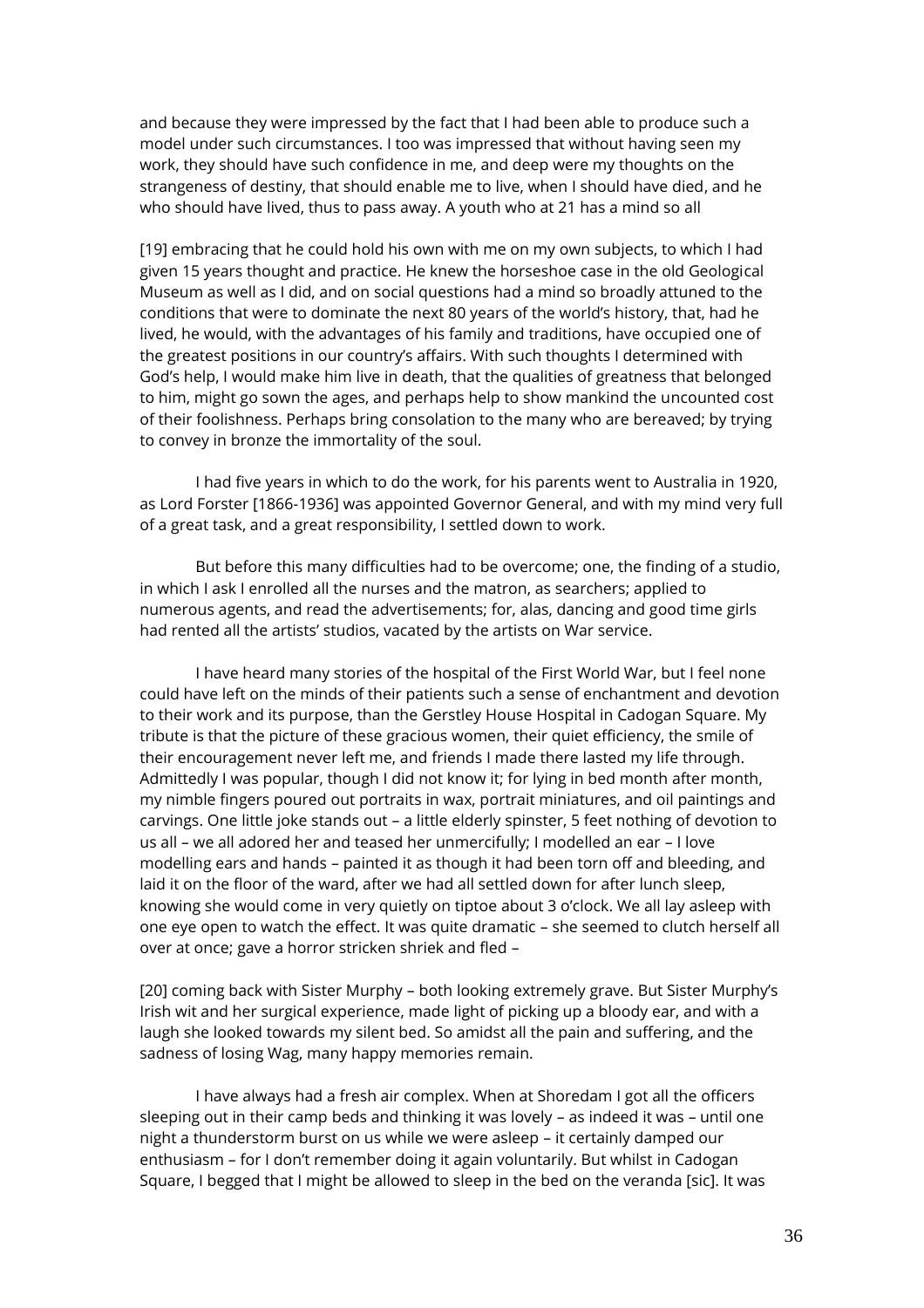and because they were impressed by the fact that I had been able to produce such a model under such circumstances. I too was impressed that without having seen my work, they should have such confidence in me, and deep were my thoughts on the strangeness of destiny, that should enable me to live, when I should have died, and he who should have lived, thus to pass away. A youth who at 21 has a mind so all

[19] embracing that he could hold his own with me on my own subjects, to which I had given 15 years thought and practice. He knew the horseshoe case in the old Geological Museum as well as I did, and on social questions had a mind so broadly attuned to the conditions that were to dominate the next 80 years of the world's history, that, had he lived, he would, with the advantages of his family and traditions, have occupied one of the greatest positions in our country's affairs. With such thoughts I determined with God's help, I would make him live in death, that the qualities of greatness that belonged to him, might go sown the ages, and perhaps help to show mankind the uncounted cost of their foolishness. Perhaps bring consolation to the many who are bereaved; by trying to convey in bronze the immortality of the soul.

I had five years in which to do the work, for his parents went to Australia in 1920, as Lord Forster [1866-1936] was appointed Governor General, and with my mind very full of a great task, and a great responsibility, I settled down to work.

But before this many difficulties had to be overcome; one, the finding of a studio, in which I ask I enrolled all the nurses and the matron, as searchers; applied to numerous agents, and read the advertisements; for, alas, dancing and good time girls had rented all the artists' studios, vacated by the artists on War service.

I have heard many stories of the hospital of the First World War, but I feel none could have left on the minds of their patients such a sense of enchantment and devotion to their work and its purpose, than the Gerstley House Hospital in Cadogan Square. My tribute is that the picture of these gracious women, their quiet efficiency, the smile of their encouragement never left me, and friends I made there lasted my life through. Admittedly I was popular, though I did not know it; for lying in bed month after month, my nimble fingers poured out portraits in wax, portrait miniatures, and oil paintings and carvings. One little joke stands out – a little elderly spinster, 5 feet nothing of devotion to us all – we all adored her and teased her unmercifully; I modelled an ear – I love modelling ears and hands – painted it as though it had been torn off and bleeding, and laid it on the floor of the ward, after we had all settled down for after lunch sleep, knowing she would come in very quietly on tiptoe about 3 o'clock. We all lay asleep with one eye open to watch the effect. It was quite dramatic – she seemed to clutch herself all over at once; gave a horror stricken shriek and fled –

[20] coming back with Sister Murphy – both looking extremely grave. But Sister Murphy's Irish wit and her surgical experience, made light of picking up a bloody ear, and with a laugh she looked towards my silent bed. So amidst all the pain and suffering, and the sadness of losing Wag, many happy memories remain.

I have always had a fresh air complex. When at Shoredam I got all the officers sleeping out in their camp beds and thinking it was lovely – as indeed it was – until one night a thunderstorm burst on us while we were asleep – it certainly damped our enthusiasm – for I don't remember doing it again voluntarily. But whilst in Cadogan Square, I begged that I might be allowed to sleep in the bed on the veranda [sic]. It was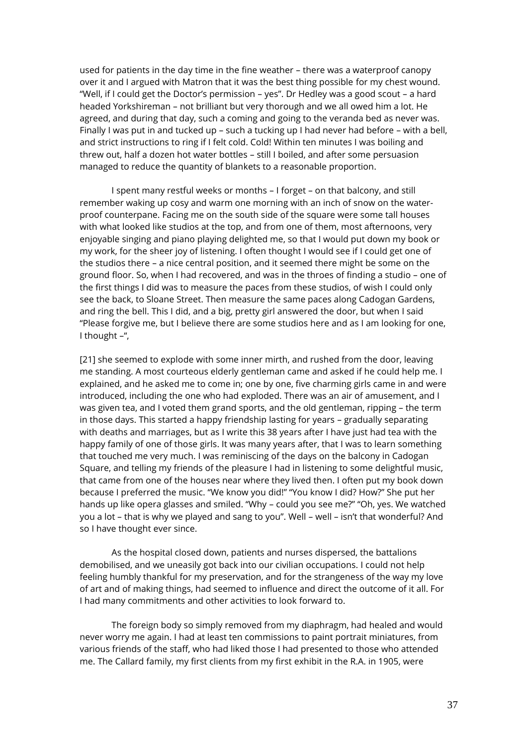used for patients in the day time in the fine weather – there was a waterproof canopy over it and I argued with Matron that it was the best thing possible for my chest wound. "Well, if I could get the Doctor's permission – yes". Dr Hedley was a good scout – a hard headed Yorkshireman – not brilliant but very thorough and we all owed him a lot. He agreed, and during that day, such a coming and going to the veranda bed as never was. Finally I was put in and tucked up – such a tucking up I had never had before – with a bell, and strict instructions to ring if I felt cold. Cold! Within ten minutes I was boiling and threw out, half a dozen hot water bottles – still I boiled, and after some persuasion managed to reduce the quantity of blankets to a reasonable proportion.

I spent many restful weeks or months – I forget – on that balcony, and still remember waking up cosy and warm one morning with an inch of snow on the waterproof counterpane. Facing me on the south side of the square were some tall houses with what looked like studios at the top, and from one of them, most afternoons, very enjoyable singing and piano playing delighted me, so that I would put down my book or my work, for the sheer joy of listening. I often thought I would see if I could get one of the studios there – a nice central position, and it seemed there might be some on the ground floor. So, when I had recovered, and was in the throes of finding a studio – one of the first things I did was to measure the paces from these studios, of wish I could only see the back, to Sloane Street. Then measure the same paces along Cadogan Gardens, and ring the bell. This I did, and a big, pretty girl answered the door, but when I said "Please forgive me, but I believe there are some studios here and as I am looking for one, I thought –",

[21] she seemed to explode with some inner mirth, and rushed from the door, leaving me standing. A most courteous elderly gentleman came and asked if he could help me. I explained, and he asked me to come in; one by one, five charming girls came in and were introduced, including the one who had exploded. There was an air of amusement, and I was given tea, and I voted them grand sports, and the old gentleman, ripping – the term in those days. This started a happy friendship lasting for years – gradually separating with deaths and marriages, but as I write this 38 years after I have just had tea with the happy family of one of those girls. It was many years after, that I was to learn something that touched me very much. I was reminiscing of the days on the balcony in Cadogan Square, and telling my friends of the pleasure I had in listening to some delightful music, that came from one of the houses near where they lived then. I often put my book down because I preferred the music. "We know you did!" "You know I did? How?" She put her hands up like opera glasses and smiled. "Why – could you see me?" "Oh, yes. We watched you a lot – that is why we played and sang to you". Well – well – isn't that wonderful? And so I have thought ever since.

As the hospital closed down, patients and nurses dispersed, the battalions demobilised, and we uneasily got back into our civilian occupations. I could not help feeling humbly thankful for my preservation, and for the strangeness of the way my love of art and of making things, had seemed to influence and direct the outcome of it all. For I had many commitments and other activities to look forward to.

The foreign body so simply removed from my diaphragm, had healed and would never worry me again. I had at least ten commissions to paint portrait miniatures, from various friends of the staff, who had liked those I had presented to those who attended me. The Callard family, my first clients from my first exhibit in the R.A. in 1905, were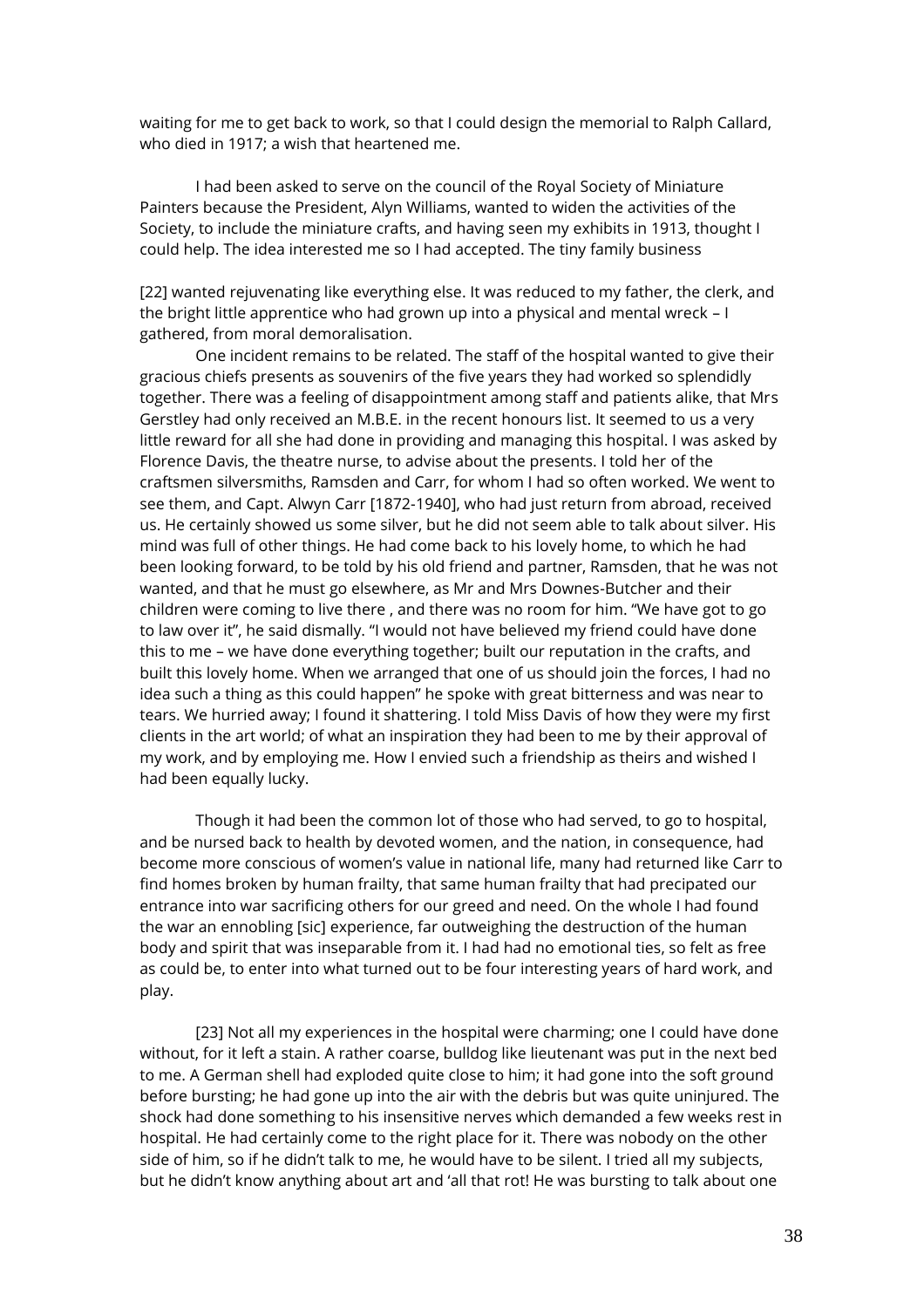waiting for me to get back to work, so that I could design the memorial to Ralph Callard, who died in 1917; a wish that heartened me.

I had been asked to serve on the council of the Royal Society of Miniature Painters because the President, Alyn Williams, wanted to widen the activities of the Society, to include the miniature crafts, and having seen my exhibits in 1913, thought I could help. The idea interested me so I had accepted. The tiny family business

[22] wanted rejuvenating like everything else. It was reduced to my father, the clerk, and the bright little apprentice who had grown up into a physical and mental wreck – I gathered, from moral demoralisation.

One incident remains to be related. The staff of the hospital wanted to give their gracious chiefs presents as souvenirs of the five years they had worked so splendidly together. There was a feeling of disappointment among staff and patients alike, that Mrs Gerstley had only received an M.B.E. in the recent honours list. It seemed to us a very little reward for all she had done in providing and managing this hospital. I was asked by Florence Davis, the theatre nurse, to advise about the presents. I told her of the craftsmen silversmiths, Ramsden and Carr, for whom I had so often worked. We went to see them, and Capt. Alwyn Carr [1872-1940], who had just return from abroad, received us. He certainly showed us some silver, but he did not seem able to talk about silver. His mind was full of other things. He had come back to his lovely home, to which he had been looking forward, to be told by his old friend and partner, Ramsden, that he was not wanted, and that he must go elsewhere, as Mr and Mrs Downes-Butcher and their children were coming to live there , and there was no room for him. "We have got to go to law over it", he said dismally. "I would not have believed my friend could have done this to me – we have done everything together; built our reputation in the crafts, and built this lovely home. When we arranged that one of us should join the forces, I had no idea such a thing as this could happen" he spoke with great bitterness and was near to tears. We hurried away; I found it shattering. I told Miss Davis of how they were my first clients in the art world; of what an inspiration they had been to me by their approval of my work, and by employing me. How I envied such a friendship as theirs and wished I had been equally lucky.

Though it had been the common lot of those who had served, to go to hospital, and be nursed back to health by devoted women, and the nation, in consequence, had become more conscious of women's value in national life, many had returned like Carr to find homes broken by human frailty, that same human frailty that had precipated our entrance into war sacrificing others for our greed and need. On the whole I had found the war an ennobling [sic] experience, far outweighing the destruction of the human body and spirit that was inseparable from it. I had had no emotional ties, so felt as free as could be, to enter into what turned out to be four interesting years of hard work, and play.

[23] Not all my experiences in the hospital were charming; one I could have done without, for it left a stain. A rather coarse, bulldog like lieutenant was put in the next bed to me. A German shell had exploded quite close to him; it had gone into the soft ground before bursting; he had gone up into the air with the debris but was quite uninjured. The shock had done something to his insensitive nerves which demanded a few weeks rest in hospital. He had certainly come to the right place for it. There was nobody on the other side of him, so if he didn't talk to me, he would have to be silent. I tried all my subjects, but he didn't know anything about art and 'all that rot! He was bursting to talk about one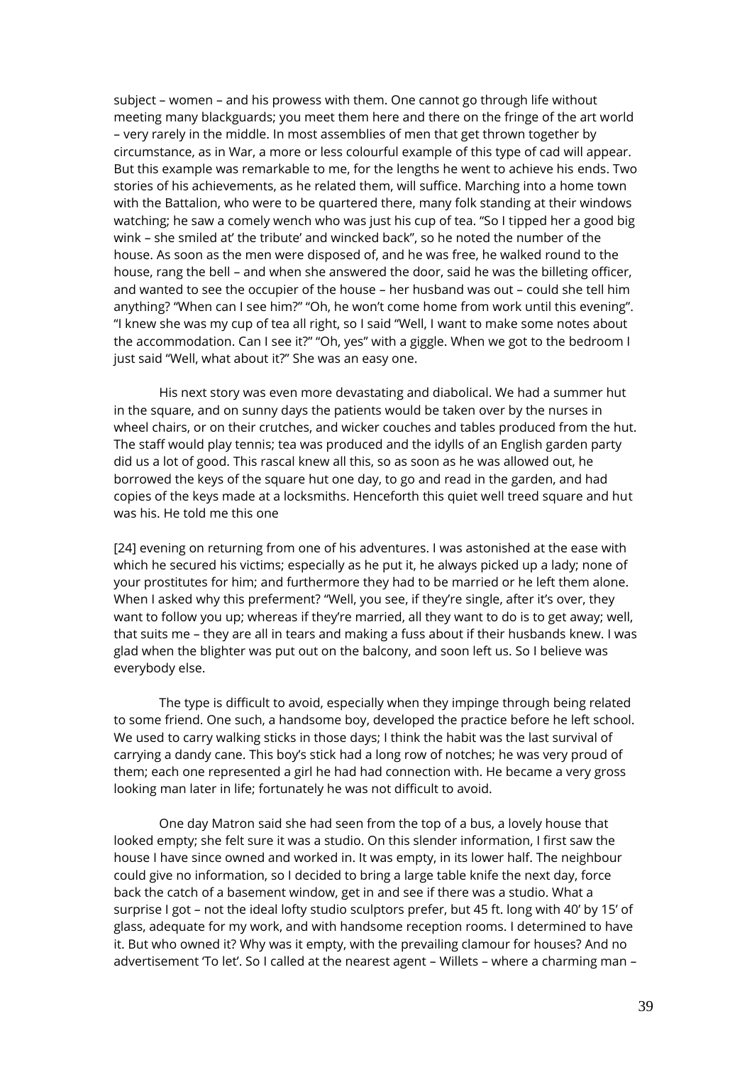subject – women – and his prowess with them. One cannot go through life without meeting many blackguards; you meet them here and there on the fringe of the art world – very rarely in the middle. In most assemblies of men that get thrown together by circumstance, as in War, a more or less colourful example of this type of cad will appear. But this example was remarkable to me, for the lengths he went to achieve his ends. Two stories of his achievements, as he related them, will suffice. Marching into a home town with the Battalion, who were to be quartered there, many folk standing at their windows watching; he saw a comely wench who was just his cup of tea. "So I tipped her a good big wink – she smiled at' the tribute' and wincked back", so he noted the number of the house. As soon as the men were disposed of, and he was free, he walked round to the house, rang the bell – and when she answered the door, said he was the billeting officer, and wanted to see the occupier of the house – her husband was out – could she tell him anything? "When can I see him?" "Oh, he won't come home from work until this evening". "I knew she was my cup of tea all right, so I said "Well, I want to make some notes about the accommodation. Can I see it?" "Oh, yes" with a giggle. When we got to the bedroom I just said "Well, what about it?" She was an easy one.

His next story was even more devastating and diabolical. We had a summer hut in the square, and on sunny days the patients would be taken over by the nurses in wheel chairs, or on their crutches, and wicker couches and tables produced from the hut. The staff would play tennis; tea was produced and the idylls of an English garden party did us a lot of good. This rascal knew all this, so as soon as he was allowed out, he borrowed the keys of the square hut one day, to go and read in the garden, and had copies of the keys made at a locksmiths. Henceforth this quiet well treed square and hut was his. He told me this one

[24] evening on returning from one of his adventures. I was astonished at the ease with which he secured his victims; especially as he put it, he always picked up a lady; none of your prostitutes for him; and furthermore they had to be married or he left them alone. When I asked why this preferment? "Well, you see, if they're single, after it's over, they want to follow you up; whereas if they're married, all they want to do is to get away; well, that suits me – they are all in tears and making a fuss about if their husbands knew. I was glad when the blighter was put out on the balcony, and soon left us. So I believe was everybody else.

The type is difficult to avoid, especially when they impinge through being related to some friend. One such, a handsome boy, developed the practice before he left school. We used to carry walking sticks in those days; I think the habit was the last survival of carrying a dandy cane. This boy's stick had a long row of notches; he was very proud of them; each one represented a girl he had had connection with. He became a very gross looking man later in life; fortunately he was not difficult to avoid.

One day Matron said she had seen from the top of a bus, a lovely house that looked empty; she felt sure it was a studio. On this slender information, I first saw the house I have since owned and worked in. It was empty, in its lower half. The neighbour could give no information, so I decided to bring a large table knife the next day, force back the catch of a basement window, get in and see if there was a studio. What a surprise I got – not the ideal lofty studio sculptors prefer, but 45 ft. long with 40' by 15' of glass, adequate for my work, and with handsome reception rooms. I determined to have it. But who owned it? Why was it empty, with the prevailing clamour for houses? And no advertisement 'To let'. So I called at the nearest agent – Willets – where a charming man –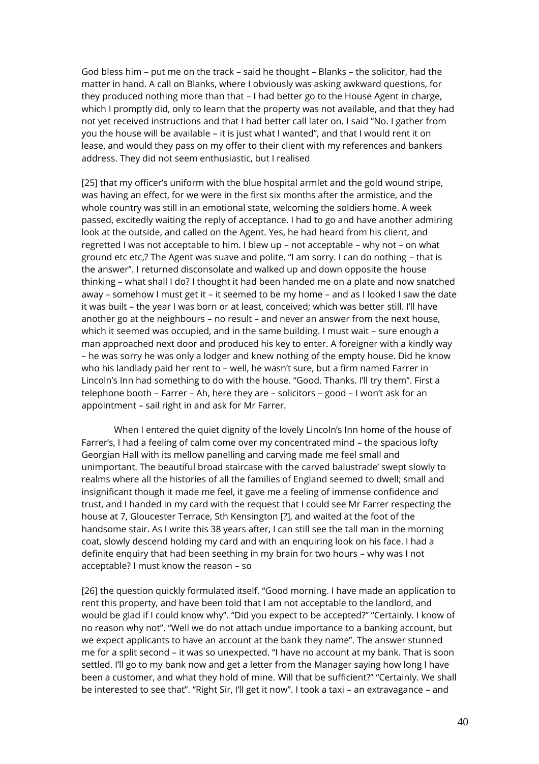God bless him – put me on the track – said he thought – Blanks – the solicitor, had the matter in hand. A call on Blanks, where I obviously was asking awkward questions, for they produced nothing more than that – I had better go to the House Agent in charge, which I promptly did, only to learn that the property was not available, and that they had not yet received instructions and that I had better call later on. I said "No. I gather from you the house will be available – it is just what I wanted", and that I would rent it on lease, and would they pass on my offer to their client with my references and bankers address. They did not seem enthusiastic, but I realised

[25] that my officer's uniform with the blue hospital armlet and the gold wound stripe, was having an effect, for we were in the first six months after the armistice, and the whole country was still in an emotional state, welcoming the soldiers home. A week passed, excitedly waiting the reply of acceptance. I had to go and have another admiring look at the outside, and called on the Agent. Yes, he had heard from his client, and regretted I was not acceptable to him. I blew up – not acceptable – why not – on what ground etc etc,? The Agent was suave and polite. "I am sorry. I can do nothing – that is the answer". I returned disconsolate and walked up and down opposite the house thinking – what shall I do? I thought it had been handed me on a plate and now snatched away – somehow I must get it – it seemed to be my home – and as I looked I saw the date it was built – the year I was born or at least, conceived; which was better still. I'll have another go at the neighbours – no result – and never an answer from the next house, which it seemed was occupied, and in the same building. I must wait – sure enough a man approached next door and produced his key to enter. A foreigner with a kindly way – he was sorry he was only a lodger and knew nothing of the empty house. Did he know who his landlady paid her rent to – well, he wasn't sure, but a firm named Farrer in Lincoln's Inn had something to do with the house. "Good. Thanks. I'll try them". First a telephone booth – Farrer – Ah, here they are – solicitors – good – I won't ask for an appointment – sail right in and ask for Mr Farrer.

When I entered the quiet dignity of the lovely Lincoln's Inn home of the house of Farrer's, I had a feeling of calm come over my concentrated mind – the spacious lofty Georgian Hall with its mellow panelling and carving made me feel small and unimportant. The beautiful broad staircase with the carved balustrade' swept slowly to realms where all the histories of all the families of England seemed to dwell; small and insignificant though it made me feel, it gave me a feeling of immense confidence and trust, and I handed in my card with the request that I could see Mr Farrer respecting the house at 7, Gloucester Terrace, Sth Kensington [?], and waited at the foot of the handsome stair. As I write this 38 years after, I can still see the tall man in the morning coat, slowly descend holding my card and with an enquiring look on his face. I had a definite enquiry that had been seething in my brain for two hours – why was I not acceptable? I must know the reason – so

[26] the question quickly formulated itself. "Good morning. I have made an application to rent this property, and have been told that I am not acceptable to the landlord, and would be glad if I could know why". "Did you expect to be accepted?" "Certainly. I know of no reason why not". "Well we do not attach undue importance to a banking account, but we expect applicants to have an account at the bank they name". The answer stunned me for a split second – it was so unexpected. "I have no account at my bank. That is soon settled. I'll go to my bank now and get a letter from the Manager saying how long I have been a customer, and what they hold of mine. Will that be sufficient?" "Certainly. We shall be interested to see that". "Right Sir, I'll get it now". I took a taxi – an extravagance – and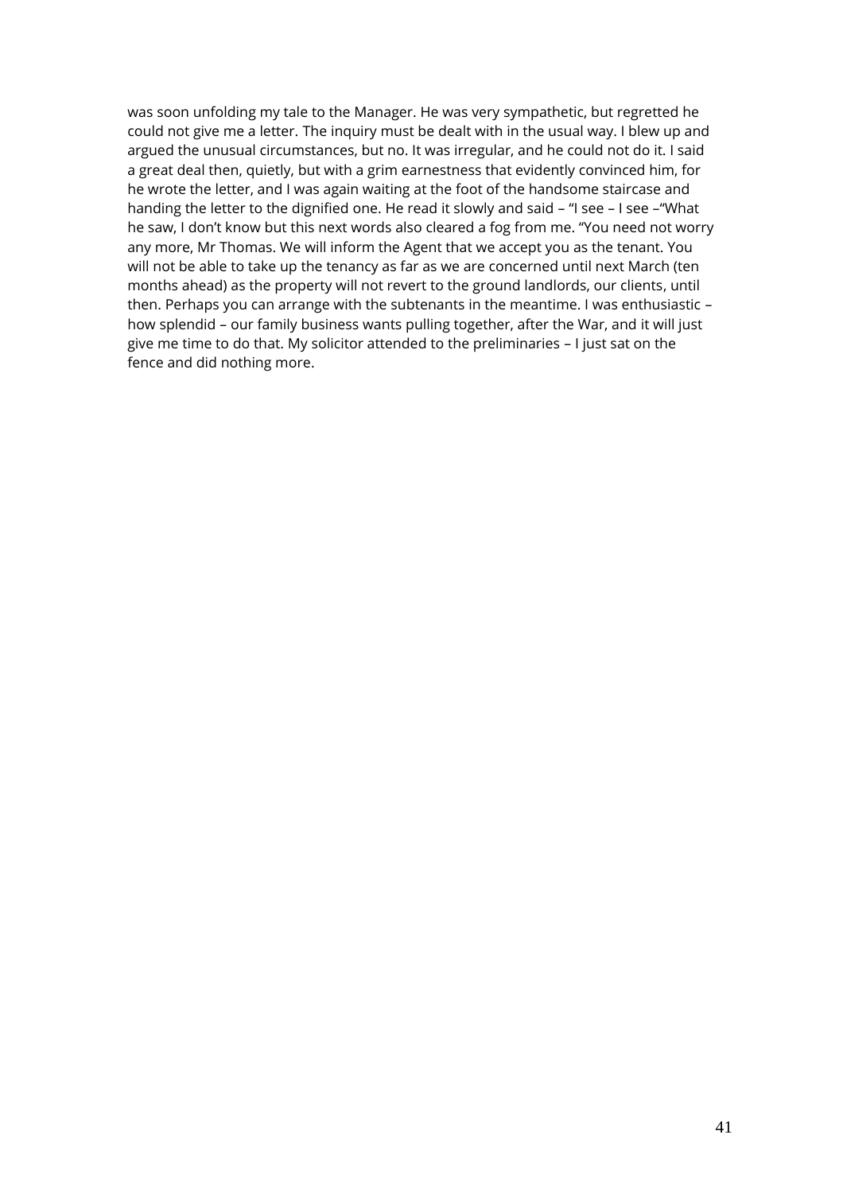was soon unfolding my tale to the Manager. He was very sympathetic, but regretted he could not give me a letter. The inquiry must be dealt with in the usual way. I blew up and argued the unusual circumstances, but no. It was irregular, and he could not do it. I said a great deal then, quietly, but with a grim earnestness that evidently convinced him, for he wrote the letter, and I was again waiting at the foot of the handsome staircase and handing the letter to the dignified one. He read it slowly and said – "I see – I see –"What he saw, I don't know but this next words also cleared a fog from me. "You need not worry any more, Mr Thomas. We will inform the Agent that we accept you as the tenant. You will not be able to take up the tenancy as far as we are concerned until next March (ten months ahead) as the property will not revert to the ground landlords, our clients, until then. Perhaps you can arrange with the subtenants in the meantime. I was enthusiastic – how splendid – our family business wants pulling together, after the War, and it will just give me time to do that. My solicitor attended to the preliminaries – I just sat on the fence and did nothing more.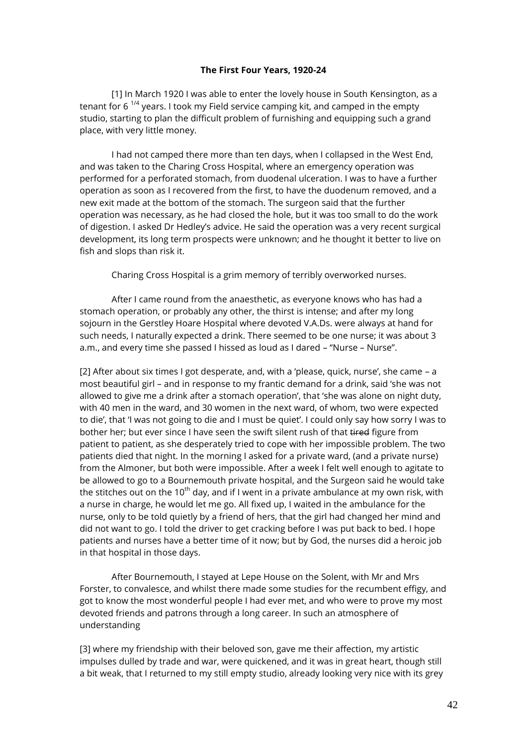**The First Four Years, 1920-24**

[1] In March 1920 I was able to enter the lovely house in South Kensington, as a tenant for 6 $^{1/4}$ years. I took my Field service camping kit, and camped in the empty studio, starting to plan the difficult problem of furnishing and equipping such a grand place, with very little money.

I had not camped there more than ten days, when I collapsed in the West End, and was taken to the Charing Cross Hospital, where an emergency operation was performed for a perforated stomach, from duodenal ulceration. I was to have a further operation as soon as I recovered from the first, to have the duodenum removed, and a new exit made at the bottom of the stomach. The surgeon said that the further operation was necessary, as he had closed the hole, but it was too small to do the work of digestion. I asked Dr Hedley's advice. He said the operation was a very recent surgical development, its long term prospects were unknown; and he thought it better to live on fish and slops than risk it.

Charing Cross Hospital is a grim memory of terribly overworked nurses.

After I came round from the anaesthetic, as everyone knows who has had a stomach operation, or probably any other, the thirst is intense; and after my long sojourn in the Gerstley Hoare Hospital where devoted V.A.Ds. were always at hand for such needs, I naturally expected a drink. There seemed to be one nurse; it was about 3 a.m., and every time she passed I hissed as loud as I dared – "Nurse – Nurse".

[2] After about six times I got desperate, and, with a 'please, quick, nurse', she came – a most beautiful girl – and in response to my frantic demand for a drink, said 'she was not allowed to give me a drink after a stomach operation', that 'she was alone on night duty, with 40 men in the ward, and 30 women in the next ward, of whom, two were expected to die', that 'I was not going to die and I must be quiet'. I could only say how sorry I was to bother her; but ever since I have seen the swift silent rush of that ~~tired~~ figure from patient to patient, as she desperately tried to cope with her impossible problem. The two patients died that night. In the morning I asked for a private ward, (and a private nurse) from the Almoner, but both were impossible. After a week I felt well enough to agitate to be allowed to go to a Bournemouth private hospital, and the Surgeon said he would take the stitches out on the 10th day, and if I went in a private ambulance at my own risk, with a nurse in charge, he would let me go. All fixed up, I waited in the ambulance for the nurse, only to be told quietly by a friend of hers, that the girl had changed her mind and did not want to go. I told the driver to get cracking before I was put back to bed. I hope patients and nurses have a better time of it now; but by God, the nurses did a heroic job in that hospital in those days.

After Bournemouth, I stayed at Lepe House on the Solent, with Mr and Mrs Forster, to convalesce, and whilst there made some studies for the recumbent effigy, and got to know the most wonderful people I had ever met, and who were to prove my most devoted friends and patrons through a long career. In such an atmosphere of understanding

[3] where my friendship with their beloved son, gave me their affection, my artistic impulses dulled by trade and war, were quickened, and it was in great heart, though still a bit weak, that I returned to my still empty studio, already looking very nice with its grey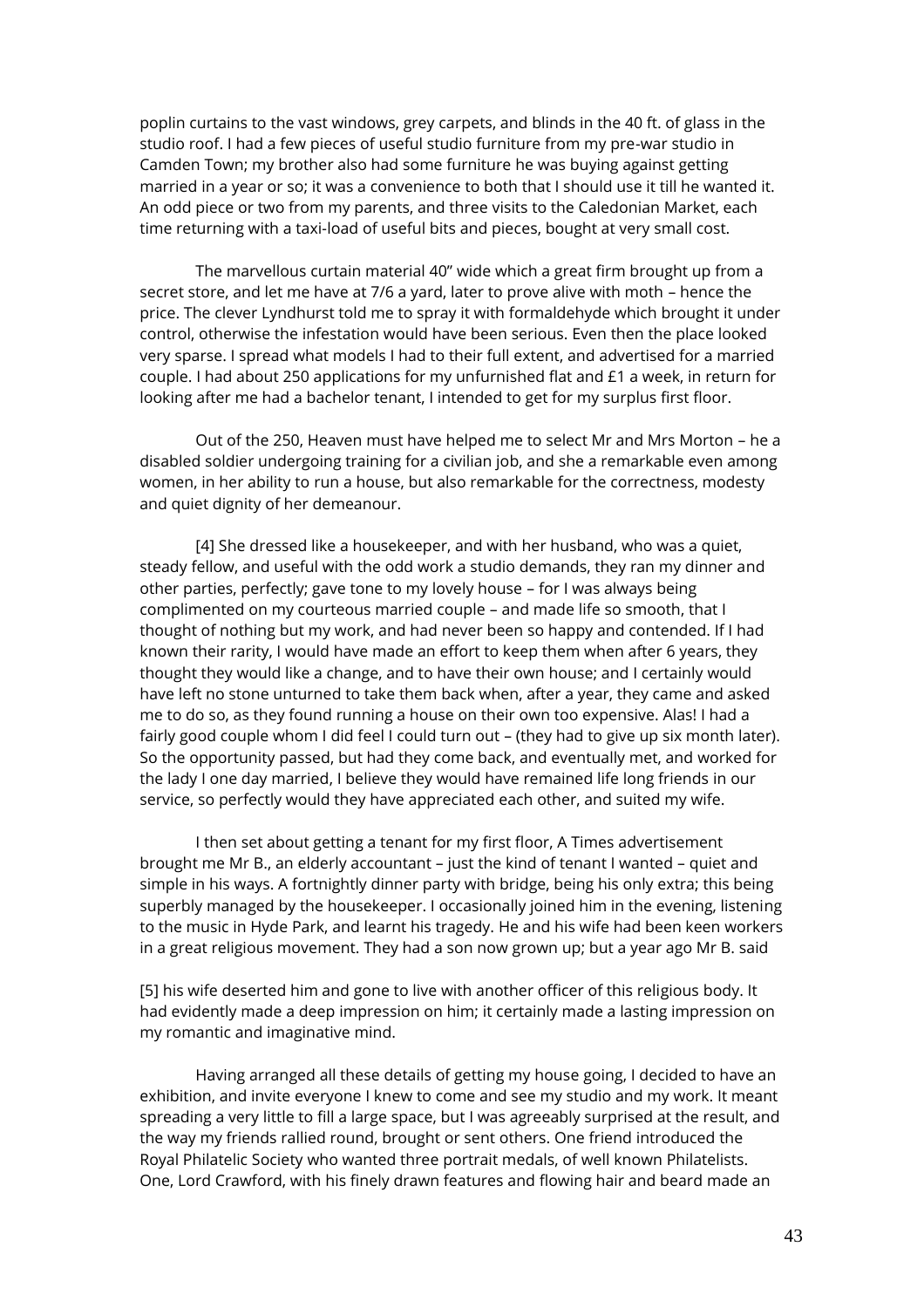poplin curtains to the vast windows, grey carpets, and blinds in the 40 ft. of glass in the studio roof. I had a few pieces of useful studio furniture from my pre-war studio in Camden Town; my brother also had some furniture he was buying against getting married in a year or so; it was a convenience to both that I should use it till he wanted it. An odd piece or two from my parents, and three visits to the Caledonian Market, each time returning with a taxi-load of useful bits and pieces, bought at very small cost.

The marvellous curtain material 40" wide which a great firm brought up from a secret store, and let me have at 7/6 a yard, later to prove alive with moth – hence the price. The clever Lyndhurst told me to spray it with formaldehyde which brought it under control, otherwise the infestation would have been serious. Even then the place looked very sparse. I spread what models I had to their full extent, and advertised for a married couple. I had about 250 applications for my unfurnished flat and £1 a week, in return for looking after me had a bachelor tenant, I intended to get for my surplus first floor.

Out of the 250, Heaven must have helped me to select Mr and Mrs Morton – he a disabled soldier undergoing training for a civilian job, and she a remarkable even among women, in her ability to run a house, but also remarkable for the correctness, modesty and quiet dignity of her demeanour.

[4] She dressed like a housekeeper, and with her husband, who was a quiet, steady fellow, and useful with the odd work a studio demands, they ran my dinner and other parties, perfectly; gave tone to my lovely house – for I was always being complimented on my courteous married couple – and made life so smooth, that I thought of nothing but my work, and had never been so happy and contended. If I had known their rarity, I would have made an effort to keep them when after 6 years, they thought they would like a change, and to have their own house; and I certainly would have left no stone unturned to take them back when, after a year, they came and asked me to do so, as they found running a house on their own too expensive. Alas! I had a fairly good couple whom I did feel I could turn out – (they had to give up six month later). So the opportunity passed, but had they come back, and eventually met, and worked for the lady I one day married, I believe they would have remained life long friends in our service, so perfectly would they have appreciated each other, and suited my wife.

I then set about getting a tenant for my first floor, A Times advertisement brought me Mr B., an elderly accountant – just the kind of tenant I wanted – quiet and simple in his ways. A fortnightly dinner party with bridge, being his only extra; this being superbly managed by the housekeeper. I occasionally joined him in the evening, listening to the music in Hyde Park, and learnt his tragedy. He and his wife had been keen workers in a great religious movement. They had a son now grown up; but a year ago Mr B. said

[5] his wife deserted him and gone to live with another officer of this religious body. It had evidently made a deep impression on him; it certainly made a lasting impression on my romantic and imaginative mind.

Having arranged all these details of getting my house going, I decided to have an exhibition, and invite everyone I knew to come and see my studio and my work. It meant spreading a very little to fill a large space, but I was agreeably surprised at the result, and the way my friends rallied round, brought or sent others. One friend introduced the Royal Philatelic Society who wanted three portrait medals, of well known Philatelists. One, Lord Crawford, with his finely drawn features and flowing hair and beard made an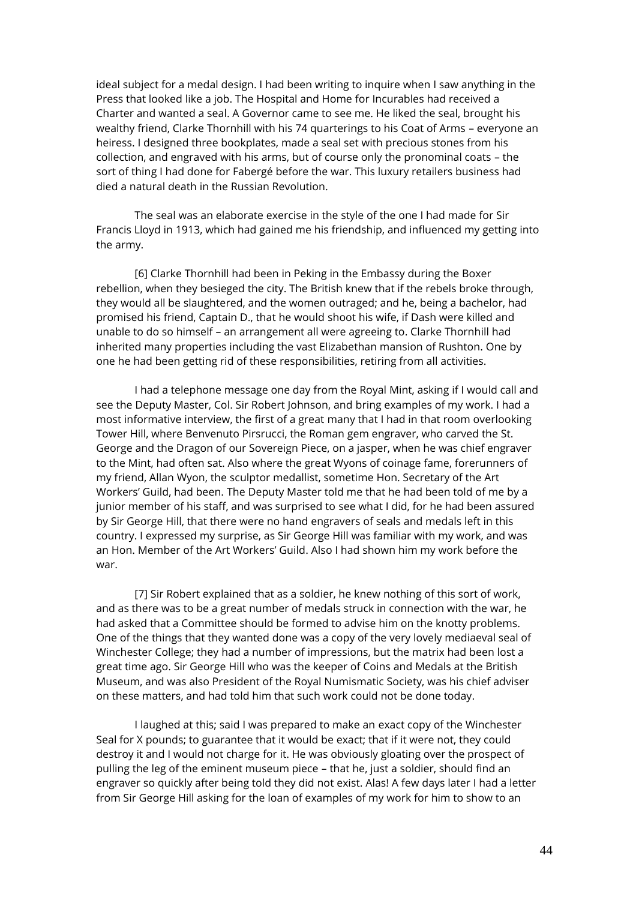ideal subject for a medal design. I had been writing to inquire when I saw anything in the Press that looked like a job. The Hospital and Home for Incurables had received a Charter and wanted a seal. A Governor came to see me. He liked the seal, brought his wealthy friend, Clarke Thornhill with his 74 quarterings to his Coat of Arms – everyone an heiress. I designed three bookplates, made a seal set with precious stones from his collection, and engraved with his arms, but of course only the pronominal coats – the sort of thing I had done for Fabergé before the war. This luxury retailers business had died a natural death in the Russian Revolution.

The seal was an elaborate exercise in the style of the one I had made for Sir Francis Lloyd in 1913, which had gained me his friendship, and influenced my getting into the army.

[6] Clarke Thornhill had been in Peking in the Embassy during the Boxer rebellion, when they besieged the city. The British knew that if the rebels broke through, they would all be slaughtered, and the women outraged; and he, being a bachelor, had promised his friend, Captain D., that he would shoot his wife, if Dash were killed and unable to do so himself – an arrangement all were agreeing to. Clarke Thornhill had inherited many properties including the vast Elizabethan mansion of Rushton. One by one he had been getting rid of these responsibilities, retiring from all activities.

I had a telephone message one day from the Royal Mint, asking if I would call and see the Deputy Master, Col. Sir Robert Johnson, and bring examples of my work. I had a most informative interview, the first of a great many that I had in that room overlooking Tower Hill, where Benvenuto Pirsrucci, the Roman gem engraver, who carved the St. George and the Dragon of our Sovereign Piece, on a jasper, when he was chief engraver to the Mint, had often sat. Also where the great Wyons of coinage fame, forerunners of my friend, Allan Wyon, the sculptor medallist, sometime Hon. Secretary of the Art Workers' Guild, had been. The Deputy Master told me that he had been told of me by a junior member of his staff, and was surprised to see what I did, for he had been assured by Sir George Hill, that there were no hand engravers of seals and medals left in this country. I expressed my surprise, as Sir George Hill was familiar with my work, and was an Hon. Member of the Art Workers' Guild. Also I had shown him my work before the war.

[7] Sir Robert explained that as a soldier, he knew nothing of this sort of work, and as there was to be a great number of medals struck in connection with the war, he had asked that a Committee should be formed to advise him on the knotty problems. One of the things that they wanted done was a copy of the very lovely mediaeval seal of Winchester College; they had a number of impressions, but the matrix had been lost a great time ago. Sir George Hill who was the keeper of Coins and Medals at the British Museum, and was also President of the Royal Numismatic Society, was his chief adviser on these matters, and had told him that such work could not be done today.

I laughed at this; said I was prepared to make an exact copy of the Winchester Seal for X pounds; to guarantee that it would be exact; that if it were not, they could destroy it and I would not charge for it. He was obviously gloating over the prospect of pulling the leg of the eminent museum piece – that he, just a soldier, should find an engraver so quickly after being told they did not exist. Alas! A few days later I had a letter from Sir George Hill asking for the loan of examples of my work for him to show to an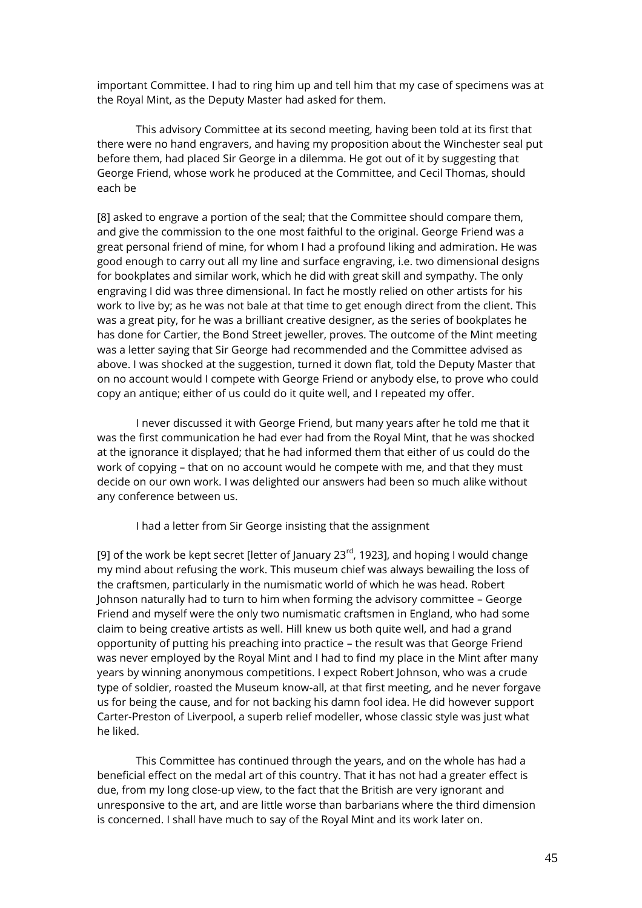important Committee. I had to ring him up and tell him that my case of specimens was at the Royal Mint, as the Deputy Master had asked for them.

This advisory Committee at its second meeting, having been told at its first that there were no hand engravers, and having my proposition about the Winchester seal put before them, had placed Sir George in a dilemma. He got out of it by suggesting that George Friend, whose work he produced at the Committee, and Cecil Thomas, should each be

[8] asked to engrave a portion of the seal; that the Committee should compare them, and give the commission to the one most faithful to the original. George Friend was a great personal friend of mine, for whom I had a profound liking and admiration. He was good enough to carry out all my line and surface engraving, i.e. two dimensional designs for bookplates and similar work, which he did with great skill and sympathy. The only engraving I did was three dimensional. In fact he mostly relied on other artists for his work to live by; as he was not bale at that time to get enough direct from the client. This was a great pity, for he was a brilliant creative designer, as the series of bookplates he has done for Cartier, the Bond Street jeweller, proves. The outcome of the Mint meeting was a letter saying that Sir George had recommended and the Committee advised as above. I was shocked at the suggestion, turned it down flat, told the Deputy Master that on no account would I compete with George Friend or anybody else, to prove who could copy an antique; either of us could do it quite well, and I repeated my offer.

I never discussed it with George Friend, but many years after he told me that it was the first communication he had ever had from the Royal Mint, that he was shocked at the ignorance it displayed; that he had informed them that either of us could do the work of copying – that on no account would he compete with me, and that they must decide on our own work. I was delighted our answers had been so much alike without any conference between us.

I had a letter from Sir George insisting that the assignment

[9] of the work be kept secret [letter of January 23rd, 1923], and hoping I would change my mind about refusing the work. This museum chief was always bewailing the loss of the craftsmen, particularly in the numismatic world of which he was head. Robert Johnson naturally had to turn to him when forming the advisory committee – George Friend and myself were the only two numismatic craftsmen in England, who had some claim to being creative artists as well. Hill knew us both quite well, and had a grand opportunity of putting his preaching into practice – the result was that George Friend was never employed by the Royal Mint and I had to find my place in the Mint after many years by winning anonymous competitions. I expect Robert Johnson, who was a crude type of soldier, roasted the Museum know-all, at that first meeting, and he never forgave us for being the cause, and for not backing his damn fool idea. He did however support Carter-Preston of Liverpool, a superb relief modeller, whose classic style was just what he liked.

This Committee has continued through the years, and on the whole has had a beneficial effect on the medal art of this country. That it has not had a greater effect is due, from my long close-up view, to the fact that the British are very ignorant and unresponsive to the art, and are little worse than barbarians where the third dimension is concerned. I shall have much to say of the Royal Mint and its work later on.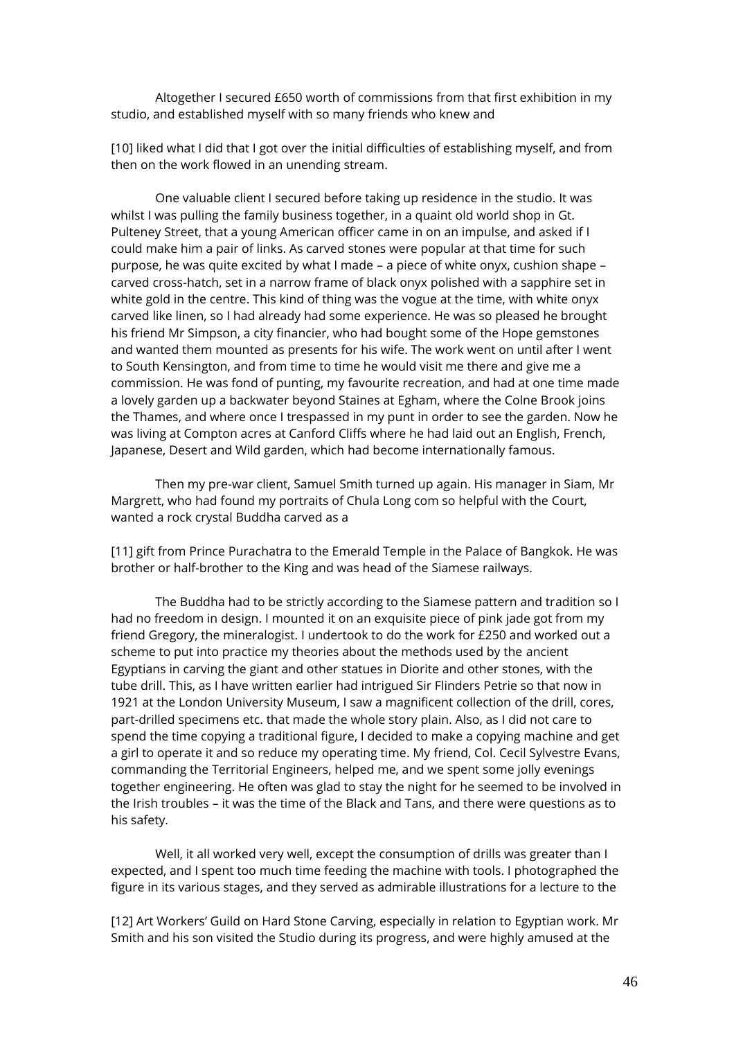Altogether I secured £650 worth of commissions from that first exhibition in my studio, and established myself with so many friends who knew and

[10] liked what I did that I got over the initial difficulties of establishing myself, and from then on the work flowed in an unending stream.

One valuable client I secured before taking up residence in the studio. It was whilst I was pulling the family business together, in a quaint old world shop in Gt. Pulteney Street, that a young American officer came in on an impulse, and asked if I could make him a pair of links. As carved stones were popular at that time for such purpose, he was quite excited by what I made – a piece of white onyx, cushion shape – carved cross-hatch, set in a narrow frame of black onyx polished with a sapphire set in white gold in the centre. This kind of thing was the vogue at the time, with white onyx carved like linen, so I had already had some experience. He was so pleased he brought his friend Mr Simpson, a city financier, who had bought some of the Hope gemstones and wanted them mounted as presents for his wife. The work went on until after I went to South Kensington, and from time to time he would visit me there and give me a commission. He was fond of punting, my favourite recreation, and had at one time made a lovely garden up a backwater beyond Staines at Egham, where the Colne Brook joins the Thames, and where once I trespassed in my punt in order to see the garden. Now he was living at Compton acres at Canford Cliffs where he had laid out an English, French, Japanese, Desert and Wild garden, which had become internationally famous.

Then my pre-war client, Samuel Smith turned up again. His manager in Siam, Mr Margrett, who had found my portraits of Chula Long com so helpful with the Court, wanted a rock crystal Buddha carved as a

[11] gift from Prince Purachatra to the Emerald Temple in the Palace of Bangkok. He was brother or half-brother to the King and was head of the Siamese railways.

The Buddha had to be strictly according to the Siamese pattern and tradition so I had no freedom in design. I mounted it on an exquisite piece of pink jade got from my friend Gregory, the mineralogist. I undertook to do the work for £250 and worked out a scheme to put into practice my theories about the methods used by the ancient Egyptians in carving the giant and other statues in Diorite and other stones, with the tube drill. This, as I have written earlier had intrigued Sir Flinders Petrie so that now in 1921 at the London University Museum, I saw a magnificent collection of the drill, cores, part-drilled specimens etc. that made the whole story plain. Also, as I did not care to spend the time copying a traditional figure, I decided to make a copying machine and get a girl to operate it and so reduce my operating time. My friend, Col. Cecil Sylvestre Evans, commanding the Territorial Engineers, helped me, and we spent some jolly evenings together engineering. He often was glad to stay the night for he seemed to be involved in the Irish troubles – it was the time of the Black and Tans, and there were questions as to his safety.

Well, it all worked very well, except the consumption of drills was greater than I expected, and I spent too much time feeding the machine with tools. I photographed the figure in its various stages, and they served as admirable illustrations for a lecture to the

[12] Art Workers' Guild on Hard Stone Carving, especially in relation to Egyptian work. Mr Smith and his son visited the Studio during its progress, and were highly amused at the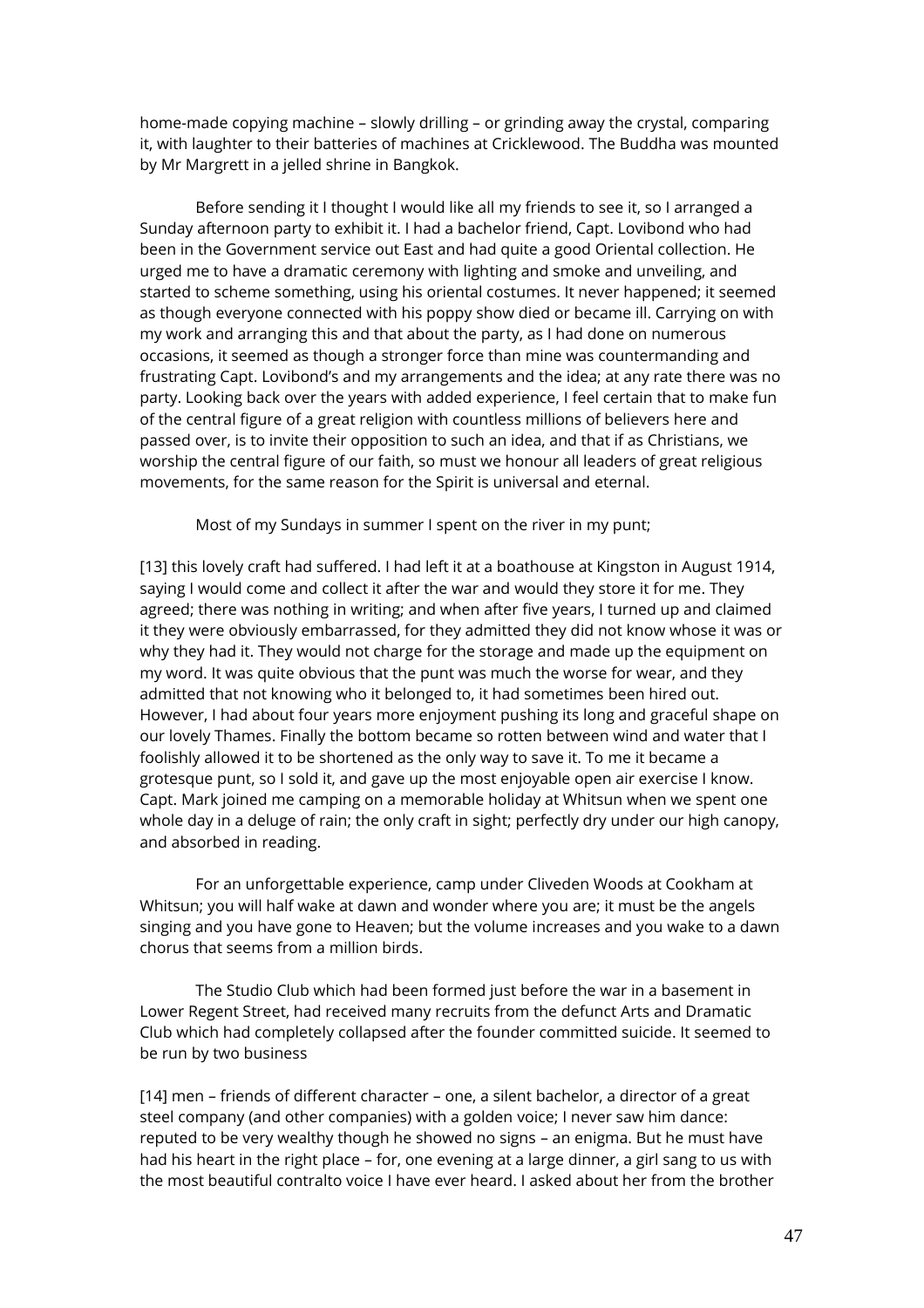home-made copying machine – slowly drilling – or grinding away the crystal, comparing it, with laughter to their batteries of machines at Cricklewood. The Buddha was mounted by Mr Margrett in a jelled shrine in Bangkok.

Before sending it I thought I would like all my friends to see it, so I arranged a Sunday afternoon party to exhibit it. I had a bachelor friend, Capt. Lovibond who had been in the Government service out East and had quite a good Oriental collection. He urged me to have a dramatic ceremony with lighting and smoke and unveiling, and started to scheme something, using his oriental costumes. It never happened; it seemed as though everyone connected with his poppy show died or became ill. Carrying on with my work and arranging this and that about the party, as I had done on numerous occasions, it seemed as though a stronger force than mine was countermanding and frustrating Capt. Lovibond's and my arrangements and the idea; at any rate there was no party. Looking back over the years with added experience, I feel certain that to make fun of the central figure of a great religion with countless millions of believers here and passed over, is to invite their opposition to such an idea, and that if as Christians, we worship the central figure of our faith, so must we honour all leaders of great religious movements, for the same reason for the Spirit is universal and eternal.

Most of my Sundays in summer I spent on the river in my punt;

[13] this lovely craft had suffered. I had left it at a boathouse at Kingston in August 1914, saying I would come and collect it after the war and would they store it for me. They agreed; there was nothing in writing; and when after five years, I turned up and claimed it they were obviously embarrassed, for they admitted they did not know whose it was or why they had it. They would not charge for the storage and made up the equipment on my word. It was quite obvious that the punt was much the worse for wear, and they admitted that not knowing who it belonged to, it had sometimes been hired out. However, I had about four years more enjoyment pushing its long and graceful shape on our lovely Thames. Finally the bottom became so rotten between wind and water that I foolishly allowed it to be shortened as the only way to save it. To me it became a grotesque punt, so I sold it, and gave up the most enjoyable open air exercise I know. Capt. Mark joined me camping on a memorable holiday at Whitsun when we spent one whole day in a deluge of rain; the only craft in sight; perfectly dry under our high canopy, and absorbed in reading.

For an unforgettable experience, camp under Cliveden Woods at Cookham at Whitsun; you will half wake at dawn and wonder where you are; it must be the angels singing and you have gone to Heaven; but the volume increases and you wake to a dawn chorus that seems from a million birds.

The Studio Club which had been formed just before the war in a basement in Lower Regent Street, had received many recruits from the defunct Arts and Dramatic Club which had completely collapsed after the founder committed suicide. It seemed to be run by two business

[14] men – friends of different character – one, a silent bachelor, a director of a great steel company (and other companies) with a golden voice; I never saw him dance: reputed to be very wealthy though he showed no signs – an enigma. But he must have had his heart in the right place – for, one evening at a large dinner, a girl sang to us with the most beautiful contralto voice I have ever heard. I asked about her from the brother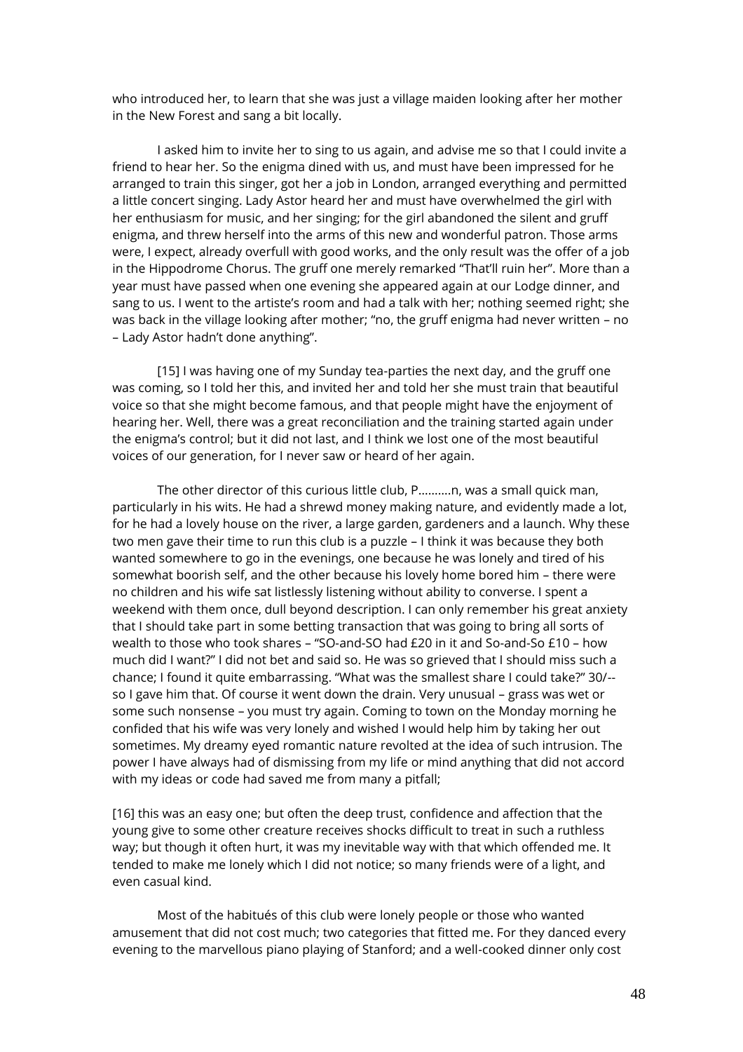who introduced her, to learn that she was just a village maiden looking after her mother in the New Forest and sang a bit locally.

I asked him to invite her to sing to us again, and advise me so that I could invite a friend to hear her. So the enigma dined with us, and must have been impressed for he arranged to train this singer, got her a job in London, arranged everything and permitted a little concert singing. Lady Astor heard her and must have overwhelmed the girl with her enthusiasm for music, and her singing; for the girl abandoned the silent and gruff enigma, and threw herself into the arms of this new and wonderful patron. Those arms were, I expect, already overfull with good works, and the only result was the offer of a job in the Hippodrome Chorus. The gruff one merely remarked "That'll ruin her". More than a year must have passed when one evening she appeared again at our Lodge dinner, and sang to us. I went to the artiste's room and had a talk with her; nothing seemed right; she was back in the village looking after mother; "no, the gruff enigma had never written – no – Lady Astor hadn't done anything".

[15] I was having one of my Sunday tea-parties the next day, and the gruff one was coming, so I told her this, and invited her and told her she must train that beautiful voice so that she might become famous, and that people might have the enjoyment of hearing her. Well, there was a great reconciliation and the training started again under the enigma's control; but it did not last, and I think we lost one of the most beautiful voices of our generation, for I never saw or heard of her again.

The other director of this curious little club, P……….n, was a small quick man, particularly in his wits. He had a shrewd money making nature, and evidently made a lot, for he had a lovely house on the river, a large garden, gardeners and a launch. Why these two men gave their time to run this club is a puzzle – I think it was because they both wanted somewhere to go in the evenings, one because he was lonely and tired of his somewhat boorish self, and the other because his lovely home bored him – there were no children and his wife sat listlessly listening without ability to converse. I spent a weekend with them once, dull beyond description. I can only remember his great anxiety that I should take part in some betting transaction that was going to bring all sorts of wealth to those who took shares – "SO-and-SO had £20 in it and So-and-So £10 – how much did I want?" I did not bet and said so. He was so grieved that I should miss such a chance; I found it quite embarrassing. "What was the smallest share I could take?" 30/-- so I gave him that. Of course it went down the drain. Very unusual – grass was wet or some such nonsense – you must try again. Coming to town on the Monday morning he confided that his wife was very lonely and wished I would help him by taking her out sometimes. My dreamy eyed romantic nature revolted at the idea of such intrusion. The power I have always had of dismissing from my life or mind anything that did not accord with my ideas or code had saved me from many a pitfall;

[16] this was an easy one; but often the deep trust, confidence and affection that the young give to some other creature receives shocks difficult to treat in such a ruthless way; but though it often hurt, it was my inevitable way with that which offended me. It tended to make me lonely which I did not notice; so many friends were of a light, and even casual kind.

Most of the habitués of this club were lonely people or those who wanted amusement that did not cost much; two categories that fitted me. For they danced every evening to the marvellous piano playing of Stanford; and a well-cooked dinner only cost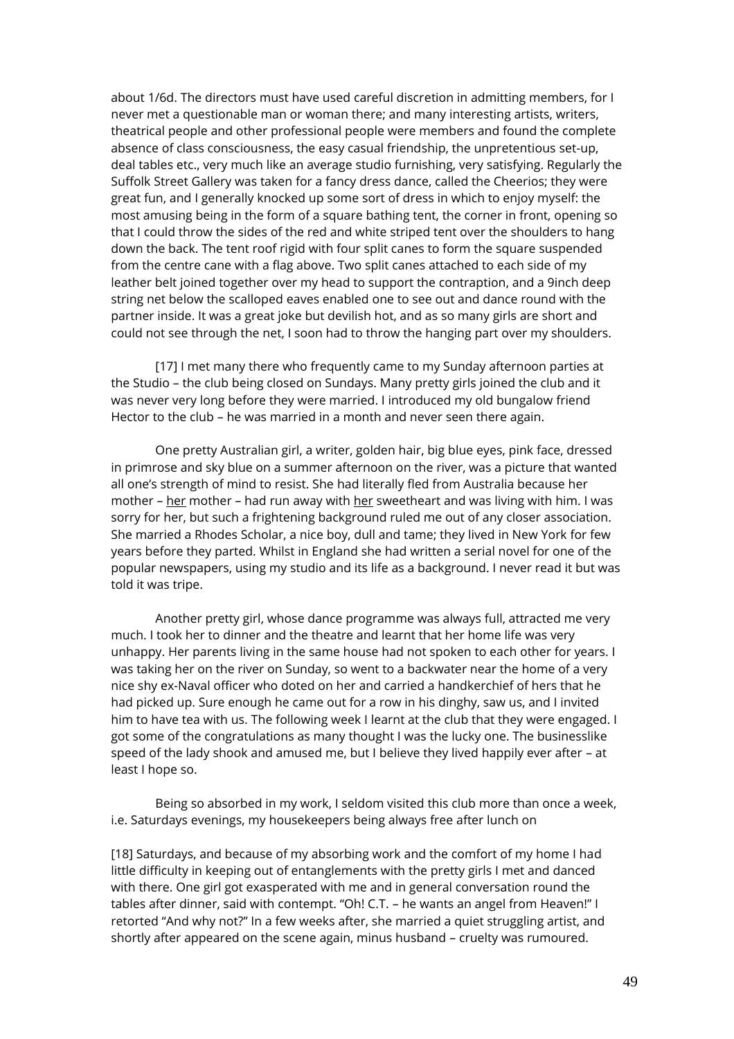about 1/6d. The directors must have used careful discretion in admitting members, for I never met a questionable man or woman there; and many interesting artists, writers, theatrical people and other professional people were members and found the complete absence of class consciousness, the easy casual friendship, the unpretentious set-up, deal tables etc., very much like an average studio furnishing, very satisfying. Regularly the Suffolk Street Gallery was taken for a fancy dress dance, called the Cheerios; they were great fun, and I generally knocked up some sort of dress in which to enjoy myself: the most amusing being in the form of a square bathing tent, the corner in front, opening so that I could throw the sides of the red and white striped tent over the shoulders to hang down the back. The tent roof rigid with four split canes to form the square suspended from the centre cane with a flag above. Two split canes attached to each side of my leather belt joined together over my head to support the contraption, and a 9inch deep string net below the scalloped eaves enabled one to see out and dance round with the partner inside. It was a great joke but devilish hot, and as so many girls are short and could not see through the net, I soon had to throw the hanging part over my shoulders.

[17] I met many there who frequently came to my Sunday afternoon parties at the Studio – the club being closed on Sundays. Many pretty girls joined the club and it was never very long before they were married. I introduced my old bungalow friend Hector to the club – he was married in a month and never seen there again.

One pretty Australian girl, a writer, golden hair, big blue eyes, pink face, dressed in primrose and sky blue on a summer afternoon on the river, was a picture that wanted all one's strength of mind to resist. She had literally fled from Australia because her mother – <u>her</u> mother – had run away with <u>her</u> sweetheart and was living with him. I was sorry for her, but such a frightening background ruled me out of any closer association. She married a Rhodes Scholar, a nice boy, dull and tame; they lived in New York for few years before they parted. Whilst in England she had written a serial novel for one of the popular newspapers, using my studio and its life as a background. I never read it but was told it was tripe.

Another pretty girl, whose dance programme was always full, attracted me very much. I took her to dinner and the theatre and learnt that her home life was very unhappy. Her parents living in the same house had not spoken to each other for years. I was taking her on the river on Sunday, so went to a backwater near the home of a very nice shy ex-Naval officer who doted on her and carried a handkerchief of hers that he had picked up. Sure enough he came out for a row in his dinghy, saw us, and I invited him to have tea with us. The following week I learnt at the club that they were engaged. I got some of the congratulations as many thought I was the lucky one. The businesslike speed of the lady shook and amused me, but I believe they lived happily ever after – at least I hope so.

Being so absorbed in my work, I seldom visited this club more than once a week, i.e. Saturdays evenings, my housekeepers being always free after lunch on

[18] Saturdays, and because of my absorbing work and the comfort of my home I had little difficulty in keeping out of entanglements with the pretty girls I met and danced with there. One girl got exasperated with me and in general conversation round the tables after dinner, said with contempt. "Oh! C.T. – he wants an angel from Heaven!" I retorted "And why not?" In a few weeks after, she married a quiet struggling artist, and shortly after appeared on the scene again, minus husband – cruelty was rumoured.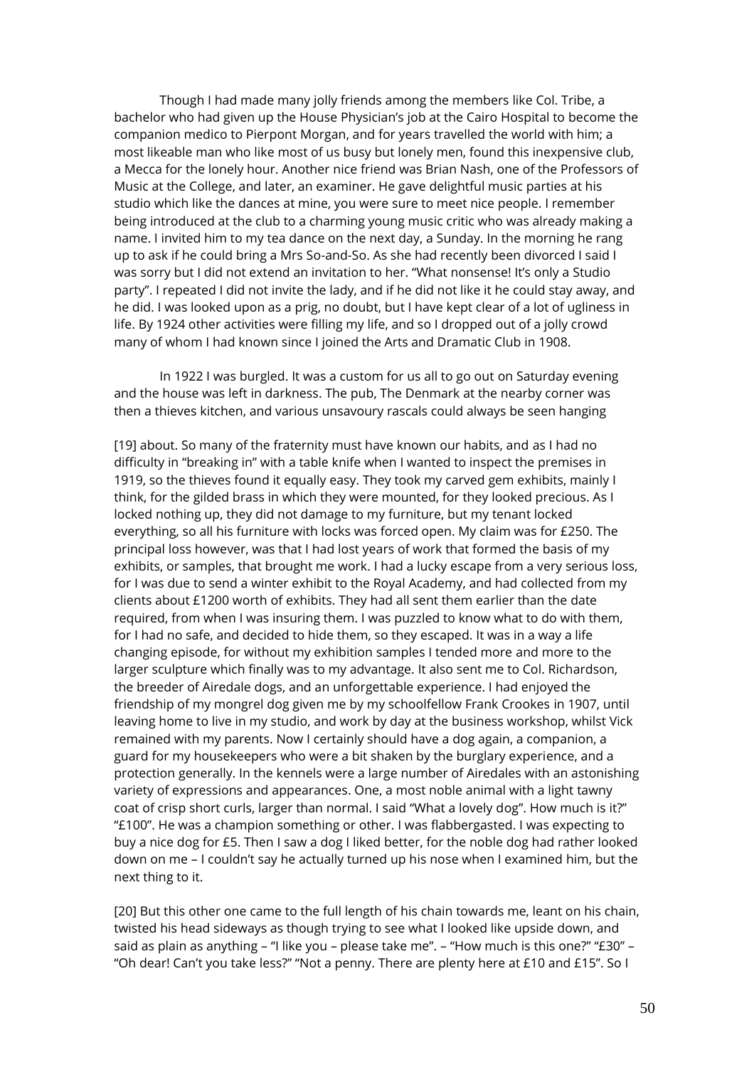Though I had made many jolly friends among the members like Col. Tribe, a bachelor who had given up the House Physician's job at the Cairo Hospital to become the companion medico to Pierpont Morgan, and for years travelled the world with him; a most likeable man who like most of us busy but lonely men, found this inexpensive club, a Mecca for the lonely hour. Another nice friend was Brian Nash, one of the Professors of Music at the College, and later, an examiner. He gave delightful music parties at his studio which like the dances at mine, you were sure to meet nice people. I remember being introduced at the club to a charming young music critic who was already making a name. I invited him to my tea dance on the next day, a Sunday. In the morning he rang up to ask if he could bring a Mrs So-and-So. As she had recently been divorced I said I was sorry but I did not extend an invitation to her. "What nonsense! It's only a Studio party". I repeated I did not invite the lady, and if he did not like it he could stay away, and he did. I was looked upon as a prig, no doubt, but I have kept clear of a lot of ugliness in life. By 1924 other activities were filling my life, and so I dropped out of a jolly crowd many of whom I had known since I joined the Arts and Dramatic Club in 1908.

In 1922 I was burgled. It was a custom for us all to go out on Saturday evening and the house was left in darkness. The pub, The Denmark at the nearby corner was then a thieves kitchen, and various unsavoury rascals could always be seen hanging

[19] about. So many of the fraternity must have known our habits, and as I had no difficulty in "breaking in" with a table knife when I wanted to inspect the premises in 1919, so the thieves found it equally easy. They took my carved gem exhibits, mainly I think, for the gilded brass in which they were mounted, for they looked precious. As I locked nothing up, they did not damage to my furniture, but my tenant locked everything, so all his furniture with locks was forced open. My claim was for £250. The principal loss however, was that I had lost years of work that formed the basis of my exhibits, or samples, that brought me work. I had a lucky escape from a very serious loss, for I was due to send a winter exhibit to the Royal Academy, and had collected from my clients about £1200 worth of exhibits. They had all sent them earlier than the date required, from when I was insuring them. I was puzzled to know what to do with them, for I had no safe, and decided to hide them, so they escaped. It was in a way a life changing episode, for without my exhibition samples I tended more and more to the larger sculpture which finally was to my advantage. It also sent me to Col. Richardson, the breeder of Airedale dogs, and an unforgettable experience. I had enjoyed the friendship of my mongrel dog given me by my schoolfellow Frank Crookes in 1907, until leaving home to live in my studio, and work by day at the business workshop, whilst Vick remained with my parents. Now I certainly should have a dog again, a companion, a guard for my housekeepers who were a bit shaken by the burglary experience, and a protection generally. In the kennels were a large number of Airedales with an astonishing variety of expressions and appearances. One, a most noble animal with a light tawny coat of crisp short curls, larger than normal. I said "What a lovely dog". How much is it?" "£100". He was a champion something or other. I was flabbergasted. I was expecting to buy a nice dog for £5. Then I saw a dog I liked better, for the noble dog had rather looked down on me – I couldn't say he actually turned up his nose when I examined him, but the next thing to it.

[20] But this other one came to the full length of his chain towards me, leant on his chain, twisted his head sideways as though trying to see what I looked like upside down, and said as plain as anything – "I like you – please take me". – "How much is this one?" "£30" – "Oh dear! Can't you take less?" "Not a penny. There are plenty here at £10 and £15". So I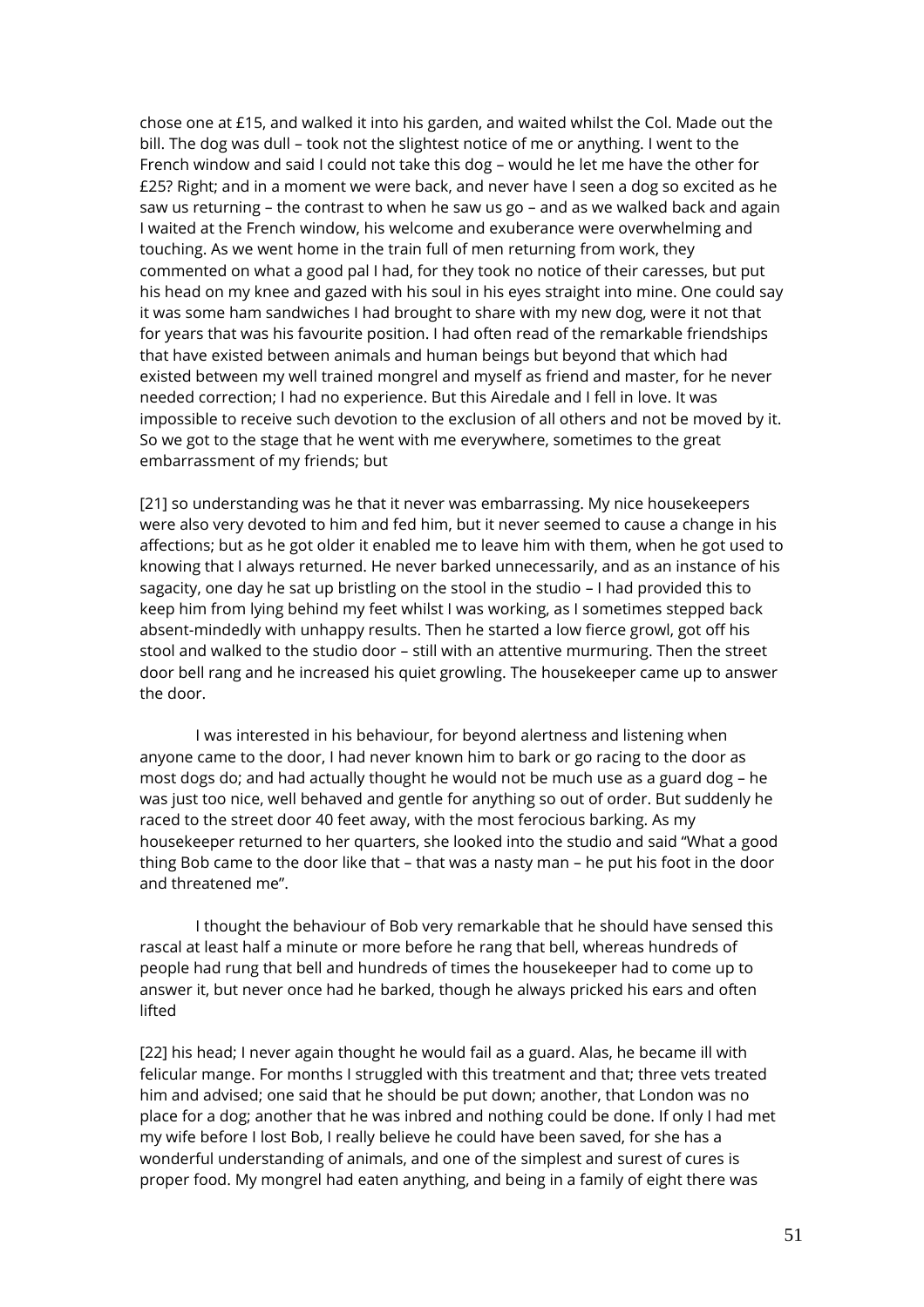chose one at £15, and walked it into his garden, and waited whilst the Col. Made out the bill. The dog was dull – took not the slightest notice of me or anything. I went to the French window and said I could not take this dog – would he let me have the other for £25? Right; and in a moment we were back, and never have I seen a dog so excited as he saw us returning – the contrast to when he saw us go – and as we walked back and again I waited at the French window, his welcome and exuberance were overwhelming and touching. As we went home in the train full of men returning from work, they commented on what a good pal I had, for they took no notice of their caresses, but put his head on my knee and gazed with his soul in his eyes straight into mine. One could say it was some ham sandwiches I had brought to share with my new dog, were it not that for years that was his favourite position. I had often read of the remarkable friendships that have existed between animals and human beings but beyond that which had existed between my well trained mongrel and myself as friend and master, for he never needed correction; I had no experience. But this Airedale and I fell in love. It was impossible to receive such devotion to the exclusion of all others and not be moved by it. So we got to the stage that he went with me everywhere, sometimes to the great embarrassment of my friends; but

[21] so understanding was he that it never was embarrassing. My nice housekeepers were also very devoted to him and fed him, but it never seemed to cause a change in his affections; but as he got older it enabled me to leave him with them, when he got used to knowing that I always returned. He never barked unnecessarily, and as an instance of his sagacity, one day he sat up bristling on the stool in the studio – I had provided this to keep him from lying behind my feet whilst I was working, as I sometimes stepped back absent-mindedly with unhappy results. Then he started a low fierce growl, got off his stool and walked to the studio door – still with an attentive murmuring. Then the street door bell rang and he increased his quiet growling. The housekeeper came up to answer the door.

I was interested in his behaviour, for beyond alertness and listening when anyone came to the door, I had never known him to bark or go racing to the door as most dogs do; and had actually thought he would not be much use as a guard dog – he was just too nice, well behaved and gentle for anything so out of order. But suddenly he raced to the street door 40 feet away, with the most ferocious barking. As my housekeeper returned to her quarters, she looked into the studio and said "What a good thing Bob came to the door like that – that was a nasty man – he put his foot in the door and threatened me".

I thought the behaviour of Bob very remarkable that he should have sensed this rascal at least half a minute or more before he rang that bell, whereas hundreds of people had rung that bell and hundreds of times the housekeeper had to come up to answer it, but never once had he barked, though he always pricked his ears and often lifted

[22] his head; I never again thought he would fail as a guard. Alas, he became ill with felicular mange. For months I struggled with this treatment and that; three vets treated him and advised; one said that he should be put down; another, that London was no place for a dog; another that he was inbred and nothing could be done. If only I had met my wife before I lost Bob, I really believe he could have been saved, for she has a wonderful understanding of animals, and one of the simplest and surest of cures is proper food. My mongrel had eaten anything, and being in a family of eight there was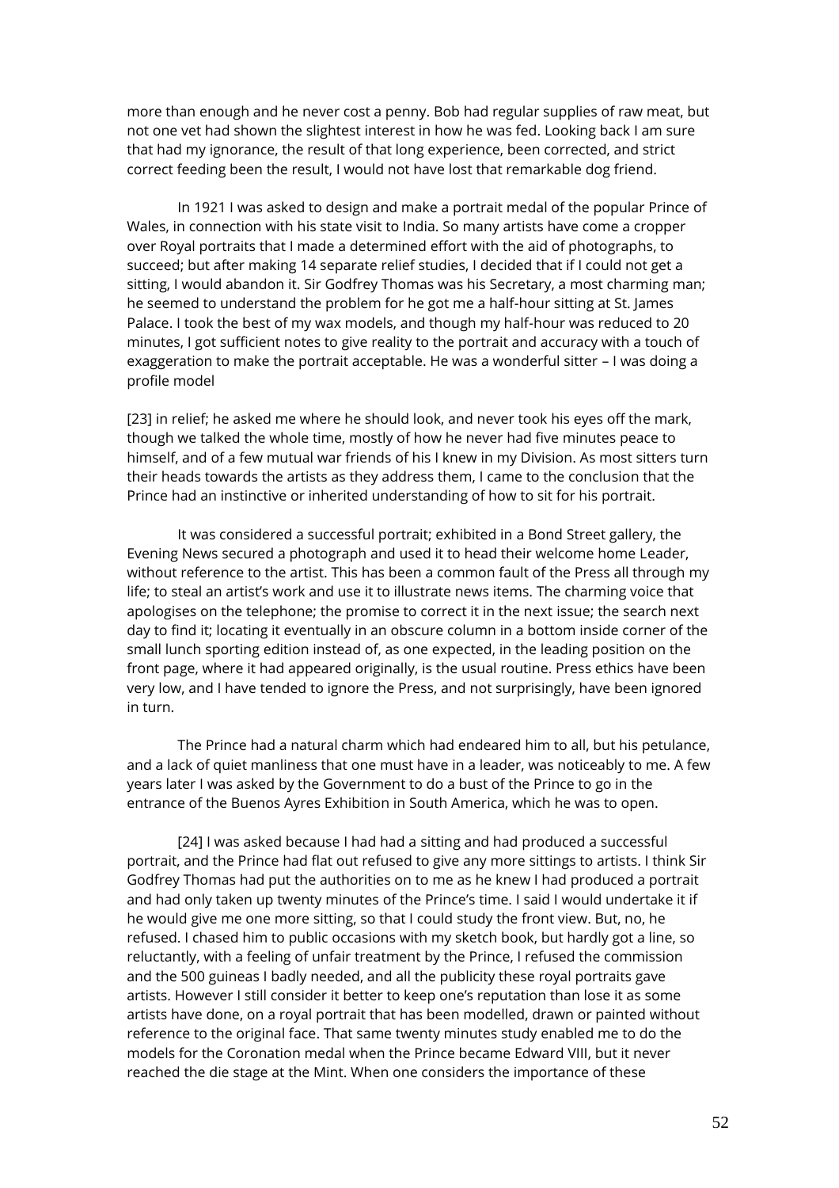more than enough and he never cost a penny. Bob had regular supplies of raw meat, but not one vet had shown the slightest interest in how he was fed. Looking back I am sure that had my ignorance, the result of that long experience, been corrected, and strict correct feeding been the result, I would not have lost that remarkable dog friend.

In 1921 I was asked to design and make a portrait medal of the popular Prince of Wales, in connection with his state visit to India. So many artists have come a cropper over Royal portraits that I made a determined effort with the aid of photographs, to succeed; but after making 14 separate relief studies, I decided that if I could not get a sitting, I would abandon it. Sir Godfrey Thomas was his Secretary, a most charming man; he seemed to understand the problem for he got me a half-hour sitting at St. James Palace. I took the best of my wax models, and though my half-hour was reduced to 20 minutes, I got sufficient notes to give reality to the portrait and accuracy with a touch of exaggeration to make the portrait acceptable. He was a wonderful sitter – I was doing a profile model

[23] in relief; he asked me where he should look, and never took his eyes off the mark, though we talked the whole time, mostly of how he never had five minutes peace to himself, and of a few mutual war friends of his I knew in my Division. As most sitters turn their heads towards the artists as they address them, I came to the conclusion that the Prince had an instinctive or inherited understanding of how to sit for his portrait.

It was considered a successful portrait; exhibited in a Bond Street gallery, the Evening News secured a photograph and used it to head their welcome home Leader, without reference to the artist. This has been a common fault of the Press all through my life; to steal an artist's work and use it to illustrate news items. The charming voice that apologises on the telephone; the promise to correct it in the next issue; the search next day to find it; locating it eventually in an obscure column in a bottom inside corner of the small lunch sporting edition instead of, as one expected, in the leading position on the front page, where it had appeared originally, is the usual routine. Press ethics have been very low, and I have tended to ignore the Press, and not surprisingly, have been ignored in turn.

The Prince had a natural charm which had endeared him to all, but his petulance, and a lack of quiet manliness that one must have in a leader, was noticeably to me. A few years later I was asked by the Government to do a bust of the Prince to go in the entrance of the Buenos Ayres Exhibition in South America, which he was to open.

[24] I was asked because I had had a sitting and had produced a successful portrait, and the Prince had flat out refused to give any more sittings to artists. I think Sir Godfrey Thomas had put the authorities on to me as he knew I had produced a portrait and had only taken up twenty minutes of the Prince's time. I said I would undertake it if he would give me one more sitting, so that I could study the front view. But, no, he refused. I chased him to public occasions with my sketch book, but hardly got a line, so reluctantly, with a feeling of unfair treatment by the Prince, I refused the commission and the 500 guineas I badly needed, and all the publicity these royal portraits gave artists. However I still consider it better to keep one's reputation than lose it as some artists have done, on a royal portrait that has been modelled, drawn or painted without reference to the original face. That same twenty minutes study enabled me to do the models for the Coronation medal when the Prince became Edward VIII, but it never reached the die stage at the Mint. When one considers the importance of these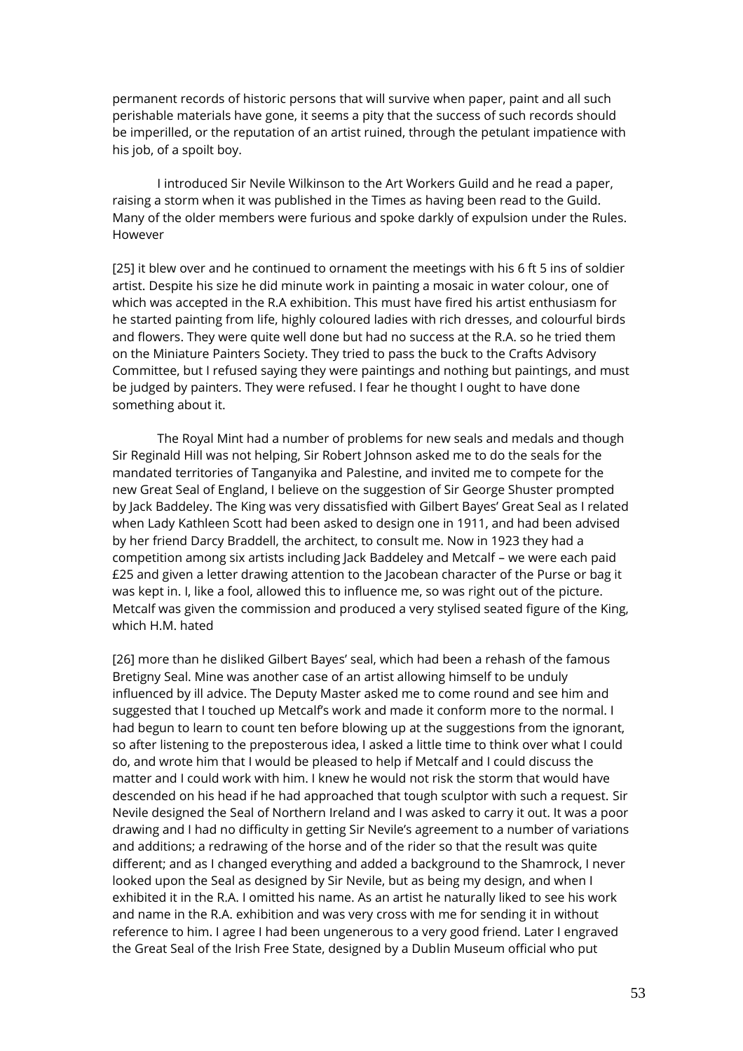permanent records of historic persons that will survive when paper, paint and all such perishable materials have gone, it seems a pity that the success of such records should be imperilled, or the reputation of an artist ruined, through the petulant impatience with his job, of a spoilt boy.

I introduced Sir Nevile Wilkinson to the Art Workers Guild and he read a paper, raising a storm when it was published in the Times as having been read to the Guild. Many of the older members were furious and spoke darkly of expulsion under the Rules. However

[25] it blew over and he continued to ornament the meetings with his 6 ft 5 ins of soldier artist. Despite his size he did minute work in painting a mosaic in water colour, one of which was accepted in the R.A exhibition. This must have fired his artist enthusiasm for he started painting from life, highly coloured ladies with rich dresses, and colourful birds and flowers. They were quite well done but had no success at the R.A. so he tried them on the Miniature Painters Society. They tried to pass the buck to the Crafts Advisory Committee, but I refused saying they were paintings and nothing but paintings, and must be judged by painters. They were refused. I fear he thought I ought to have done something about it.

The Royal Mint had a number of problems for new seals and medals and though Sir Reginald Hill was not helping, Sir Robert Johnson asked me to do the seals for the mandated territories of Tanganyika and Palestine, and invited me to compete for the new Great Seal of England, I believe on the suggestion of Sir George Shuster prompted by Jack Baddeley. The King was very dissatisfied with Gilbert Bayes' Great Seal as I related when Lady Kathleen Scott had been asked to design one in 1911, and had been advised by her friend Darcy Braddell, the architect, to consult me. Now in 1923 they had a competition among six artists including Jack Baddeley and Metcalf – we were each paid £25 and given a letter drawing attention to the Jacobean character of the Purse or bag it was kept in. I, like a fool, allowed this to influence me, so was right out of the picture. Metcalf was given the commission and produced a very stylised seated figure of the King, which H.M. hated

[26] more than he disliked Gilbert Bayes' seal, which had been a rehash of the famous Bretigny Seal. Mine was another case of an artist allowing himself to be unduly influenced by ill advice. The Deputy Master asked me to come round and see him and suggested that I touched up Metcalf's work and made it conform more to the normal. I had begun to learn to count ten before blowing up at the suggestions from the ignorant, so after listening to the preposterous idea, I asked a little time to think over what I could do, and wrote him that I would be pleased to help if Metcalf and I could discuss the matter and I could work with him. I knew he would not risk the storm that would have descended on his head if he had approached that tough sculptor with such a request. Sir Nevile designed the Seal of Northern Ireland and I was asked to carry it out. It was a poor drawing and I had no difficulty in getting Sir Nevile's agreement to a number of variations and additions; a redrawing of the horse and of the rider so that the result was quite different; and as I changed everything and added a background to the Shamrock, I never looked upon the Seal as designed by Sir Nevile, but as being my design, and when I exhibited it in the R.A. I omitted his name. As an artist he naturally liked to see his work and name in the R.A. exhibition and was very cross with me for sending it in without reference to him. I agree I had been ungenerous to a very good friend. Later I engraved the Great Seal of the Irish Free State, designed by a Dublin Museum official who put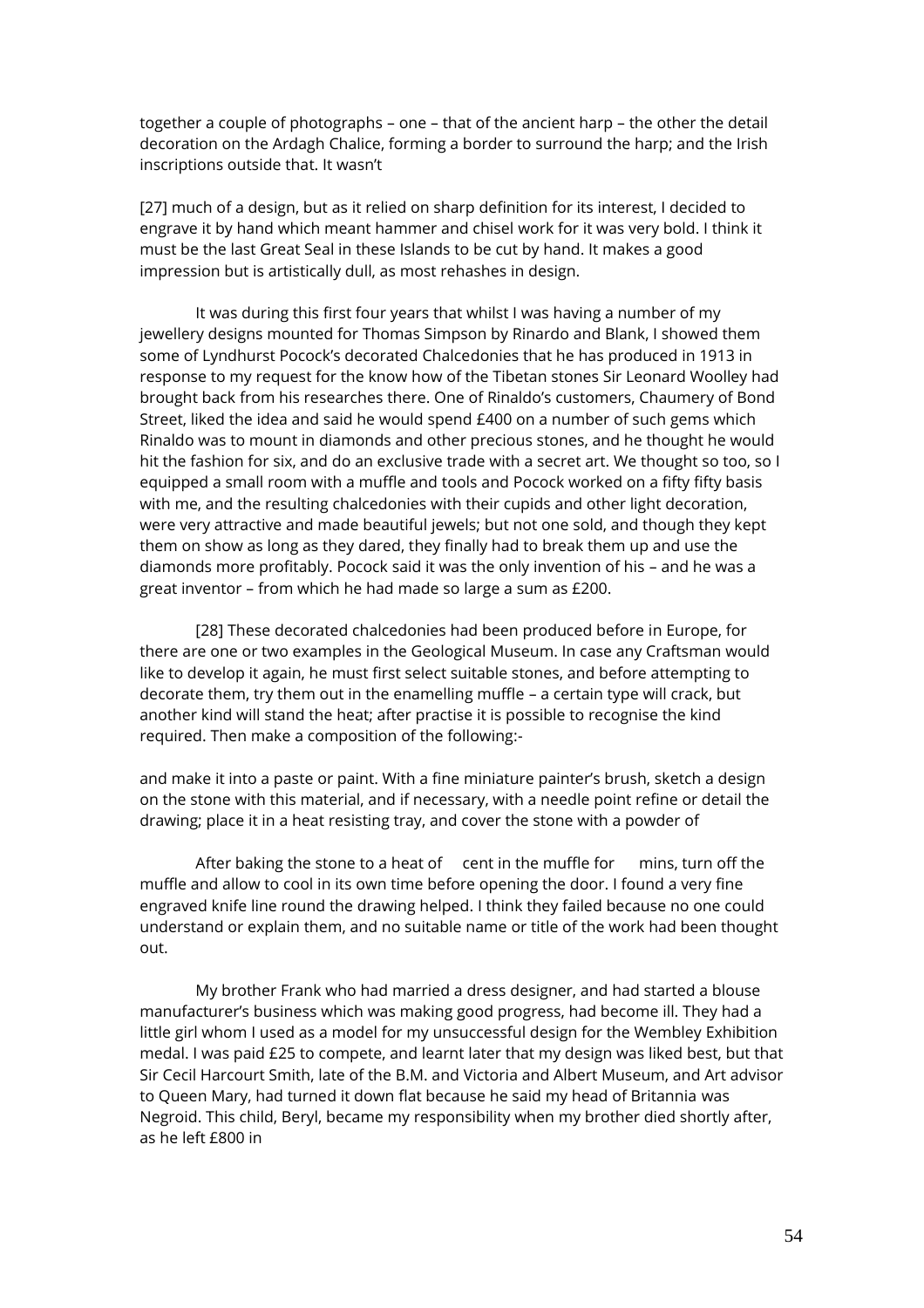together a couple of photographs – one – that of the ancient harp – the other the detail decoration on the Ardagh Chalice, forming a border to surround the harp; and the Irish inscriptions outside that. It wasn't

[27] much of a design, but as it relied on sharp definition for its interest, I decided to engrave it by hand which meant hammer and chisel work for it was very bold. I think it must be the last Great Seal in these Islands to be cut by hand. It makes a good impression but is artistically dull, as most rehashes in design.

It was during this first four years that whilst I was having a number of my jewellery designs mounted for Thomas Simpson by Rinardo and Blank, I showed them some of Lyndhurst Pocock's decorated Chalcedonies that he has produced in 1913 in response to my request for the know how of the Tibetan stones Sir Leonard Woolley had brought back from his researches there. One of Rinaldo's customers, Chaumery of Bond Street, liked the idea and said he would spend £400 on a number of such gems which Rinaldo was to mount in diamonds and other precious stones, and he thought he would hit the fashion for six, and do an exclusive trade with a secret art. We thought so too, so I equipped a small room with a muffle and tools and Pocock worked on a fifty fifty basis with me, and the resulting chalcedonies with their cupids and other light decoration, were very attractive and made beautiful jewels; but not one sold, and though they kept them on show as long as they dared, they finally had to break them up and use the diamonds more profitably. Pocock said it was the only invention of his – and he was a great inventor – from which he had made so large a sum as £200.

[28] These decorated chalcedonies had been produced before in Europe, for there are one or two examples in the Geological Museum. In case any Craftsman would like to develop it again, he must first select suitable stones, and before attempting to decorate them, try them out in the enamelling muffle – a certain type will crack, but another kind will stand the heat; after practise it is possible to recognise the kind required. Then make a composition of the following:-

and make it into a paste or paint. With a fine miniature painter's brush, sketch a design on the stone with this material, and if necessary, with a needle point refine or detail the drawing; place it in a heat resisting tray, and cover the stone with a powder of

After baking the stone to a heat of cent in the muffle for mins, turn off the muffle and allow to cool in its own time before opening the door. I found a very fine engraved knife line round the drawing helped. I think they failed because no one could understand or explain them, and no suitable name or title of the work had been thought out.

My brother Frank who had married a dress designer, and had started a blouse manufacturer's business which was making good progress, had become ill. They had a little girl whom I used as a model for my unsuccessful design for the Wembley Exhibition medal. I was paid £25 to compete, and learnt later that my design was liked best, but that Sir Cecil Harcourt Smith, late of the B.M. and Victoria and Albert Museum, and Art advisor to Queen Mary, had turned it down flat because he said my head of Britannia was Negroid. This child, Beryl, became my responsibility when my brother died shortly after, as he left £800 in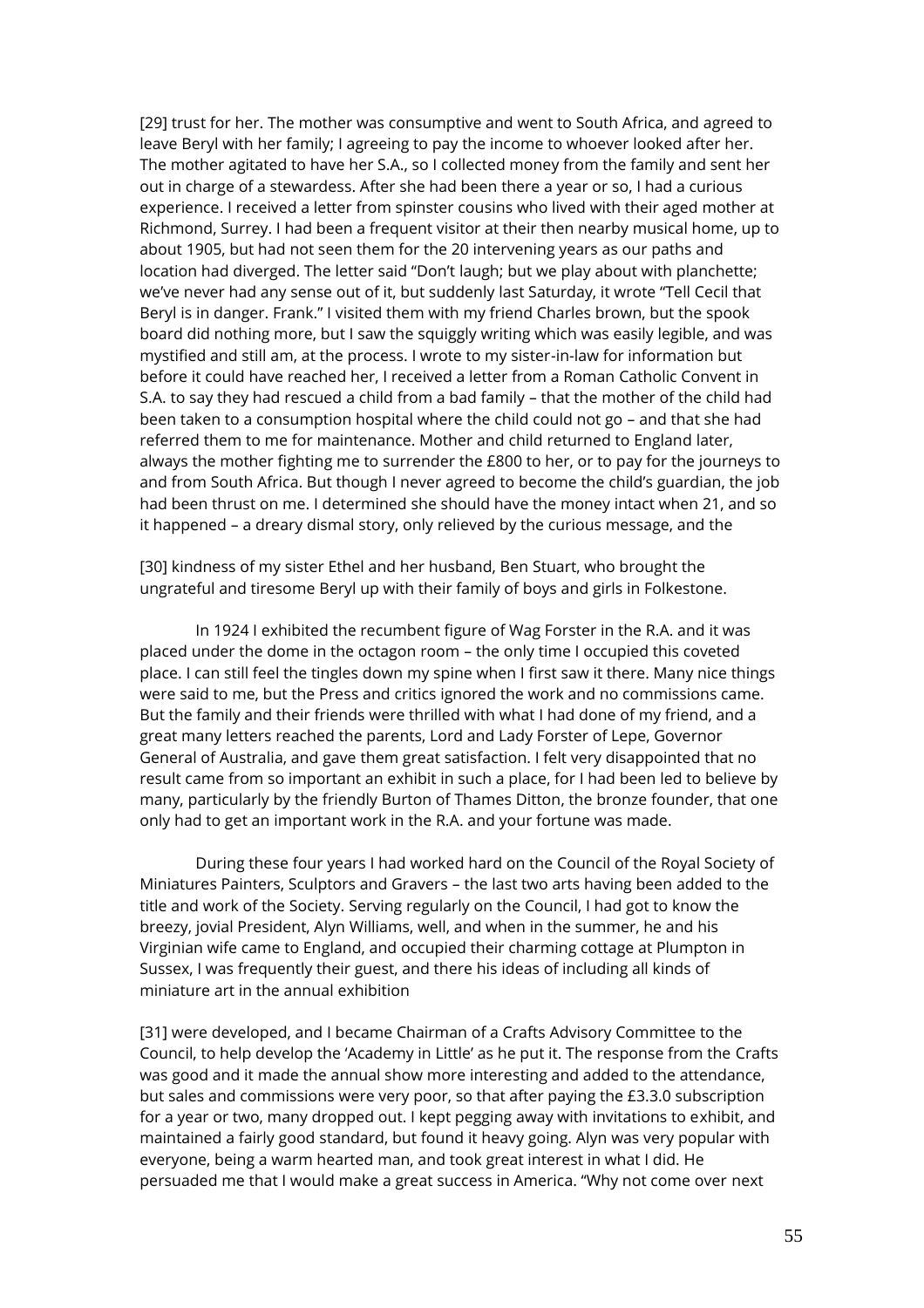[29] trust for her. The mother was consumptive and went to South Africa, and agreed to leave Beryl with her family; I agreeing to pay the income to whoever looked after her. The mother agitated to have her S.A., so I collected money from the family and sent her out in charge of a stewardess. After she had been there a year or so, I had a curious experience. I received a letter from spinster cousins who lived with their aged mother at Richmond, Surrey. I had been a frequent visitor at their then nearby musical home, up to about 1905, but had not seen them for the 20 intervening years as our paths and location had diverged. The letter said "Don't laugh; but we play about with planchette; we've never had any sense out of it, but suddenly last Saturday, it wrote "Tell Cecil that Beryl is in danger. Frank." I visited them with my friend Charles brown, but the spook board did nothing more, but I saw the squiggly writing which was easily legible, and was mystified and still am, at the process. I wrote to my sister-in-law for information but before it could have reached her, I received a letter from a Roman Catholic Convent in S.A. to say they had rescued a child from a bad family – that the mother of the child had been taken to a consumption hospital where the child could not go – and that she had referred them to me for maintenance. Mother and child returned to England later, always the mother fighting me to surrender the £800 to her, or to pay for the journeys to and from South Africa. But though I never agreed to become the child's guardian, the job had been thrust on me. I determined she should have the money intact when 21, and so it happened – a dreary dismal story, only relieved by the curious message, and the

[30] kindness of my sister Ethel and her husband, Ben Stuart, who brought the ungrateful and tiresome Beryl up with their family of boys and girls in Folkestone.

In 1924 I exhibited the recumbent figure of Wag Forster in the R.A. and it was placed under the dome in the octagon room – the only time I occupied this coveted place. I can still feel the tingles down my spine when I first saw it there. Many nice things were said to me, but the Press and critics ignored the work and no commissions came. But the family and their friends were thrilled with what I had done of my friend, and a great many letters reached the parents, Lord and Lady Forster of Lepe, Governor General of Australia, and gave them great satisfaction. I felt very disappointed that no result came from so important an exhibit in such a place, for I had been led to believe by many, particularly by the friendly Burton of Thames Ditton, the bronze founder, that one only had to get an important work in the R.A. and your fortune was made.

During these four years I had worked hard on the Council of the Royal Society of Miniatures Painters, Sculptors and Gravers – the last two arts having been added to the title and work of the Society. Serving regularly on the Council, I had got to know the breezy, jovial President, Alyn Williams, well, and when in the summer, he and his Virginian wife came to England, and occupied their charming cottage at Plumpton in Sussex, I was frequently their guest, and there his ideas of including all kinds of miniature art in the annual exhibition

[31] were developed, and I became Chairman of a Crafts Advisory Committee to the Council, to help develop the 'Academy in Little' as he put it. The response from the Crafts was good and it made the annual show more interesting and added to the attendance, but sales and commissions were very poor, so that after paying the £3.3.0 subscription for a year or two, many dropped out. I kept pegging away with invitations to exhibit, and maintained a fairly good standard, but found it heavy going. Alyn was very popular with everyone, being a warm hearted man, and took great interest in what I did. He persuaded me that I would make a great success in America. "Why not come over next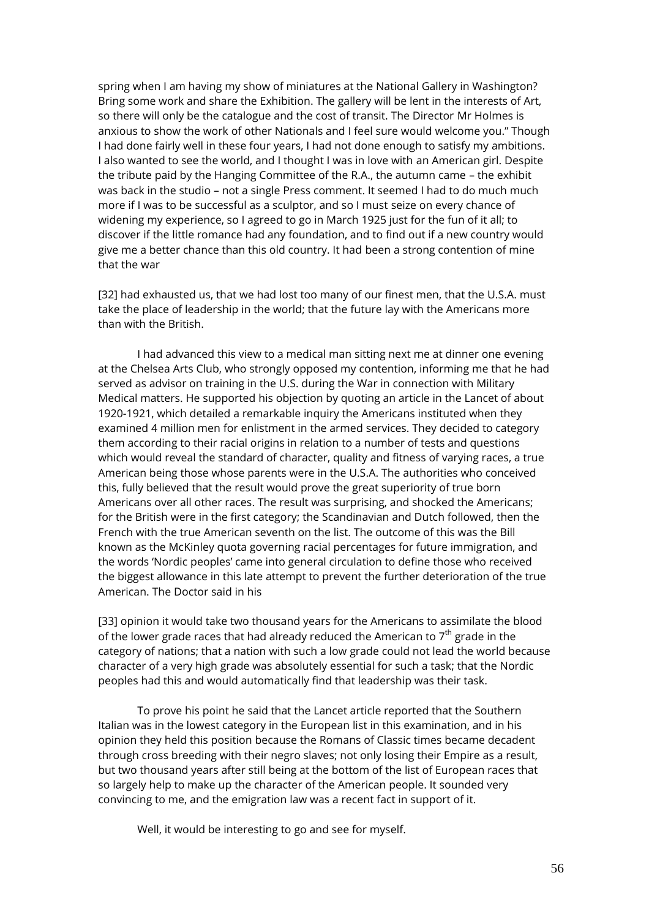spring when I am having my show of miniatures at the National Gallery in Washington? Bring some work and share the Exhibition. The gallery will be lent in the interests of Art, so there will only be the catalogue and the cost of transit. The Director Mr Holmes is anxious to show the work of other Nationals and I feel sure would welcome you." Though I had done fairly well in these four years, I had not done enough to satisfy my ambitions. I also wanted to see the world, and I thought I was in love with an American girl. Despite the tribute paid by the Hanging Committee of the R.A., the autumn came – the exhibit was back in the studio – not a single Press comment. It seemed I had to do much much more if I was to be successful as a sculptor, and so I must seize on every chance of widening my experience, so I agreed to go in March 1925 just for the fun of it all; to discover if the little romance had any foundation, and to find out if a new country would give me a better chance than this old country. It had been a strong contention of mine that the war

[32] had exhausted us, that we had lost too many of our finest men, that the U.S.A. must take the place of leadership in the world; that the future lay with the Americans more than with the British.

I had advanced this view to a medical man sitting next me at dinner one evening at the Chelsea Arts Club, who strongly opposed my contention, informing me that he had served as advisor on training in the U.S. during the War in connection with Military Medical matters. He supported his objection by quoting an article in the Lancet of about 1920-1921, which detailed a remarkable inquiry the Americans instituted when they examined 4 million men for enlistment in the armed services. They decided to category them according to their racial origins in relation to a number of tests and questions which would reveal the standard of character, quality and fitness of varying races, a true American being those whose parents were in the U.S.A. The authorities who conceived this, fully believed that the result would prove the great superiority of true born Americans over all other races. The result was surprising, and shocked the Americans; for the British were in the first category; the Scandinavian and Dutch followed, then the French with the true American seventh on the list. The outcome of this was the Bill known as the McKinley quota governing racial percentages for future immigration, and the words 'Nordic peoples' came into general circulation to define those who received the biggest allowance in this late attempt to prevent the further deterioration of the true American. The Doctor said in his

[33] opinion it would take two thousand years for the Americans to assimilate the blood of the lower grade races that had already reduced the American to 7th grade in the category of nations; that a nation with such a low grade could not lead the world because character of a very high grade was absolutely essential for such a task; that the Nordic peoples had this and would automatically find that leadership was their task.

To prove his point he said that the Lancet article reported that the Southern Italian was in the lowest category in the European list in this examination, and in his opinion they held this position because the Romans of Classic times became decadent through cross breeding with their negro slaves; not only losing their Empire as a result, but two thousand years after still being at the bottom of the list of European races that so largely help to make up the character of the American people. It sounded very convincing to me, and the emigration law was a recent fact in support of it.

Well, it would be interesting to go and see for myself.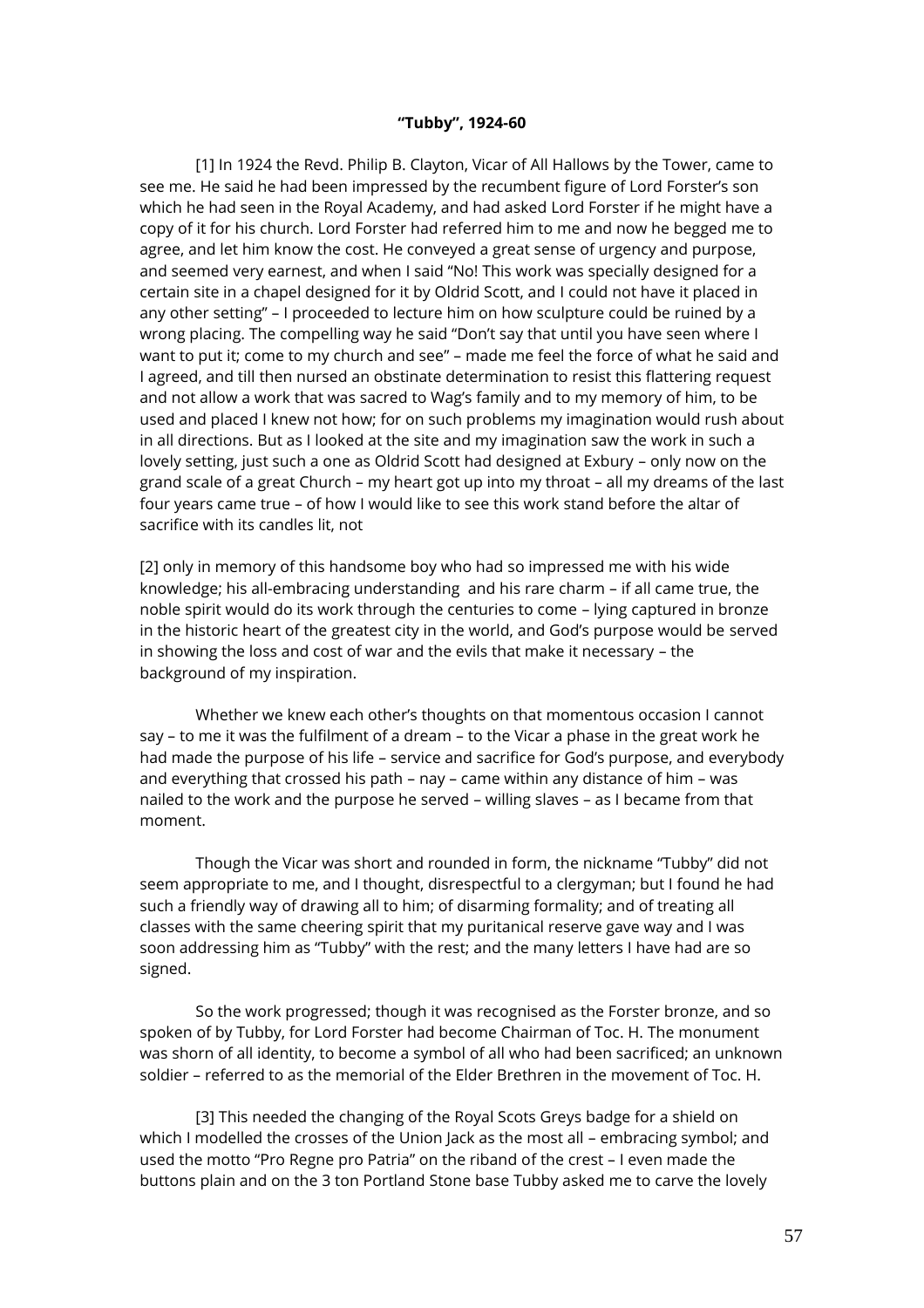**"Tubby", 1924-60**

[1] In 1924 the Revd. Philip B. Clayton, Vicar of All Hallows by the Tower, came to see me. He said he had been impressed by the recumbent figure of Lord Forster's son which he had seen in the Royal Academy, and had asked Lord Forster if he might have a copy of it for his church. Lord Forster had referred him to me and now he begged me to agree, and let him know the cost. He conveyed a great sense of urgency and purpose, and seemed very earnest, and when I said "No! This work was specially designed for a certain site in a chapel designed for it by Oldrid Scott, and I could not have it placed in any other setting" – I proceeded to lecture him on how sculpture could be ruined by a wrong placing. The compelling way he said "Don't say that until you have seen where I want to put it; come to my church and see" – made me feel the force of what he said and I agreed, and till then nursed an obstinate determination to resist this flattering request and not allow a work that was sacred to Wag's family and to my memory of him, to be used and placed I knew not how; for on such problems my imagination would rush about in all directions. But as I looked at the site and my imagination saw the work in such a lovely setting, just such a one as Oldrid Scott had designed at Exbury – only now on the grand scale of a great Church – my heart got up into my throat – all my dreams of the last four years came true – of how I would like to see this work stand before the altar of sacrifice with its candles lit, not

[2] only in memory of this handsome boy who had so impressed me with his wide knowledge; his all-embracing understanding and his rare charm – if all came true, the noble spirit would do its work through the centuries to come – lying captured in bronze in the historic heart of the greatest city in the world, and God's purpose would be served in showing the loss and cost of war and the evils that make it necessary – the background of my inspiration.

Whether we knew each other's thoughts on that momentous occasion I cannot say – to me it was the fulfilment of a dream – to the Vicar a phase in the great work he had made the purpose of his life – service and sacrifice for God's purpose, and everybody and everything that crossed his path – nay – came within any distance of him – was nailed to the work and the purpose he served – willing slaves – as I became from that moment.

Though the Vicar was short and rounded in form, the nickname "Tubby" did not seem appropriate to me, and I thought, disrespectful to a clergyman; but I found he had such a friendly way of drawing all to him; of disarming formality; and of treating all classes with the same cheering spirit that my puritanical reserve gave way and I was soon addressing him as "Tubby" with the rest; and the many letters I have had are so signed.

So the work progressed; though it was recognised as the Forster bronze, and so spoken of by Tubby, for Lord Forster had become Chairman of Toc. H. The monument was shorn of all identity, to become a symbol of all who had been sacrificed; an unknown soldier – referred to as the memorial of the Elder Brethren in the movement of Toc. H.

[3] This needed the changing of the Royal Scots Greys badge for a shield on which I modelled the crosses of the Union Jack as the most all – embracing symbol; and used the motto "Pro Regne pro Patria" on the riband of the crest – I even made the buttons plain and on the 3 ton Portland Stone base Tubby asked me to carve the lovely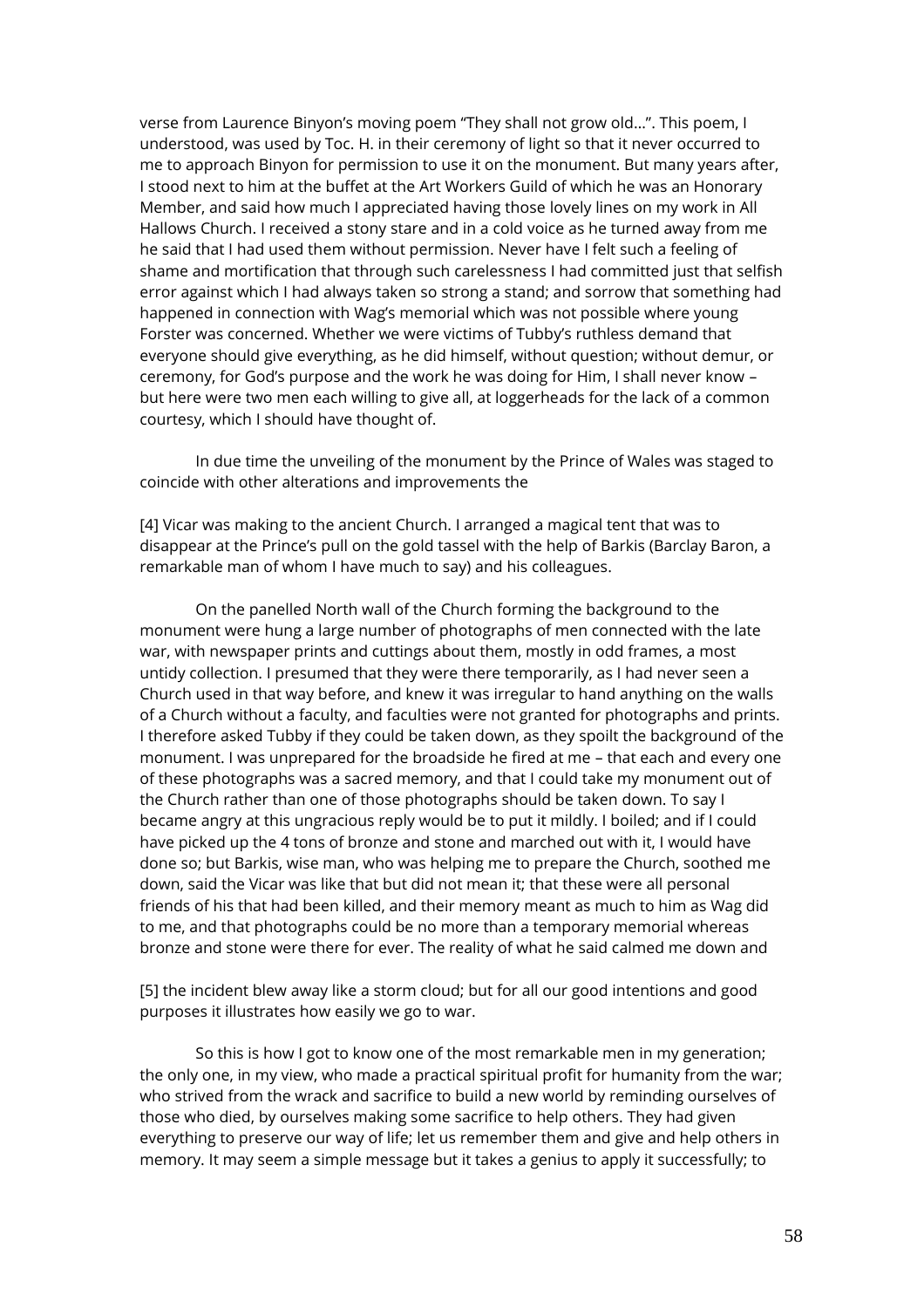verse from Laurence Binyon's moving poem "They shall not grow old…". This poem, I understood, was used by Toc. H. in their ceremony of light so that it never occurred to me to approach Binyon for permission to use it on the monument. But many years after, I stood next to him at the buffet at the Art Workers Guild of which he was an Honorary Member, and said how much I appreciated having those lovely lines on my work in All Hallows Church. I received a stony stare and in a cold voice as he turned away from me he said that I had used them without permission. Never have I felt such a feeling of shame and mortification that through such carelessness I had committed just that selfish error against which I had always taken so strong a stand; and sorrow that something had happened in connection with Wag's memorial which was not possible where young Forster was concerned. Whether we were victims of Tubby's ruthless demand that everyone should give everything, as he did himself, without question; without demur, or ceremony, for God's purpose and the work he was doing for Him, I shall never know – but here were two men each willing to give all, at loggerheads for the lack of a common courtesy, which I should have thought of.

In due time the unveiling of the monument by the Prince of Wales was staged to coincide with other alterations and improvements the

[4] Vicar was making to the ancient Church. I arranged a magical tent that was to disappear at the Prince's pull on the gold tassel with the help of Barkis (Barclay Baron, a remarkable man of whom I have much to say) and his colleagues.

On the panelled North wall of the Church forming the background to the monument were hung a large number of photographs of men connected with the late war, with newspaper prints and cuttings about them, mostly in odd frames, a most untidy collection. I presumed that they were there temporarily, as I had never seen a Church used in that way before, and knew it was irregular to hand anything on the walls of a Church without a faculty, and faculties were not granted for photographs and prints. I therefore asked Tubby if they could be taken down, as they spoilt the background of the monument. I was unprepared for the broadside he fired at me – that each and every one of these photographs was a sacred memory, and that I could take my monument out of the Church rather than one of those photographs should be taken down. To say I became angry at this ungracious reply would be to put it mildly. I boiled; and if I could have picked up the 4 tons of bronze and stone and marched out with it, I would have done so; but Barkis, wise man, who was helping me to prepare the Church, soothed me down, said the Vicar was like that but did not mean it; that these were all personal friends of his that had been killed, and their memory meant as much to him as Wag did to me, and that photographs could be no more than a temporary memorial whereas bronze and stone were there for ever. The reality of what he said calmed me down and

[5] the incident blew away like a storm cloud; but for all our good intentions and good purposes it illustrates how easily we go to war.

So this is how I got to know one of the most remarkable men in my generation; the only one, in my view, who made a practical spiritual profit for humanity from the war; who strived from the wrack and sacrifice to build a new world by reminding ourselves of those who died, by ourselves making some sacrifice to help others. They had given everything to preserve our way of life; let us remember them and give and help others in memory. It may seem a simple message but it takes a genius to apply it successfully; to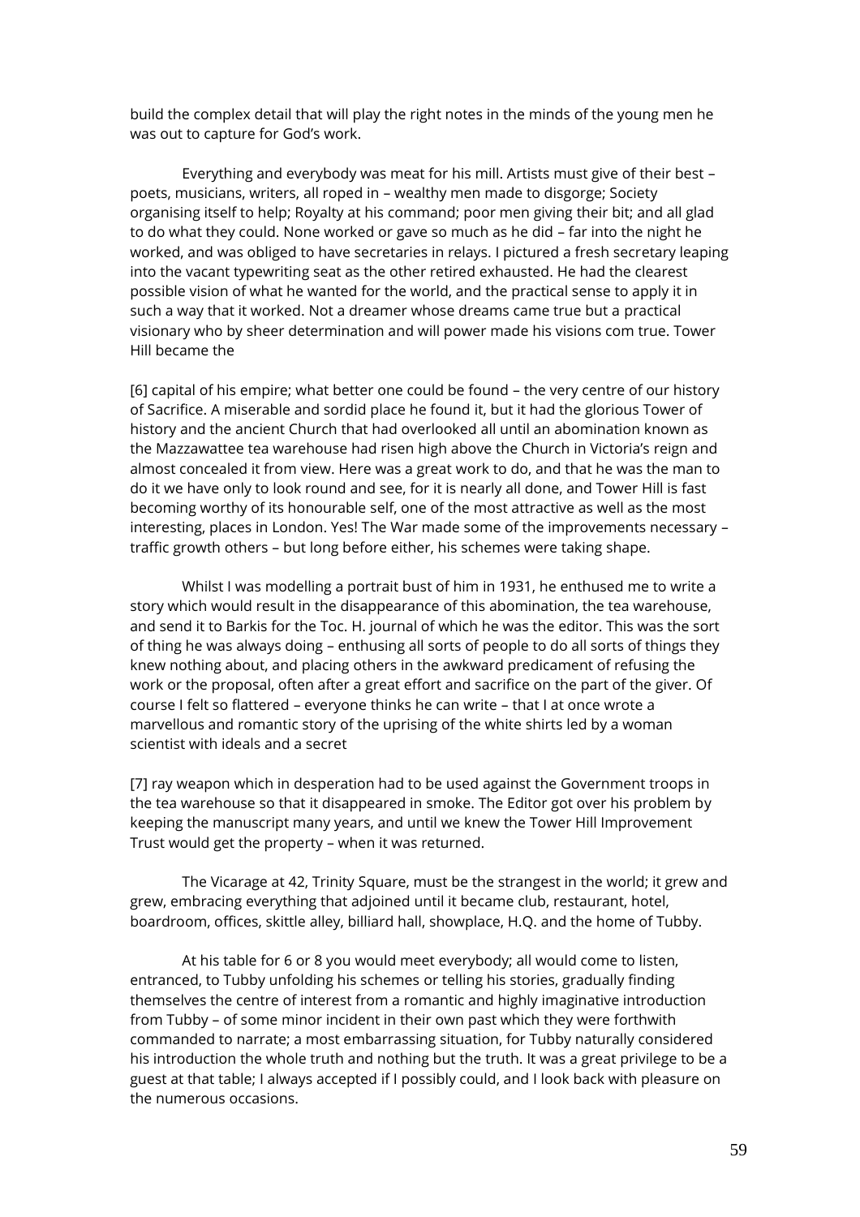build the complex detail that will play the right notes in the minds of the young men he was out to capture for God's work.

Everything and everybody was meat for his mill. Artists must give of their best – poets, musicians, writers, all roped in – wealthy men made to disgorge; Society organising itself to help; Royalty at his command; poor men giving their bit; and all glad to do what they could. None worked or gave so much as he did – far into the night he worked, and was obliged to have secretaries in relays. I pictured a fresh secretary leaping into the vacant typewriting seat as the other retired exhausted. He had the clearest possible vision of what he wanted for the world, and the practical sense to apply it in such a way that it worked. Not a dreamer whose dreams came true but a practical visionary who by sheer determination and will power made his visions com true. Tower Hill became the

[6] capital of his empire; what better one could be found – the very centre of our history of Sacrifice. A miserable and sordid place he found it, but it had the glorious Tower of history and the ancient Church that had overlooked all until an abomination known as the Mazzawattee tea warehouse had risen high above the Church in Victoria's reign and almost concealed it from view. Here was a great work to do, and that he was the man to do it we have only to look round and see, for it is nearly all done, and Tower Hill is fast becoming worthy of its honourable self, one of the most attractive as well as the most interesting, places in London. Yes! The War made some of the improvements necessary – traffic growth others – but long before either, his schemes were taking shape.

Whilst I was modelling a portrait bust of him in 1931, he enthused me to write a story which would result in the disappearance of this abomination, the tea warehouse, and send it to Barkis for the Toc. H. journal of which he was the editor. This was the sort of thing he was always doing – enthusing all sorts of people to do all sorts of things they knew nothing about, and placing others in the awkward predicament of refusing the work or the proposal, often after a great effort and sacrifice on the part of the giver. Of course I felt so flattered – everyone thinks he can write – that I at once wrote a marvellous and romantic story of the uprising of the white shirts led by a woman scientist with ideals and a secret

[7] ray weapon which in desperation had to be used against the Government troops in the tea warehouse so that it disappeared in smoke. The Editor got over his problem by keeping the manuscript many years, and until we knew the Tower Hill Improvement Trust would get the property – when it was returned.

The Vicarage at 42, Trinity Square, must be the strangest in the world; it grew and grew, embracing everything that adjoined until it became club, restaurant, hotel, boardroom, offices, skittle alley, billiard hall, showplace, H.Q. and the home of Tubby.

At his table for 6 or 8 you would meet everybody; all would come to listen, entranced, to Tubby unfolding his schemes or telling his stories, gradually finding themselves the centre of interest from a romantic and highly imaginative introduction from Tubby – of some minor incident in their own past which they were forthwith commanded to narrate; a most embarrassing situation, for Tubby naturally considered his introduction the whole truth and nothing but the truth. It was a great privilege to be a guest at that table; I always accepted if I possibly could, and I look back with pleasure on the numerous occasions.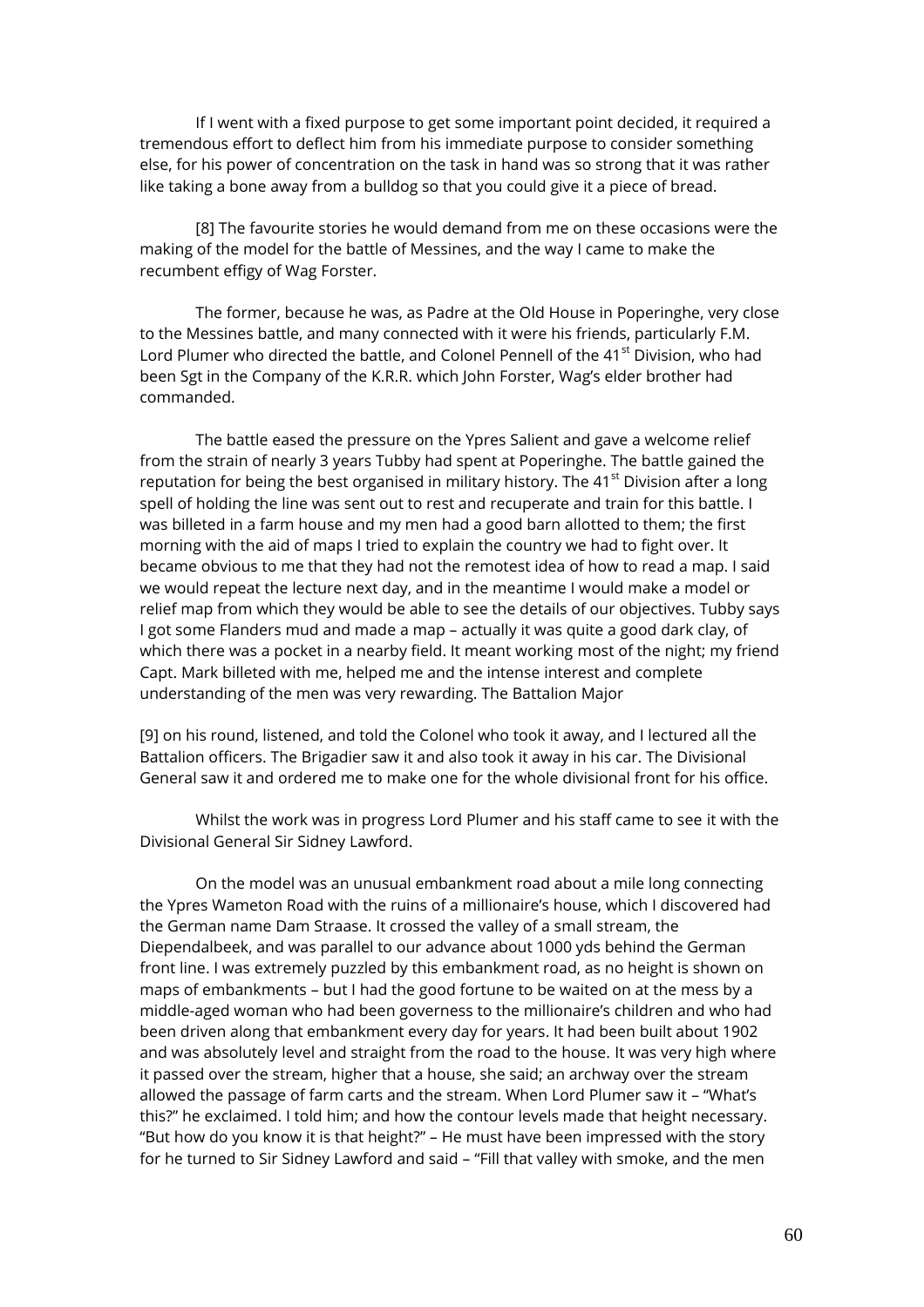If I went with a fixed purpose to get some important point decided, it required a tremendous effort to deflect him from his immediate purpose to consider something else, for his power of concentration on the task in hand was so strong that it was rather like taking a bone away from a bulldog so that you could give it a piece of bread.

[8] The favourite stories he would demand from me on these occasions were the making of the model for the battle of Messines, and the way I came to make the recumbent effigy of Wag Forster.

The former, because he was, as Padre at the Old House in Poperinghe, very close to the Messines battle, and many connected with it were his friends, particularly F.M. Lord Plumer who directed the battle, and Colonel Pennell of the 41st Division, who had been Sgt in the Company of the K.R.R. which John Forster, Wag's elder brother had commanded.

The battle eased the pressure on the Ypres Salient and gave a welcome relief from the strain of nearly 3 years Tubby had spent at Poperinghe. The battle gained the reputation for being the best organised in military history. The 41st Division after a long spell of holding the line was sent out to rest and recuperate and train for this battle. I was billeted in a farm house and my men had a good barn allotted to them; the first morning with the aid of maps I tried to explain the country we had to fight over. It became obvious to me that they had not the remotest idea of how to read a map. I said we would repeat the lecture next day, and in the meantime I would make a model or relief map from which they would be able to see the details of our objectives. Tubby says I got some Flanders mud and made a map – actually it was quite a good dark clay, of which there was a pocket in a nearby field. It meant working most of the night; my friend Capt. Mark billeted with me, helped me and the intense interest and complete understanding of the men was very rewarding. The Battalion Major

[9] on his round, listened, and told the Colonel who took it away, and I lectured all the Battalion officers. The Brigadier saw it and also took it away in his car. The Divisional General saw it and ordered me to make one for the whole divisional front for his office.

Whilst the work was in progress Lord Plumer and his staff came to see it with the Divisional General Sir Sidney Lawford.

On the model was an unusual embankment road about a mile long connecting the Ypres Wameton Road with the ruins of a millionaire's house, which I discovered had the German name Dam Straase. It crossed the valley of a small stream, the Diependalbeek, and was parallel to our advance about 1000 yds behind the German front line. I was extremely puzzled by this embankment road, as no height is shown on maps of embankments – but I had the good fortune to be waited on at the mess by a middle-aged woman who had been governess to the millionaire's children and who had been driven along that embankment every day for years. It had been built about 1902 and was absolutely level and straight from the road to the house. It was very high where it passed over the stream, higher that a house, she said; an archway over the stream allowed the passage of farm carts and the stream. When Lord Plumer saw it – "What's this?" he exclaimed. I told him; and how the contour levels made that height necessary. "But how do you know it is that height?" – He must have been impressed with the story for he turned to Sir Sidney Lawford and said – "Fill that valley with smoke, and the men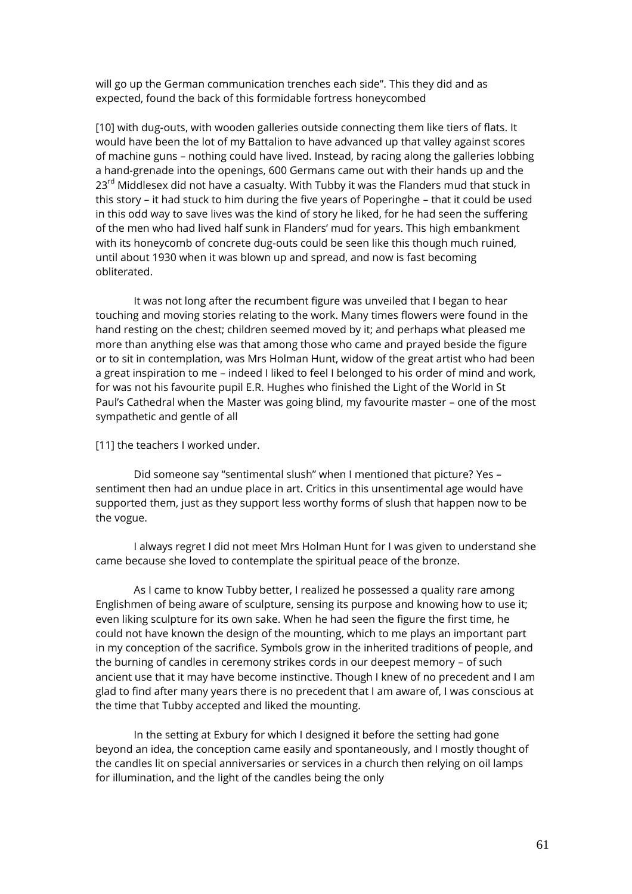will go up the German communication trenches each side". This they did and as expected, found the back of this formidable fortress honeycombed

[10] with dug-outs, with wooden galleries outside connecting them like tiers of flats. It would have been the lot of my Battalion to have advanced up that valley against scores of machine guns – nothing could have lived. Instead, by racing along the galleries lobbing a hand-grenade into the openings, 600 Germans came out with their hands up and the 23rd Middlesex did not have a casualty. With Tubby it was the Flanders mud that stuck in this story – it had stuck to him during the five years of Poperinghe – that it could be used in this odd way to save lives was the kind of story he liked, for he had seen the suffering of the men who had lived half sunk in Flanders' mud for years. This high embankment with its honeycomb of concrete dug-outs could be seen like this though much ruined, until about 1930 when it was blown up and spread, and now is fast becoming obliterated.

It was not long after the recumbent figure was unveiled that I began to hear touching and moving stories relating to the work. Many times flowers were found in the hand resting on the chest; children seemed moved by it; and perhaps what pleased me more than anything else was that among those who came and prayed beside the figure or to sit in contemplation, was Mrs Holman Hunt, widow of the great artist who had been a great inspiration to me – indeed I liked to feel I belonged to his order of mind and work, for was not his favourite pupil E.R. Hughes who finished the Light of the World in St Paul's Cathedral when the Master was going blind, my favourite master – one of the most sympathetic and gentle of all

[11] the teachers I worked under.

Did someone say "sentimental slush" when I mentioned that picture? Yes – sentiment then had an undue place in art. Critics in this unsentimental age would have supported them, just as they support less worthy forms of slush that happen now to be the vogue.

I always regret I did not meet Mrs Holman Hunt for I was given to understand she came because she loved to contemplate the spiritual peace of the bronze.

As I came to know Tubby better, I realized he possessed a quality rare among Englishmen of being aware of sculpture, sensing its purpose and knowing how to use it; even liking sculpture for its own sake. When he had seen the figure the first time, he could not have known the design of the mounting, which to me plays an important part in my conception of the sacrifice. Symbols grow in the inherited traditions of people, and the burning of candles in ceremony strikes cords in our deepest memory – of such ancient use that it may have become instinctive. Though I knew of no precedent and I am glad to find after many years there is no precedent that I am aware of, I was conscious at the time that Tubby accepted and liked the mounting.

In the setting at Exbury for which I designed it before the setting had gone beyond an idea, the conception came easily and spontaneously, and I mostly thought of the candles lit on special anniversaries or services in a church then relying on oil lamps for illumination, and the light of the candles being the only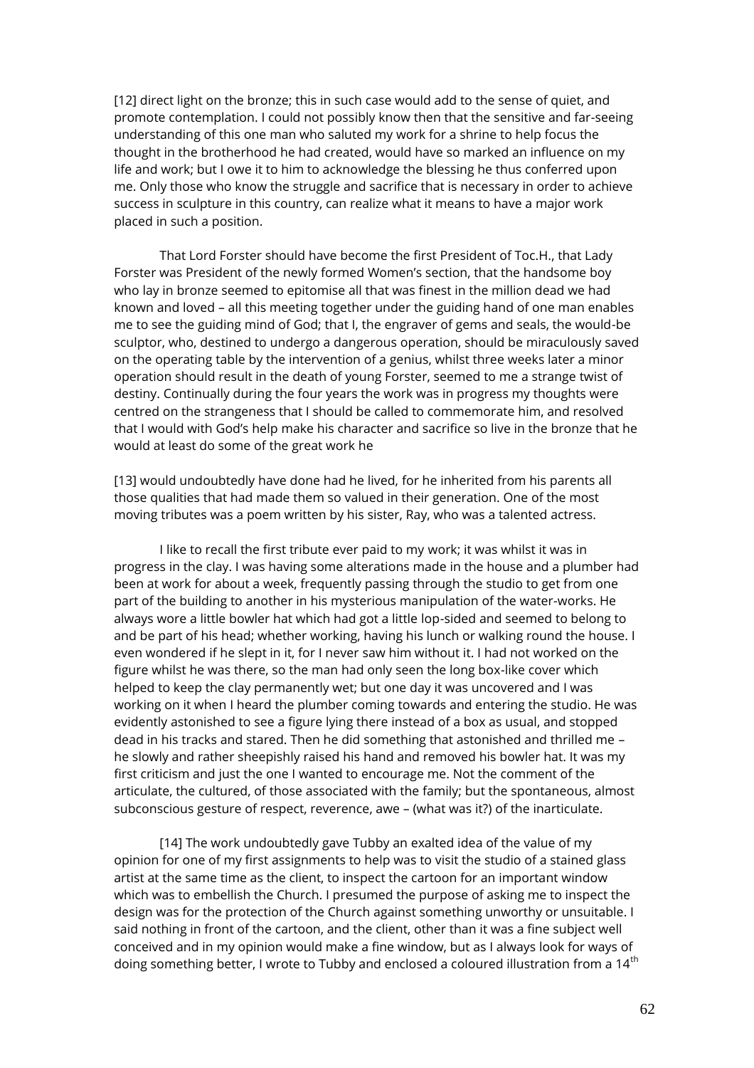[12] direct light on the bronze; this in such case would add to the sense of quiet, and promote contemplation. I could not possibly know then that the sensitive and far-seeing understanding of this one man who saluted my work for a shrine to help focus the thought in the brotherhood he had created, would have so marked an influence on my life and work; but I owe it to him to acknowledge the blessing he thus conferred upon me. Only those who know the struggle and sacrifice that is necessary in order to achieve success in sculpture in this country, can realize what it means to have a major work placed in such a position.

That Lord Forster should have become the first President of Toc.H., that Lady Forster was President of the newly formed Women's section, that the handsome boy who lay in bronze seemed to epitomise all that was finest in the million dead we had known and loved – all this meeting together under the guiding hand of one man enables me to see the guiding mind of God; that I, the engraver of gems and seals, the would-be sculptor, who, destined to undergo a dangerous operation, should be miraculously saved on the operating table by the intervention of a genius, whilst three weeks later a minor operation should result in the death of young Forster, seemed to me a strange twist of destiny. Continually during the four years the work was in progress my thoughts were centred on the strangeness that I should be called to commemorate him, and resolved that I would with God's help make his character and sacrifice so live in the bronze that he would at least do some of the great work he

[13] would undoubtedly have done had he lived, for he inherited from his parents all those qualities that had made them so valued in their generation. One of the most moving tributes was a poem written by his sister, Ray, who was a talented actress.

I like to recall the first tribute ever paid to my work; it was whilst it was in progress in the clay. I was having some alterations made in the house and a plumber had been at work for about a week, frequently passing through the studio to get from one part of the building to another in his mysterious manipulation of the water-works. He always wore a little bowler hat which had got a little lop-sided and seemed to belong to and be part of his head; whether working, having his lunch or walking round the house. I even wondered if he slept in it, for I never saw him without it. I had not worked on the figure whilst he was there, so the man had only seen the long box-like cover which helped to keep the clay permanently wet; but one day it was uncovered and I was working on it when I heard the plumber coming towards and entering the studio. He was evidently astonished to see a figure lying there instead of a box as usual, and stopped dead in his tracks and stared. Then he did something that astonished and thrilled me – he slowly and rather sheepishly raised his hand and removed his bowler hat. It was my first criticism and just the one I wanted to encourage me. Not the comment of the articulate, the cultured, of those associated with the family; but the spontaneous, almost subconscious gesture of respect, reverence, awe – (what was it?) of the inarticulate.

[14] The work undoubtedly gave Tubby an exalted idea of the value of my opinion for one of my first assignments to help was to visit the studio of a stained glass artist at the same time as the client, to inspect the cartoon for an important window which was to embellish the Church. I presumed the purpose of asking me to inspect the design was for the protection of the Church against something unworthy or unsuitable. I said nothing in front of the cartoon, and the client, other than it was a fine subject well conceived and in my opinion would make a fine window, but as I always look for ways of doing something better, I wrote to Tubby and enclosed a coloured illustration from a 14th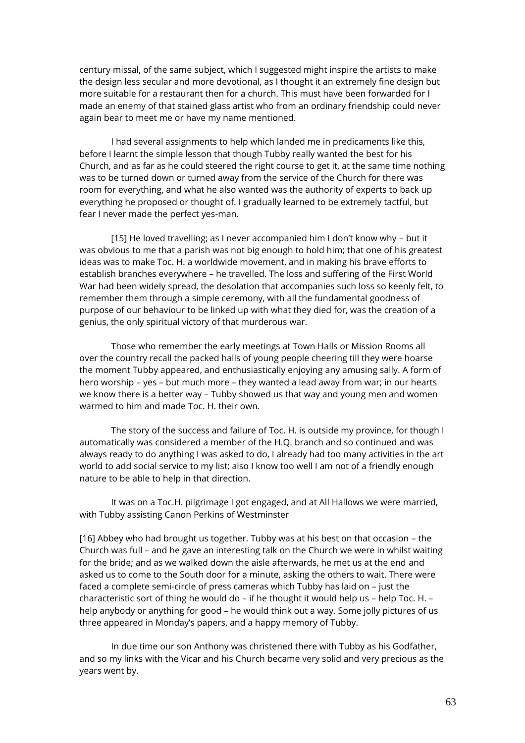century missal, of the same subject, which I suggested might inspire the artists to make the design less secular and more devotional, as I thought it an extremely fine design but more suitable for a restaurant then for a church. This must have been forwarded for I made an enemy of that stained glass artist who from an ordinary friendship could never again bear to meet me or have my name mentioned.

I had several assignments to help which landed me in predicaments like this, before I learnt the simple lesson that though Tubby really wanted the best for his Church, and as far as he could steered the right course to get it, at the same time nothing was to be turned down or turned away from the service of the Church for there was room for everything, and what he also wanted was the authority of experts to back up everything he proposed or thought of. I gradually learned to be extremely tactful, but fear I never made the perfect yes-man.

[15] He loved travelling; as I never accompanied him I don't know why – but it was obvious to me that a parish was not big enough to hold him; that one of his greatest ideas was to make Toc. H. a worldwide movement, and in making his brave efforts to establish branches everywhere – he travelled. The loss and suffering of the First World War had been widely spread, the desolation that accompanies such loss so keenly felt, to remember them through a simple ceremony, with all the fundamental goodness of purpose of our behaviour to be linked up with what they died for, was the creation of a genius, the only spiritual victory of that murderous war.

Those who remember the early meetings at Town Halls or Mission Rooms all over the country recall the packed halls of young people cheering till they were hoarse the moment Tubby appeared, and enthusiastically enjoying any amusing sally. A form of hero worship – yes – but much more – they wanted a lead away from war; in our hearts we know there is a better way – Tubby showed us that way and young men and women warmed to him and made Toc. H. their own.

The story of the success and failure of Toc. H. is outside my province, for though I automatically was considered a member of the H.Q. branch and so continued and was always ready to do anything I was asked to do, I already had too many activities in the art world to add social service to my list; also I know too well I am not of a friendly enough nature to be able to help in that direction.

It was on a Toc.H. pilgrimage I got engaged, and at All Hallows we were married, with Tubby assisting Canon Perkins of Westminster

[16] Abbey who had brought us together. Tubby was at his best on that occasion – the Church was full – and he gave an interesting talk on the Church we were in whilst waiting for the bride; and as we walked down the aisle afterwards, he met us at the end and asked us to come to the South door for a minute, asking the others to wait. There were faced a complete semi-circle of press cameras which Tubby has laid on – just the characteristic sort of thing he would do – if he thought it would help us – help Toc. H. – help anybody or anything for good – he would think out a way. Some jolly pictures of us three appeared in Monday's papers, and a happy memory of Tubby.

In due time our son Anthony was christened there with Tubby as his Godfather, and so my links with the Vicar and his Church became very solid and very precious as the years went by.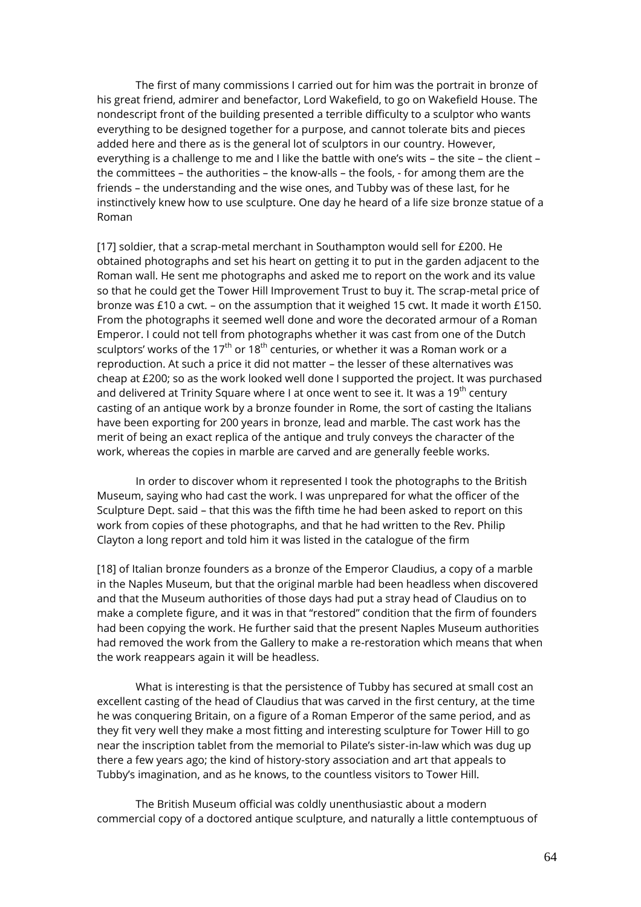The first of many commissions I carried out for him was the portrait in bronze of his great friend, admirer and benefactor, Lord Wakefield, to go on Wakefield House. The nondescript front of the building presented a terrible difficulty to a sculptor who wants everything to be designed together for a purpose, and cannot tolerate bits and pieces added here and there as is the general lot of sculptors in our country. However, everything is a challenge to me and I like the battle with one's wits – the site – the client – the committees – the authorities – the know-alls – the fools, - for among them are the friends – the understanding and the wise ones, and Tubby was of these last, for he instinctively knew how to use sculpture. One day he heard of a life size bronze statue of a Roman

[17] soldier, that a scrap-metal merchant in Southampton would sell for £200. He obtained photographs and set his heart on getting it to put in the garden adjacent to the Roman wall. He sent me photographs and asked me to report on the work and its value so that he could get the Tower Hill Improvement Trust to buy it. The scrap-metal price of bronze was £10 a cwt. – on the assumption that it weighed 15 cwt. It made it worth £150. From the photographs it seemed well done and wore the decorated armour of a Roman Emperor. I could not tell from photographs whether it was cast from one of the Dutch sculptors' works of the 17th or 18th centuries, or whether it was a Roman work or a reproduction. At such a price it did not matter – the lesser of these alternatives was cheap at £200; so as the work looked well done I supported the project. It was purchased and delivered at Trinity Square where I at once went to see it. It was a 19th century casting of an antique work by a bronze founder in Rome, the sort of casting the Italians have been exporting for 200 years in bronze, lead and marble. The cast work has the merit of being an exact replica of the antique and truly conveys the character of the work, whereas the copies in marble are carved and are generally feeble works.

In order to discover whom it represented I took the photographs to the British Museum, saying who had cast the work. I was unprepared for what the officer of the Sculpture Dept. said – that this was the fifth time he had been asked to report on this work from copies of these photographs, and that he had written to the Rev. Philip Clayton a long report and told him it was listed in the catalogue of the firm

[18] of Italian bronze founders as a bronze of the Emperor Claudius, a copy of a marble in the Naples Museum, but that the original marble had been headless when discovered and that the Museum authorities of those days had put a stray head of Claudius on to make a complete figure, and it was in that "restored" condition that the firm of founders had been copying the work. He further said that the present Naples Museum authorities had removed the work from the Gallery to make a re-restoration which means that when the work reappears again it will be headless.

What is interesting is that the persistence of Tubby has secured at small cost an excellent casting of the head of Claudius that was carved in the first century, at the time he was conquering Britain, on a figure of a Roman Emperor of the same period, and as they fit very well they make a most fitting and interesting sculpture for Tower Hill to go near the inscription tablet from the memorial to Pilate's sister-in-law which was dug up there a few years ago; the kind of history-story association and art that appeals to Tubby's imagination, and as he knows, to the countless visitors to Tower Hill.

The British Museum official was coldly unenthusiastic about a modern commercial copy of a doctored antique sculpture, and naturally a little contemptuous of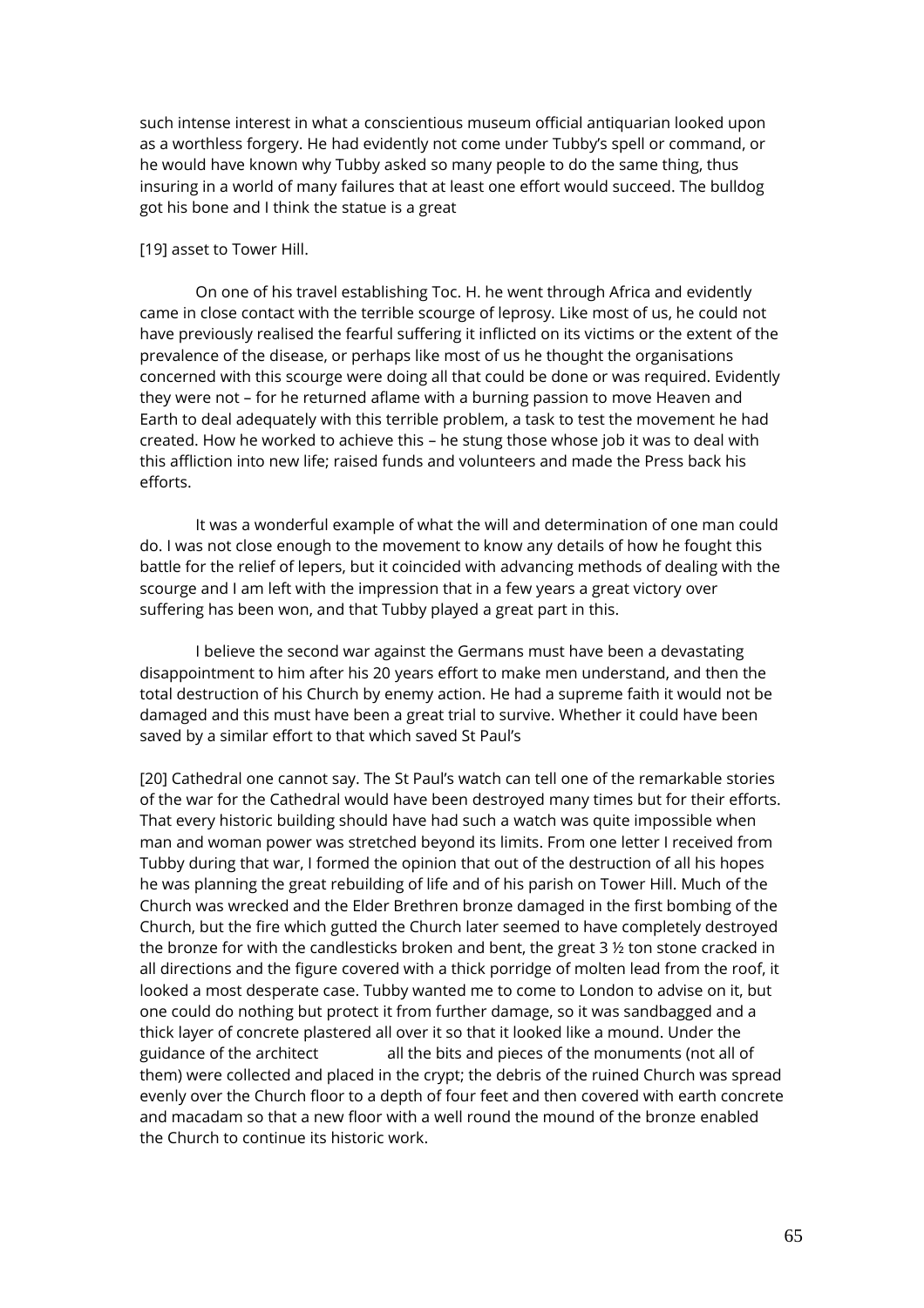such intense interest in what a conscientious museum official antiquarian looked upon as a worthless forgery. He had evidently not come under Tubby's spell or command, or he would have known why Tubby asked so many people to do the same thing, thus insuring in a world of many failures that at least one effort would succeed. The bulldog got his bone and I think the statue is a great

[19] asset to Tower Hill.

On one of his travel establishing Toc. H. he went through Africa and evidently came in close contact with the terrible scourge of leprosy. Like most of us, he could not have previously realised the fearful suffering it inflicted on its victims or the extent of the prevalence of the disease, or perhaps like most of us he thought the organisations concerned with this scourge were doing all that could be done or was required. Evidently they were not – for he returned aflame with a burning passion to move Heaven and Earth to deal adequately with this terrible problem, a task to test the movement he had created. How he worked to achieve this – he stung those whose job it was to deal with this affliction into new life; raised funds and volunteers and made the Press back his efforts.

It was a wonderful example of what the will and determination of one man could do. I was not close enough to the movement to know any details of how he fought this battle for the relief of lepers, but it coincided with advancing methods of dealing with the scourge and I am left with the impression that in a few years a great victory over suffering has been won, and that Tubby played a great part in this.

I believe the second war against the Germans must have been a devastating disappointment to him after his 20 years effort to make men understand, and then the total destruction of his Church by enemy action. He had a supreme faith it would not be damaged and this must have been a great trial to survive. Whether it could have been saved by a similar effort to that which saved St Paul's

[20] Cathedral one cannot say. The St Paul's watch can tell one of the remarkable stories of the war for the Cathedral would have been destroyed many times but for their efforts. That every historic building should have had such a watch was quite impossible when man and woman power was stretched beyond its limits. From one letter I received from Tubby during that war, I formed the opinion that out of the destruction of all his hopes he was planning the great rebuilding of life and of his parish on Tower Hill. Much of the Church was wrecked and the Elder Brethren bronze damaged in the first bombing of the Church, but the fire which gutted the Church later seemed to have completely destroyed the bronze for with the candlesticks broken and bent, the great 3 ½ ton stone cracked in all directions and the figure covered with a thick porridge of molten lead from the roof, it looked a most desperate case. Tubby wanted me to come to London to advise on it, but one could do nothing but protect it from further damage, so it was sandbagged and a thick layer of concrete plastered all over it so that it looked like a mound. Under the guidance of the architect           all the bits and pieces of the monuments (not all of them) were collected and placed in the crypt; the debris of the ruined Church was spread evenly over the Church floor to a depth of four feet and then covered with earth concrete and macadam so that a new floor with a well round the mound of the bronze enabled the Church to continue its historic work.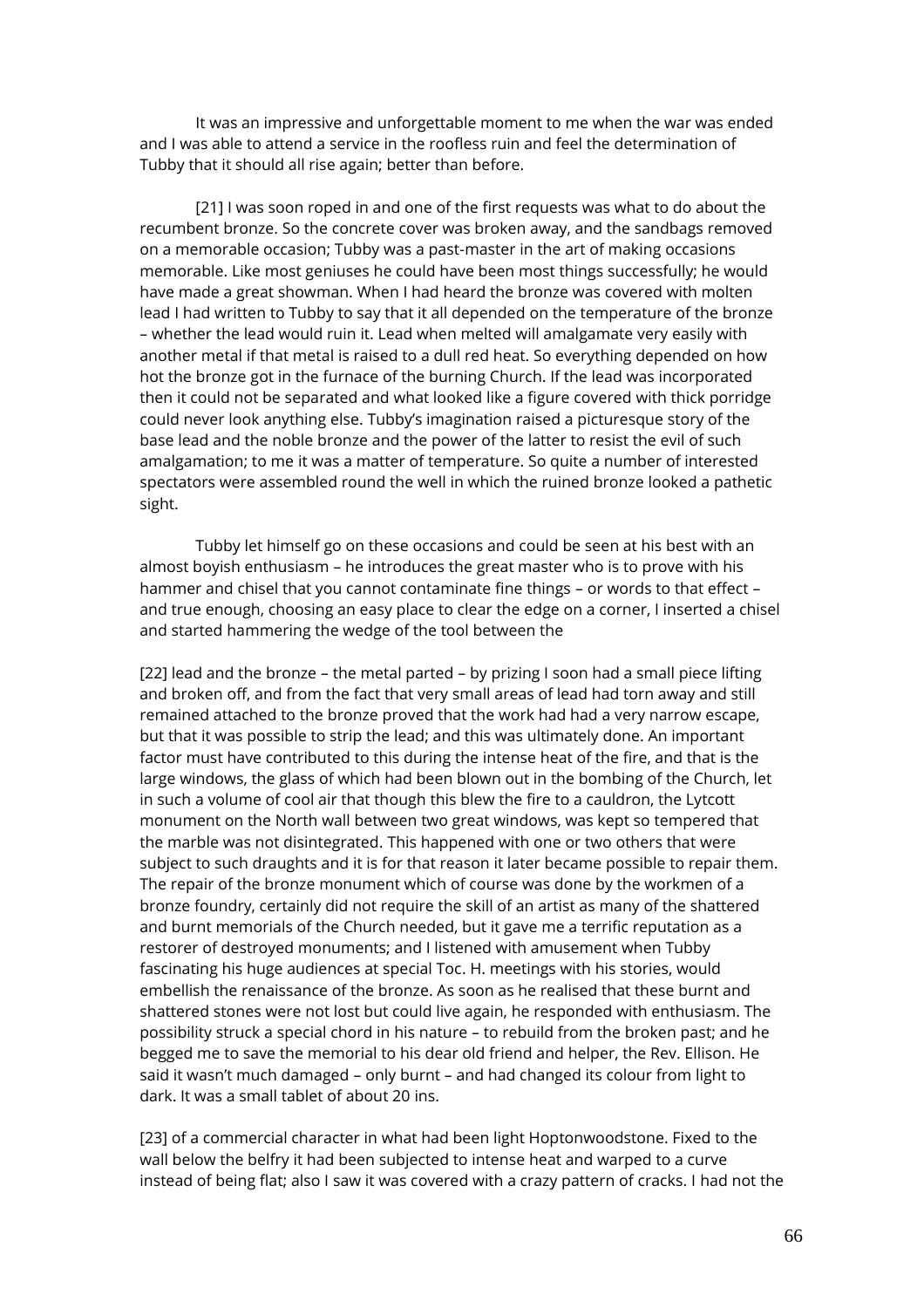It was an impressive and unforgettable moment to me when the war was ended and I was able to attend a service in the roofless ruin and feel the determination of Tubby that it should all rise again; better than before.

[21] I was soon roped in and one of the first requests was what to do about the recumbent bronze. So the concrete cover was broken away, and the sandbags removed on a memorable occasion; Tubby was a past-master in the art of making occasions memorable. Like most geniuses he could have been most things successfully; he would have made a great showman. When I had heard the bronze was covered with molten lead I had written to Tubby to say that it all depended on the temperature of the bronze – whether the lead would ruin it. Lead when melted will amalgamate very easily with another metal if that metal is raised to a dull red heat. So everything depended on how hot the bronze got in the furnace of the burning Church. If the lead was incorporated then it could not be separated and what looked like a figure covered with thick porridge could never look anything else. Tubby's imagination raised a picturesque story of the base lead and the noble bronze and the power of the latter to resist the evil of such amalgamation; to me it was a matter of temperature. So quite a number of interested spectators were assembled round the well in which the ruined bronze looked a pathetic sight.

Tubby let himself go on these occasions and could be seen at his best with an almost boyish enthusiasm – he introduces the great master who is to prove with his hammer and chisel that you cannot contaminate fine things – or words to that effect – and true enough, choosing an easy place to clear the edge on a corner, I inserted a chisel and started hammering the wedge of the tool between the

[22] lead and the bronze – the metal parted – by prizing I soon had a small piece lifting and broken off, and from the fact that very small areas of lead had torn away and still remained attached to the bronze proved that the work had had a very narrow escape, but that it was possible to strip the lead; and this was ultimately done. An important factor must have contributed to this during the intense heat of the fire, and that is the large windows, the glass of which had been blown out in the bombing of the Church, let in such a volume of cool air that though this blew the fire to a cauldron, the Lytcott monument on the North wall between two great windows, was kept so tempered that the marble was not disintegrated. This happened with one or two others that were subject to such draughts and it is for that reason it later became possible to repair them. The repair of the bronze monument which of course was done by the workmen of a bronze foundry, certainly did not require the skill of an artist as many of the shattered and burnt memorials of the Church needed, but it gave me a terrific reputation as a restorer of destroyed monuments; and I listened with amusement when Tubby fascinating his huge audiences at special Toc. H. meetings with his stories, would embellish the renaissance of the bronze. As soon as he realised that these burnt and shattered stones were not lost but could live again, he responded with enthusiasm. The possibility struck a special chord in his nature – to rebuild from the broken past; and he begged me to save the memorial to his dear old friend and helper, the Rev. Ellison. He said it wasn't much damaged – only burnt – and had changed its colour from light to dark. It was a small tablet of about 20 ins.

[23] of a commercial character in what had been light Hoptonwoodstone. Fixed to the wall below the belfry it had been subjected to intense heat and warped to a curve instead of being flat; also I saw it was covered with a crazy pattern of cracks. I had not the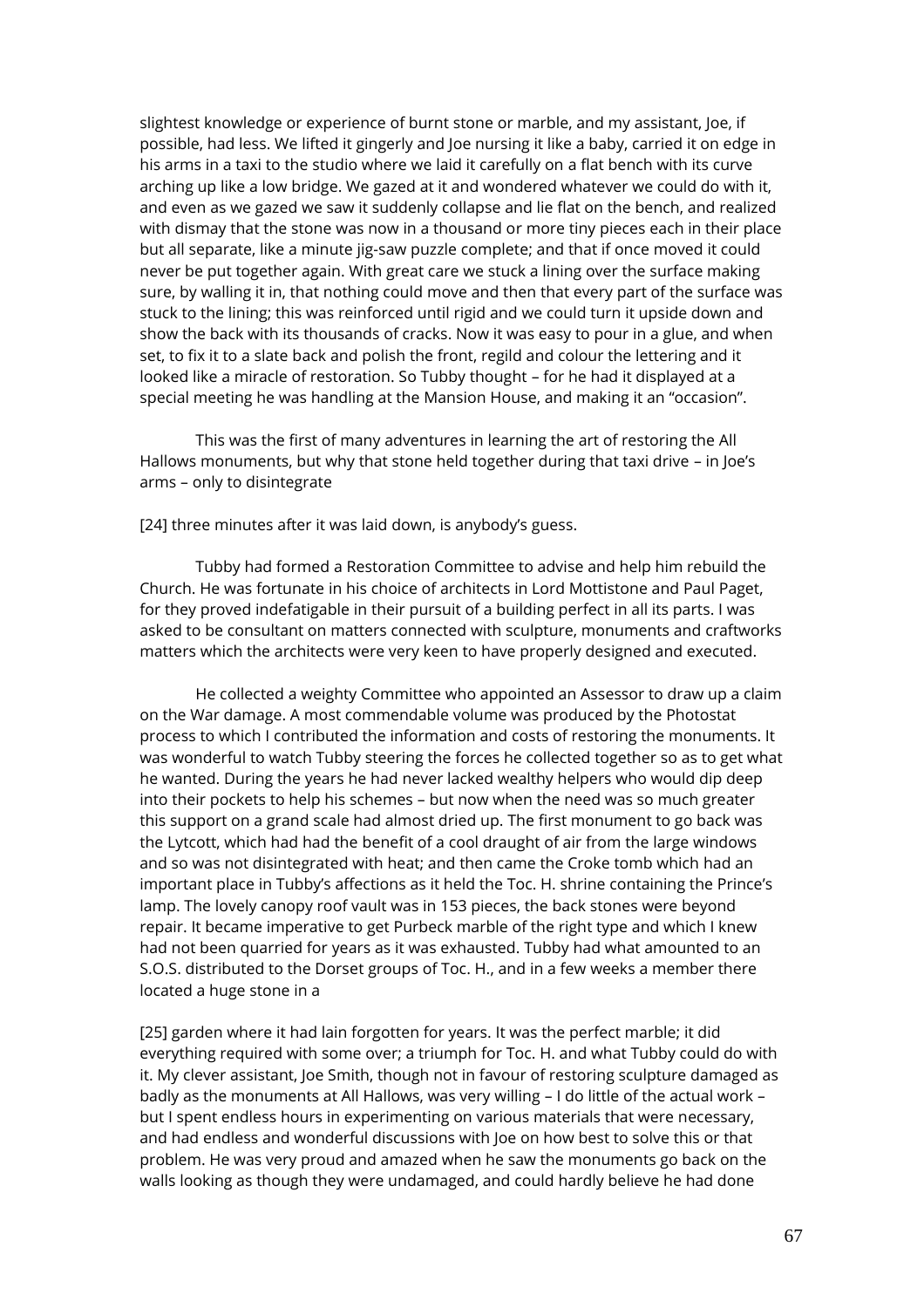slightest knowledge or experience of burnt stone or marble, and my assistant, Joe, if possible, had less. We lifted it gingerly and Joe nursing it like a baby, carried it on edge in his arms in a taxi to the studio where we laid it carefully on a flat bench with its curve arching up like a low bridge. We gazed at it and wondered whatever we could do with it, and even as we gazed we saw it suddenly collapse and lie flat on the bench, and realized with dismay that the stone was now in a thousand or more tiny pieces each in their place but all separate, like a minute jig-saw puzzle complete; and that if once moved it could never be put together again. With great care we stuck a lining over the surface making sure, by walling it in, that nothing could move and then that every part of the surface was stuck to the lining; this was reinforced until rigid and we could turn it upside down and show the back with its thousands of cracks. Now it was easy to pour in a glue, and when set, to fix it to a slate back and polish the front, regild and colour the lettering and it looked like a miracle of restoration. So Tubby thought – for he had it displayed at a special meeting he was handling at the Mansion House, and making it an "occasion".

This was the first of many adventures in learning the art of restoring the All Hallows monuments, but why that stone held together during that taxi drive – in Joe's arms – only to disintegrate

[24] three minutes after it was laid down, is anybody's guess.

Tubby had formed a Restoration Committee to advise and help him rebuild the Church. He was fortunate in his choice of architects in Lord Mottistone and Paul Paget, for they proved indefatigable in their pursuit of a building perfect in all its parts. I was asked to be consultant on matters connected with sculpture, monuments and craftworks matters which the architects were very keen to have properly designed and executed.

He collected a weighty Committee who appointed an Assessor to draw up a claim on the War damage. A most commendable volume was produced by the Photostat process to which I contributed the information and costs of restoring the monuments. It was wonderful to watch Tubby steering the forces he collected together so as to get what he wanted. During the years he had never lacked wealthy helpers who would dip deep into their pockets to help his schemes – but now when the need was so much greater this support on a grand scale had almost dried up. The first monument to go back was the Lytcott, which had had the benefit of a cool draught of air from the large windows and so was not disintegrated with heat; and then came the Croke tomb which had an important place in Tubby's affections as it held the Toc. H. shrine containing the Prince's lamp. The lovely canopy roof vault was in 153 pieces, the back stones were beyond repair. It became imperative to get Purbeck marble of the right type and which I knew had not been quarried for years as it was exhausted. Tubby had what amounted to an S.O.S. distributed to the Dorset groups of Toc. H., and in a few weeks a member there located a huge stone in a

[25] garden where it had lain forgotten for years. It was the perfect marble; it did everything required with some over; a triumph for Toc. H. and what Tubby could do with it. My clever assistant, Joe Smith, though not in favour of restoring sculpture damaged as badly as the monuments at All Hallows, was very willing – I do little of the actual work – but I spent endless hours in experimenting on various materials that were necessary, and had endless and wonderful discussions with Joe on how best to solve this or that problem. He was very proud and amazed when he saw the monuments go back on the walls looking as though they were undamaged, and could hardly believe he had done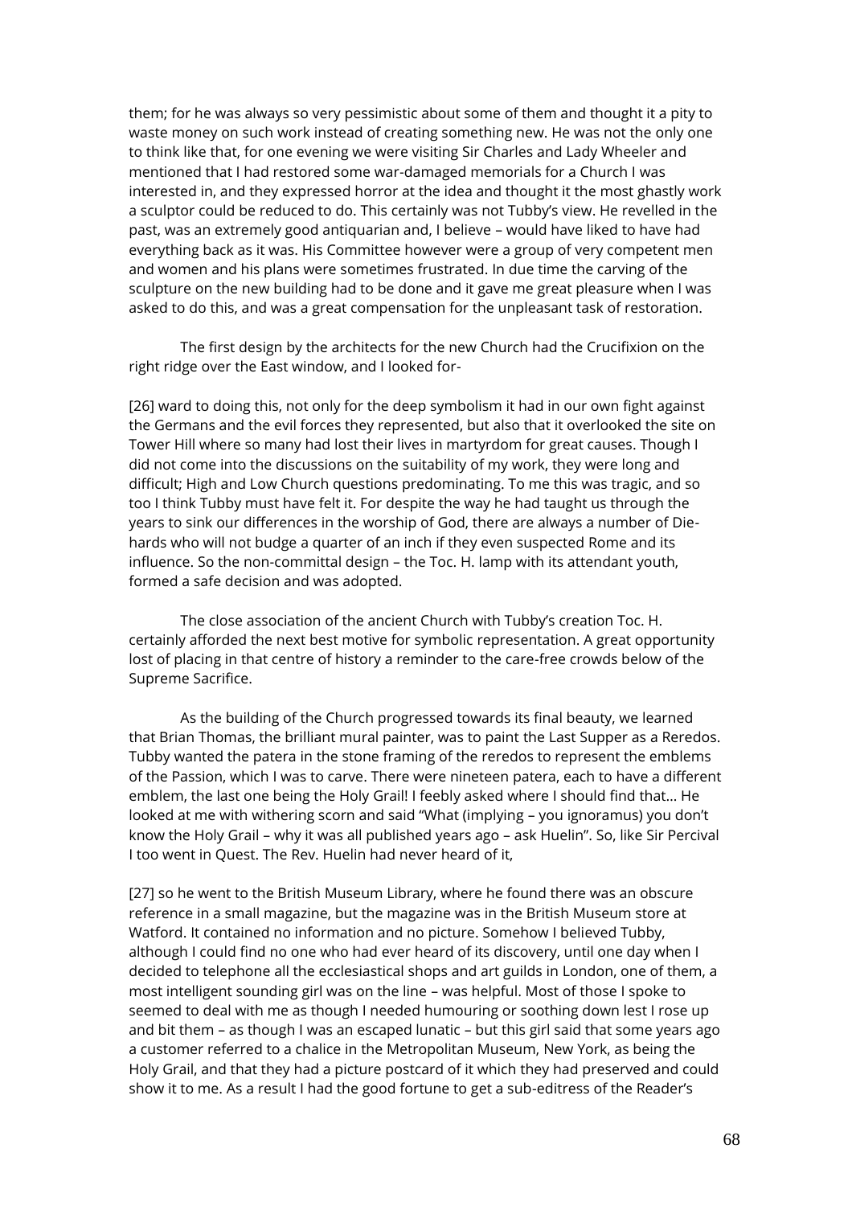them; for he was always so very pessimistic about some of them and thought it a pity to waste money on such work instead of creating something new. He was not the only one to think like that, for one evening we were visiting Sir Charles and Lady Wheeler and mentioned that I had restored some war-damaged memorials for a Church I was interested in, and they expressed horror at the idea and thought it the most ghastly work a sculptor could be reduced to do. This certainly was not Tubby's view. He revelled in the past, was an extremely good antiquarian and, I believe – would have liked to have had everything back as it was. His Committee however were a group of very competent men and women and his plans were sometimes frustrated. In due time the carving of the sculpture on the new building had to be done and it gave me great pleasure when I was asked to do this, and was a great compensation for the unpleasant task of restoration.

The first design by the architects for the new Church had the Crucifixion on the right ridge over the East window, and I looked for-

[26] ward to doing this, not only for the deep symbolism it had in our own fight against the Germans and the evil forces they represented, but also that it overlooked the site on Tower Hill where so many had lost their lives in martyrdom for great causes. Though I did not come into the discussions on the suitability of my work, they were long and difficult; High and Low Church questions predominating. To me this was tragic, and so too I think Tubby must have felt it. For despite the way he had taught us through the years to sink our differences in the worship of God, there are always a number of Die-hards who will not budge a quarter of an inch if they even suspected Rome and its influence. So the non-committal design – the Toc. H. lamp with its attendant youth, formed a safe decision and was adopted.

The close association of the ancient Church with Tubby's creation Toc. H. certainly afforded the next best motive for symbolic representation. A great opportunity lost of placing in that centre of history a reminder to the care-free crowds below of the Supreme Sacrifice.

As the building of the Church progressed towards its final beauty, we learned that Brian Thomas, the brilliant mural painter, was to paint the Last Supper as a Reredos. Tubby wanted the patera in the stone framing of the reredos to represent the emblems of the Passion, which I was to carve. There were nineteen patera, each to have a different emblem, the last one being the Holy Grail! I feebly asked where I should find that... He looked at me with withering scorn and said "What (implying – you ignoramus) you don't know the Holy Grail – why it was all published years ago – ask Huelin". So, like Sir Percival I too went in Quest. The Rev. Huelin had never heard of it,

[27] so he went to the British Museum Library, where he found there was an obscure reference in a small magazine, but the magazine was in the British Museum store at Watford. It contained no information and no picture. Somehow I believed Tubby, although I could find no one who had ever heard of its discovery, until one day when I decided to telephone all the ecclesiastical shops and art guilds in London, one of them, a most intelligent sounding girl was on the line – was helpful. Most of those I spoke to seemed to deal with me as though I needed humouring or soothing down lest I rose up and bit them – as though I was an escaped lunatic – but this girl said that some years ago a customer referred to a chalice in the Metropolitan Museum, New York, as being the Holy Grail, and that they had a picture postcard of it which they had preserved and could show it to me. As a result I had the good fortune to get a sub-editress of the Reader's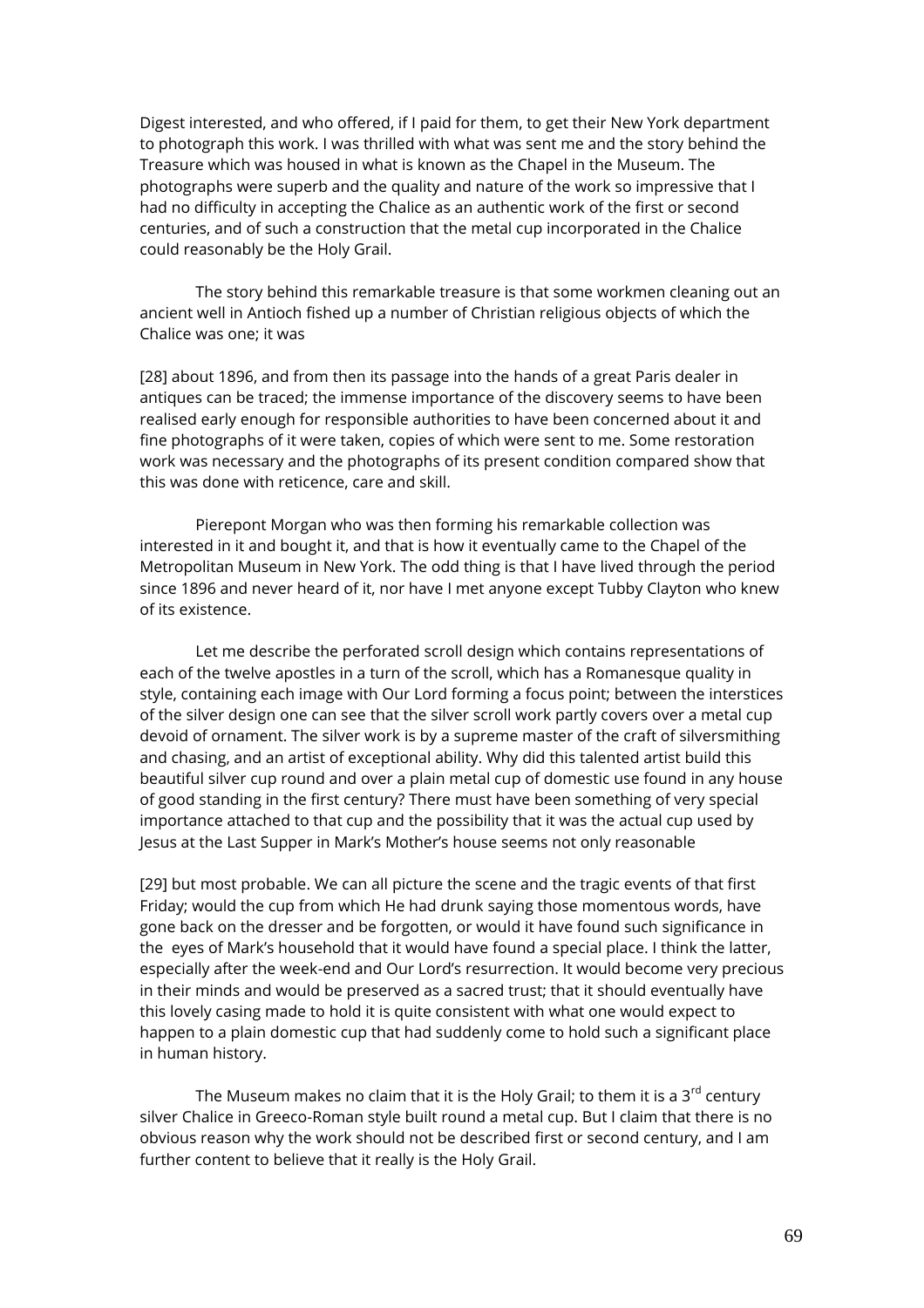Digest interested, and who offered, if I paid for them, to get their New York department to photograph this work. I was thrilled with what was sent me and the story behind the Treasure which was housed in what is known as the Chapel in the Museum. The photographs were superb and the quality and nature of the work so impressive that I had no difficulty in accepting the Chalice as an authentic work of the first or second centuries, and of such a construction that the metal cup incorporated in the Chalice could reasonably be the Holy Grail.

The story behind this remarkable treasure is that some workmen cleaning out an ancient well in Antioch fished up a number of Christian religious objects of which the Chalice was one; it was

[28] about 1896, and from then its passage into the hands of a great Paris dealer in antiques can be traced; the immense importance of the discovery seems to have been realised early enough for responsible authorities to have been concerned about it and fine photographs of it were taken, copies of which were sent to me. Some restoration work was necessary and the photographs of its present condition compared show that this was done with reticence, care and skill.

Pierepont Morgan who was then forming his remarkable collection was interested in it and bought it, and that is how it eventually came to the Chapel of the Metropolitan Museum in New York. The odd thing is that I have lived through the period since 1896 and never heard of it, nor have I met anyone except Tubby Clayton who knew of its existence.

Let me describe the perforated scroll design which contains representations of each of the twelve apostles in a turn of the scroll, which has a Romanesque quality in style, containing each image with Our Lord forming a focus point; between the interstices of the silver design one can see that the silver scroll work partly covers over a metal cup devoid of ornament. The silver work is by a supreme master of the craft of silversmithing and chasing, and an artist of exceptional ability. Why did this talented artist build this beautiful silver cup round and over a plain metal cup of domestic use found in any house of good standing in the first century? There must have been something of very special importance attached to that cup and the possibility that it was the actual cup used by Jesus at the Last Supper in Mark's Mother's house seems not only reasonable

[29] but most probable. We can all picture the scene and the tragic events of that first Friday; would the cup from which He had drunk saying those momentous words, have gone back on the dresser and be forgotten, or would it have found such significance in the eyes of Mark's household that it would have found a special place. I think the latter, especially after the week-end and Our Lord's resurrection. It would become very precious in their minds and would be preserved as a sacred trust; that it should eventually have this lovely casing made to hold it is quite consistent with what one would expect to happen to a plain domestic cup that had suddenly come to hold such a significant place in human history.

The Museum makes no claim that it is the Holy Grail; to them it is a 3rd century silver Chalice in Greeco-Roman style built round a metal cup. But I claim that there is no obvious reason why the work should not be described first or second century, and I am further content to believe that it really is the Holy Grail.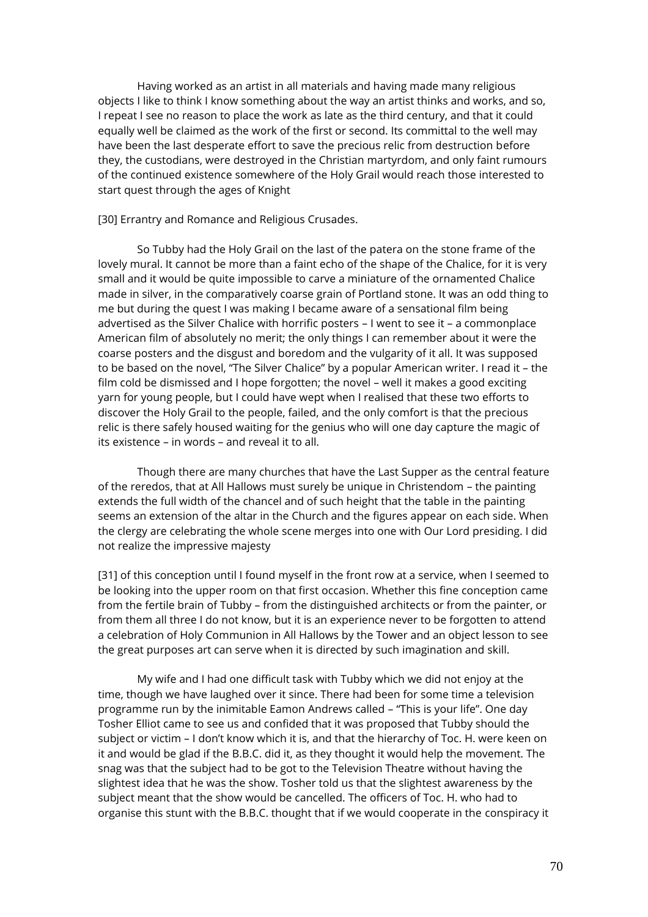Having worked as an artist in all materials and having made many religious objects I like to think I know something about the way an artist thinks and works, and so, I repeat I see no reason to place the work as late as the third century, and that it could equally well be claimed as the work of the first or second. Its committal to the well may have been the last desperate effort to save the precious relic from destruction before they, the custodians, were destroyed in the Christian martyrdom, and only faint rumours of the continued existence somewhere of the Holy Grail would reach those interested to start quest through the ages of Knight

[30] Errantry and Romance and Religious Crusades.

So Tubby had the Holy Grail on the last of the patera on the stone frame of the lovely mural. It cannot be more than a faint echo of the shape of the Chalice, for it is very small and it would be quite impossible to carve a miniature of the ornamented Chalice made in silver, in the comparatively coarse grain of Portland stone. It was an odd thing to me but during the quest I was making I became aware of a sensational film being advertised as the Silver Chalice with horrific posters – I went to see it – a commonplace American film of absolutely no merit; the only things I can remember about it were the coarse posters and the disgust and boredom and the vulgarity of it all. It was supposed to be based on the novel, "The Silver Chalice" by a popular American writer. I read it – the film cold be dismissed and I hope forgotten; the novel – well it makes a good exciting yarn for young people, but I could have wept when I realised that these two efforts to discover the Holy Grail to the people, failed, and the only comfort is that the precious relic is there safely housed waiting for the genius who will one day capture the magic of its existence – in words – and reveal it to all.

Though there are many churches that have the Last Supper as the central feature of the reredos, that at All Hallows must surely be unique in Christendom – the painting extends the full width of the chancel and of such height that the table in the painting seems an extension of the altar in the Church and the figures appear on each side. When the clergy are celebrating the whole scene merges into one with Our Lord presiding. I did not realize the impressive majesty

[31] of this conception until I found myself in the front row at a service, when I seemed to be looking into the upper room on that first occasion. Whether this fine conception came from the fertile brain of Tubby – from the distinguished architects or from the painter, or from them all three I do not know, but it is an experience never to be forgotten to attend a celebration of Holy Communion in All Hallows by the Tower and an object lesson to see the great purposes art can serve when it is directed by such imagination and skill.

My wife and I had one difficult task with Tubby which we did not enjoy at the time, though we have laughed over it since. There had been for some time a television programme run by the inimitable Eamon Andrews called – "This is your life". One day Tosher Elliot came to see us and confided that it was proposed that Tubby should the subject or victim – I don't know which it is, and that the hierarchy of Toc. H. were keen on it and would be glad if the B.B.C. did it, as they thought it would help the movement. The snag was that the subject had to be got to the Television Theatre without having the slightest idea that he was the show. Tosher told us that the slightest awareness by the subject meant that the show would be cancelled. The officers of Toc. H. who had to organise this stunt with the B.B.C. thought that if we would cooperate in the conspiracy it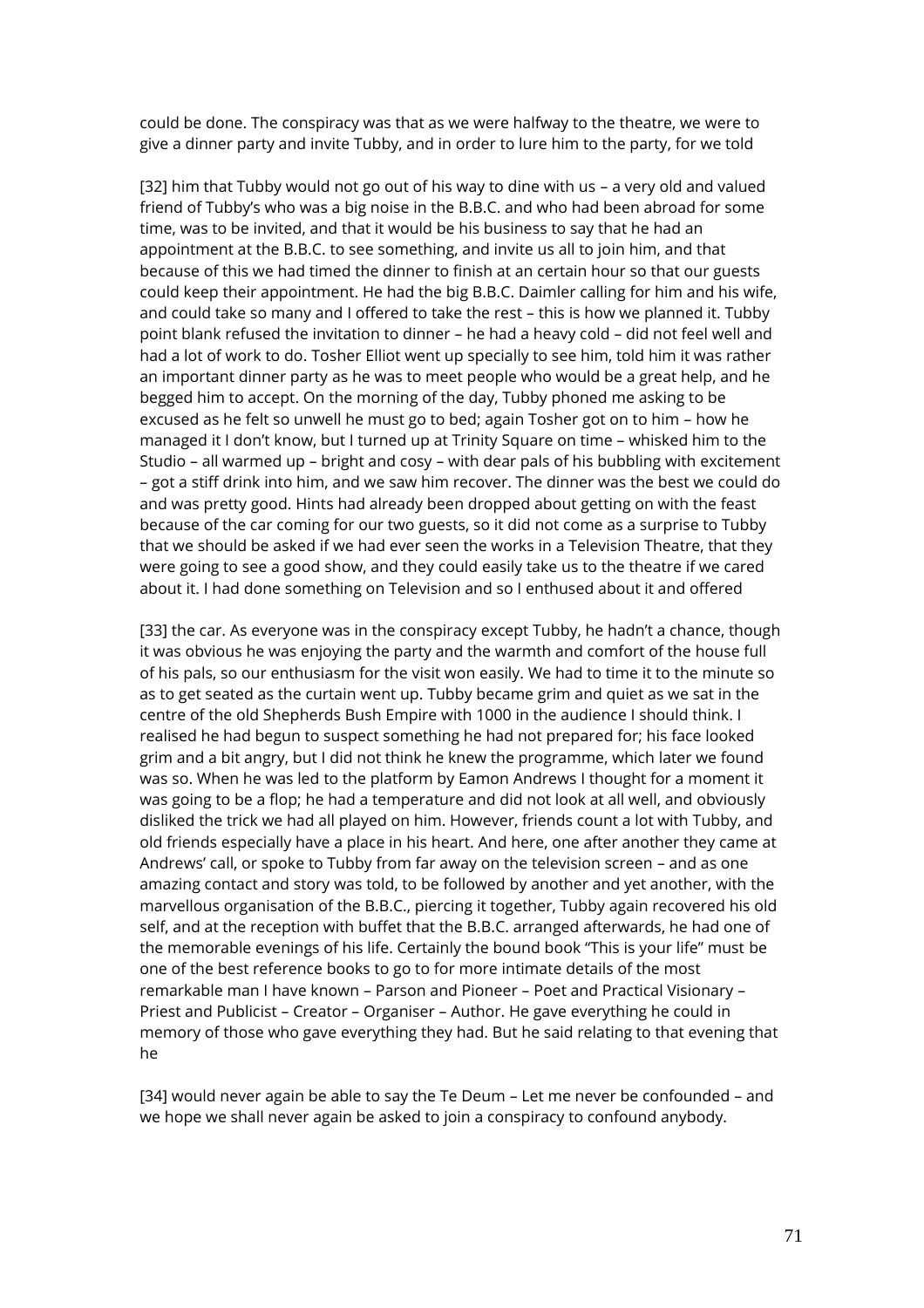could be done. The conspiracy was that as we were halfway to the theatre, we were to give a dinner party and invite Tubby, and in order to lure him to the party, for we told

[32] him that Tubby would not go out of his way to dine with us – a very old and valued friend of Tubby's who was a big noise in the B.B.C. and who had been abroad for some time, was to be invited, and that it would be his business to say that he had an appointment at the B.B.C. to see something, and invite us all to join him, and that because of this we had timed the dinner to finish at an certain hour so that our guests could keep their appointment. He had the big B.B.C. Daimler calling for him and his wife, and could take so many and I offered to take the rest – this is how we planned it. Tubby point blank refused the invitation to dinner – he had a heavy cold – did not feel well and had a lot of work to do. Tosher Elliot went up specially to see him, told him it was rather an important dinner party as he was to meet people who would be a great help, and he begged him to accept. On the morning of the day, Tubby phoned me asking to be excused as he felt so unwell he must go to bed; again Tosher got on to him – how he managed it I don't know, but I turned up at Trinity Square on time – whisked him to the Studio – all warmed up – bright and cosy – with dear pals of his bubbling with excitement – got a stiff drink into him, and we saw him recover. The dinner was the best we could do and was pretty good. Hints had already been dropped about getting on with the feast because of the car coming for our two guests, so it did not come as a surprise to Tubby that we should be asked if we had ever seen the works in a Television Theatre, that they were going to see a good show, and they could easily take us to the theatre if we cared about it. I had done something on Television and so I enthused about it and offered

[33] the car. As everyone was in the conspiracy except Tubby, he hadn't a chance, though it was obvious he was enjoying the party and the warmth and comfort of the house full of his pals, so our enthusiasm for the visit won easily. We had to time it to the minute so as to get seated as the curtain went up. Tubby became grim and quiet as we sat in the centre of the old Shepherds Bush Empire with 1000 in the audience I should think. I realised he had begun to suspect something he had not prepared for; his face looked grim and a bit angry, but I did not think he knew the programme, which later we found was so. When he was led to the platform by Eamon Andrews I thought for a moment it was going to be a flop; he had a temperature and did not look at all well, and obviously disliked the trick we had all played on him. However, friends count a lot with Tubby, and old friends especially have a place in his heart. And here, one after another they came at Andrews' call, or spoke to Tubby from far away on the television screen – and as one amazing contact and story was told, to be followed by another and yet another, with the marvellous organisation of the B.B.C., piercing it together, Tubby again recovered his old self, and at the reception with buffet that the B.B.C. arranged afterwards, he had one of the memorable evenings of his life. Certainly the bound book "This is your life" must be one of the best reference books to go to for more intimate details of the most remarkable man I have known – Parson and Pioneer – Poet and Practical Visionary – Priest and Publicist – Creator – Organiser – Author. He gave everything he could in memory of those who gave everything they had. But he said relating to that evening that he

[34] would never again be able to say the Te Deum – Let me never be confounded – and we hope we shall never again be asked to join a conspiracy to confound anybody.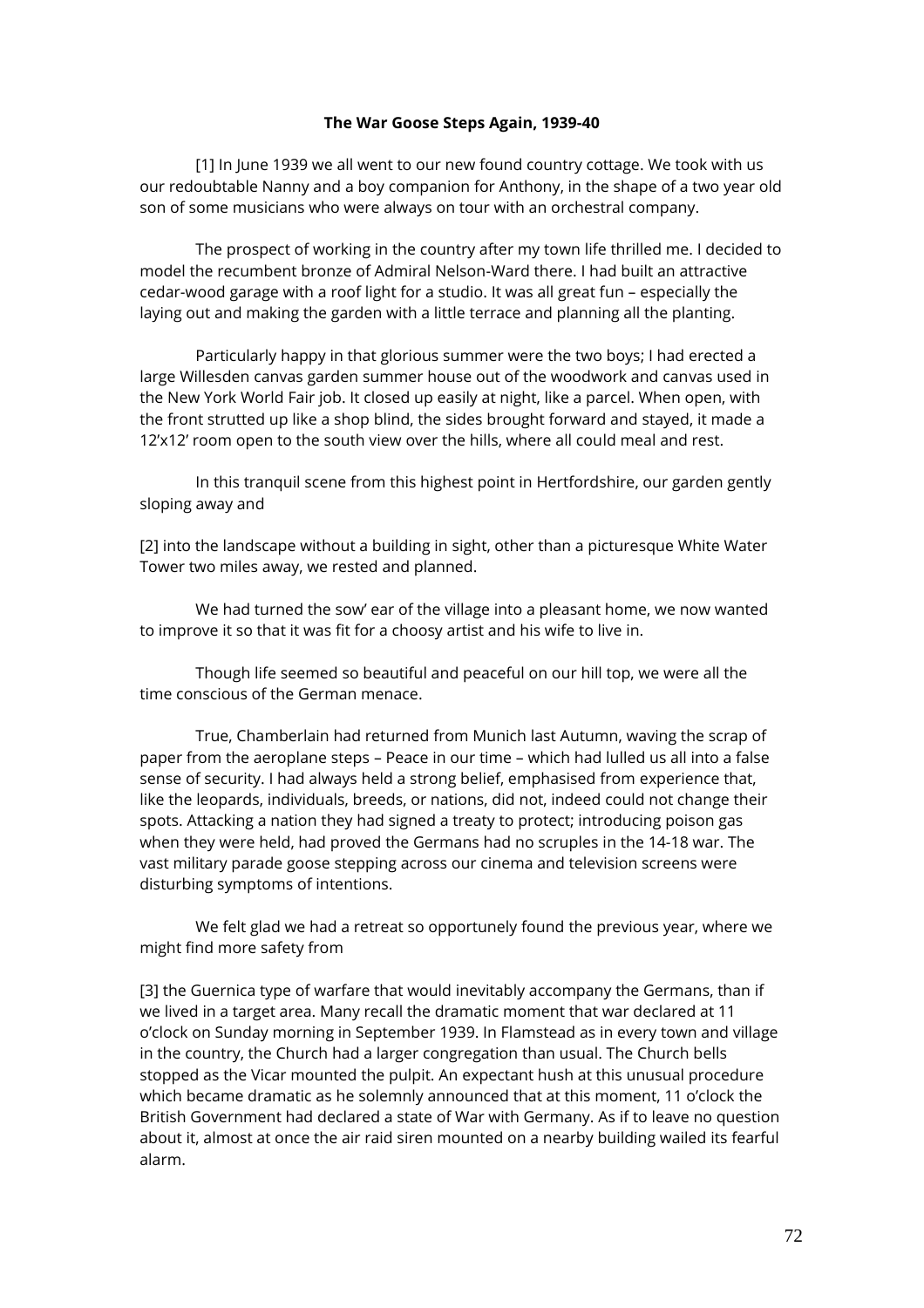**The War Goose Steps Again, 1939-40**

[1] In June 1939 we all went to our new found country cottage. We took with us our redoubtable Nanny and a boy companion for Anthony, in the shape of a two year old son of some musicians who were always on tour with an orchestral company.

The prospect of working in the country after my town life thrilled me. I decided to model the recumbent bronze of Admiral Nelson-Ward there. I had built an attractive cedar-wood garage with a roof light for a studio. It was all great fun – especially the laying out and making the garden with a little terrace and planning all the planting.

Particularly happy in that glorious summer were the two boys; I had erected a large Willesden canvas garden summer house out of the woodwork and canvas used in the New York World Fair job. It closed up easily at night, like a parcel. When open, with the front strutted up like a shop blind, the sides brought forward and stayed, it made a 12'x12' room open to the south view over the hills, where all could meal and rest.

In this tranquil scene from this highest point in Hertfordshire, our garden gently sloping away and

[2] into the landscape without a building in sight, other than a picturesque White Water Tower two miles away, we rested and planned.

We had turned the sow' ear of the village into a pleasant home, we now wanted to improve it so that it was fit for a choosy artist and his wife to live in.

Though life seemed so beautiful and peaceful on our hill top, we were all the time conscious of the German menace.

True, Chamberlain had returned from Munich last Autumn, waving the scrap of paper from the aeroplane steps – Peace in our time – which had lulled us all into a false sense of security. I had always held a strong belief, emphasised from experience that, like the leopards, individuals, breeds, or nations, did not, indeed could not change their spots. Attacking a nation they had signed a treaty to protect; introducing poison gas when they were held, had proved the Germans had no scruples in the 14-18 war. The vast military parade goose stepping across our cinema and television screens were disturbing symptoms of intentions.

We felt glad we had a retreat so opportunely found the previous year, where we might find more safety from

[3] the Guernica type of warfare that would inevitably accompany the Germans, than if we lived in a target area. Many recall the dramatic moment that war declared at 11 o'clock on Sunday morning in September 1939. In Flamstead as in every town and village in the country, the Church had a larger congregation than usual. The Church bells stopped as the Vicar mounted the pulpit. An expectant hush at this unusual procedure which became dramatic as he solemnly announced that at this moment, 11 o'clock the British Government had declared a state of War with Germany. As if to leave no question about it, almost at once the air raid siren mounted on a nearby building wailed its fearful alarm.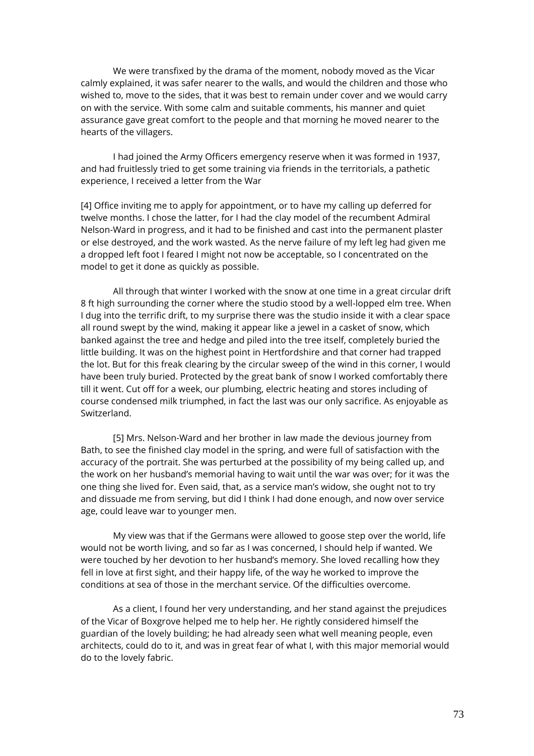We were transfixed by the drama of the moment, nobody moved as the Vicar calmly explained, it was safer nearer to the walls, and would the children and those who wished to, move to the sides, that it was best to remain under cover and we would carry on with the service. With some calm and suitable comments, his manner and quiet assurance gave great comfort to the people and that morning he moved nearer to the hearts of the villagers.

I had joined the Army Officers emergency reserve when it was formed in 1937, and had fruitlessly tried to get some training via friends in the territorials, a pathetic experience, I received a letter from the War

[4] Office inviting me to apply for appointment, or to have my calling up deferred for twelve months. I chose the latter, for I had the clay model of the recumbent Admiral Nelson-Ward in progress, and it had to be finished and cast into the permanent plaster or else destroyed, and the work wasted. As the nerve failure of my left leg had given me a dropped left foot I feared I might not now be acceptable, so I concentrated on the model to get it done as quickly as possible.

All through that winter I worked with the snow at one time in a great circular drift 8 ft high surrounding the corner where the studio stood by a well-lopped elm tree. When I dug into the terrific drift, to my surprise there was the studio inside it with a clear space all round swept by the wind, making it appear like a jewel in a casket of snow, which banked against the tree and hedge and piled into the tree itself, completely buried the little building. It was on the highest point in Hertfordshire and that corner had trapped the lot. But for this freak clearing by the circular sweep of the wind in this corner, I would have been truly buried. Protected by the great bank of snow I worked comfortably there till it went. Cut off for a week, our plumbing, electric heating and stores including of course condensed milk triumphed, in fact the last was our only sacrifice. As enjoyable as Switzerland.

[5] Mrs. Nelson-Ward and her brother in law made the devious journey from Bath, to see the finished clay model in the spring, and were full of satisfaction with the accuracy of the portrait. She was perturbed at the possibility of my being called up, and the work on her husband's memorial having to wait until the war was over; for it was the one thing she lived for. Even said, that, as a service man's widow, she ought not to try and dissuade me from serving, but did I think I had done enough, and now over service age, could leave war to younger men.

My view was that if the Germans were allowed to goose step over the world, life would not be worth living, and so far as I was concerned, I should help if wanted. We were touched by her devotion to her husband's memory. She loved recalling how they fell in love at first sight, and their happy life, of the way he worked to improve the conditions at sea of those in the merchant service. Of the difficulties overcome.

As a client, I found her very understanding, and her stand against the prejudices of the Vicar of Boxgrove helped me to help her. He rightly considered himself the guardian of the lovely building; he had already seen what well meaning people, even architects, could do to it, and was in great fear of what I, with this major memorial would do to the lovely fabric.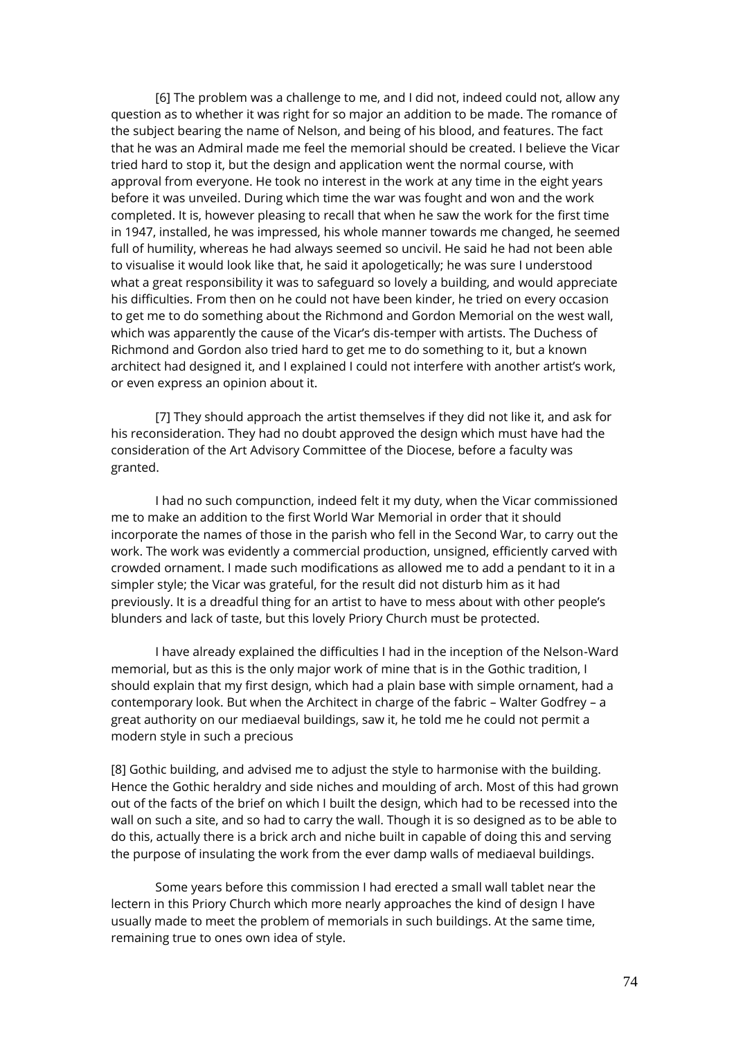[6] The problem was a challenge to me, and I did not, indeed could not, allow any question as to whether it was right for so major an addition to be made. The romance of the subject bearing the name of Nelson, and being of his blood, and features. The fact that he was an Admiral made me feel the memorial should be created. I believe the Vicar tried hard to stop it, but the design and application went the normal course, with approval from everyone. He took no interest in the work at any time in the eight years before it was unveiled. During which time the war was fought and won and the work completed. It is, however pleasing to recall that when he saw the work for the first time in 1947, installed, he was impressed, his whole manner towards me changed, he seemed full of humility, whereas he had always seemed so uncivil. He said he had not been able to visualise it would look like that, he said it apologetically; he was sure I understood what a great responsibility it was to safeguard so lovely a building, and would appreciate his difficulties. From then on he could not have been kinder, he tried on every occasion to get me to do something about the Richmond and Gordon Memorial on the west wall, which was apparently the cause of the Vicar's dis-temper with artists. The Duchess of Richmond and Gordon also tried hard to get me to do something to it, but a known architect had designed it, and I explained I could not interfere with another artist's work, or even express an opinion about it.

[7] They should approach the artist themselves if they did not like it, and ask for his reconsideration. They had no doubt approved the design which must have had the consideration of the Art Advisory Committee of the Diocese, before a faculty was granted.

I had no such compunction, indeed felt it my duty, when the Vicar commissioned me to make an addition to the first World War Memorial in order that it should incorporate the names of those in the parish who fell in the Second War, to carry out the work. The work was evidently a commercial production, unsigned, efficiently carved with crowded ornament. I made such modifications as allowed me to add a pendant to it in a simpler style; the Vicar was grateful, for the result did not disturb him as it had previously. It is a dreadful thing for an artist to have to mess about with other people's blunders and lack of taste, but this lovely Priory Church must be protected.

I have already explained the difficulties I had in the inception of the Nelson-Ward memorial, but as this is the only major work of mine that is in the Gothic tradition, I should explain that my first design, which had a plain base with simple ornament, had a contemporary look. But when the Architect in charge of the fabric – Walter Godfrey – a great authority on our mediaeval buildings, saw it, he told me he could not permit a modern style in such a precious

[8] Gothic building, and advised me to adjust the style to harmonise with the building. Hence the Gothic heraldry and side niches and moulding of arch. Most of this had grown out of the facts of the brief on which I built the design, which had to be recessed into the wall on such a site, and so had to carry the wall. Though it is so designed as to be able to do this, actually there is a brick arch and niche built in capable of doing this and serving the purpose of insulating the work from the ever damp walls of mediaeval buildings.

Some years before this commission I had erected a small wall tablet near the lectern in this Priory Church which more nearly approaches the kind of design I have usually made to meet the problem of memorials in such buildings. At the same time, remaining true to ones own idea of style.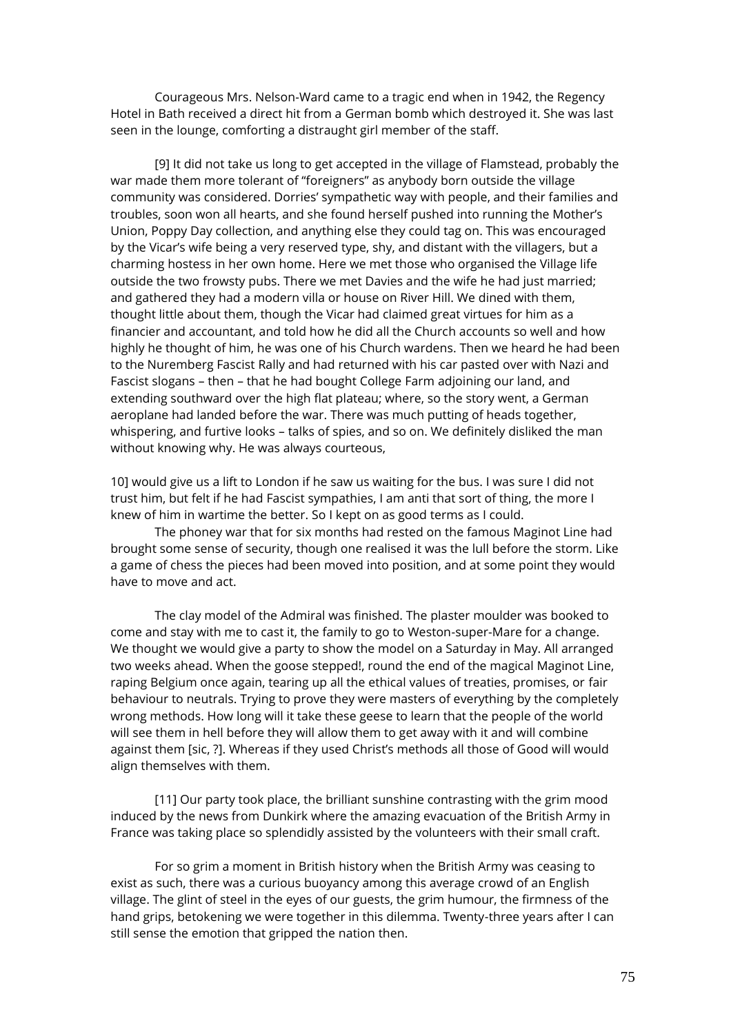Courageous Mrs. Nelson-Ward came to a tragic end when in 1942, the Regency Hotel in Bath received a direct hit from a German bomb which destroyed it. She was last seen in the lounge, comforting a distraught girl member of the staff.

[9] It did not take us long to get accepted in the village of Flamstead, probably the war made them more tolerant of "foreigners" as anybody born outside the village community was considered. Dorries' sympathetic way with people, and their families and troubles, soon won all hearts, and she found herself pushed into running the Mother's Union, Poppy Day collection, and anything else they could tag on. This was encouraged by the Vicar's wife being a very reserved type, shy, and distant with the villagers, but a charming hostess in her own home. Here we met those who organised the Village life outside the two frowsty pubs. There we met Davies and the wife he had just married; and gathered they had a modern villa or house on River Hill. We dined with them, thought little about them, though the Vicar had claimed great virtues for him as a financier and accountant, and told how he did all the Church accounts so well and how highly he thought of him, he was one of his Church wardens. Then we heard he had been to the Nuremberg Fascist Rally and had returned with his car pasted over with Nazi and Fascist slogans – then – that he had bought College Farm adjoining our land, and extending southward over the high flat plateau; where, so the story went, a German aeroplane had landed before the war. There was much putting of heads together, whispering, and furtive looks – talks of spies, and so on. We definitely disliked the man without knowing why. He was always courteous,

10] would give us a lift to London if he saw us waiting for the bus. I was sure I did not trust him, but felt if he had Fascist sympathies, I am anti that sort of thing, the more I knew of him in wartime the better. So I kept on as good terms as I could.

The phoney war that for six months had rested on the famous Maginot Line had brought some sense of security, though one realised it was the lull before the storm. Like a game of chess the pieces had been moved into position, and at some point they would have to move and act.

The clay model of the Admiral was finished. The plaster moulder was booked to come and stay with me to cast it, the family to go to Weston-super-Mare for a change. We thought we would give a party to show the model on a Saturday in May. All arranged two weeks ahead. When the goose stepped!, round the end of the magical Maginot Line, raping Belgium once again, tearing up all the ethical values of treaties, promises, or fair behaviour to neutrals. Trying to prove they were masters of everything by the completely wrong methods. How long will it take these geese to learn that the people of the world will see them in hell before they will allow them to get away with it and will combine against them [sic, ?]. Whereas if they used Christ's methods all those of Good will would align themselves with them.

[11] Our party took place, the brilliant sunshine contrasting with the grim mood induced by the news from Dunkirk where the amazing evacuation of the British Army in France was taking place so splendidly assisted by the volunteers with their small craft.

For so grim a moment in British history when the British Army was ceasing to exist as such, there was a curious buoyancy among this average crowd of an English village. The glint of steel in the eyes of our guests, the grim humour, the firmness of the hand grips, betokening we were together in this dilemma. Twenty-three years after I can still sense the emotion that gripped the nation then.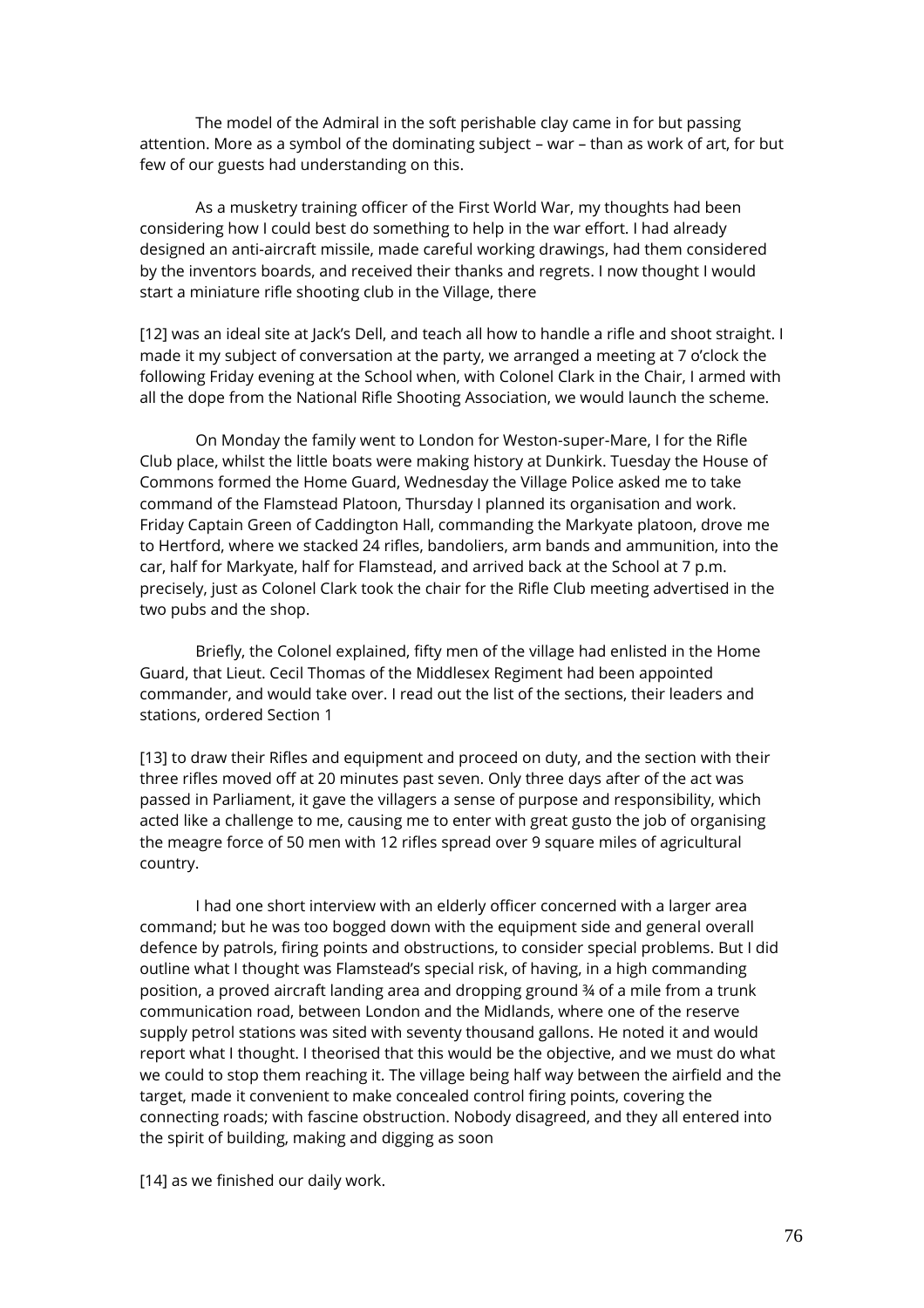The model of the Admiral in the soft perishable clay came in for but passing attention. More as a symbol of the dominating subject – war – than as work of art, for but few of our guests had understanding on this.

As a musketry training officer of the First World War, my thoughts had been considering how I could best do something to help in the war effort. I had already designed an anti-aircraft missile, made careful working drawings, had them considered by the inventors boards, and received their thanks and regrets. I now thought I would start a miniature rifle shooting club in the Village, there

[12] was an ideal site at Jack's Dell, and teach all how to handle a rifle and shoot straight. I made it my subject of conversation at the party, we arranged a meeting at 7 o'clock the following Friday evening at the School when, with Colonel Clark in the Chair, I armed with all the dope from the National Rifle Shooting Association, we would launch the scheme.

On Monday the family went to London for Weston-super-Mare, I for the Rifle Club place, whilst the little boats were making history at Dunkirk. Tuesday the House of Commons formed the Home Guard, Wednesday the Village Police asked me to take command of the Flamstead Platoon, Thursday I planned its organisation and work. Friday Captain Green of Caddington Hall, commanding the Markyate platoon, drove me to Hertford, where we stacked 24 rifles, bandoliers, arm bands and ammunition, into the car, half for Markyate, half for Flamstead, and arrived back at the School at 7 p.m. precisely, just as Colonel Clark took the chair for the Rifle Club meeting advertised in the two pubs and the shop.

Briefly, the Colonel explained, fifty men of the village had enlisted in the Home Guard, that Lieut. Cecil Thomas of the Middlesex Regiment had been appointed commander, and would take over. I read out the list of the sections, their leaders and stations, ordered Section 1

[13] to draw their Rifles and equipment and proceed on duty, and the section with their three rifles moved off at 20 minutes past seven. Only three days after of the act was passed in Parliament, it gave the villagers a sense of purpose and responsibility, which acted like a challenge to me, causing me to enter with great gusto the job of organising the meagre force of 50 men with 12 rifles spread over 9 square miles of agricultural country.

I had one short interview with an elderly officer concerned with a larger area command; but he was too bogged down with the equipment side and general overall defence by patrols, firing points and obstructions, to consider special problems. But I did outline what I thought was Flamstead's special risk, of having, in a high commanding position, a proved aircraft landing area and dropping ground ¾ of a mile from a trunk communication road, between London and the Midlands, where one of the reserve supply petrol stations was sited with seventy thousand gallons. He noted it and would report what I thought. I theorised that this would be the objective, and we must do what we could to stop them reaching it. The village being half way between the airfield and the target, made it convenient to make concealed control firing points, covering the connecting roads; with fascine obstruction. Nobody disagreed, and they all entered into the spirit of building, making and digging as soon

[14] as we finished our daily work.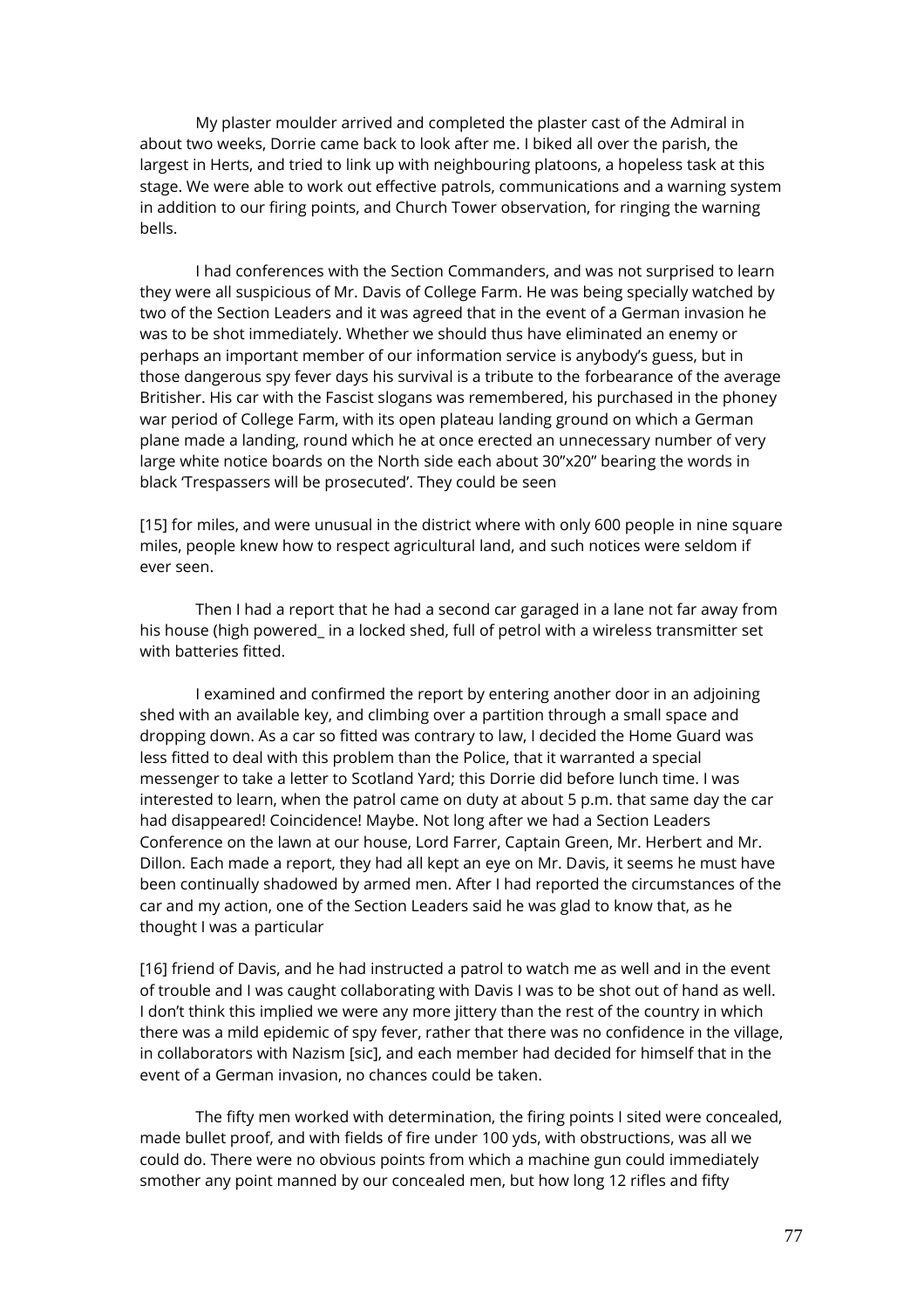My plaster moulder arrived and completed the plaster cast of the Admiral in about two weeks, Dorrie came back to look after me. I biked all over the parish, the largest in Herts, and tried to link up with neighbouring platoons, a hopeless task at this stage. We were able to work out effective patrols, communications and a warning system in addition to our firing points, and Church Tower observation, for ringing the warning bells.

I had conferences with the Section Commanders, and was not surprised to learn they were all suspicious of Mr. Davis of College Farm. He was being specially watched by two of the Section Leaders and it was agreed that in the event of a German invasion he was to be shot immediately. Whether we should thus have eliminated an enemy or perhaps an important member of our information service is anybody's guess, but in those dangerous spy fever days his survival is a tribute to the forbearance of the average Britisher. His car with the Fascist slogans was remembered, his purchased in the phoney war period of College Farm, with its open plateau landing ground on which a German plane made a landing, round which he at once erected an unnecessary number of very large white notice boards on the North side each about 30"x20" bearing the words in black 'Trespassers will be prosecuted'. They could be seen

[15] for miles, and were unusual in the district where with only 600 people in nine square miles, people knew how to respect agricultural land, and such notices were seldom if ever seen.

Then I had a report that he had a second car garaged in a lane not far away from his house (high powered_ in a locked shed, full of petrol with a wireless transmitter set with batteries fitted.

I examined and confirmed the report by entering another door in an adjoining shed with an available key, and climbing over a partition through a small space and dropping down. As a car so fitted was contrary to law, I decided the Home Guard was less fitted to deal with this problem than the Police, that it warranted a special messenger to take a letter to Scotland Yard; this Dorrie did before lunch time. I was interested to learn, when the patrol came on duty at about 5 p.m. that same day the car had disappeared! Coincidence! Maybe. Not long after we had a Section Leaders Conference on the lawn at our house, Lord Farrer, Captain Green, Mr. Herbert and Mr. Dillon. Each made a report, they had all kept an eye on Mr. Davis, it seems he must have been continually shadowed by armed men. After I had reported the circumstances of the car and my action, one of the Section Leaders said he was glad to know that, as he thought I was a particular

[16] friend of Davis, and he had instructed a patrol to watch me as well and in the event of trouble and I was caught collaborating with Davis I was to be shot out of hand as well. I don't think this implied we were any more jittery than the rest of the country in which there was a mild epidemic of spy fever, rather that there was no confidence in the village, in collaborators with Nazism [sic], and each member had decided for himself that in the event of a German invasion, no chances could be taken.

The fifty men worked with determination, the firing points I sited were concealed, made bullet proof, and with fields of fire under 100 yds, with obstructions, was all we could do. There were no obvious points from which a machine gun could immediately smother any point manned by our concealed men, but how long 12 rifles and fifty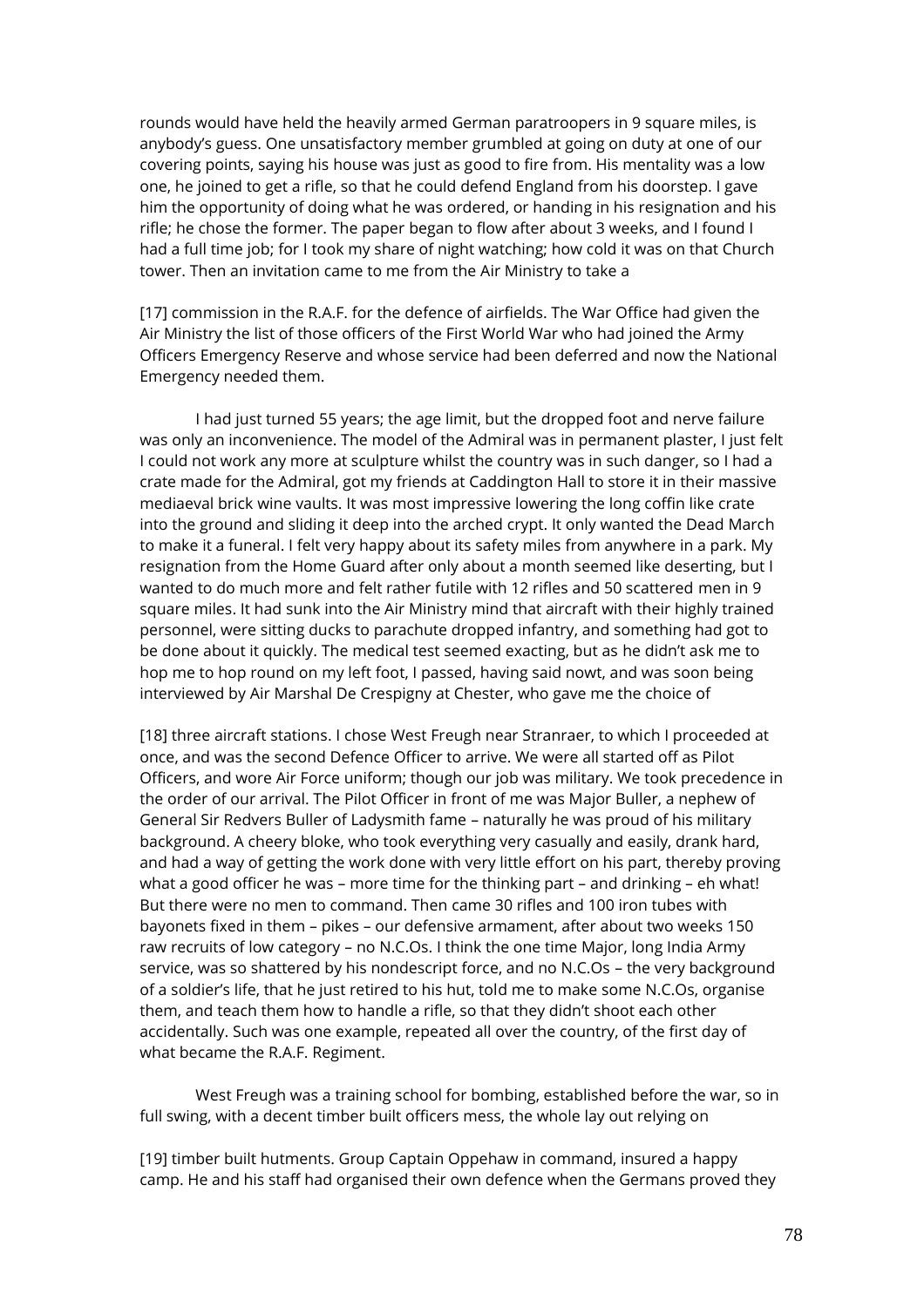rounds would have held the heavily armed German paratroopers in 9 square miles, is anybody's guess. One unsatisfactory member grumbled at going on duty at one of our covering points, saying his house was just as good to fire from. His mentality was a low one, he joined to get a rifle, so that he could defend England from his doorstep. I gave him the opportunity of doing what he was ordered, or handing in his resignation and his rifle; he chose the former. The paper began to flow after about 3 weeks, and I found I had a full time job; for I took my share of night watching; how cold it was on that Church tower. Then an invitation came to me from the Air Ministry to take a

[17] commission in the R.A.F. for the defence of airfields. The War Office had given the Air Ministry the list of those officers of the First World War who had joined the Army Officers Emergency Reserve and whose service had been deferred and now the National Emergency needed them.

I had just turned 55 years; the age limit, but the dropped foot and nerve failure was only an inconvenience. The model of the Admiral was in permanent plaster, I just felt I could not work any more at sculpture whilst the country was in such danger, so I had a crate made for the Admiral, got my friends at Caddington Hall to store it in their massive mediaeval brick wine vaults. It was most impressive lowering the long coffin like crate into the ground and sliding it deep into the arched crypt. It only wanted the Dead March to make it a funeral. I felt very happy about its safety miles from anywhere in a park. My resignation from the Home Guard after only about a month seemed like deserting, but I wanted to do much more and felt rather futile with 12 rifles and 50 scattered men in 9 square miles. It had sunk into the Air Ministry mind that aircraft with their highly trained personnel, were sitting ducks to parachute dropped infantry, and something had got to be done about it quickly. The medical test seemed exacting, but as he didn't ask me to hop me to hop round on my left foot, I passed, having said nowt, and was soon being interviewed by Air Marshal De Crespigny at Chester, who gave me the choice of

[18] three aircraft stations. I chose West Freugh near Stranraer, to which I proceeded at once, and was the second Defence Officer to arrive. We were all started off as Pilot Officers, and wore Air Force uniform; though our job was military. We took precedence in the order of our arrival. The Pilot Officer in front of me was Major Buller, a nephew of General Sir Redvers Buller of Ladysmith fame – naturally he was proud of his military background. A cheery bloke, who took everything very casually and easily, drank hard, and had a way of getting the work done with very little effort on his part, thereby proving what a good officer he was – more time for the thinking part – and drinking – eh what! But there were no men to command. Then came 30 rifles and 100 iron tubes with bayonets fixed in them – pikes – our defensive armament, after about two weeks 150 raw recruits of low category – no N.C.Os. I think the one time Major, long India Army service, was so shattered by his nondescript force, and no N.C.Os – the very background of a soldier's life, that he just retired to his hut, told me to make some N.C.Os, organise them, and teach them how to handle a rifle, so that they didn't shoot each other accidentally. Such was one example, repeated all over the country, of the first day of what became the R.A.F. Regiment.

West Freugh was a training school for bombing, established before the war, so in full swing, with a decent timber built officers mess, the whole lay out relying on

[19] timber built hutments. Group Captain Oppehaw in command, insured a happy camp. He and his staff had organised their own defence when the Germans proved they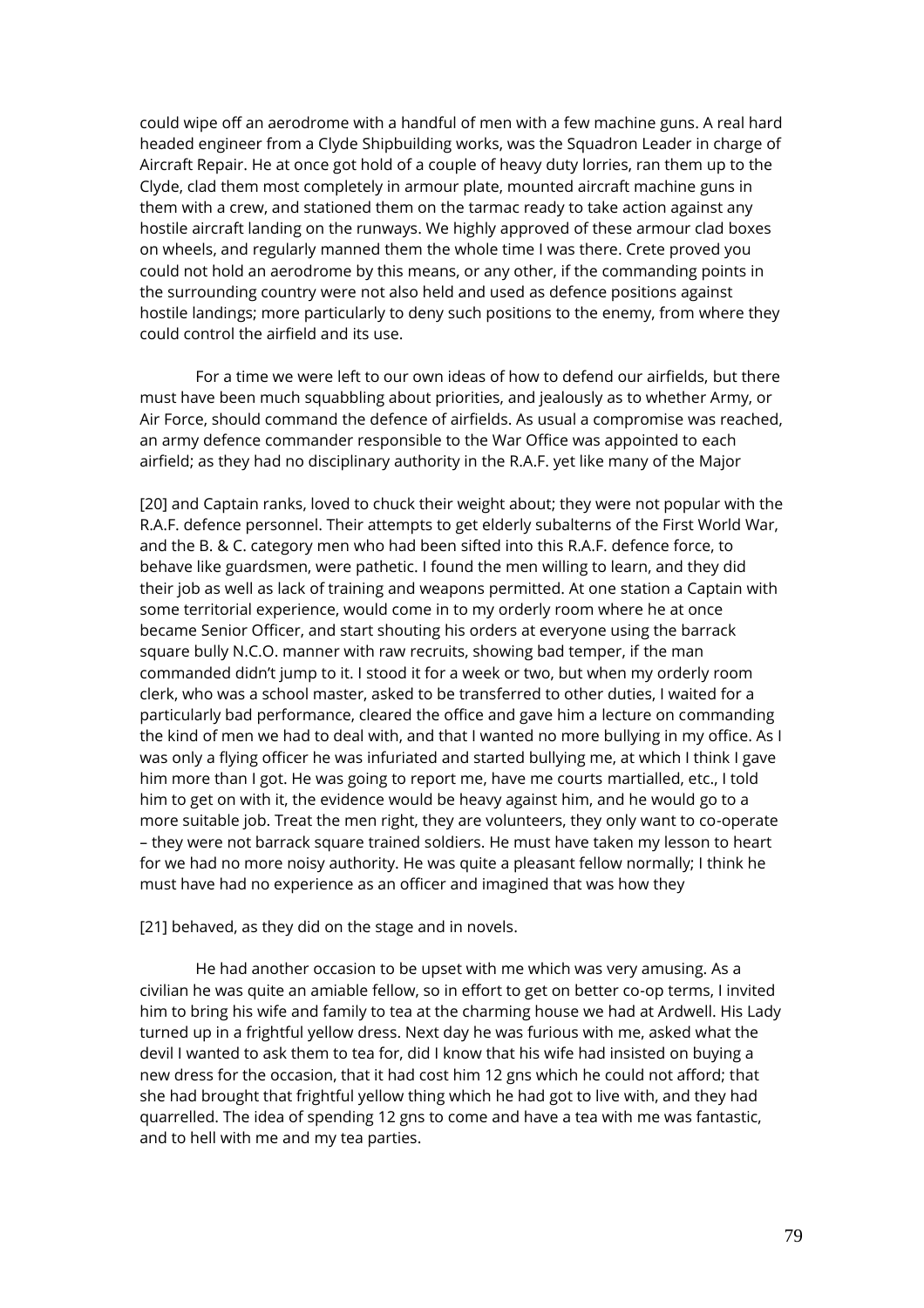could wipe off an aerodrome with a handful of men with a few machine guns. A real hard headed engineer from a Clyde Shipbuilding works, was the Squadron Leader in charge of Aircraft Repair. He at once got hold of a couple of heavy duty lorries, ran them up to the Clyde, clad them most completely in armour plate, mounted aircraft machine guns in them with a crew, and stationed them on the tarmac ready to take action against any hostile aircraft landing on the runways. We highly approved of these armour clad boxes on wheels, and regularly manned them the whole time I was there. Crete proved you could not hold an aerodrome by this means, or any other, if the commanding points in the surrounding country were not also held and used as defence positions against hostile landings; more particularly to deny such positions to the enemy, from where they could control the airfield and its use.

For a time we were left to our own ideas of how to defend our airfields, but there must have been much squabbling about priorities, and jealously as to whether Army, or Air Force, should command the defence of airfields. As usual a compromise was reached, an army defence commander responsible to the War Office was appointed to each airfield; as they had no disciplinary authority in the R.A.F. yet like many of the Major

[20] and Captain ranks, loved to chuck their weight about; they were not popular with the R.A.F. defence personnel. Their attempts to get elderly subalterns of the First World War, and the B. & C. category men who had been sifted into this R.A.F. defence force, to behave like guardsmen, were pathetic. I found the men willing to learn, and they did their job as well as lack of training and weapons permitted. At one station a Captain with some territorial experience, would come in to my orderly room where he at once became Senior Officer, and start shouting his orders at everyone using the barrack square bully N.C.O. manner with raw recruits, showing bad temper, if the man commanded didn't jump to it. I stood it for a week or two, but when my orderly room clerk, who was a school master, asked to be transferred to other duties, I waited for a particularly bad performance, cleared the office and gave him a lecture on commanding the kind of men we had to deal with, and that I wanted no more bullying in my office. As I was only a flying officer he was infuriated and started bullying me, at which I think I gave him more than I got. He was going to report me, have me courts martialled, etc., I told him to get on with it, the evidence would be heavy against him, and he would go to a more suitable job. Treat the men right, they are volunteers, they only want to co-operate – they were not barrack square trained soldiers. He must have taken my lesson to heart for we had no more noisy authority. He was quite a pleasant fellow normally; I think he must have had no experience as an officer and imagined that was how they

[21] behaved, as they did on the stage and in novels.

He had another occasion to be upset with me which was very amusing. As a civilian he was quite an amiable fellow, so in effort to get on better co-op terms, I invited him to bring his wife and family to tea at the charming house we had at Ardwell. His Lady turned up in a frightful yellow dress. Next day he was furious with me, asked what the devil I wanted to ask them to tea for, did I know that his wife had insisted on buying a new dress for the occasion, that it had cost him 12 gns which he could not afford; that she had brought that frightful yellow thing which he had got to live with, and they had quarrelled. The idea of spending 12 gns to come and have a tea with me was fantastic, and to hell with me and my tea parties.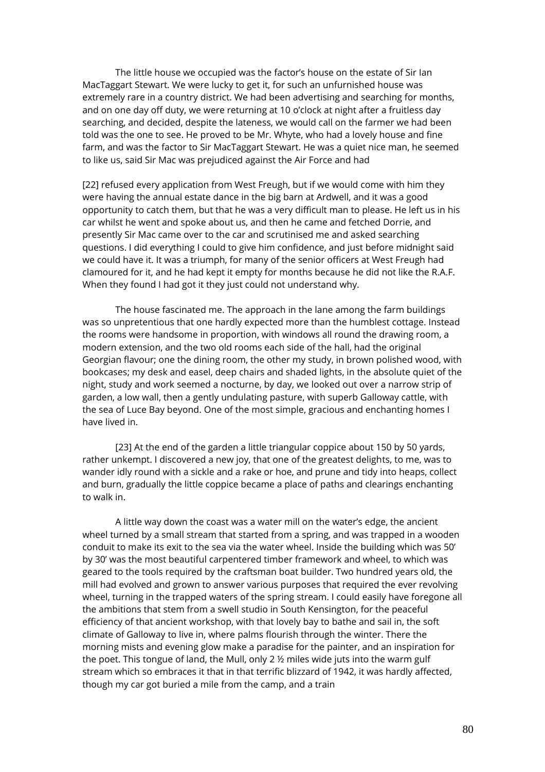The little house we occupied was the factor's house on the estate of Sir Ian MacTaggart Stewart. We were lucky to get it, for such an unfurnished house was extremely rare in a country district. We had been advertising and searching for months, and on one day off duty, we were returning at 10 o'clock at night after a fruitless day searching, and decided, despite the lateness, we would call on the farmer we had been told was the one to see. He proved to be Mr. Whyte, who had a lovely house and fine farm, and was the factor to Sir MacTaggart Stewart. He was a quiet nice man, he seemed to like us, said Sir Mac was prejudiced against the Air Force and had

[22] refused every application from West Freugh, but if we would come with him they were having the annual estate dance in the big barn at Ardwell, and it was a good opportunity to catch them, but that he was a very difficult man to please. He left us in his car whilst he went and spoke about us, and then he came and fetched Dorrie, and presently Sir Mac came over to the car and scrutinised me and asked searching questions. I did everything I could to give him confidence, and just before midnight said we could have it. It was a triumph, for many of the senior officers at West Freugh had clamoured for it, and he had kept it empty for months because he did not like the R.A.F. When they found I had got it they just could not understand why.

The house fascinated me. The approach in the lane among the farm buildings was so unpretentious that one hardly expected more than the humblest cottage. Instead the rooms were handsome in proportion, with windows all round the drawing room, a modern extension, and the two old rooms each side of the hall, had the original Georgian flavour; one the dining room, the other my study, in brown polished wood, with bookcases; my desk and easel, deep chairs and shaded lights, in the absolute quiet of the night, study and work seemed a nocturne, by day, we looked out over a narrow strip of garden, a low wall, then a gently undulating pasture, with superb Galloway cattle, with the sea of Luce Bay beyond. One of the most simple, gracious and enchanting homes I have lived in.

[23] At the end of the garden a little triangular coppice about 150 by 50 yards, rather unkempt. I discovered a new joy, that one of the greatest delights, to me, was to wander idly round with a sickle and a rake or hoe, and prune and tidy into heaps, collect and burn, gradually the little coppice became a place of paths and clearings enchanting to walk in.

A little way down the coast was a water mill on the water's edge, the ancient wheel turned by a small stream that started from a spring, and was trapped in a wooden conduit to make its exit to the sea via the water wheel. Inside the building which was 50' by 30' was the most beautiful carpentered timber framework and wheel, to which was geared to the tools required by the craftsman boat builder. Two hundred years old, the mill had evolved and grown to answer various purposes that required the ever revolving wheel, turning in the trapped waters of the spring stream. I could easily have foregone all the ambitions that stem from a swell studio in South Kensington, for the peaceful efficiency of that ancient workshop, with that lovely bay to bathe and sail in, the soft climate of Galloway to live in, where palms flourish through the winter. There the morning mists and evening glow make a paradise for the painter, and an inspiration for the poet. This tongue of land, the Mull, only 2 ½ miles wide juts into the warm gulf stream which so embraces it that in that terrific blizzard of 1942, it was hardly affected, though my car got buried a mile from the camp, and a train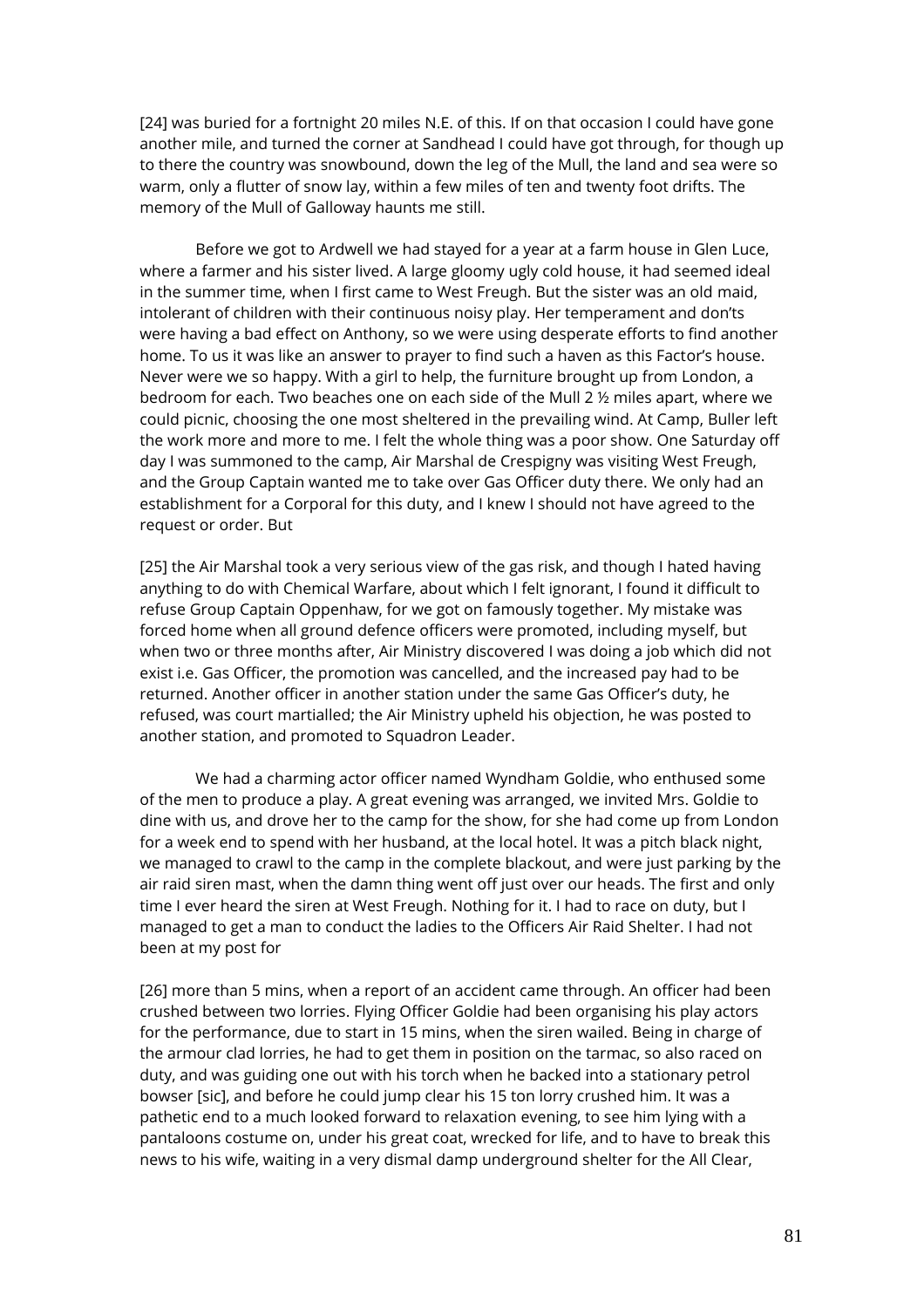[24] was buried for a fortnight 20 miles N.E. of this. If on that occasion I could have gone another mile, and turned the corner at Sandhead I could have got through, for though up to there the country was snowbound, down the leg of the Mull, the land and sea were so warm, only a flutter of snow lay, within a few miles of ten and twenty foot drifts. The memory of the Mull of Galloway haunts me still.

Before we got to Ardwell we had stayed for a year at a farm house in Glen Luce, where a farmer and his sister lived. A large gloomy ugly cold house, it had seemed ideal in the summer time, when I first came to West Freugh. But the sister was an old maid, intolerant of children with their continuous noisy play. Her temperament and don'ts were having a bad effect on Anthony, so we were using desperate efforts to find another home. To us it was like an answer to prayer to find such a haven as this Factor's house. Never were we so happy. With a girl to help, the furniture brought up from London, a bedroom for each. Two beaches one on each side of the Mull 2 ½ miles apart, where we could picnic, choosing the one most sheltered in the prevailing wind. At Camp, Buller left the work more and more to me. I felt the whole thing was a poor show. One Saturday off day I was summoned to the camp, Air Marshal de Crespigny was visiting West Freugh, and the Group Captain wanted me to take over Gas Officer duty there. We only had an establishment for a Corporal for this duty, and I knew I should not have agreed to the request or order. But

[25] the Air Marshal took a very serious view of the gas risk, and though I hated having anything to do with Chemical Warfare, about which I felt ignorant, I found it difficult to refuse Group Captain Oppenhaw, for we got on famously together. My mistake was forced home when all ground defence officers were promoted, including myself, but when two or three months after, Air Ministry discovered I was doing a job which did not exist i.e. Gas Officer, the promotion was cancelled, and the increased pay had to be returned. Another officer in another station under the same Gas Officer's duty, he refused, was court martialled; the Air Ministry upheld his objection, he was posted to another station, and promoted to Squadron Leader.

We had a charming actor officer named Wyndham Goldie, who enthused some of the men to produce a play. A great evening was arranged, we invited Mrs. Goldie to dine with us, and drove her to the camp for the show, for she had come up from London for a week end to spend with her husband, at the local hotel. It was a pitch black night, we managed to crawl to the camp in the complete blackout, and were just parking by the air raid siren mast, when the damn thing went off just over our heads. The first and only time I ever heard the siren at West Freugh. Nothing for it. I had to race on duty, but I managed to get a man to conduct the ladies to the Officers Air Raid Shelter. I had not been at my post for

[26] more than 5 mins, when a report of an accident came through. An officer had been crushed between two lorries. Flying Officer Goldie had been organising his play actors for the performance, due to start in 15 mins, when the siren wailed. Being in charge of the armour clad lorries, he had to get them in position on the tarmac, so also raced on duty, and was guiding one out with his torch when he backed into a stationary petrol bowser [sic], and before he could jump clear his 15 ton lorry crushed him. It was a pathetic end to a much looked forward to relaxation evening, to see him lying with a pantaloons costume on, under his great coat, wrecked for life, and to have to break this news to his wife, waiting in a very dismal damp underground shelter for the All Clear,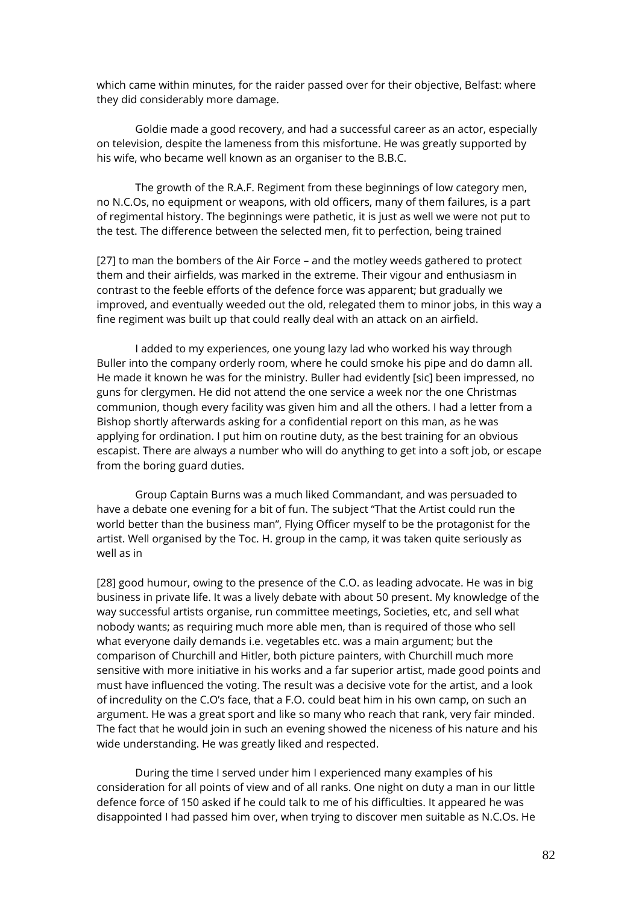which came within minutes, for the raider passed over for their objective, Belfast: where they did considerably more damage.

Goldie made a good recovery, and had a successful career as an actor, especially on television, despite the lameness from this misfortune. He was greatly supported by his wife, who became well known as an organiser to the B.B.C.

The growth of the R.A.F. Regiment from these beginnings of low category men, no N.C.Os, no equipment or weapons, with old officers, many of them failures, is a part of regimental history. The beginnings were pathetic, it is just as well we were not put to the test. The difference between the selected men, fit to perfection, being trained

[27] to man the bombers of the Air Force – and the motley weeds gathered to protect them and their airfields, was marked in the extreme. Their vigour and enthusiasm in contrast to the feeble efforts of the defence force was apparent; but gradually we improved, and eventually weeded out the old, relegated them to minor jobs, in this way a fine regiment was built up that could really deal with an attack on an airfield.

I added to my experiences, one young lazy lad who worked his way through Buller into the company orderly room, where he could smoke his pipe and do damn all. He made it known he was for the ministry. Buller had evidently [sic] been impressed, no guns for clergymen. He did not attend the one service a week nor the one Christmas communion, though every facility was given him and all the others. I had a letter from a Bishop shortly afterwards asking for a confidential report on this man, as he was applying for ordination. I put him on routine duty, as the best training for an obvious escapist. There are always a number who will do anything to get into a soft job, or escape from the boring guard duties.

Group Captain Burns was a much liked Commandant, and was persuaded to have a debate one evening for a bit of fun. The subject "That the Artist could run the world better than the business man", Flying Officer myself to be the protagonist for the artist. Well organised by the Toc. H. group in the camp, it was taken quite seriously as well as in

[28] good humour, owing to the presence of the C.O. as leading advocate. He was in big business in private life. It was a lively debate with about 50 present. My knowledge of the way successful artists organise, run committee meetings, Societies, etc, and sell what nobody wants; as requiring much more able men, than is required of those who sell what everyone daily demands i.e. vegetables etc. was a main argument; but the comparison of Churchill and Hitler, both picture painters, with Churchill much more sensitive with more initiative in his works and a far superior artist, made good points and must have influenced the voting. The result was a decisive vote for the artist, and a look of incredulity on the C.O's face, that a F.O. could beat him in his own camp, on such an argument. He was a great sport and like so many who reach that rank, very fair minded. The fact that he would join in such an evening showed the niceness of his nature and his wide understanding. He was greatly liked and respected.

During the time I served under him I experienced many examples of his consideration for all points of view and of all ranks. One night on duty a man in our little defence force of 150 asked if he could talk to me of his difficulties. It appeared he was disappointed I had passed him over, when trying to discover men suitable as N.C.Os. He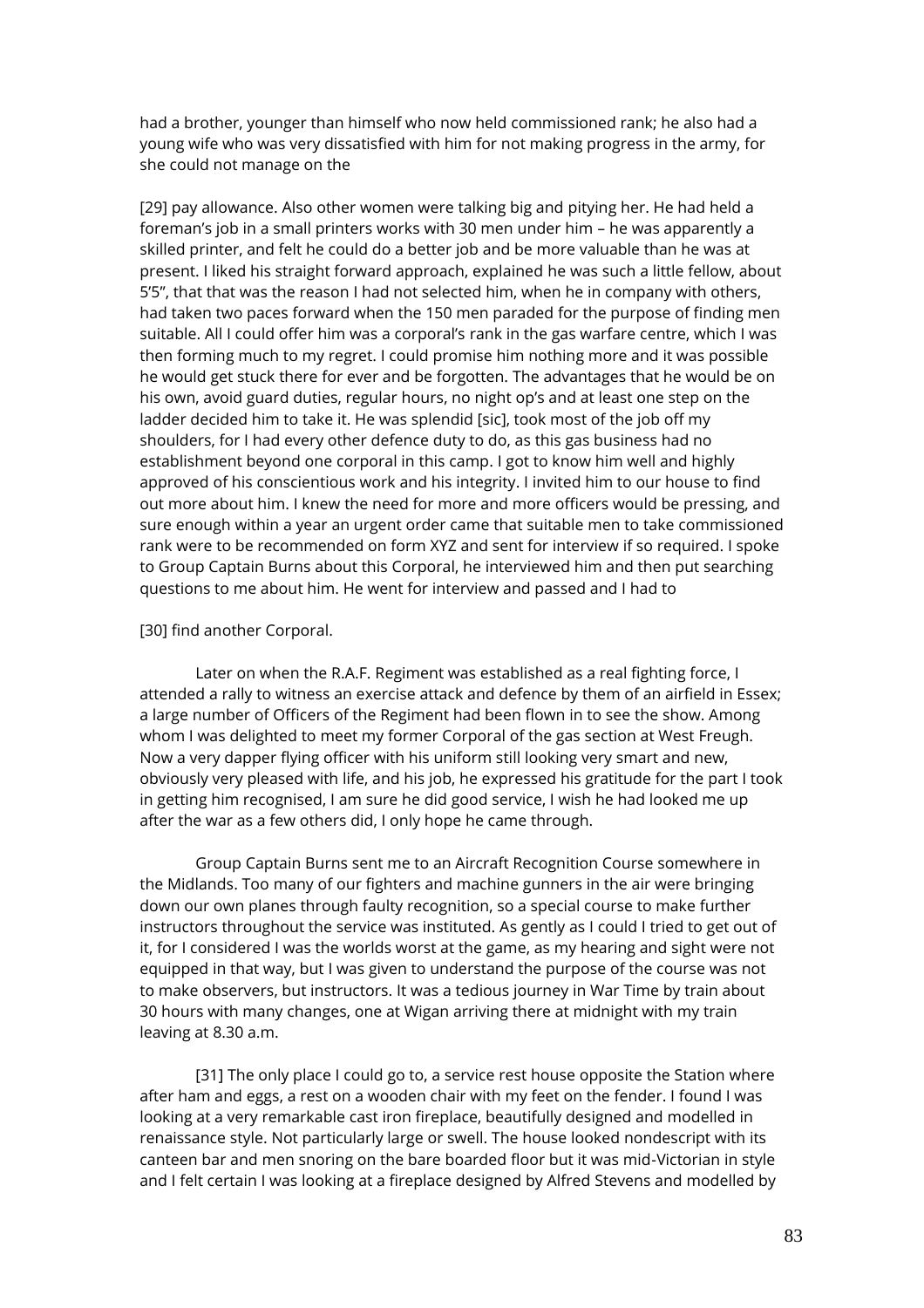had a brother, younger than himself who now held commissioned rank; he also had a young wife who was very dissatisfied with him for not making progress in the army, for she could not manage on the

[29] pay allowance. Also other women were talking big and pitying her. He had held a foreman's job in a small printers works with 30 men under him – he was apparently a skilled printer, and felt he could do a better job and be more valuable than he was at present. I liked his straight forward approach, explained he was such a little fellow, about 5'5", that that was the reason I had not selected him, when he in company with others, had taken two paces forward when the 150 men paraded for the purpose of finding men suitable. All I could offer him was a corporal's rank in the gas warfare centre, which I was then forming much to my regret. I could promise him nothing more and it was possible he would get stuck there for ever and be forgotten. The advantages that he would be on his own, avoid guard duties, regular hours, no night op's and at least one step on the ladder decided him to take it. He was splendid [sic], took most of the job off my shoulders, for I had every other defence duty to do, as this gas business had no establishment beyond one corporal in this camp. I got to know him well and highly approved of his conscientious work and his integrity. I invited him to our house to find out more about him. I knew the need for more and more officers would be pressing, and sure enough within a year an urgent order came that suitable men to take commissioned rank were to be recommended on form XYZ and sent for interview if so required. I spoke to Group Captain Burns about this Corporal, he interviewed him and then put searching questions to me about him. He went for interview and passed and I had to

[30] find another Corporal.

Later on when the R.A.F. Regiment was established as a real fighting force, I attended a rally to witness an exercise attack and defence by them of an airfield in Essex; a large number of Officers of the Regiment had been flown in to see the show. Among whom I was delighted to meet my former Corporal of the gas section at West Freugh. Now a very dapper flying officer with his uniform still looking very smart and new, obviously very pleased with life, and his job, he expressed his gratitude for the part I took in getting him recognised, I am sure he did good service, I wish he had looked me up after the war as a few others did, I only hope he came through.

Group Captain Burns sent me to an Aircraft Recognition Course somewhere in the Midlands. Too many of our fighters and machine gunners in the air were bringing down our own planes through faulty recognition, so a special course to make further instructors throughout the service was instituted. As gently as I could I tried to get out of it, for I considered I was the worlds worst at the game, as my hearing and sight were not equipped in that way, but I was given to understand the purpose of the course was not to make observers, but instructors. It was a tedious journey in War Time by train about 30 hours with many changes, one at Wigan arriving there at midnight with my train leaving at 8.30 a.m.

[31] The only place I could go to, a service rest house opposite the Station where after ham and eggs, a rest on a wooden chair with my feet on the fender. I found I was looking at a very remarkable cast iron fireplace, beautifully designed and modelled in renaissance style. Not particularly large or swell. The house looked nondescript with its canteen bar and men snoring on the bare boarded floor but it was mid-Victorian in style and I felt certain I was looking at a fireplace designed by Alfred Stevens and modelled by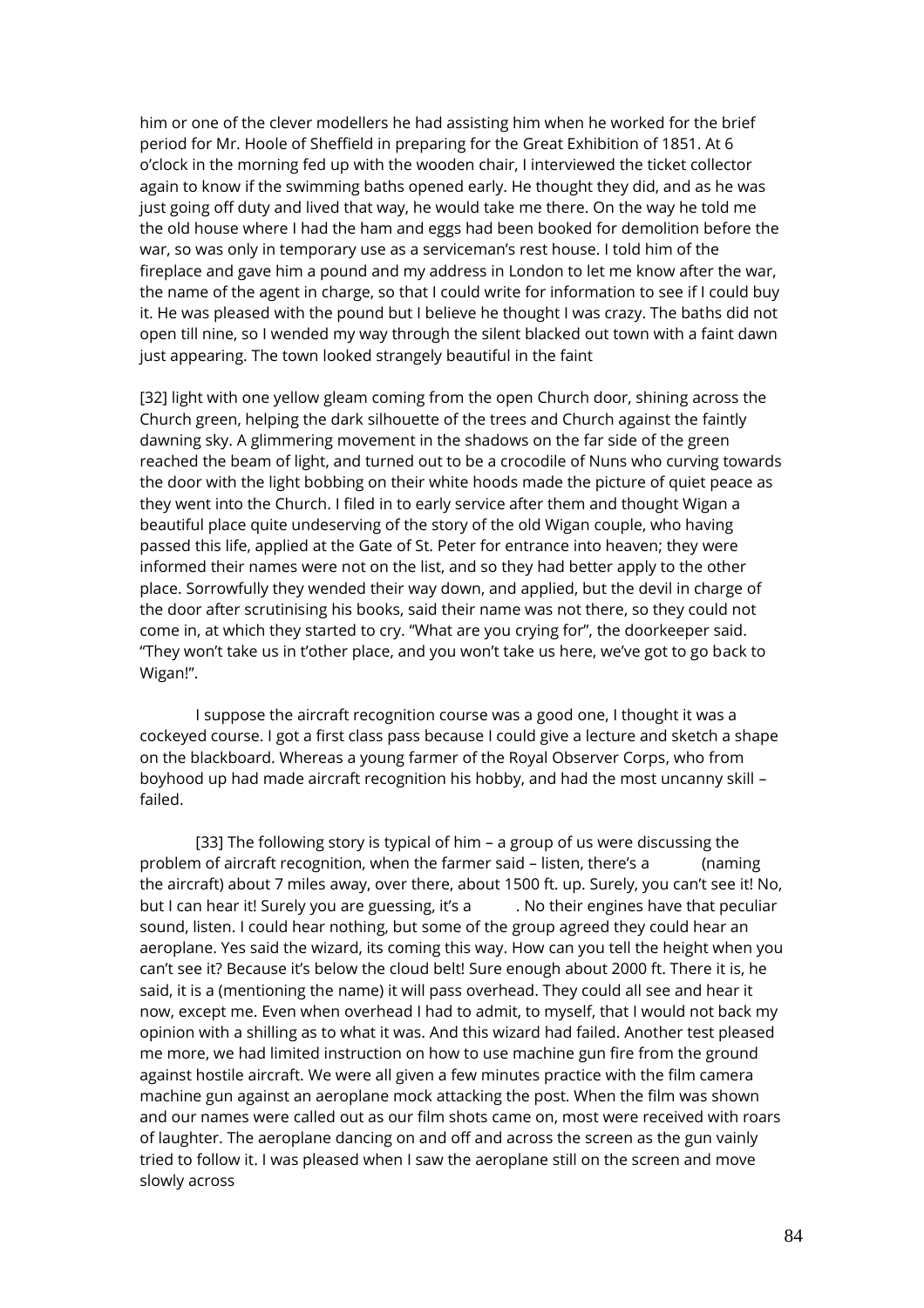him or one of the clever modellers he had assisting him when he worked for the brief period for Mr. Hoole of Sheffield in preparing for the Great Exhibition of 1851. At 6 o'clock in the morning fed up with the wooden chair, I interviewed the ticket collector again to know if the swimming baths opened early. He thought they did, and as he was just going off duty and lived that way, he would take me there. On the way he told me the old house where I had the ham and eggs had been booked for demolition before the war, so was only in temporary use as a serviceman's rest house. I told him of the fireplace and gave him a pound and my address in London to let me know after the war, the name of the agent in charge, so that I could write for information to see if I could buy it. He was pleased with the pound but I believe he thought I was crazy. The baths did not open till nine, so I wended my way through the silent blacked out town with a faint dawn just appearing. The town looked strangely beautiful in the faint

[32] light with one yellow gleam coming from the open Church door, shining across the Church green, helping the dark silhouette of the trees and Church against the faintly dawning sky. A glimmering movement in the shadows on the far side of the green reached the beam of light, and turned out to be a crocodile of Nuns who curving towards the door with the light bobbing on their white hoods made the picture of quiet peace as they went into the Church. I filed in to early service after them and thought Wigan a beautiful place quite undeserving of the story of the old Wigan couple, who having passed this life, applied at the Gate of St. Peter for entrance into heaven; they were informed their names were not on the list, and so they had better apply to the other place. Sorrowfully they wended their way down, and applied, but the devil in charge of the door after scrutinising his books, said their name was not there, so they could not come in, at which they started to cry. "What are you crying for", the doorkeeper said. "They won't take us in t'other place, and you won't take us here, we've got to go back to Wigan!".

I suppose the aircraft recognition course was a good one, I thought it was a cockeyed course. I got a first class pass because I could give a lecture and sketch a shape on the blackboard. Whereas a young farmer of the Royal Observer Corps, who from boyhood up had made aircraft recognition his hobby, and had the most uncanny skill – failed.

[33] The following story is typical of him – a group of us were discussing the problem of aircraft recognition, when the farmer said – listen, there's a (naming the aircraft) about 7 miles away, over there, about 1500 ft. up. Surely, you can't see it! No, but I can hear it! Surely you are guessing, it's a . No their engines have that peculiar sound, listen. I could hear nothing, but some of the group agreed they could hear an aeroplane. Yes said the wizard, its coming this way. How can you tell the height when you can't see it? Because it's below the cloud belt! Sure enough about 2000 ft. There it is, he said, it is a (mentioning the name) it will pass overhead. They could all see and hear it now, except me. Even when overhead I had to admit, to myself, that I would not back my opinion with a shilling as to what it was. And this wizard had failed. Another test pleased me more, we had limited instruction on how to use machine gun fire from the ground against hostile aircraft. We were all given a few minutes practice with the film camera machine gun against an aeroplane mock attacking the post. When the film was shown and our names were called out as our film shots came on, most were received with roars of laughter. The aeroplane dancing on and off and across the screen as the gun vainly tried to follow it. I was pleased when I saw the aeroplane still on the screen and move slowly across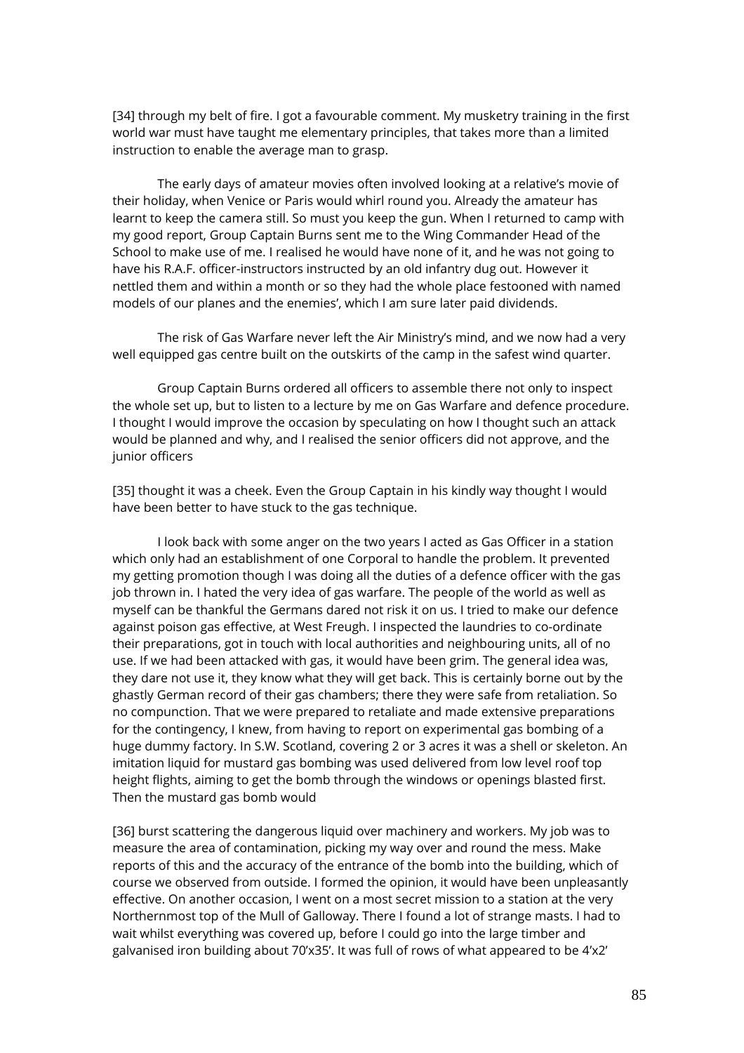[34] through my belt of fire. I got a favourable comment. My musketry training in the first world war must have taught me elementary principles, that takes more than a limited instruction to enable the average man to grasp.

The early days of amateur movies often involved looking at a relative's movie of their holiday, when Venice or Paris would whirl round you. Already the amateur has learnt to keep the camera still. So must you keep the gun. When I returned to camp with my good report, Group Captain Burns sent me to the Wing Commander Head of the School to make use of me. I realised he would have none of it, and he was not going to have his R.A.F. officer-instructors instructed by an old infantry dug out. However it nettled them and within a month or so they had the whole place festooned with named models of our planes and the enemies', which I am sure later paid dividends.

The risk of Gas Warfare never left the Air Ministry's mind, and we now had a very well equipped gas centre built on the outskirts of the camp in the safest wind quarter.

Group Captain Burns ordered all officers to assemble there not only to inspect the whole set up, but to listen to a lecture by me on Gas Warfare and defence procedure. I thought I would improve the occasion by speculating on how I thought such an attack would be planned and why, and I realised the senior officers did not approve, and the junior officers

[35] thought it was a cheek. Even the Group Captain in his kindly way thought I would have been better to have stuck to the gas technique.

I look back with some anger on the two years I acted as Gas Officer in a station which only had an establishment of one Corporal to handle the problem. It prevented my getting promotion though I was doing all the duties of a defence officer with the gas job thrown in. I hated the very idea of gas warfare. The people of the world as well as myself can be thankful the Germans dared not risk it on us. I tried to make our defence against poison gas effective, at West Freugh. I inspected the laundries to co-ordinate their preparations, got in touch with local authorities and neighbouring units, all of no use. If we had been attacked with gas, it would have been grim. The general idea was, they dare not use it, they know what they will get back. This is certainly borne out by the ghastly German record of their gas chambers; there they were safe from retaliation. So no compunction. That we were prepared to retaliate and made extensive preparations for the contingency, I knew, from having to report on experimental gas bombing of a huge dummy factory. In S.W. Scotland, covering 2 or 3 acres it was a shell or skeleton. An imitation liquid for mustard gas bombing was used delivered from low level roof top height flights, aiming to get the bomb through the windows or openings blasted first. Then the mustard gas bomb would

[36] burst scattering the dangerous liquid over machinery and workers. My job was to measure the area of contamination, picking my way over and round the mess. Make reports of this and the accuracy of the entrance of the bomb into the building, which of course we observed from outside. I formed the opinion, it would have been unpleasantly effective. On another occasion, I went on a most secret mission to a station at the very Northernmost top of the Mull of Galloway. There I found a lot of strange masts. I had to wait whilst everything was covered up, before I could go into the large timber and galvanised iron building about 70'x35'. It was full of rows of what appeared to be 4'x2'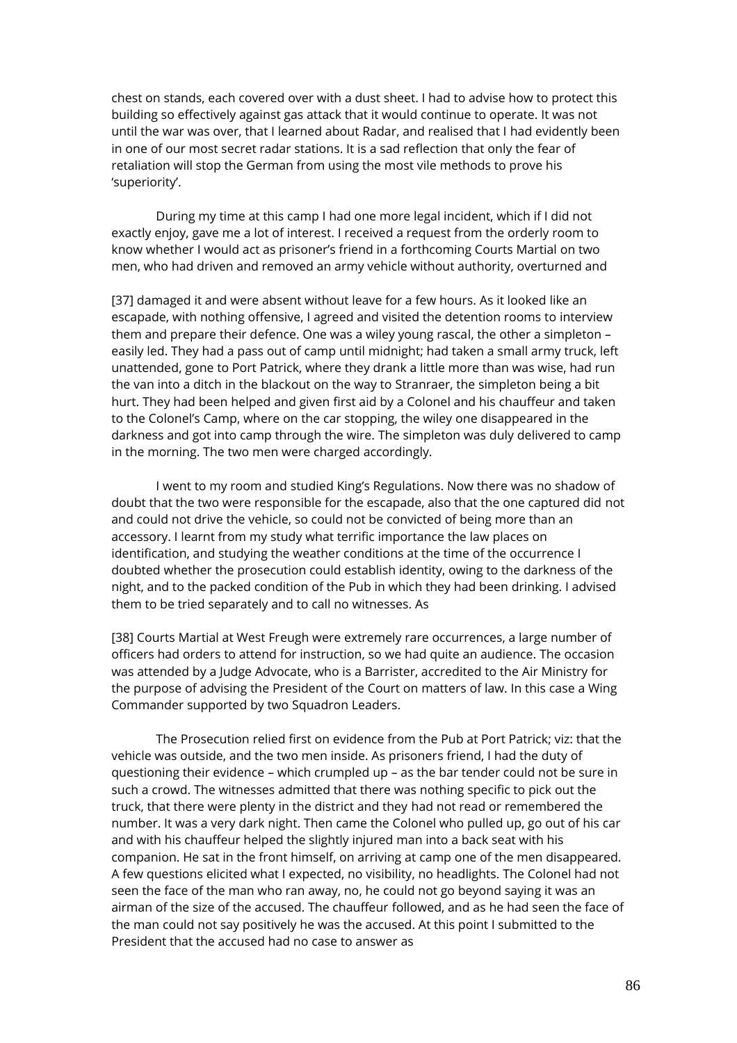chest on stands, each covered over with a dust sheet. I had to advise how to protect this building so effectively against gas attack that it would continue to operate. It was not until the war was over, that I learned about Radar, and realised that I had evidently been in one of our most secret radar stations. It is a sad reflection that only the fear of retaliation will stop the German from using the most vile methods to prove his 'superiority'.

During my time at this camp I had one more legal incident, which if I did not exactly enjoy, gave me a lot of interest. I received a request from the orderly room to know whether I would act as prisoner's friend in a forthcoming Courts Martial on two men, who had driven and removed an army vehicle without authority, overturned and

[37] damaged it and were absent without leave for a few hours. As it looked like an escapade, with nothing offensive, I agreed and visited the detention rooms to interview them and prepare their defence. One was a wiley young rascal, the other a simpleton – easily led. They had a pass out of camp until midnight; had taken a small army truck, left unattended, gone to Port Patrick, where they drank a little more than was wise, had run the van into a ditch in the blackout on the way to Stranraer, the simpleton being a bit hurt. They had been helped and given first aid by a Colonel and his chauffeur and taken to the Colonel's Camp, where on the car stopping, the wiley one disappeared in the darkness and got into camp through the wire. The simpleton was duly delivered to camp in the morning. The two men were charged accordingly.

I went to my room and studied King's Regulations. Now there was no shadow of doubt that the two were responsible for the escapade, also that the one captured did not and could not drive the vehicle, so could not be convicted of being more than an accessory. I learnt from my study what terrific importance the law places on identification, and studying the weather conditions at the time of the occurrence I doubted whether the prosecution could establish identity, owing to the darkness of the night, and to the packed condition of the Pub in which they had been drinking. I advised them to be tried separately and to call no witnesses. As

[38] Courts Martial at West Freugh were extremely rare occurrences, a large number of officers had orders to attend for instruction, so we had quite an audience. The occasion was attended by a Judge Advocate, who is a Barrister, accredited to the Air Ministry for the purpose of advising the President of the Court on matters of law. In this case a Wing Commander supported by two Squadron Leaders.

The Prosecution relied first on evidence from the Pub at Port Patrick; viz: that the vehicle was outside, and the two men inside. As prisoners friend, I had the duty of questioning their evidence – which crumpled up – as the bar tender could not be sure in such a crowd. The witnesses admitted that there was nothing specific to pick out the truck, that there were plenty in the district and they had not read or remembered the number. It was a very dark night. Then came the Colonel who pulled up, go out of his car and with his chauffeur helped the slightly injured man into a back seat with his companion. He sat in the front himself, on arriving at camp one of the men disappeared. A few questions elicited what I expected, no visibility, no headlights. The Colonel had not seen the face of the man who ran away, no, he could not go beyond saying it was an airman of the size of the accused. The chauffeur followed, and as he had seen the face of the man could not say positively he was the accused. At this point I submitted to the President that the accused had no case to answer as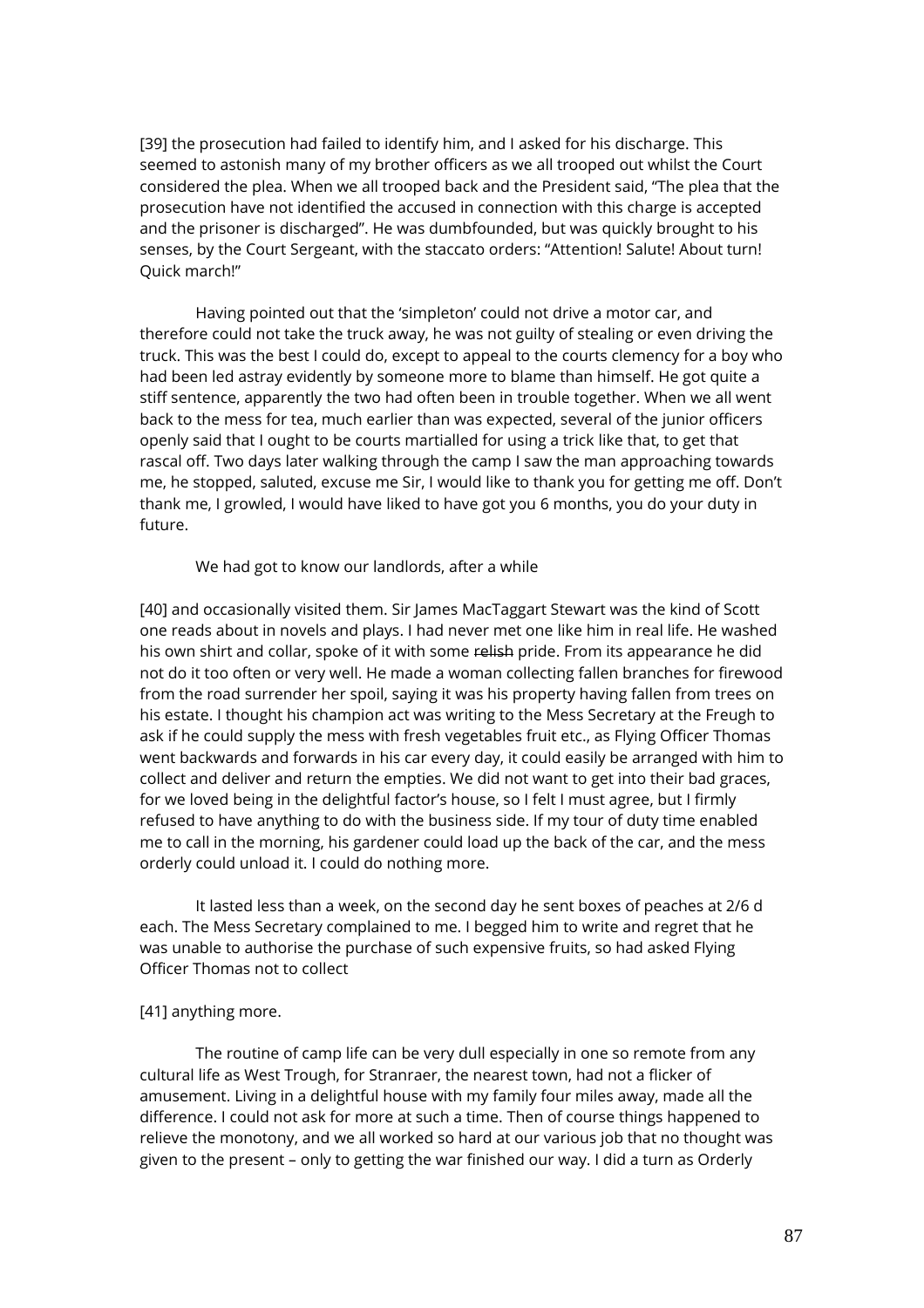[39] the prosecution had failed to identify him, and I asked for his discharge. This seemed to astonish many of my brother officers as we all trooped out whilst the Court considered the plea. When we all trooped back and the President said, "The plea that the prosecution have not identified the accused in connection with this charge is accepted and the prisoner is discharged". He was dumbfounded, but was quickly brought to his senses, by the Court Sergeant, with the staccato orders: "Attention! Salute! About turn! Quick march!"

Having pointed out that the 'simpleton' could not drive a motor car, and therefore could not take the truck away, he was not guilty of stealing or even driving the truck. This was the best I could do, except to appeal to the courts clemency for a boy who had been led astray evidently by someone more to blame than himself. He got quite a stiff sentence, apparently the two had often been in trouble together. When we all went back to the mess for tea, much earlier than was expected, several of the junior officers openly said that I ought to be courts martialled for using a trick like that, to get that rascal off. Two days later walking through the camp I saw the man approaching towards me, he stopped, saluted, excuse me Sir, I would like to thank you for getting me off. Don't thank me, I growled, I would have liked to have got you 6 months, you do your duty in future.

We had got to know our landlords, after a while

[40] and occasionally visited them. Sir James MacTaggart Stewart was the kind of Scott one reads about in novels and plays. I had never met one like him in real life. He washed his own shirt and collar, spoke of it with some ~~relish~~ pride. From its appearance he did not do it too often or very well. He made a woman collecting fallen branches for firewood from the road surrender her spoil, saying it was his property having fallen from trees on his estate. I thought his champion act was writing to the Mess Secretary at the Freugh to ask if he could supply the mess with fresh vegetables fruit etc., as Flying Officer Thomas went backwards and forwards in his car every day, it could easily be arranged with him to collect and deliver and return the empties. We did not want to get into their bad graces, for we loved being in the delightful factor's house, so I felt I must agree, but I firmly refused to have anything to do with the business side. If my tour of duty time enabled me to call in the morning, his gardener could load up the back of the car, and the mess orderly could unload it. I could do nothing more.

It lasted less than a week, on the second day he sent boxes of peaches at 2/6 d each. The Mess Secretary complained to me. I begged him to write and regret that he was unable to authorise the purchase of such expensive fruits, so had asked Flying Officer Thomas not to collect

[41] anything more.

The routine of camp life can be very dull especially in one so remote from any cultural life as West Trough, for Stranraer, the nearest town, had not a flicker of amusement. Living in a delightful house with my family four miles away, made all the difference. I could not ask for more at such a time. Then of course things happened to relieve the monotony, and we all worked so hard at our various job that no thought was given to the present – only to getting the war finished our way. I did a turn as Orderly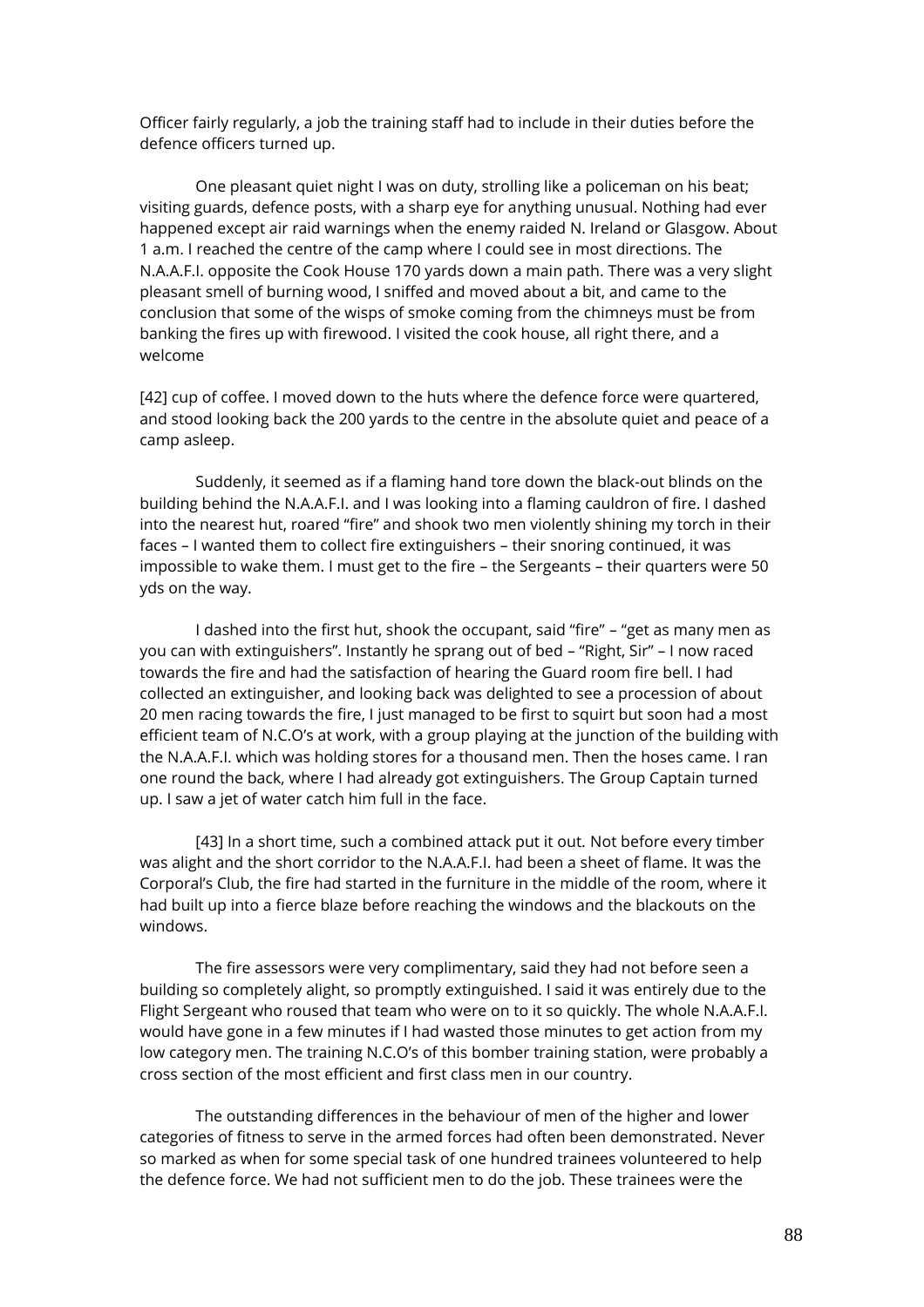Officer fairly regularly, a job the training staff had to include in their duties before the defence officers turned up.

One pleasant quiet night I was on duty, strolling like a policeman on his beat; visiting guards, defence posts, with a sharp eye for anything unusual. Nothing had ever happened except air raid warnings when the enemy raided N. Ireland or Glasgow. About 1 a.m. I reached the centre of the camp where I could see in most directions. The N.A.A.F.I. opposite the Cook House 170 yards down a main path. There was a very slight pleasant smell of burning wood, I sniffed and moved about a bit, and came to the conclusion that some of the wisps of smoke coming from the chimneys must be from banking the fires up with firewood. I visited the cook house, all right there, and a welcome

[42] cup of coffee. I moved down to the huts where the defence force were quartered, and stood looking back the 200 yards to the centre in the absolute quiet and peace of a camp asleep.

Suddenly, it seemed as if a flaming hand tore down the black-out blinds on the building behind the N.A.A.F.I. and I was looking into a flaming cauldron of fire. I dashed into the nearest hut, roared "fire" and shook two men violently shining my torch in their faces – I wanted them to collect fire extinguishers – their snoring continued, it was impossible to wake them. I must get to the fire – the Sergeants – their quarters were 50 yds on the way.

I dashed into the first hut, shook the occupant, said "fire" – "get as many men as you can with extinguishers". Instantly he sprang out of bed – "Right, Sir" – I now raced towards the fire and had the satisfaction of hearing the Guard room fire bell. I had collected an extinguisher, and looking back was delighted to see a procession of about 20 men racing towards the fire, I just managed to be first to squirt but soon had a most efficient team of N.C.O's at work, with a group playing at the junction of the building with the N.A.A.F.I. which was holding stores for a thousand men. Then the hoses came. I ran one round the back, where I had already got extinguishers. The Group Captain turned up. I saw a jet of water catch him full in the face.

[43] In a short time, such a combined attack put it out. Not before every timber was alight and the short corridor to the N.A.A.F.I. had been a sheet of flame. It was the Corporal's Club, the fire had started in the furniture in the middle of the room, where it had built up into a fierce blaze before reaching the windows and the blackouts on the windows.

The fire assessors were very complimentary, said they had not before seen a building so completely alight, so promptly extinguished. I said it was entirely due to the Flight Sergeant who roused that team who were on to it so quickly. The whole N.A.A.F.I. would have gone in a few minutes if I had wasted those minutes to get action from my low category men. The training N.C.O's of this bomber training station, were probably a cross section of the most efficient and first class men in our country.

The outstanding differences in the behaviour of men of the higher and lower categories of fitness to serve in the armed forces had often been demonstrated. Never so marked as when for some special task of one hundred trainees volunteered to help the defence force. We had not sufficient men to do the job. These trainees were the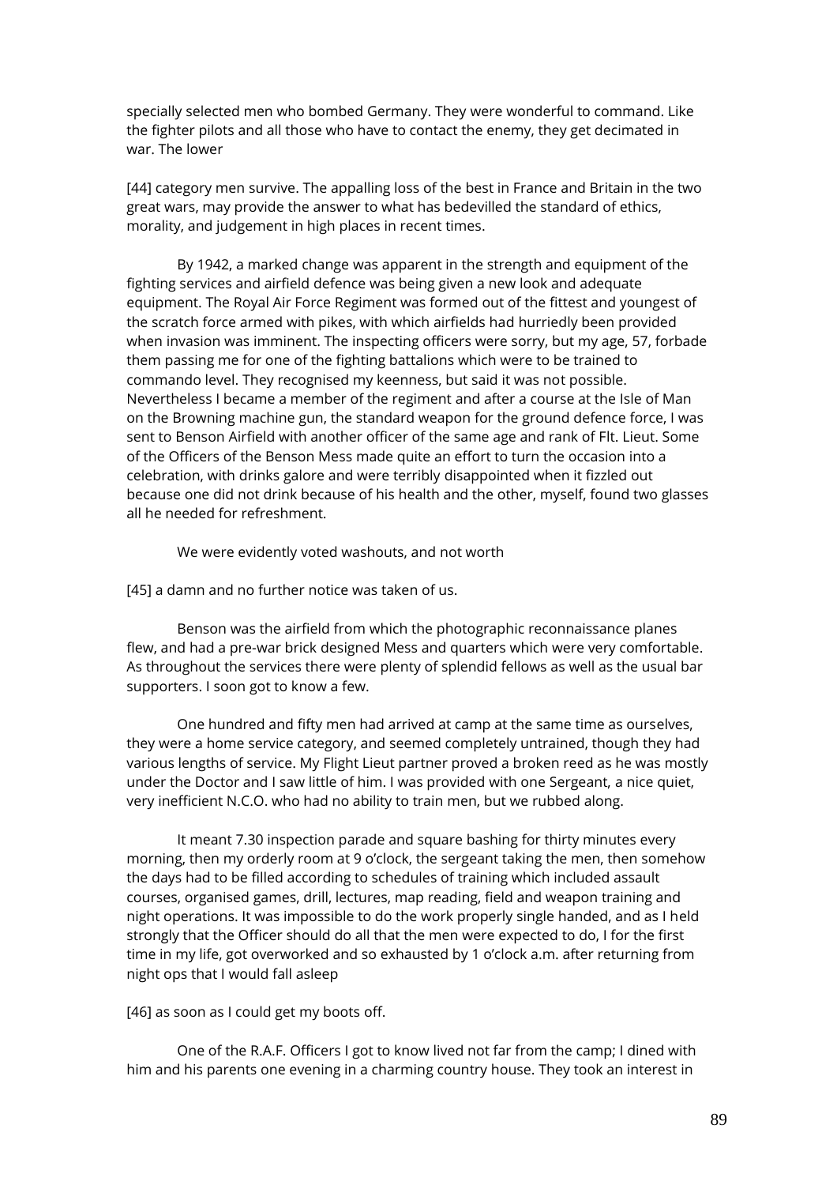specially selected men who bombed Germany. They were wonderful to command. Like the fighter pilots and all those who have to contact the enemy, they get decimated in war. The lower

[44] category men survive. The appalling loss of the best in France and Britain in the two great wars, may provide the answer to what has bedevilled the standard of ethics, morality, and judgement in high places in recent times.

By 1942, a marked change was apparent in the strength and equipment of the fighting services and airfield defence was being given a new look and adequate equipment. The Royal Air Force Regiment was formed out of the fittest and youngest of the scratch force armed with pikes, with which airfields had hurriedly been provided when invasion was imminent. The inspecting officers were sorry, but my age, 57, forbade them passing me for one of the fighting battalions which were to be trained to commando level. They recognised my keenness, but said it was not possible. Nevertheless I became a member of the regiment and after a course at the Isle of Man on the Browning machine gun, the standard weapon for the ground defence force, I was sent to Benson Airfield with another officer of the same age and rank of Flt. Lieut. Some of the Officers of the Benson Mess made quite an effort to turn the occasion into a celebration, with drinks galore and were terribly disappointed when it fizzled out because one did not drink because of his health and the other, myself, found two glasses all he needed for refreshment.

We were evidently voted washouts, and not worth

[45] a damn and no further notice was taken of us.

Benson was the airfield from which the photographic reconnaissance planes flew, and had a pre-war brick designed Mess and quarters which were very comfortable. As throughout the services there were plenty of splendid fellows as well as the usual bar supporters. I soon got to know a few.

One hundred and fifty men had arrived at camp at the same time as ourselves, they were a home service category, and seemed completely untrained, though they had various lengths of service. My Flight Lieut partner proved a broken reed as he was mostly under the Doctor and I saw little of him. I was provided with one Sergeant, a nice quiet, very inefficient N.C.O. who had no ability to train men, but we rubbed along.

It meant 7.30 inspection parade and square bashing for thirty minutes every morning, then my orderly room at 9 o'clock, the sergeant taking the men, then somehow the days had to be filled according to schedules of training which included assault courses, organised games, drill, lectures, map reading, field and weapon training and night operations. It was impossible to do the work properly single handed, and as I held strongly that the Officer should do all that the men were expected to do, I for the first time in my life, got overworked and so exhausted by 1 o'clock a.m. after returning from night ops that I would fall asleep

[46] as soon as I could get my boots off.

One of the R.A.F. Officers I got to know lived not far from the camp; I dined with him and his parents one evening in a charming country house. They took an interest in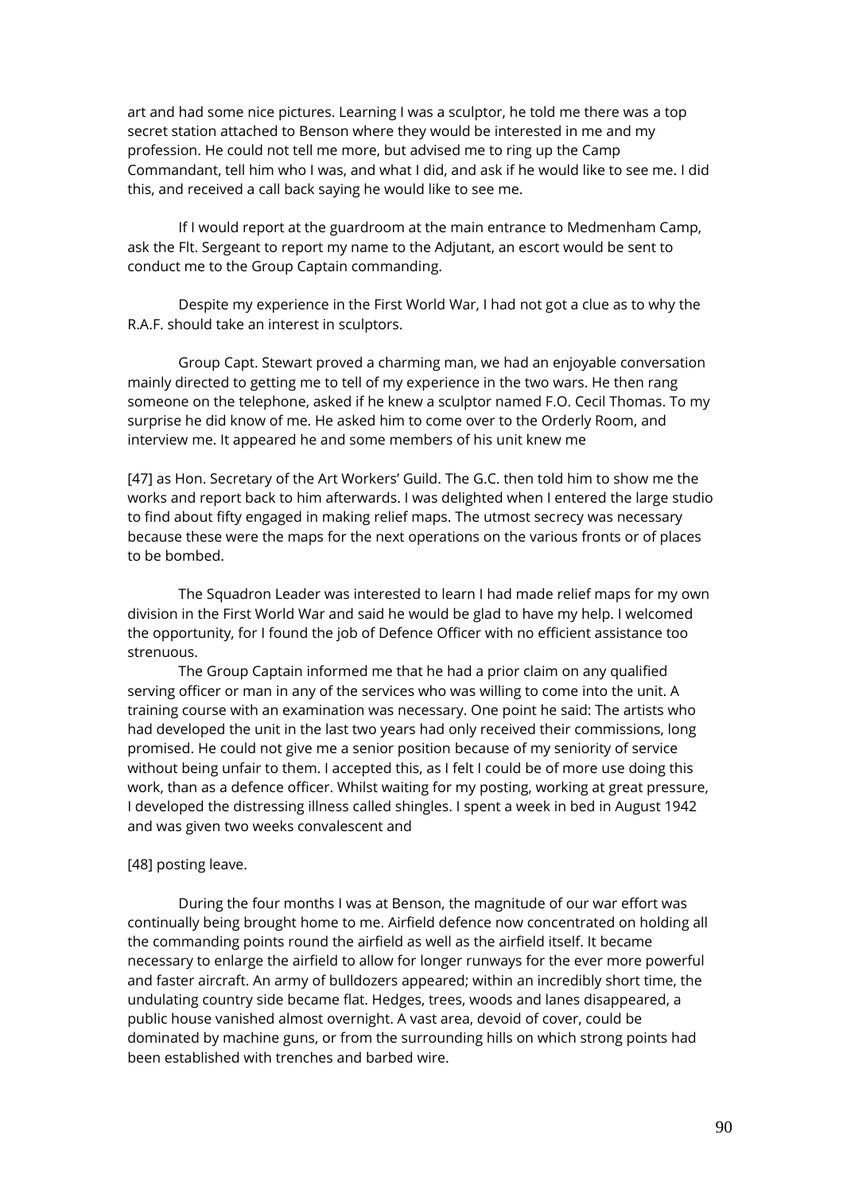art and had some nice pictures. Learning I was a sculptor, he told me there was a top secret station attached to Benson where they would be interested in me and my profession. He could not tell me more, but advised me to ring up the Camp Commandant, tell him who I was, and what I did, and ask if he would like to see me. I did this, and received a call back saying he would like to see me.

If I would report at the guardroom at the main entrance to Medmenham Camp, ask the Flt. Sergeant to report my name to the Adjutant, an escort would be sent to conduct me to the Group Captain commanding.

Despite my experience in the First World War, I had not got a clue as to why the R.A.F. should take an interest in sculptors.

Group Capt. Stewart proved a charming man, we had an enjoyable conversation mainly directed to getting me to tell of my experience in the two wars. He then rang someone on the telephone, asked if he knew a sculptor named F.O. Cecil Thomas. To my surprise he did know of me. He asked him to come over to the Orderly Room, and interview me. It appeared he and some members of his unit knew me

[47] as Hon. Secretary of the Art Workers' Guild. The G.C. then told him to show me the works and report back to him afterwards. I was delighted when I entered the large studio to find about fifty engaged in making relief maps. The utmost secrecy was necessary because these were the maps for the next operations on the various fronts or of places to be bombed.

The Squadron Leader was interested to learn I had made relief maps for my own division in the First World War and said he would be glad to have my help. I welcomed the opportunity, for I found the job of Defence Officer with no efficient assistance too strenuous.

The Group Captain informed me that he had a prior claim on any qualified serving officer or man in any of the services who was willing to come into the unit. A training course with an examination was necessary. One point he said: The artists who had developed the unit in the last two years had only received their commissions, long promised. He could not give me a senior position because of my seniority of service without being unfair to them. I accepted this, as I felt I could be of more use doing this work, than as a defence officer. Whilst waiting for my posting, working at great pressure, I developed the distressing illness called shingles. I spent a week in bed in August 1942 and was given two weeks convalescent and

[48] posting leave.

During the four months I was at Benson, the magnitude of our war effort was continually being brought home to me. Airfield defence now concentrated on holding all the commanding points round the airfield as well as the airfield itself. It became necessary to enlarge the airfield to allow for longer runways for the ever more powerful and faster aircraft. An army of bulldozers appeared; within an incredibly short time, the undulating country side became flat. Hedges, trees, woods and lanes disappeared, a public house vanished almost overnight. A vast area, devoid of cover, could be dominated by machine guns, or from the surrounding hills on which strong points had been established with trenches and barbed wire.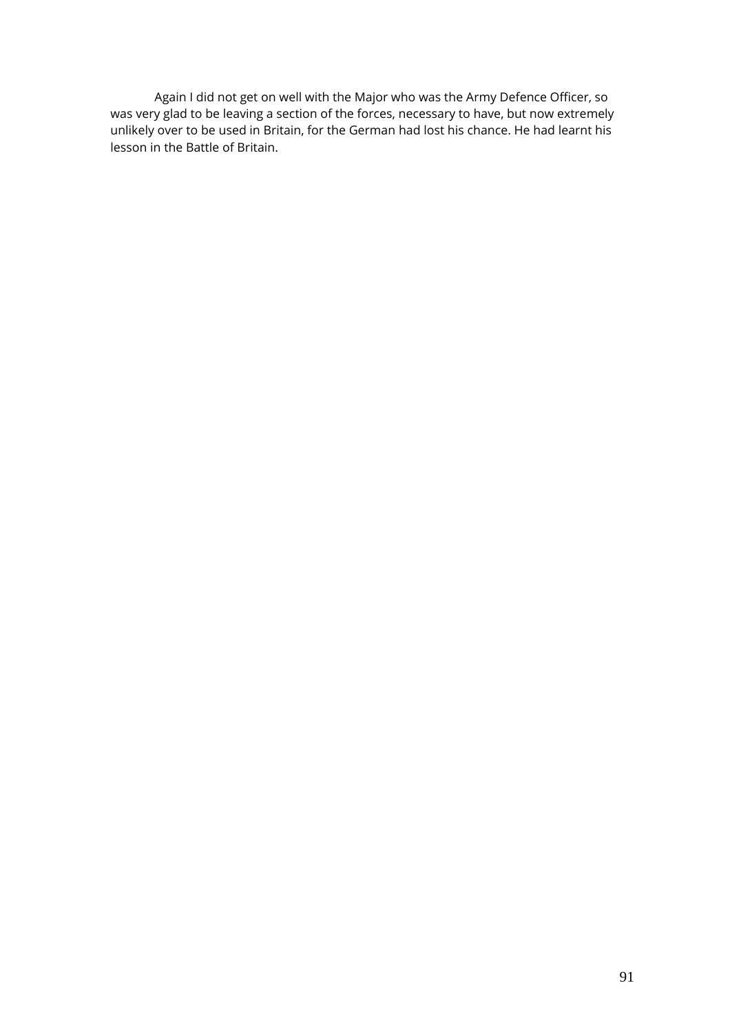Again I did not get on well with the Major who was the Army Defence Officer, so was very glad to be leaving a section of the forces, necessary to have, but now extremely unlikely over to be used in Britain, for the German had lost his chance. He had learnt his lesson in the Battle of Britain.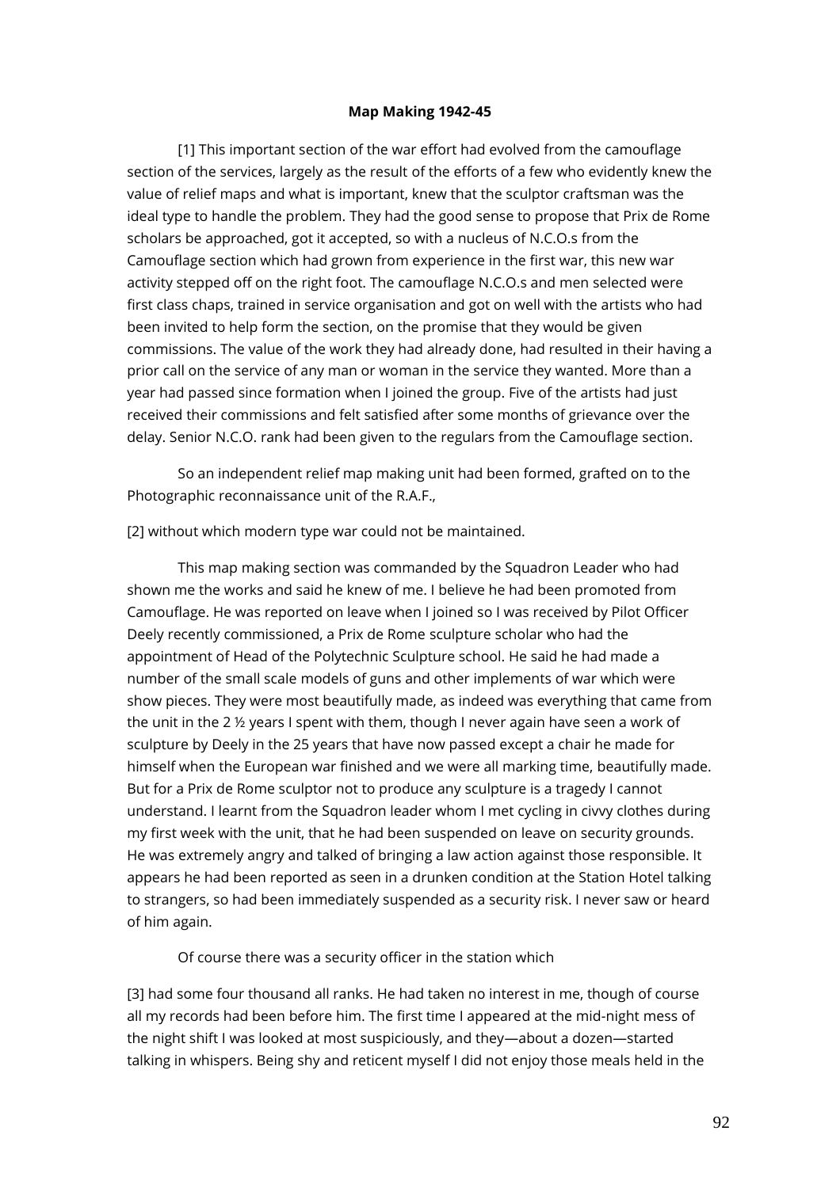**Map Making 1942-45**

[1] This important section of the war effort had evolved from the camouflage section of the services, largely as the result of the efforts of a few who evidently knew the value of relief maps and what is important, knew that the sculptor craftsman was the ideal type to handle the problem. They had the good sense to propose that Prix de Rome scholars be approached, got it accepted, so with a nucleus of N.C.O.s from the Camouflage section which had grown from experience in the first war, this new war activity stepped off on the right foot. The camouflage N.C.O.s and men selected were first class chaps, trained in service organisation and got on well with the artists who had been invited to help form the section, on the promise that they would be given commissions. The value of the work they had already done, had resulted in their having a prior call on the service of any man or woman in the service they wanted. More than a year had passed since formation when I joined the group. Five of the artists had just received their commissions and felt satisfied after some months of grievance over the delay. Senior N.C.O. rank had been given to the regulars from the Camouflage section.

So an independent relief map making unit had been formed, grafted on to the Photographic reconnaissance unit of the R.A.F.,

[2] without which modern type war could not be maintained.

This map making section was commanded by the Squadron Leader who had shown me the works and said he knew of me. I believe he had been promoted from Camouflage. He was reported on leave when I joined so I was received by Pilot Officer Deely recently commissioned, a Prix de Rome sculpture scholar who had the appointment of Head of the Polytechnic Sculpture school. He said he had made a number of the small scale models of guns and other implements of war which were show pieces. They were most beautifully made, as indeed was everything that came from the unit in the 2 ½ years I spent with them, though I never again have seen a work of sculpture by Deely in the 25 years that have now passed except a chair he made for himself when the European war finished and we were all marking time, beautifully made. But for a Prix de Rome sculptor not to produce any sculpture is a tragedy I cannot understand. I learnt from the Squadron leader whom I met cycling in civvy clothes during my first week with the unit, that he had been suspended on leave on security grounds. He was extremely angry and talked of bringing a law action against those responsible. It appears he had been reported as seen in a drunken condition at the Station Hotel talking to strangers, so had been immediately suspended as a security risk. I never saw or heard of him again.

Of course there was a security officer in the station which

[3] had some four thousand all ranks. He had taken no interest in me, though of course all my records had been before him. The first time I appeared at the mid-night mess of the night shift I was looked at most suspiciously, and they—about a dozen—started talking in whispers. Being shy and reticent myself I did not enjoy those meals held in the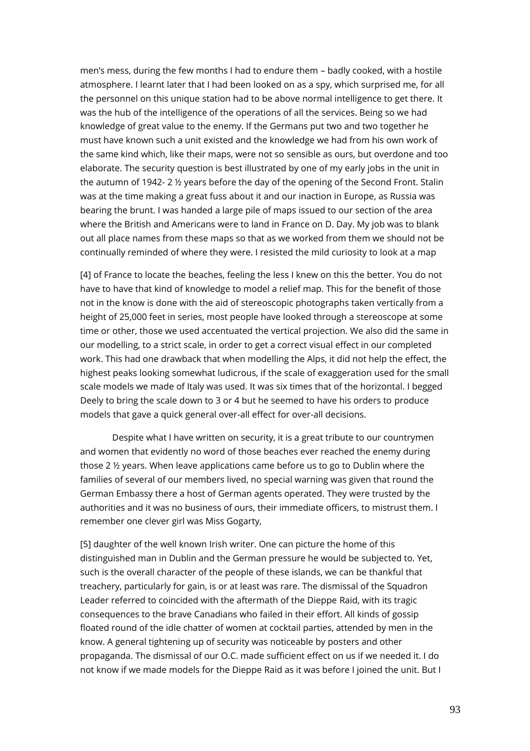men's mess, during the few months I had to endure them – badly cooked, with a hostile atmosphere. I learnt later that I had been looked on as a spy, which surprised me, for all the personnel on this unique station had to be above normal intelligence to get there. It was the hub of the intelligence of the operations of all the services. Being so we had knowledge of great value to the enemy. If the Germans put two and two together he must have known such a unit existed and the knowledge we had from his own work of the same kind which, like their maps, were not so sensible as ours, but overdone and too elaborate. The security question is best illustrated by one of my early jobs in the unit in the autumn of 1942- 2 ½ years before the day of the opening of the Second Front. Stalin was at the time making a great fuss about it and our inaction in Europe, as Russia was bearing the brunt. I was handed a large pile of maps issued to our section of the area where the British and Americans were to land in France on D. Day. My job was to blank out all place names from these maps so that as we worked from them we should not be continually reminded of where they were. I resisted the mild curiosity to look at a map

[4] of France to locate the beaches, feeling the less I knew on this the better. You do not have to have that kind of knowledge to model a relief map. This for the benefit of those not in the know is done with the aid of stereoscopic photographs taken vertically from a height of 25,000 feet in series, most people have looked through a stereoscope at some time or other, those we used accentuated the vertical projection. We also did the same in our modelling, to a strict scale, in order to get a correct visual effect in our completed work. This had one drawback that when modelling the Alps, it did not help the effect, the highest peaks looking somewhat ludicrous, if the scale of exaggeration used for the small scale models we made of Italy was used. It was six times that of the horizontal. I begged Deely to bring the scale down to 3 or 4 but he seemed to have his orders to produce models that gave a quick general over-all effect for over-all decisions.

Despite what I have written on security, it is a great tribute to our countrymen and women that evidently no word of those beaches ever reached the enemy during those 2 ½ years. When leave applications came before us to go to Dublin where the families of several of our members lived, no special warning was given that round the German Embassy there a host of German agents operated. They were trusted by the authorities and it was no business of ours, their immediate officers, to mistrust them. I remember one clever girl was Miss Gogarty,

[5] daughter of the well known Irish writer. One can picture the home of this distinguished man in Dublin and the German pressure he would be subjected to. Yet, such is the overall character of the people of these islands, we can be thankful that treachery, particularly for gain, is or at least was rare. The dismissal of the Squadron Leader referred to coincided with the aftermath of the Dieppe Raid, with its tragic consequences to the brave Canadians who failed in their effort. All kinds of gossip floated round of the idle chatter of women at cocktail parties, attended by men in the know. A general tightening up of security was noticeable by posters and other propaganda. The dismissal of our O.C. made sufficient effect on us if we needed it. I do not know if we made models for the Dieppe Raid as it was before I joined the unit. But I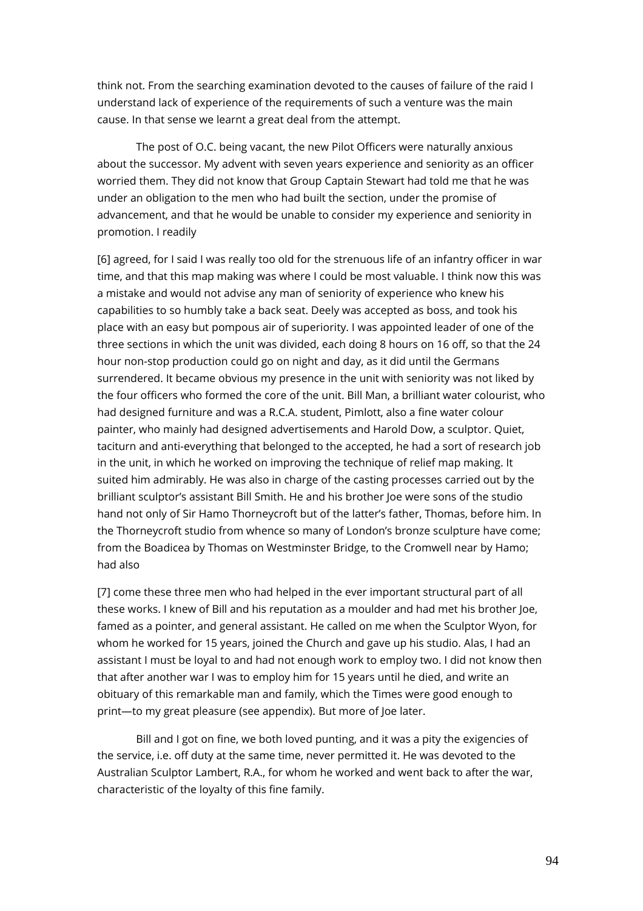think not. From the searching examination devoted to the causes of failure of the raid I understand lack of experience of the requirements of such a venture was the main cause. In that sense we learnt a great deal from the attempt.

The post of O.C. being vacant, the new Pilot Officers were naturally anxious about the successor. My advent with seven years experience and seniority as an officer worried them. They did not know that Group Captain Stewart had told me that he was under an obligation to the men who had built the section, under the promise of advancement, and that he would be unable to consider my experience and seniority in promotion. I readily

[6] agreed, for I said I was really too old for the strenuous life of an infantry officer in war time, and that this map making was where I could be most valuable. I think now this was a mistake and would not advise any man of seniority of experience who knew his capabilities to so humbly take a back seat. Deely was accepted as boss, and took his place with an easy but pompous air of superiority. I was appointed leader of one of the three sections in which the unit was divided, each doing 8 hours on 16 off, so that the 24 hour non-stop production could go on night and day, as it did until the Germans surrendered. It became obvious my presence in the unit with seniority was not liked by the four officers who formed the core of the unit. Bill Man, a brilliant water colourist, who had designed furniture and was a R.C.A. student, Pimlott, also a fine water colour painter, who mainly had designed advertisements and Harold Dow, a sculptor. Quiet, taciturn and anti-everything that belonged to the accepted, he had a sort of research job in the unit, in which he worked on improving the technique of relief map making. It suited him admirably. He was also in charge of the casting processes carried out by the brilliant sculptor's assistant Bill Smith. He and his brother Joe were sons of the studio hand not only of Sir Hamo Thorneycroft but of the latter's father, Thomas, before him. In the Thorneycroft studio from whence so many of London's bronze sculpture have come; from the Boadicea by Thomas on Westminster Bridge, to the Cromwell near by Hamo; had also

[7] come these three men who had helped in the ever important structural part of all these works. I knew of Bill and his reputation as a moulder and had met his brother Joe, famed as a pointer, and general assistant. He called on me when the Sculptor Wyon, for whom he worked for 15 years, joined the Church and gave up his studio. Alas, I had an assistant I must be loyal to and had not enough work to employ two. I did not know then that after another war I was to employ him for 15 years until he died, and write an obituary of this remarkable man and family, which the Times were good enough to print—to my great pleasure (see appendix). But more of Joe later.

Bill and I got on fine, we both loved punting, and it was a pity the exigencies of the service, i.e. off duty at the same time, never permitted it. He was devoted to the Australian Sculptor Lambert, R.A., for whom he worked and went back to after the war, characteristic of the loyalty of this fine family.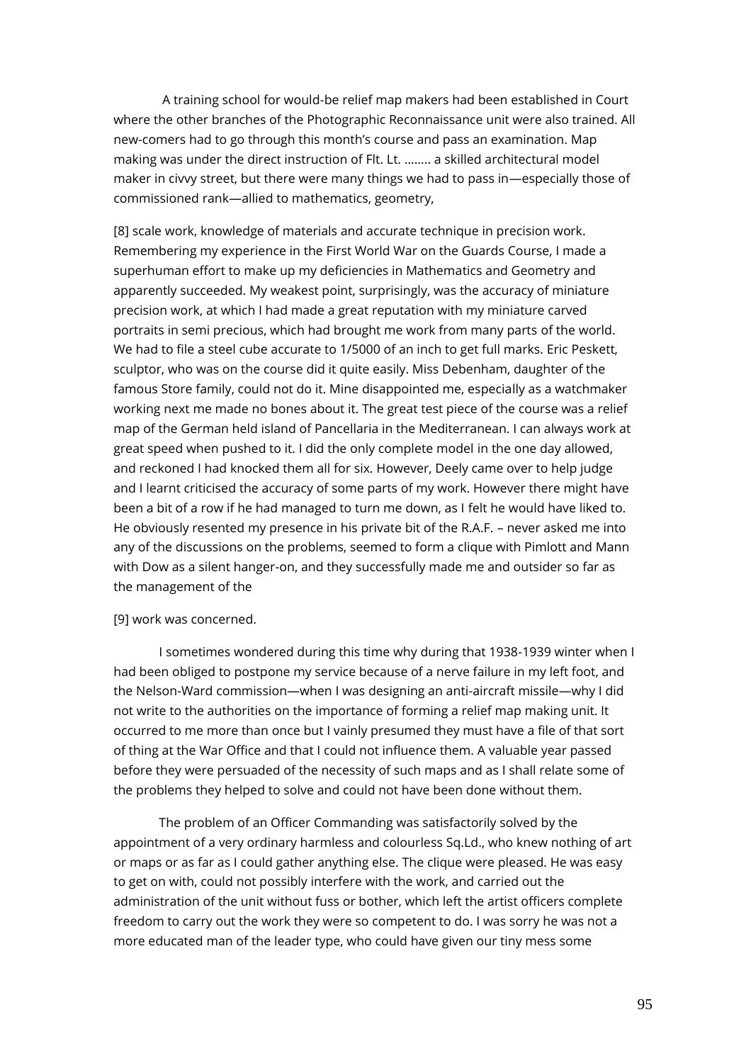A training school for would-be relief map makers had been established in Court where the other branches of the Photographic Reconnaissance unit were also trained. All new-comers had to go through this month's course and pass an examination. Map making was under the direct instruction of Flt. Lt. …….. a skilled architectural model maker in civvy street, but there were many things we had to pass in—especially those of commissioned rank—allied to mathematics, geometry,

[8] scale work, knowledge of materials and accurate technique in precision work. Remembering my experience in the First World War on the Guards Course, I made a superhuman effort to make up my deficiencies in Mathematics and Geometry and apparently succeeded. My weakest point, surprisingly, was the accuracy of miniature precision work, at which I had made a great reputation with my miniature carved portraits in semi precious, which had brought me work from many parts of the world. We had to file a steel cube accurate to 1/5000 of an inch to get full marks. Eric Peskett, sculptor, who was on the course did it quite easily. Miss Debenham, daughter of the famous Store family, could not do it. Mine disappointed me, especially as a watchmaker working next me made no bones about it. The great test piece of the course was a relief map of the German held island of Pancellaria in the Mediterranean. I can always work at great speed when pushed to it. I did the only complete model in the one day allowed, and reckoned I had knocked them all for six. However, Deely came over to help judge and I learnt criticised the accuracy of some parts of my work. However there might have been a bit of a row if he had managed to turn me down, as I felt he would have liked to. He obviously resented my presence in his private bit of the R.A.F. – never asked me into any of the discussions on the problems, seemed to form a clique with Pimlott and Mann with Dow as a silent hanger-on, and they successfully made me and outsider so far as the management of the

[9] work was concerned.

I sometimes wondered during this time why during that 1938-1939 winter when I had been obliged to postpone my service because of a nerve failure in my left foot, and the Nelson-Ward commission—when I was designing an anti-aircraft missile—why I did not write to the authorities on the importance of forming a relief map making unit. It occurred to me more than once but I vainly presumed they must have a file of that sort of thing at the War Office and that I could not influence them. A valuable year passed before they were persuaded of the necessity of such maps and as I shall relate some of the problems they helped to solve and could not have been done without them.

The problem of an Officer Commanding was satisfactorily solved by the appointment of a very ordinary harmless and colourless Sq.Ld., who knew nothing of art or maps or as far as I could gather anything else. The clique were pleased. He was easy to get on with, could not possibly interfere with the work, and carried out the administration of the unit without fuss or bother, which left the artist officers complete freedom to carry out the work they were so competent to do. I was sorry he was not a more educated man of the leader type, who could have given our tiny mess some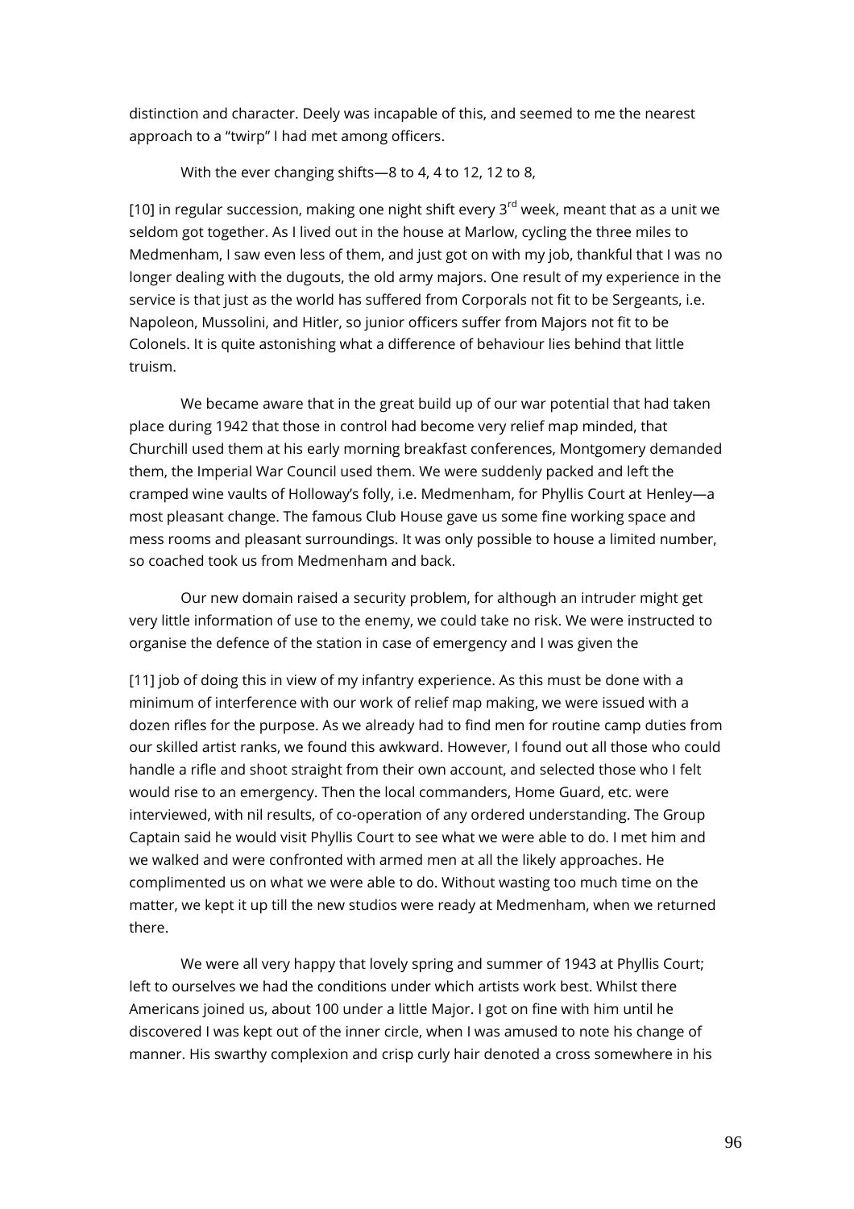distinction and character. Deely was incapable of this, and seemed to me the nearest approach to a "twirp" I had met among officers.

With the ever changing shifts—8 to 4, 4 to 12, 12 to 8,

[10] in regular succession, making one night shift every 3rd week, meant that as a unit we seldom got together. As I lived out in the house at Marlow, cycling the three miles to Medmenham, I saw even less of them, and just got on with my job, thankful that I was no longer dealing with the dugouts, the old army majors. One result of my experience in the service is that just as the world has suffered from Corporals not fit to be Sergeants, i.e. Napoleon, Mussolini, and Hitler, so junior officers suffer from Majors not fit to be Colonels. It is quite astonishing what a difference of behaviour lies behind that little truism.

We became aware that in the great build up of our war potential that had taken place during 1942 that those in control had become very relief map minded, that Churchill used them at his early morning breakfast conferences, Montgomery demanded them, the Imperial War Council used them. We were suddenly packed and left the cramped wine vaults of Holloway's folly, i.e. Medmenham, for Phyllis Court at Henley—a most pleasant change. The famous Club House gave us some fine working space and mess rooms and pleasant surroundings. It was only possible to house a limited number, so coached took us from Medmenham and back.

Our new domain raised a security problem, for although an intruder might get very little information of use to the enemy, we could take no risk. We were instructed to organise the defence of the station in case of emergency and I was given the

[11] job of doing this in view of my infantry experience. As this must be done with a minimum of interference with our work of relief map making, we were issued with a dozen rifles for the purpose. As we already had to find men for routine camp duties from our skilled artist ranks, we found this awkward. However, I found out all those who could handle a rifle and shoot straight from their own account, and selected those who I felt would rise to an emergency. Then the local commanders, Home Guard, etc. were interviewed, with nil results, of co-operation of any ordered understanding. The Group Captain said he would visit Phyllis Court to see what we were able to do. I met him and we walked and were confronted with armed men at all the likely approaches. He complimented us on what we were able to do. Without wasting too much time on the matter, we kept it up till the new studios were ready at Medmenham, when we returned there.

We were all very happy that lovely spring and summer of 1943 at Phyllis Court; left to ourselves we had the conditions under which artists work best. Whilst there Americans joined us, about 100 under a little Major. I got on fine with him until he discovered I was kept out of the inner circle, when I was amused to note his change of manner. His swarthy complexion and crisp curly hair denoted a cross somewhere in his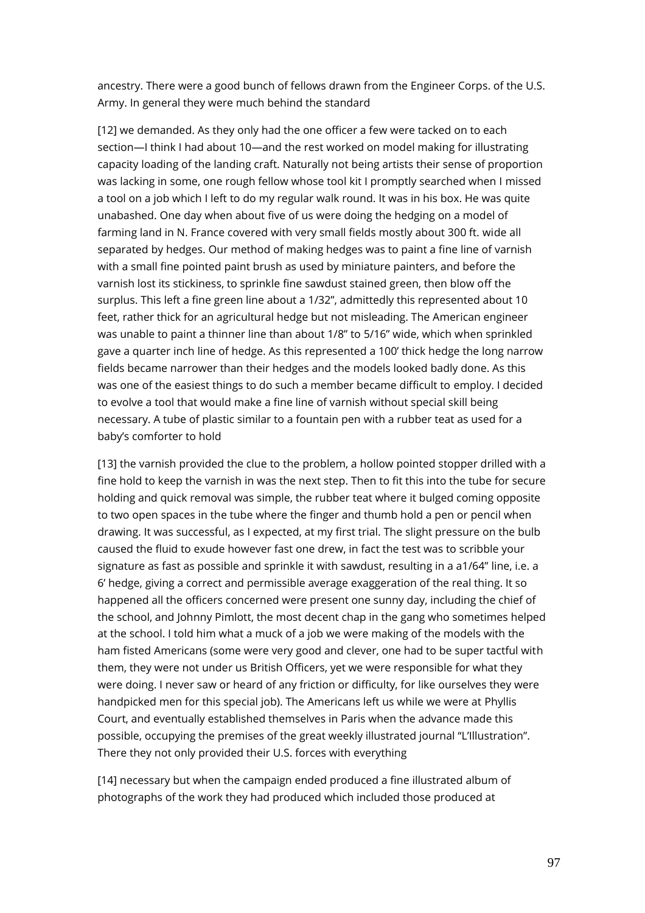ancestry. There were a good bunch of fellows drawn from the Engineer Corps. of the U.S. Army. In general they were much behind the standard

[12] we demanded. As they only had the one officer a few were tacked on to each section—I think I had about 10—and the rest worked on model making for illustrating capacity loading of the landing craft. Naturally not being artists their sense of proportion was lacking in some, one rough fellow whose tool kit I promptly searched when I missed a tool on a job which I left to do my regular walk round. It was in his box. He was quite unabashed. One day when about five of us were doing the hedging on a model of farming land in N. France covered with very small fields mostly about 300 ft. wide all separated by hedges. Our method of making hedges was to paint a fine line of varnish with a small fine pointed paint brush as used by miniature painters, and before the varnish lost its stickiness, to sprinkle fine sawdust stained green, then blow off the surplus. This left a fine green line about a 1/32", admittedly this represented about 10 feet, rather thick for an agricultural hedge but not misleading. The American engineer was unable to paint a thinner line than about 1/8" to 5/16" wide, which when sprinkled gave a quarter inch line of hedge. As this represented a 100' thick hedge the long narrow fields became narrower than their hedges and the models looked badly done. As this was one of the easiest things to do such a member became difficult to employ. I decided to evolve a tool that would make a fine line of varnish without special skill being necessary. A tube of plastic similar to a fountain pen with a rubber teat as used for a baby's comforter to hold

[13] the varnish provided the clue to the problem, a hollow pointed stopper drilled with a fine hold to keep the varnish in was the next step. Then to fit this into the tube for secure holding and quick removal was simple, the rubber teat where it bulged coming opposite to two open spaces in the tube where the finger and thumb hold a pen or pencil when drawing. It was successful, as I expected, at my first trial. The slight pressure on the bulb caused the fluid to exude however fast one drew, in fact the test was to scribble your signature as fast as possible and sprinkle it with sawdust, resulting in a a1/64" line, i.e. a 6' hedge, giving a correct and permissible average exaggeration of the real thing. It so happened all the officers concerned were present one sunny day, including the chief of the school, and Johnny Pimlott, the most decent chap in the gang who sometimes helped at the school. I told him what a muck of a job we were making of the models with the ham fisted Americans (some were very good and clever, one had to be super tactful with them, they were not under us British Officers, yet we were responsible for what they were doing. I never saw or heard of any friction or difficulty, for like ourselves they were handpicked men for this special job). The Americans left us while we were at Phyllis Court, and eventually established themselves in Paris when the advance made this possible, occupying the premises of the great weekly illustrated journal "L'Illustration". There they not only provided their U.S. forces with everything

[14] necessary but when the campaign ended produced a fine illustrated album of photographs of the work they had produced which included those produced at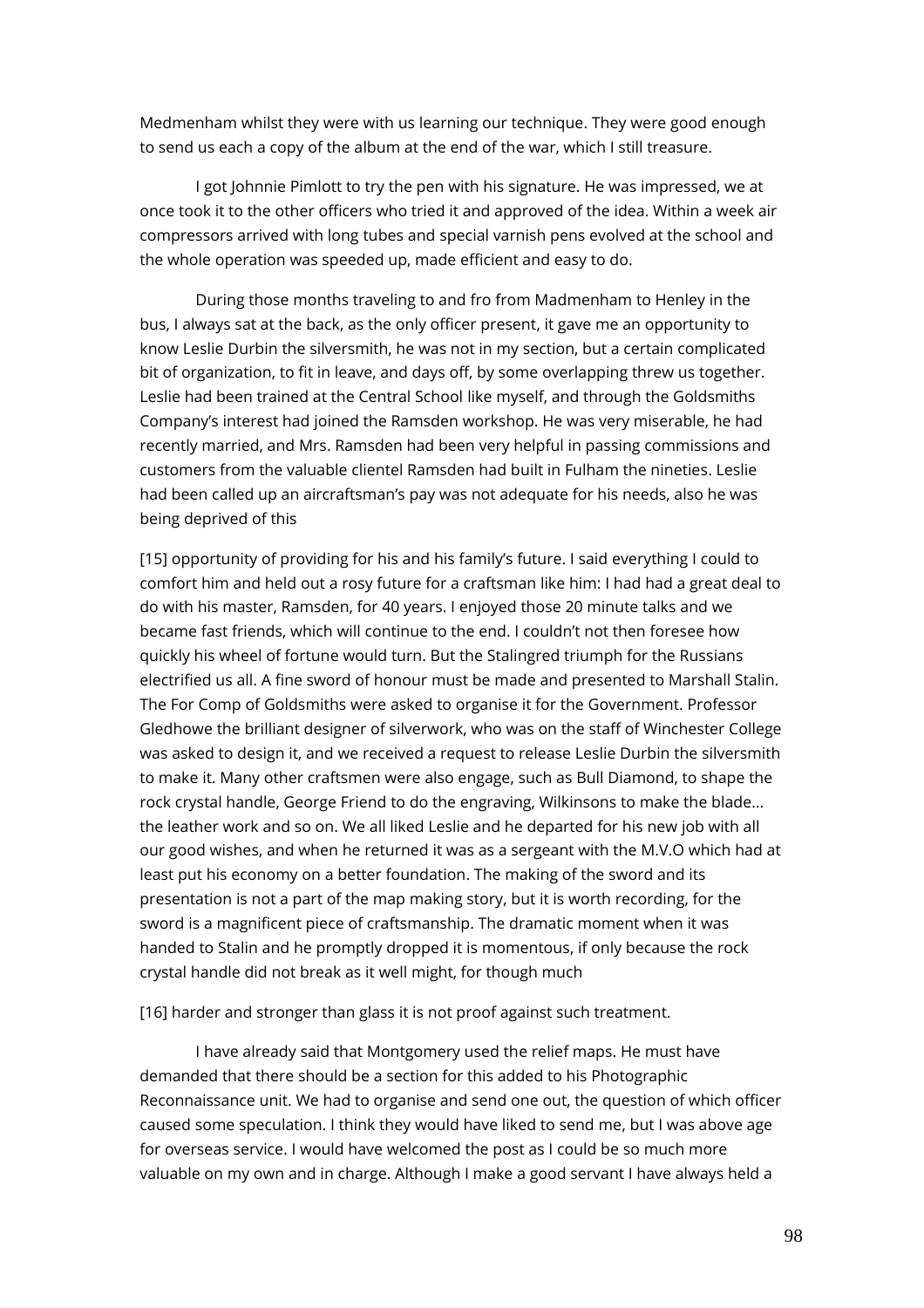Medmenham whilst they were with us learning our technique. They were good enough to send us each a copy of the album at the end of the war, which I still treasure.

I got Johnnie Pimlott to try the pen with his signature. He was impressed, we at once took it to the other officers who tried it and approved of the idea. Within a week air compressors arrived with long tubes and special varnish pens evolved at the school and the whole operation was speeded up, made efficient and easy to do.

During those months traveling to and fro from Madmenham to Henley in the bus, I always sat at the back, as the only officer present, it gave me an opportunity to know Leslie Durbin the silversmith, he was not in my section, but a certain complicated bit of organization, to fit in leave, and days off, by some overlapping threw us together. Leslie had been trained at the Central School like myself, and through the Goldsmiths Company's interest had joined the Ramsden workshop. He was very miserable, he had recently married, and Mrs. Ramsden had been very helpful in passing commissions and customers from the valuable clientel Ramsden had built in Fulham the nineties. Leslie had been called up an aircraftsman's pay was not adequate for his needs, also he was being deprived of this

[15] opportunity of providing for his and his family's future. I said everything I could to comfort him and held out a rosy future for a craftsman like him: I had had a great deal to do with his master, Ramsden, for 40 years. I enjoyed those 20 minute talks and we became fast friends, which will continue to the end. I couldn't not then foresee how quickly his wheel of fortune would turn. But the Stalingred triumph for the Russians electrified us all. A fine sword of honour must be made and presented to Marshall Stalin. The For Comp of Goldsmiths were asked to organise it for the Government. Professor Gledhowe the brilliant designer of silverwork, who was on the staff of Winchester College was asked to design it, and we received a request to release Leslie Durbin the silversmith to make it. Many other craftsmen were also engage, such as Bull Diamond, to shape the rock crystal handle, George Friend to do the engraving, Wilkinsons to make the blade… the leather work and so on. We all liked Leslie and he departed for his new job with all our good wishes, and when he returned it was as a sergeant with the M.V.O which had at least put his economy on a better foundation. The making of the sword and its presentation is not a part of the map making story, but it is worth recording, for the sword is a magnificent piece of craftsmanship. The dramatic moment when it was handed to Stalin and he promptly dropped it is momentous, if only because the rock crystal handle did not break as it well might, for though much

[16] harder and stronger than glass it is not proof against such treatment.

I have already said that Montgomery used the relief maps. He must have demanded that there should be a section for this added to his Photographic Reconnaissance unit. We had to organise and send one out, the question of which officer caused some speculation. I think they would have liked to send me, but I was above age for overseas service. I would have welcomed the post as I could be so much more valuable on my own and in charge. Although I make a good servant I have always held a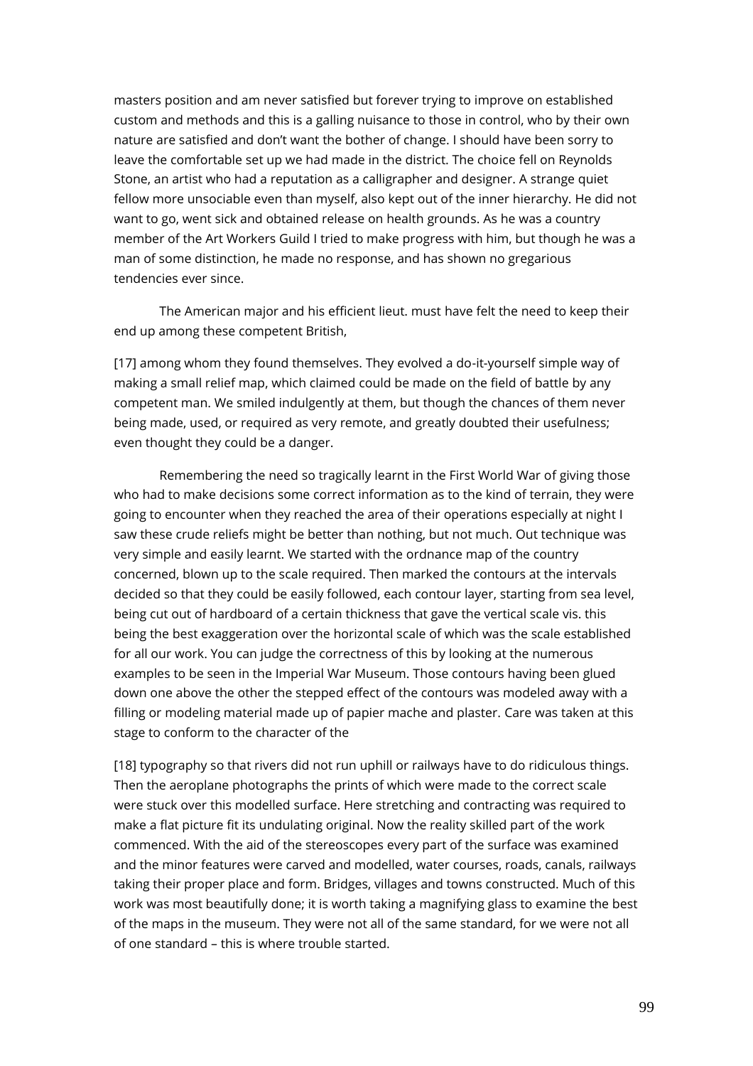masters position and am never satisfied but forever trying to improve on established custom and methods and this is a galling nuisance to those in control, who by their own nature are satisfied and don't want the bother of change. I should have been sorry to leave the comfortable set up we had made in the district. The choice fell on Reynolds Stone, an artist who had a reputation as a calligrapher and designer. A strange quiet fellow more unsociable even than myself, also kept out of the inner hierarchy. He did not want to go, went sick and obtained release on health grounds. As he was a country member of the Art Workers Guild I tried to make progress with him, but though he was a man of some distinction, he made no response, and has shown no gregarious tendencies ever since.

The American major and his efficient lieut. must have felt the need to keep their end up among these competent British,

[17] among whom they found themselves. They evolved a do-it-yourself simple way of making a small relief map, which claimed could be made on the field of battle by any competent man. We smiled indulgently at them, but though the chances of them never being made, used, or required as very remote, and greatly doubted their usefulness; even thought they could be a danger.

Remembering the need so tragically learnt in the First World War of giving those who had to make decisions some correct information as to the kind of terrain, they were going to encounter when they reached the area of their operations especially at night I saw these crude reliefs might be better than nothing, but not much. Out technique was very simple and easily learnt. We started with the ordnance map of the country concerned, blown up to the scale required. Then marked the contours at the intervals decided so that they could be easily followed, each contour layer, starting from sea level, being cut out of hardboard of a certain thickness that gave the vertical scale vis. this being the best exaggeration over the horizontal scale of which was the scale established for all our work. You can judge the correctness of this by looking at the numerous examples to be seen in the Imperial War Museum. Those contours having been glued down one above the other the stepped effect of the contours was modeled away with a filling or modeling material made up of papier mache and plaster. Care was taken at this stage to conform to the character of the

[18] typography so that rivers did not run uphill or railways have to do ridiculous things. Then the aeroplane photographs the prints of which were made to the correct scale were stuck over this modelled surface. Here stretching and contracting was required to make a flat picture fit its undulating original. Now the reality skilled part of the work commenced. With the aid of the stereoscopes every part of the surface was examined and the minor features were carved and modelled, water courses, roads, canals, railways taking their proper place and form. Bridges, villages and towns constructed. Much of this work was most beautifully done; it is worth taking a magnifying glass to examine the best of the maps in the museum. They were not all of the same standard, for we were not all of one standard – this is where trouble started.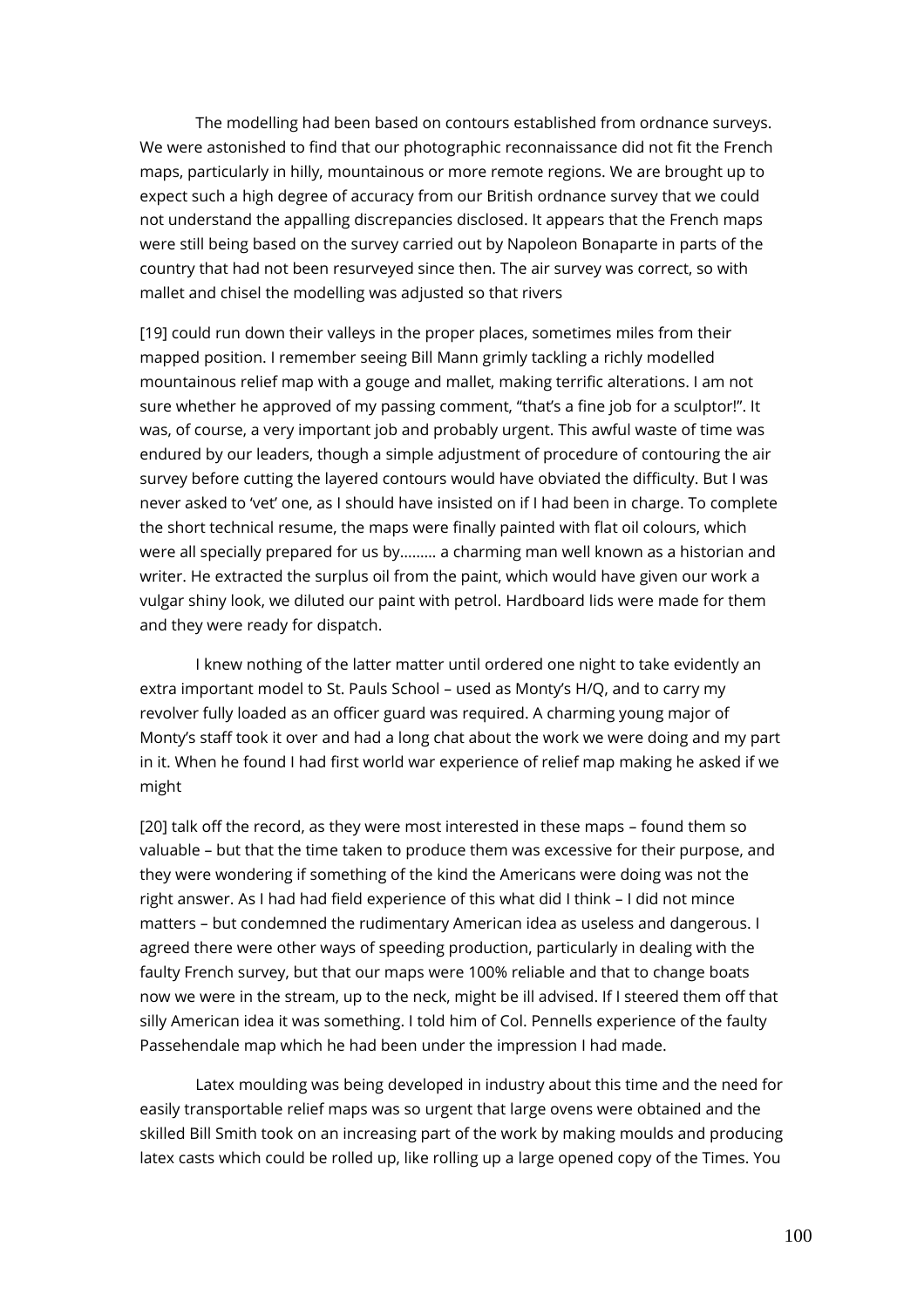The modelling had been based on contours established from ordnance surveys. We were astonished to find that our photographic reconnaissance did not fit the French maps, particularly in hilly, mountainous or more remote regions. We are brought up to expect such a high degree of accuracy from our British ordnance survey that we could not understand the appalling discrepancies disclosed. It appears that the French maps were still being based on the survey carried out by Napoleon Bonaparte in parts of the country that had not been resurveyed since then. The air survey was correct, so with mallet and chisel the modelling was adjusted so that rivers

[19] could run down their valleys in the proper places, sometimes miles from their mapped position. I remember seeing Bill Mann grimly tackling a richly modelled mountainous relief map with a gouge and mallet, making terrific alterations. I am not sure whether he approved of my passing comment, "that's a fine job for a sculptor!". It was, of course, a very important job and probably urgent. This awful waste of time was endured by our leaders, though a simple adjustment of procedure of contouring the air survey before cutting the layered contours would have obviated the difficulty. But I was never asked to 'vet' one, as I should have insisted on if I had been in charge. To complete the short technical resume, the maps were finally painted with flat oil colours, which were all specially prepared for us by……… a charming man well known as a historian and writer. He extracted the surplus oil from the paint, which would have given our work a vulgar shiny look, we diluted our paint with petrol. Hardboard lids were made for them and they were ready for dispatch.

I knew nothing of the latter matter until ordered one night to take evidently an extra important model to St. Pauls School – used as Monty's H/Q, and to carry my revolver fully loaded as an officer guard was required. A charming young major of Monty's staff took it over and had a long chat about the work we were doing and my part in it. When he found I had first world war experience of relief map making he asked if we might

[20] talk off the record, as they were most interested in these maps – found them so valuable – but that the time taken to produce them was excessive for their purpose, and they were wondering if something of the kind the Americans were doing was not the right answer. As I had had field experience of this what did I think – I did not mince matters – but condemned the rudimentary American idea as useless and dangerous. I agreed there were other ways of speeding production, particularly in dealing with the faulty French survey, but that our maps were 100% reliable and that to change boats now we were in the stream, up to the neck, might be ill advised. If I steered them off that silly American idea it was something. I told him of Col. Pennells experience of the faulty Passehendale map which he had been under the impression I had made.

Latex moulding was being developed in industry about this time and the need for easily transportable relief maps was so urgent that large ovens were obtained and the skilled Bill Smith took on an increasing part of the work by making moulds and producing latex casts which could be rolled up, like rolling up a large opened copy of the Times. You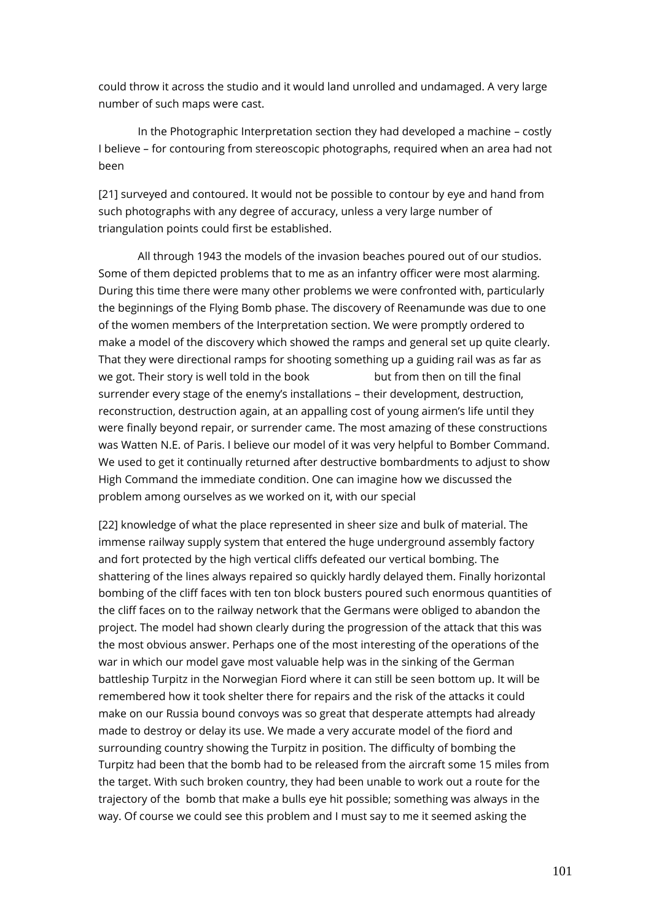could throw it across the studio and it would land unrolled and undamaged. A very large number of such maps were cast.

In the Photographic Interpretation section they had developed a machine – costly I believe – for contouring from stereoscopic photographs, required when an area had not been

[21] surveyed and contoured. It would not be possible to contour by eye and hand from such photographs with any degree of accuracy, unless a very large number of triangulation points could first be established.

All through 1943 the models of the invasion beaches poured out of our studios. Some of them depicted problems that to me as an infantry officer were most alarming. During this time there were many other problems we were confronted with, particularly the beginnings of the Flying Bomb phase. The discovery of Reenamunde was due to one of the women members of the Interpretation section. We were promptly ordered to make a model of the discovery which showed the ramps and general set up quite clearly. That they were directional ramps for shooting something up a guiding rail was as far as we got. Their story is well told in the book                    but from then on till the final surrender every stage of the enemy's installations – their development, destruction, reconstruction, destruction again, at an appalling cost of young airmen's life until they were finally beyond repair, or surrender came. The most amazing of these constructions was Watten N.E. of Paris. I believe our model of it was very helpful to Bomber Command. We used to get it continually returned after destructive bombardments to adjust to show High Command the immediate condition. One can imagine how we discussed the problem among ourselves as we worked on it, with our special

[22] knowledge of what the place represented in sheer size and bulk of material. The immense railway supply system that entered the huge underground assembly factory and fort protected by the high vertical cliffs defeated our vertical bombing. The shattering of the lines always repaired so quickly hardly delayed them. Finally horizontal bombing of the cliff faces with ten ton block busters poured such enormous quantities of the cliff faces on to the railway network that the Germans were obliged to abandon the project. The model had shown clearly during the progression of the attack that this was the most obvious answer. Perhaps one of the most interesting of the operations of the war in which our model gave most valuable help was in the sinking of the German battleship Turpitz in the Norwegian Fiord where it can still be seen bottom up. It will be remembered how it took shelter there for repairs and the risk of the attacks it could make on our Russia bound convoys was so great that desperate attempts had already made to destroy or delay its use. We made a very accurate model of the fiord and surrounding country showing the Turpitz in position. The difficulty of bombing the Turpitz had been that the bomb had to be released from the aircraft some 15 miles from the target. With such broken country, they had been unable to work out a route for the trajectory of the bomb that make a bulls eye hit possible; something was always in the way. Of course we could see this problem and I must say to me it seemed asking the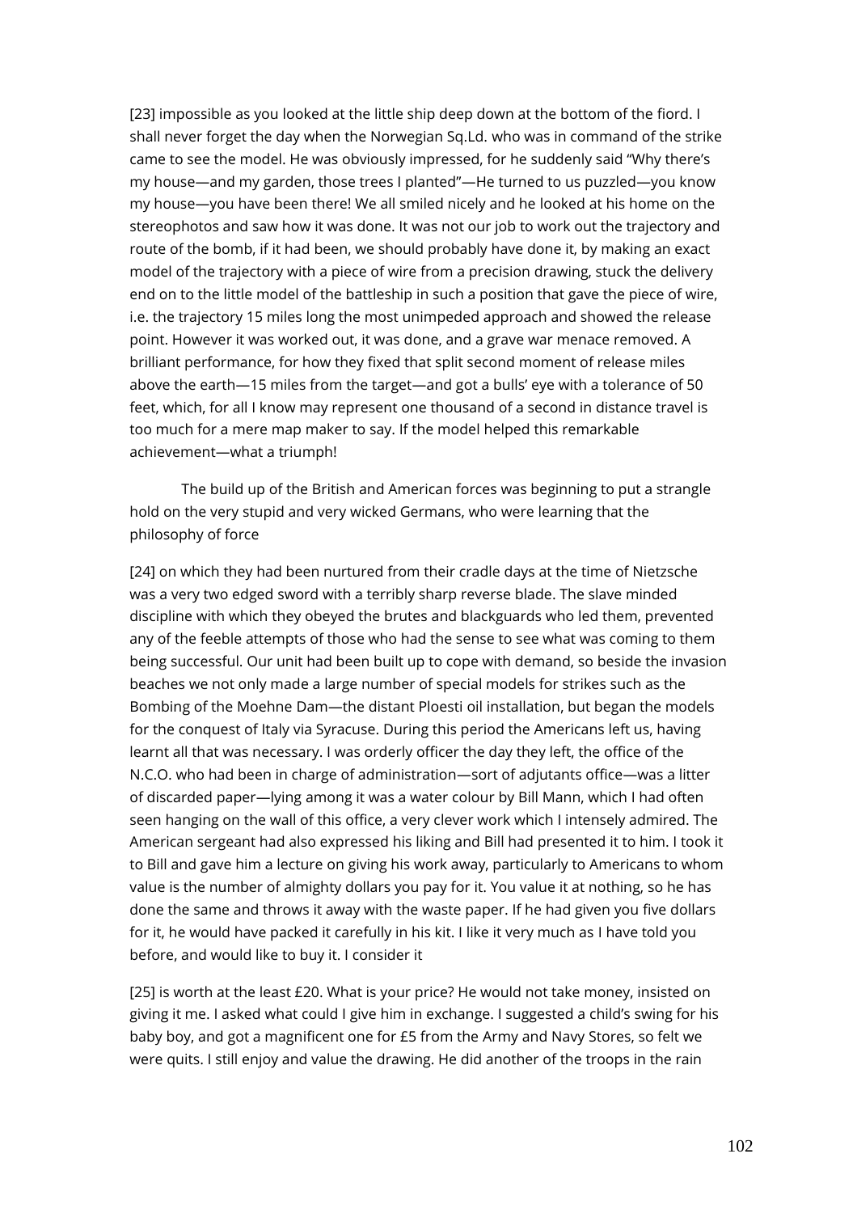[23] impossible as you looked at the little ship deep down at the bottom of the fiord. I shall never forget the day when the Norwegian Sq.Ld. who was in command of the strike came to see the model. He was obviously impressed, for he suddenly said "Why there's my house—and my garden, those trees I planted"—He turned to us puzzled—you know my house—you have been there! We all smiled nicely and he looked at his home on the stereophotos and saw how it was done. It was not our job to work out the trajectory and route of the bomb, if it had been, we should probably have done it, by making an exact model of the trajectory with a piece of wire from a precision drawing, stuck the delivery end on to the little model of the battleship in such a position that gave the piece of wire, i.e. the trajectory 15 miles long the most unimpeded approach and showed the release point. However it was worked out, it was done, and a grave war menace removed. A brilliant performance, for how they fixed that split second moment of release miles above the earth—15 miles from the target—and got a bulls' eye with a tolerance of 50 feet, which, for all I know may represent one thousand of a second in distance travel is too much for a mere map maker to say. If the model helped this remarkable achievement—what a triumph!

The build up of the British and American forces was beginning to put a strangle hold on the very stupid and very wicked Germans, who were learning that the philosophy of force

[24] on which they had been nurtured from their cradle days at the time of Nietzsche was a very two edged sword with a terribly sharp reverse blade. The slave minded discipline with which they obeyed the brutes and blackguards who led them, prevented any of the feeble attempts of those who had the sense to see what was coming to them being successful. Our unit had been built up to cope with demand, so beside the invasion beaches we not only made a large number of special models for strikes such as the Bombing of the Moehne Dam—the distant Ploesti oil installation, but began the models for the conquest of Italy via Syracuse. During this period the Americans left us, having learnt all that was necessary. I was orderly officer the day they left, the office of the N.C.O. who had been in charge of administration—sort of adjutants office—was a litter of discarded paper—lying among it was a water colour by Bill Mann, which I had often seen hanging on the wall of this office, a very clever work which I intensely admired. The American sergeant had also expressed his liking and Bill had presented it to him. I took it to Bill and gave him a lecture on giving his work away, particularly to Americans to whom value is the number of almighty dollars you pay for it. You value it at nothing, so he has done the same and throws it away with the waste paper. If he had given you five dollars for it, he would have packed it carefully in his kit. I like it very much as I have told you before, and would like to buy it. I consider it

[25] is worth at the least £20. What is your price? He would not take money, insisted on giving it me. I asked what could I give him in exchange. I suggested a child's swing for his baby boy, and got a magnificent one for £5 from the Army and Navy Stores, so felt we were quits. I still enjoy and value the drawing. He did another of the troops in the rain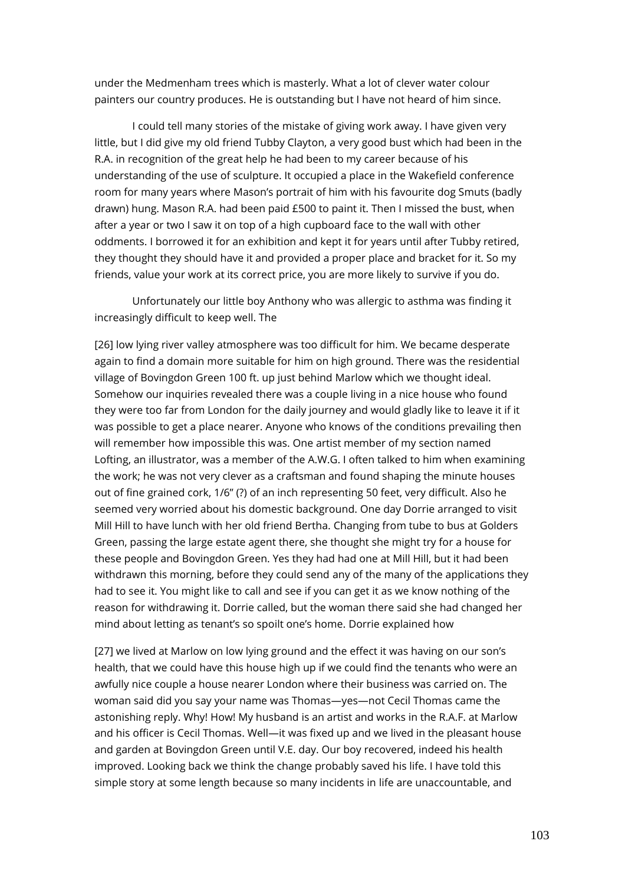under the Medmenham trees which is masterly. What a lot of clever water colour painters our country produces. He is outstanding but I have not heard of him since.

I could tell many stories of the mistake of giving work away. I have given very little, but I did give my old friend Tubby Clayton, a very good bust which had been in the R.A. in recognition of the great help he had been to my career because of his understanding of the use of sculpture. It occupied a place in the Wakefield conference room for many years where Mason's portrait of him with his favourite dog Smuts (badly drawn) hung. Mason R.A. had been paid £500 to paint it. Then I missed the bust, when after a year or two I saw it on top of a high cupboard face to the wall with other oddments. I borrowed it for an exhibition and kept it for years until after Tubby retired, they thought they should have it and provided a proper place and bracket for it. So my friends, value your work at its correct price, you are more likely to survive if you do.

Unfortunately our little boy Anthony who was allergic to asthma was finding it increasingly difficult to keep well. The

[26] low lying river valley atmosphere was too difficult for him. We became desperate again to find a domain more suitable for him on high ground. There was the residential village of Bovingdon Green 100 ft. up just behind Marlow which we thought ideal. Somehow our inquiries revealed there was a couple living in a nice house who found they were too far from London for the daily journey and would gladly like to leave it if it was possible to get a place nearer. Anyone who knows of the conditions prevailing then will remember how impossible this was. One artist member of my section named Lofting, an illustrator, was a member of the A.W.G. I often talked to him when examining the work; he was not very clever as a craftsman and found shaping the minute houses out of fine grained cork, 1/6" (?) of an inch representing 50 feet, very difficult. Also he seemed very worried about his domestic background. One day Dorrie arranged to visit Mill Hill to have lunch with her old friend Bertha. Changing from tube to bus at Golders Green, passing the large estate agent there, she thought she might try for a house for these people and Bovingdon Green. Yes they had had one at Mill Hill, but it had been withdrawn this morning, before they could send any of the many of the applications they had to see it. You might like to call and see if you can get it as we know nothing of the reason for withdrawing it. Dorrie called, but the woman there said she had changed her mind about letting as tenant's so spoilt one's home. Dorrie explained how

[27] we lived at Marlow on low lying ground and the effect it was having on our son's health, that we could have this house high up if we could find the tenants who were an awfully nice couple a house nearer London where their business was carried on. The woman said did you say your name was Thomas—yes—not Cecil Thomas came the astonishing reply. Why! How! My husband is an artist and works in the R.A.F. at Marlow and his officer is Cecil Thomas. Well—it was fixed up and we lived in the pleasant house and garden at Bovingdon Green until V.E. day. Our boy recovered, indeed his health improved. Looking back we think the change probably saved his life. I have told this simple story at some length because so many incidents in life are unaccountable, and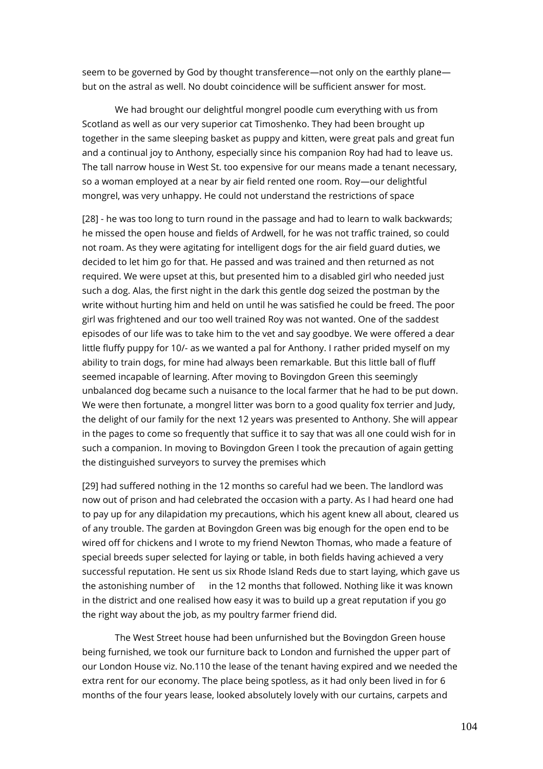seem to be governed by God by thought transference—not only on the earthly plane—but on the astral as well. No doubt coincidence will be sufficient answer for most.

We had brought our delightful mongrel poodle cum everything with us from Scotland as well as our very superior cat Timoshenko. They had been brought up together in the same sleeping basket as puppy and kitten, were great pals and great fun and a continual joy to Anthony, especially since his companion Roy had had to leave us. The tall narrow house in West St. too expensive for our means made a tenant necessary, so a woman employed at a near by air field rented one room. Roy—our delightful mongrel, was very unhappy. He could not understand the restrictions of space

[28] - he was too long to turn round in the passage and had to learn to walk backwards; he missed the open house and fields of Ardwell, for he was not traffic trained, so could not roam. As they were agitating for intelligent dogs for the air field guard duties, we decided to let him go for that. He passed and was trained and then returned as not required. We were upset at this, but presented him to a disabled girl who needed just such a dog. Alas, the first night in the dark this gentle dog seized the postman by the write without hurting him and held on until he was satisfied he could be freed. The poor girl was frightened and our too well trained Roy was not wanted. One of the saddest episodes of our life was to take him to the vet and say goodbye. We were offered a dear little fluffy puppy for 10/- as we wanted a pal for Anthony. I rather prided myself on my ability to train dogs, for mine had always been remarkable. But this little ball of fluff seemed incapable of learning. After moving to Bovingdon Green this seemingly unbalanced dog became such a nuisance to the local farmer that he had to be put down. We were then fortunate, a mongrel litter was born to a good quality fox terrier and Judy, the delight of our family for the next 12 years was presented to Anthony. She will appear in the pages to come so frequently that suffice it to say that was all one could wish for in such a companion. In moving to Bovingdon Green I took the precaution of again getting the distinguished surveyors to survey the premises which

[29] had suffered nothing in the 12 months so careful had we been. The landlord was now out of prison and had celebrated the occasion with a party. As I had heard one had to pay up for any dilapidation my precautions, which his agent knew all about, cleared us of any trouble. The garden at Bovingdon Green was big enough for the open end to be wired off for chickens and I wrote to my friend Newton Thomas, who made a feature of special breeds super selected for laying or table, in both fields having achieved a very successful reputation. He sent us six Rhode Island Reds due to start laying, which gave us the astonishing number of      in the 12 months that followed. Nothing like it was known in the district and one realised how easy it was to build up a great reputation if you go the right way about the job, as my poultry farmer friend did.

The West Street house had been unfurnished but the Bovingdon Green house being furnished, we took our furniture back to London and furnished the upper part of our London House viz. No.110 the lease of the tenant having expired and we needed the extra rent for our economy. The place being spotless, as it had only been lived in for 6 months of the four years lease, looked absolutely lovely with our curtains, carpets and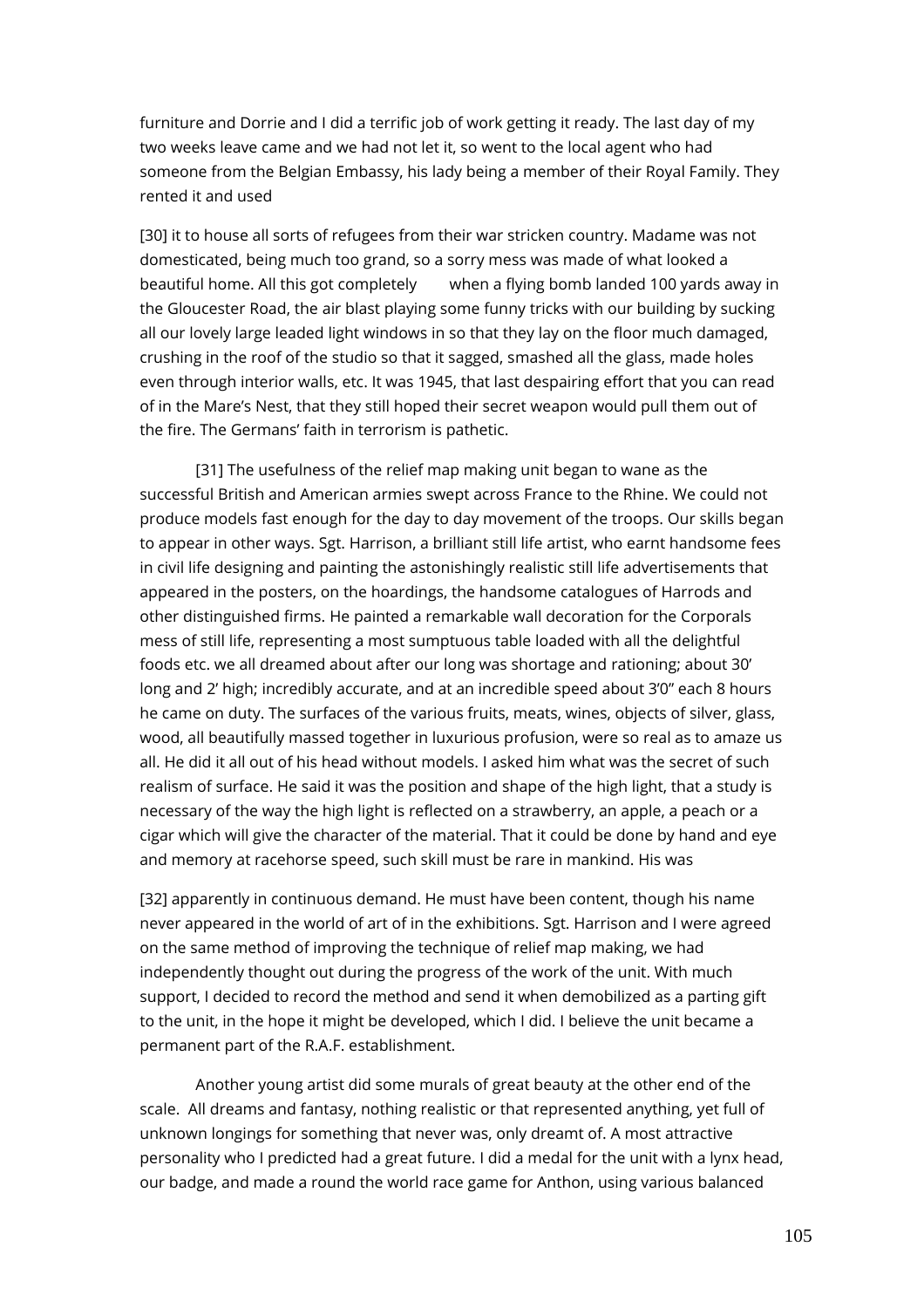furniture and Dorrie and I did a terrific job of work getting it ready. The last day of my two weeks leave came and we had not let it, so went to the local agent who had someone from the Belgian Embassy, his lady being a member of their Royal Family. They rented it and used

[30] it to house all sorts of refugees from their war stricken country. Madame was not domesticated, being much too grand, so a sorry mess was made of what looked a beautiful home. All this got completely  when a flying bomb landed 100 yards away in the Gloucester Road, the air blast playing some funny tricks with our building by sucking all our lovely large leaded light windows in so that they lay on the floor much damaged, crushing in the roof of the studio so that it sagged, smashed all the glass, made holes even through interior walls, etc. It was 1945, that last despairing effort that you can read of in the Mare's Nest, that they still hoped their secret weapon would pull them out of the fire. The Germans' faith in terrorism is pathetic.

[31] The usefulness of the relief map making unit began to wane as the successful British and American armies swept across France to the Rhine. We could not produce models fast enough for the day to day movement of the troops. Our skills began to appear in other ways. Sgt. Harrison, a brilliant still life artist, who earnt handsome fees in civil life designing and painting the astonishingly realistic still life advertisements that appeared in the posters, on the hoardings, the handsome catalogues of Harrods and other distinguished firms. He painted a remarkable wall decoration for the Corporals mess of still life, representing a most sumptuous table loaded with all the delightful foods etc. we all dreamed about after our long was shortage and rationing; about 30' long and 2' high; incredibly accurate, and at an incredible speed about 3'0" each 8 hours he came on duty. The surfaces of the various fruits, meats, wines, objects of silver, glass, wood, all beautifully massed together in luxurious profusion, were so real as to amaze us all. He did it all out of his head without models. I asked him what was the secret of such realism of surface. He said it was the position and shape of the high light, that a study is necessary of the way the high light is reflected on a strawberry, an apple, a peach or a cigar which will give the character of the material. That it could be done by hand and eye and memory at racehorse speed, such skill must be rare in mankind. His was

[32] apparently in continuous demand. He must have been content, though his name never appeared in the world of art of in the exhibitions. Sgt. Harrison and I were agreed on the same method of improving the technique of relief map making, we had independently thought out during the progress of the work of the unit. With much support, I decided to record the method and send it when demobilized as a parting gift to the unit, in the hope it might be developed, which I did. I believe the unit became a permanent part of the R.A.F. establishment.

Another young artist did some murals of great beauty at the other end of the scale. All dreams and fantasy, nothing realistic or that represented anything, yet full of unknown longings for something that never was, only dreamt of. A most attractive personality who I predicted had a great future. I did a medal for the unit with a lynx head, our badge, and made a round the world race game for Anthon, using various balanced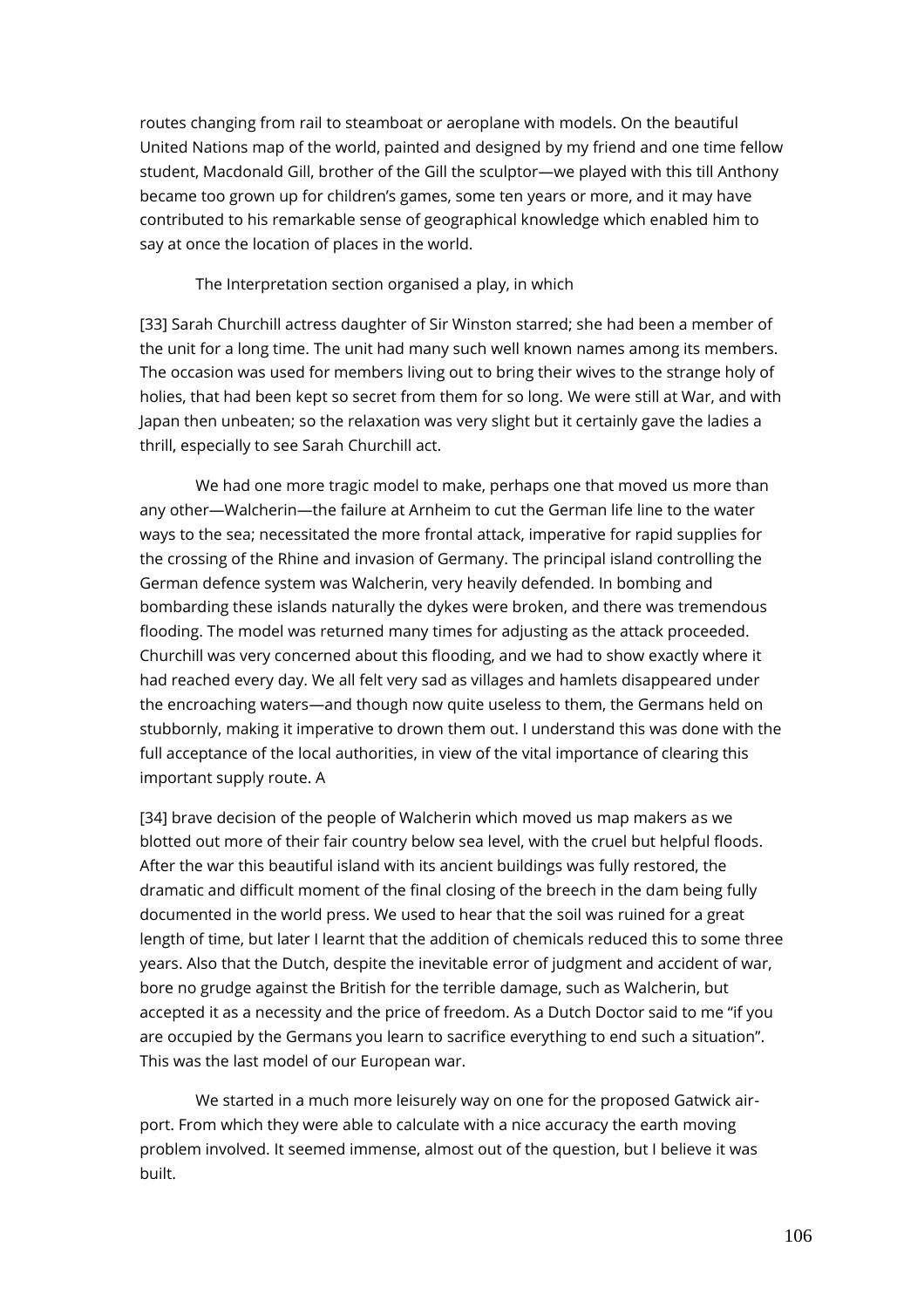routes changing from rail to steamboat or aeroplane with models. On the beautiful United Nations map of the world, painted and designed by my friend and one time fellow student, Macdonald Gill, brother of the Gill the sculptor—we played with this till Anthony became too grown up for children's games, some ten years or more, and it may have contributed to his remarkable sense of geographical knowledge which enabled him to say at once the location of places in the world.

The Interpretation section organised a play, in which

[33] Sarah Churchill actress daughter of Sir Winston starred; she had been a member of the unit for a long time. The unit had many such well known names among its members. The occasion was used for members living out to bring their wives to the strange holy of holies, that had been kept so secret from them for so long. We were still at War, and with Japan then unbeaten; so the relaxation was very slight but it certainly gave the ladies a thrill, especially to see Sarah Churchill act.

We had one more tragic model to make, perhaps one that moved us more than any other—Walcherin—the failure at Arnheim to cut the German life line to the water ways to the sea; necessitated the more frontal attack, imperative for rapid supplies for the crossing of the Rhine and invasion of Germany. The principal island controlling the German defence system was Walcherin, very heavily defended. In bombing and bombarding these islands naturally the dykes were broken, and there was tremendous flooding. The model was returned many times for adjusting as the attack proceeded. Churchill was very concerned about this flooding, and we had to show exactly where it had reached every day. We all felt very sad as villages and hamlets disappeared under the encroaching waters—and though now quite useless to them, the Germans held on stubbornly, making it imperative to drown them out. I understand this was done with the full acceptance of the local authorities, in view of the vital importance of clearing this important supply route. A

[34] brave decision of the people of Walcherin which moved us map makers as we blotted out more of their fair country below sea level, with the cruel but helpful floods. After the war this beautiful island with its ancient buildings was fully restored, the dramatic and difficult moment of the final closing of the breech in the dam being fully documented in the world press. We used to hear that the soil was ruined for a great length of time, but later I learnt that the addition of chemicals reduced this to some three years. Also that the Dutch, despite the inevitable error of judgment and accident of war, bore no grudge against the British for the terrible damage, such as Walcherin, but accepted it as a necessity and the price of freedom. As a Dutch Doctor said to me "if you are occupied by the Germans you learn to sacrifice everything to end such a situation". This was the last model of our European war.

We started in a much more leisurely way on one for the proposed Gatwick air-port. From which they were able to calculate with a nice accuracy the earth moving problem involved. It seemed immense, almost out of the question, but I believe it was built.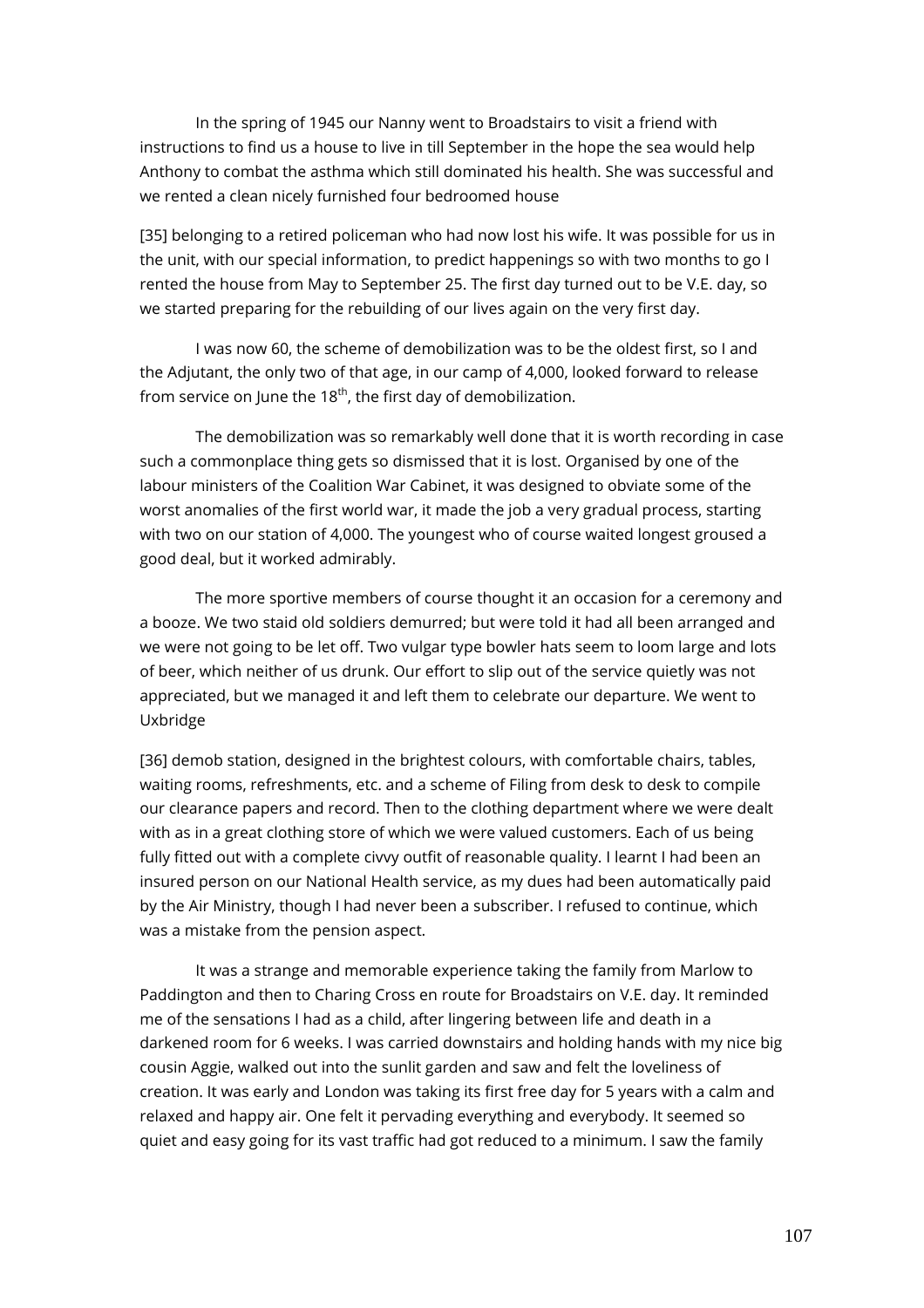In the spring of 1945 our Nanny went to Broadstairs to visit a friend with instructions to find us a house to live in till September in the hope the sea would help Anthony to combat the asthma which still dominated his health. She was successful and we rented a clean nicely furnished four bedroomed house

[35] belonging to a retired policeman who had now lost his wife. It was possible for us in the unit, with our special information, to predict happenings so with two months to go I rented the house from May to September 25. The first day turned out to be V.E. day, so we started preparing for the rebuilding of our lives again on the very first day.

I was now 60, the scheme of demobilization was to be the oldest first, so I and the Adjutant, the only two of that age, in our camp of 4,000, looked forward to release from service on June the 18th, the first day of demobilization.

The demobilization was so remarkably well done that it is worth recording in case such a commonplace thing gets so dismissed that it is lost. Organised by one of the labour ministers of the Coalition War Cabinet, it was designed to obviate some of the worst anomalies of the first world war, it made the job a very gradual process, starting with two on our station of 4,000. The youngest who of course waited longest groused a good deal, but it worked admirably.

The more sportive members of course thought it an occasion for a ceremony and a booze. We two staid old soldiers demurred; but were told it had all been arranged and we were not going to be let off. Two vulgar type bowler hats seem to loom large and lots of beer, which neither of us drunk. Our effort to slip out of the service quietly was not appreciated, but we managed it and left them to celebrate our departure. We went to Uxbridge

[36] demob station, designed in the brightest colours, with comfortable chairs, tables, waiting rooms, refreshments, etc. and a scheme of Filing from desk to desk to compile our clearance papers and record. Then to the clothing department where we were dealt with as in a great clothing store of which we were valued customers. Each of us being fully fitted out with a complete civvy outfit of reasonable quality. I learnt I had been an insured person on our National Health service, as my dues had been automatically paid by the Air Ministry, though I had never been a subscriber. I refused to continue, which was a mistake from the pension aspect.

It was a strange and memorable experience taking the family from Marlow to Paddington and then to Charing Cross en route for Broadstairs on V.E. day. It reminded me of the sensations I had as a child, after lingering between life and death in a darkened room for 6 weeks. I was carried downstairs and holding hands with my nice big cousin Aggie, walked out into the sunlit garden and saw and felt the loveliness of creation. It was early and London was taking its first free day for 5 years with a calm and relaxed and happy air. One felt it pervading everything and everybody. It seemed so quiet and easy going for its vast traffic had got reduced to a minimum. I saw the family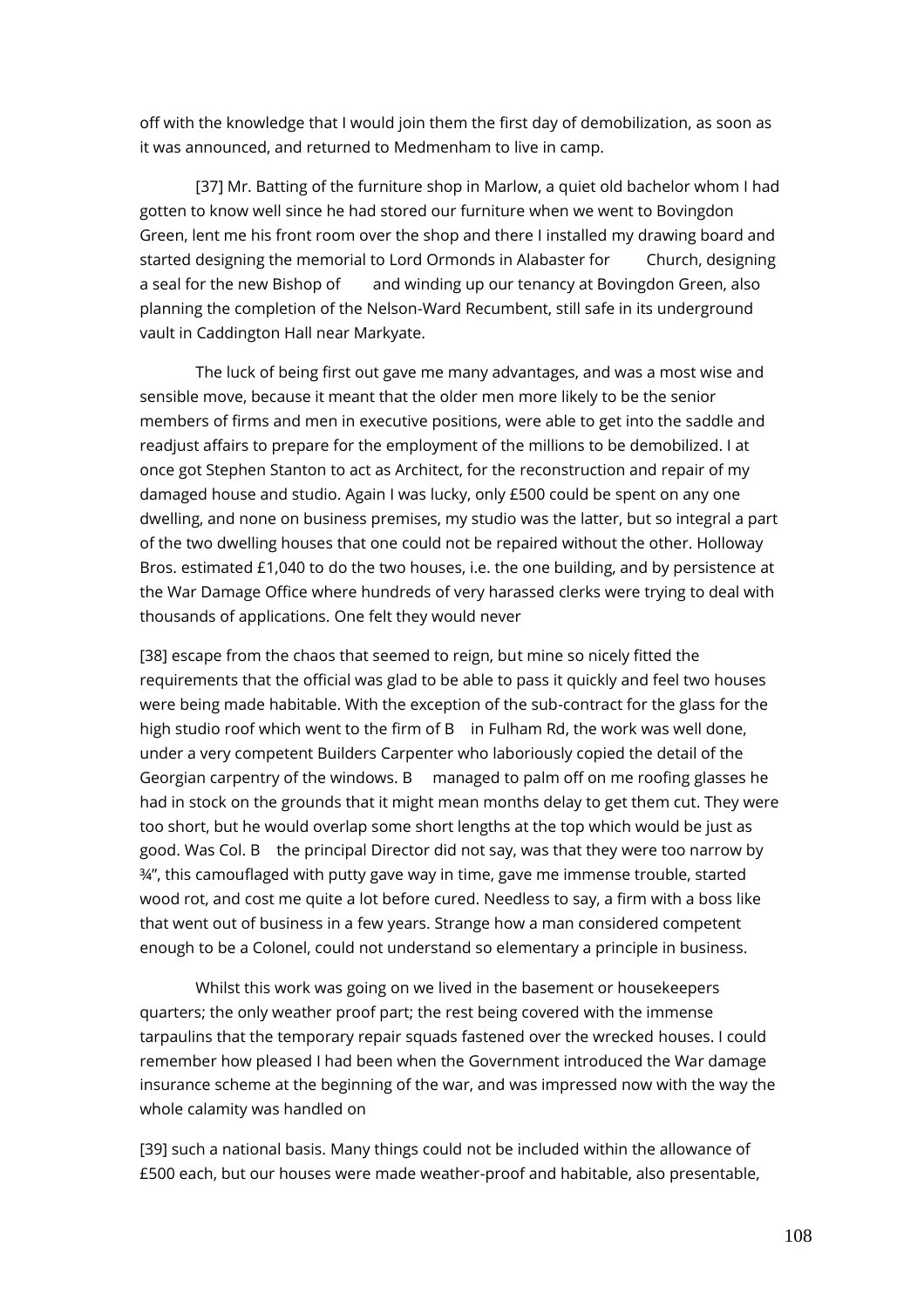off with the knowledge that I would join them the first day of demobilization, as soon as it was announced, and returned to Medmenham to live in camp.

[37] Mr. Batting of the furniture shop in Marlow, a quiet old bachelor whom I had gotten to know well since he had stored our furniture when we went to Bovingdon Green, lent me his front room over the shop and there I installed my drawing board and started designing the memorial to Lord Ormonds in Alabaster for Church, designing a seal for the new Bishop of and winding up our tenancy at Bovingdon Green, also planning the completion of the Nelson-Ward Recumbent, still safe in its underground vault in Caddington Hall near Markyate.

The luck of being first out gave me many advantages, and was a most wise and sensible move, because it meant that the older men more likely to be the senior members of firms and men in executive positions, were able to get into the saddle and readjust affairs to prepare for the employment of the millions to be demobilized. I at once got Stephen Stanton to act as Architect, for the reconstruction and repair of my damaged house and studio. Again I was lucky, only £500 could be spent on any one dwelling, and none on business premises, my studio was the latter, but so integral a part of the two dwelling houses that one could not be repaired without the other. Holloway Bros. estimated £1,040 to do the two houses, i.e. the one building, and by persistence at the War Damage Office where hundreds of very harassed clerks were trying to deal with thousands of applications. One felt they would never

[38] escape from the chaos that seemed to reign, but mine so nicely fitted the requirements that the official was glad to be able to pass it quickly and feel two houses were being made habitable. With the exception of the sub-contract for the glass for the high studio roof which went to the firm of B in Fulham Rd, the work was well done, under a very competent Builders Carpenter who laboriously copied the detail of the Georgian carpentry of the windows. B managed to palm off on me roofing glasses he had in stock on the grounds that it might mean months delay to get them cut. They were too short, but he would overlap some short lengths at the top which would be just as good. Was Col. B the principal Director did not say, was that they were too narrow by ¾", this camouflaged with putty gave way in time, gave me immense trouble, started wood rot, and cost me quite a lot before cured. Needless to say, a firm with a boss like that went out of business in a few years. Strange how a man considered competent enough to be a Colonel, could not understand so elementary a principle in business.

Whilst this work was going on we lived in the basement or housekeepers quarters; the only weather proof part; the rest being covered with the immense tarpaulins that the temporary repair squads fastened over the wrecked houses. I could remember how pleased I had been when the Government introduced the War damage insurance scheme at the beginning of the war, and was impressed now with the way the whole calamity was handled on

[39] such a national basis. Many things could not be included within the allowance of £500 each, but our houses were made weather-proof and habitable, also presentable,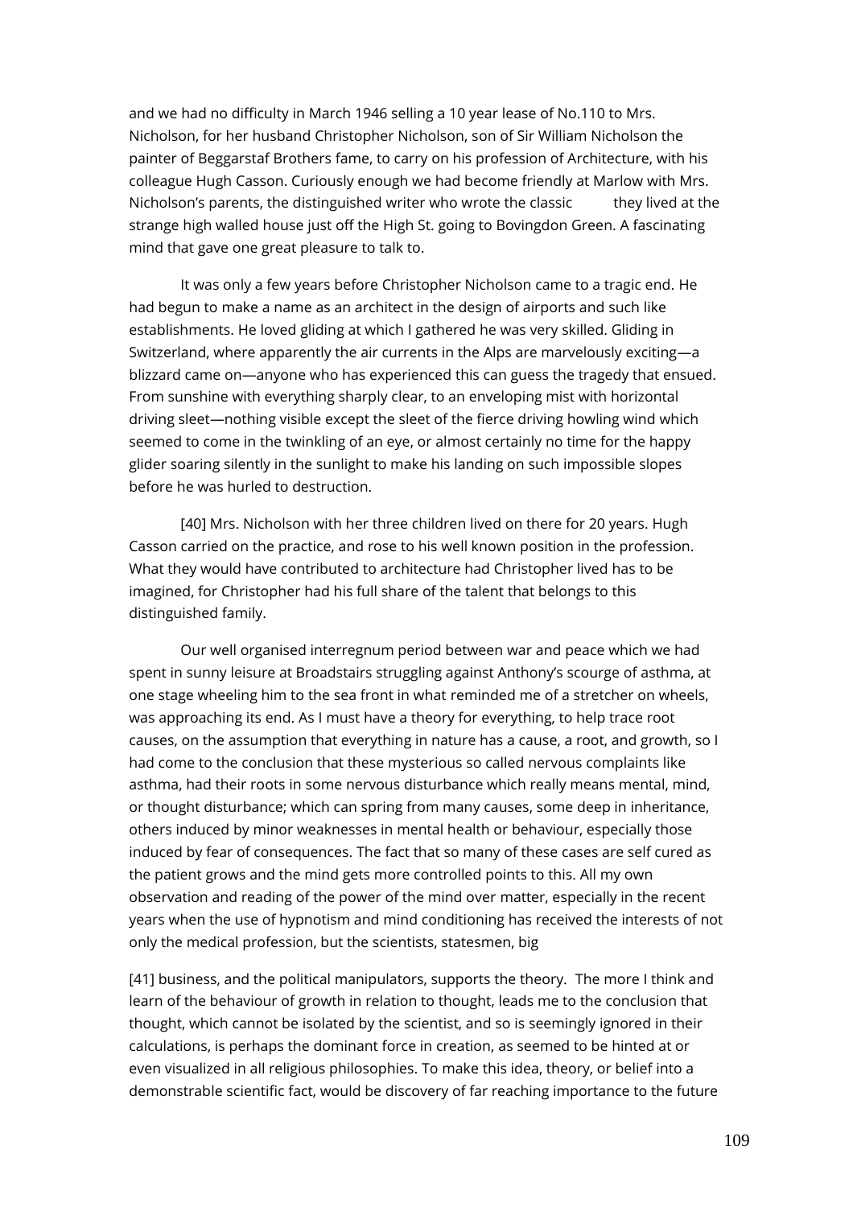and we had no difficulty in March 1946 selling a 10 year lease of No.110 to Mrs. Nicholson, for her husband Christopher Nicholson, son of Sir William Nicholson the painter of Beggarstaf Brothers fame, to carry on his profession of Architecture, with his colleague Hugh Casson. Curiously enough we had become friendly at Marlow with Mrs. Nicholson's parents, the distinguished writer who wrote the classic         they lived at the strange high walled house just off the High St. going to Bovingdon Green. A fascinating mind that gave one great pleasure to talk to.

It was only a few years before Christopher Nicholson came to a tragic end. He had begun to make a name as an architect in the design of airports and such like establishments. He loved gliding at which I gathered he was very skilled. Gliding in Switzerland, where apparently the air currents in the Alps are marvelously exciting—a blizzard came on—anyone who has experienced this can guess the tragedy that ensued. From sunshine with everything sharply clear, to an enveloping mist with horizontal driving sleet—nothing visible except the sleet of the fierce driving howling wind which seemed to come in the twinkling of an eye, or almost certainly no time for the happy glider soaring silently in the sunlight to make his landing on such impossible slopes before he was hurled to destruction.

[40] Mrs. Nicholson with her three children lived on there for 20 years. Hugh Casson carried on the practice, and rose to his well known position in the profession. What they would have contributed to architecture had Christopher lived has to be imagined, for Christopher had his full share of the talent that belongs to this distinguished family.

Our well organised interregnum period between war and peace which we had spent in sunny leisure at Broadstairs struggling against Anthony's scourge of asthma, at one stage wheeling him to the sea front in what reminded me of a stretcher on wheels, was approaching its end. As I must have a theory for everything, to help trace root causes, on the assumption that everything in nature has a cause, a root, and growth, so I had come to the conclusion that these mysterious so called nervous complaints like asthma, had their roots in some nervous disturbance which really means mental, mind, or thought disturbance; which can spring from many causes, some deep in inheritance, others induced by minor weaknesses in mental health or behaviour, especially those induced by fear of consequences. The fact that so many of these cases are self cured as the patient grows and the mind gets more controlled points to this. All my own observation and reading of the power of the mind over matter, especially in the recent years when the use of hypnotism and mind conditioning has received the interests of not only the medical profession, but the scientists, statesmen, big

[41] business, and the political manipulators, supports the theory. The more I think and learn of the behaviour of growth in relation to thought, leads me to the conclusion that thought, which cannot be isolated by the scientist, and so is seemingly ignored in their calculations, is perhaps the dominant force in creation, as seemed to be hinted at or even visualized in all religious philosophies. To make this idea, theory, or belief into a demonstrable scientific fact, would be discovery of far reaching importance to the future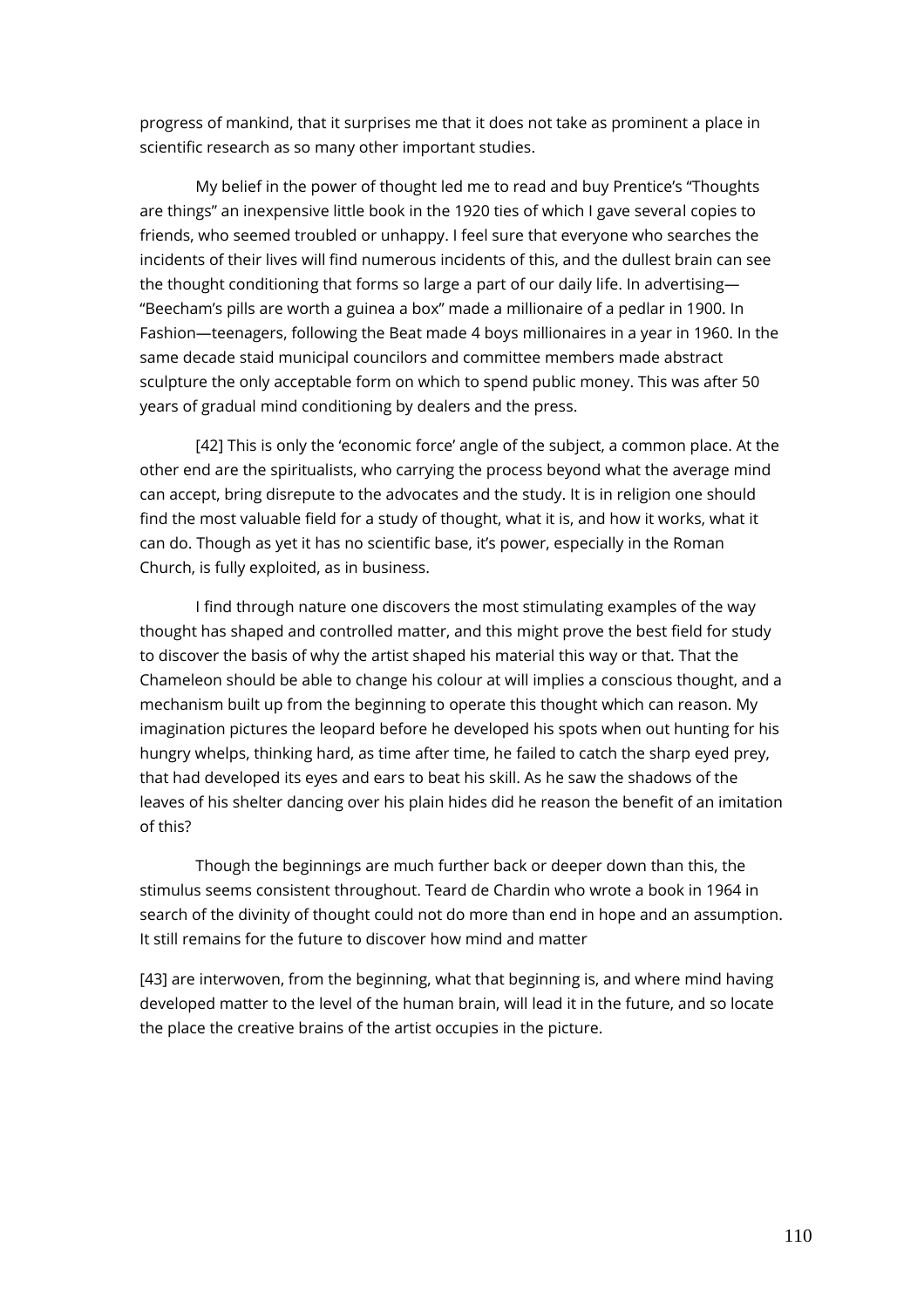progress of mankind, that it surprises me that it does not take as prominent a place in scientific research as so many other important studies.

My belief in the power of thought led me to read and buy Prentice's "Thoughts are things" an inexpensive little book in the 1920 ties of which I gave several copies to friends, who seemed troubled or unhappy. I feel sure that everyone who searches the incidents of their lives will find numerous incidents of this, and the dullest brain can see the thought conditioning that forms so large a part of our daily life. In advertising—"Beecham's pills are worth a guinea a box" made a millionaire of a pedlar in 1900. In Fashion—teenagers, following the Beat made 4 boys millionaires in a year in 1960. In the same decade staid municipal councilors and committee members made abstract sculpture the only acceptable form on which to spend public money. This was after 50 years of gradual mind conditioning by dealers and the press.

[42] This is only the 'economic force' angle of the subject, a common place. At the other end are the spiritualists, who carrying the process beyond what the average mind can accept, bring disrepute to the advocates and the study. It is in religion one should find the most valuable field for a study of thought, what it is, and how it works, what it can do. Though as yet it has no scientific base, it's power, especially in the Roman Church, is fully exploited, as in business.

I find through nature one discovers the most stimulating examples of the way thought has shaped and controlled matter, and this might prove the best field for study to discover the basis of why the artist shaped his material this way or that. That the Chameleon should be able to change his colour at will implies a conscious thought, and a mechanism built up from the beginning to operate this thought which can reason. My imagination pictures the leopard before he developed his spots when out hunting for his hungry whelps, thinking hard, as time after time, he failed to catch the sharp eyed prey, that had developed its eyes and ears to beat his skill. As he saw the shadows of the leaves of his shelter dancing over his plain hides did he reason the benefit of an imitation of this?

Though the beginnings are much further back or deeper down than this, the stimulus seems consistent throughout. Teard de Chardin who wrote a book in 1964 in search of the divinity of thought could not do more than end in hope and an assumption. It still remains for the future to discover how mind and matter

[43] are interwoven, from the beginning, what that beginning is, and where mind having developed matter to the level of the human brain, will lead it in the future, and so locate the place the creative brains of the artist occupies in the picture.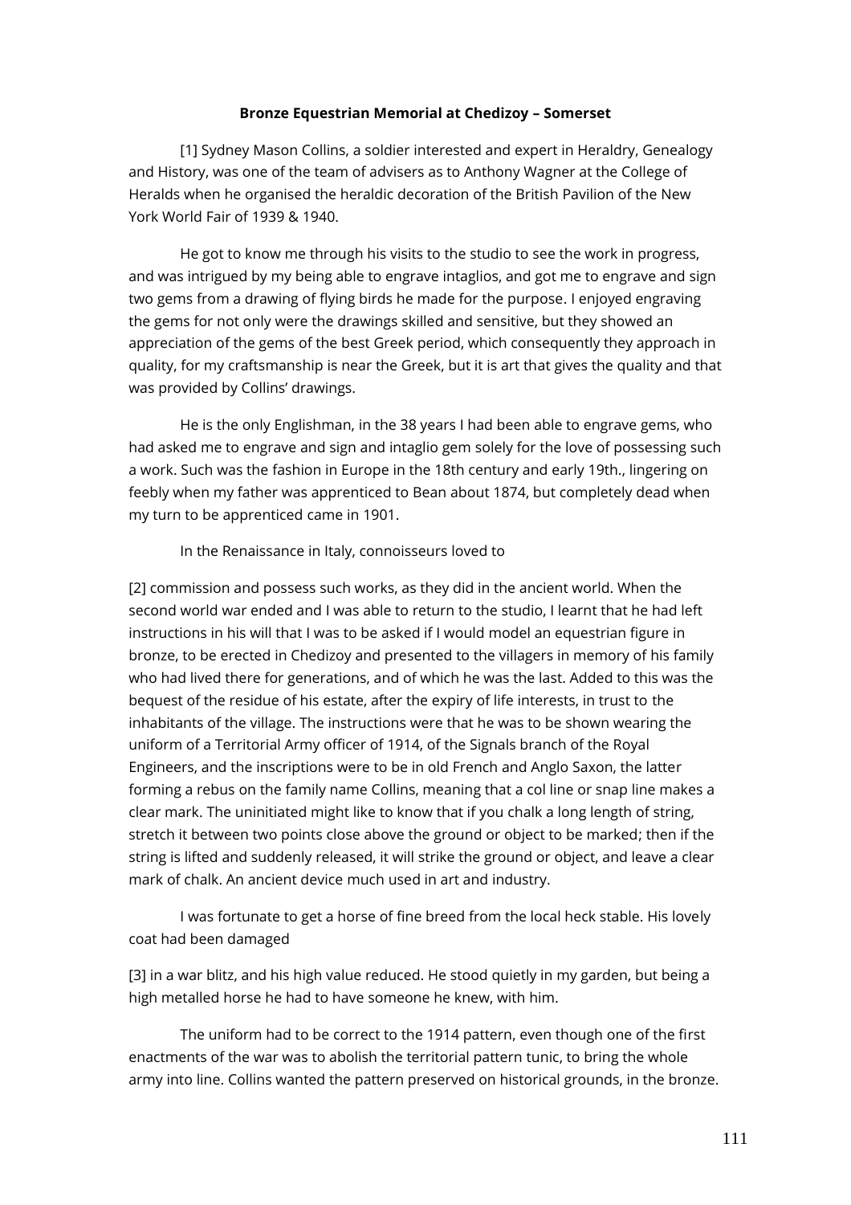**Bronze Equestrian Memorial at Chedizoy – Somerset**

[1] Sydney Mason Collins, a soldier interested and expert in Heraldry, Genealogy and History, was one of the team of advisers as to Anthony Wagner at the College of Heralds when he organised the heraldic decoration of the British Pavilion of the New York World Fair of 1939 & 1940.

He got to know me through his visits to the studio to see the work in progress, and was intrigued by my being able to engrave intaglios, and got me to engrave and sign two gems from a drawing of flying birds he made for the purpose. I enjoyed engraving the gems for not only were the drawings skilled and sensitive, but they showed an appreciation of the gems of the best Greek period, which consequently they approach in quality, for my craftsmanship is near the Greek, but it is art that gives the quality and that was provided by Collins' drawings.

He is the only Englishman, in the 38 years I had been able to engrave gems, who had asked me to engrave and sign and intaglio gem solely for the love of possessing such a work. Such was the fashion in Europe in the 18th century and early 19th., lingering on feebly when my father was apprenticed to Bean about 1874, but completely dead when my turn to be apprenticed came in 1901.

In the Renaissance in Italy, connoisseurs loved to

[2] commission and possess such works, as they did in the ancient world. When the second world war ended and I was able to return to the studio, I learnt that he had left instructions in his will that I was to be asked if I would model an equestrian figure in bronze, to be erected in Chedizoy and presented to the villagers in memory of his family who had lived there for generations, and of which he was the last. Added to this was the bequest of the residue of his estate, after the expiry of life interests, in trust to the inhabitants of the village. The instructions were that he was to be shown wearing the uniform of a Territorial Army officer of 1914, of the Signals branch of the Royal Engineers, and the inscriptions were to be in old French and Anglo Saxon, the latter forming a rebus on the family name Collins, meaning that a col line or snap line makes a clear mark. The uninitiated might like to know that if you chalk a long length of string, stretch it between two points close above the ground or object to be marked; then if the string is lifted and suddenly released, it will strike the ground or object, and leave a clear mark of chalk. An ancient device much used in art and industry.

I was fortunate to get a horse of fine breed from the local heck stable. His lovely coat had been damaged

[3] in a war blitz, and his high value reduced. He stood quietly in my garden, but being a high metalled horse he had to have someone he knew, with him.

The uniform had to be correct to the 1914 pattern, even though one of the first enactments of the war was to abolish the territorial pattern tunic, to bring the whole army into line. Collins wanted the pattern preserved on historical grounds, in the bronze.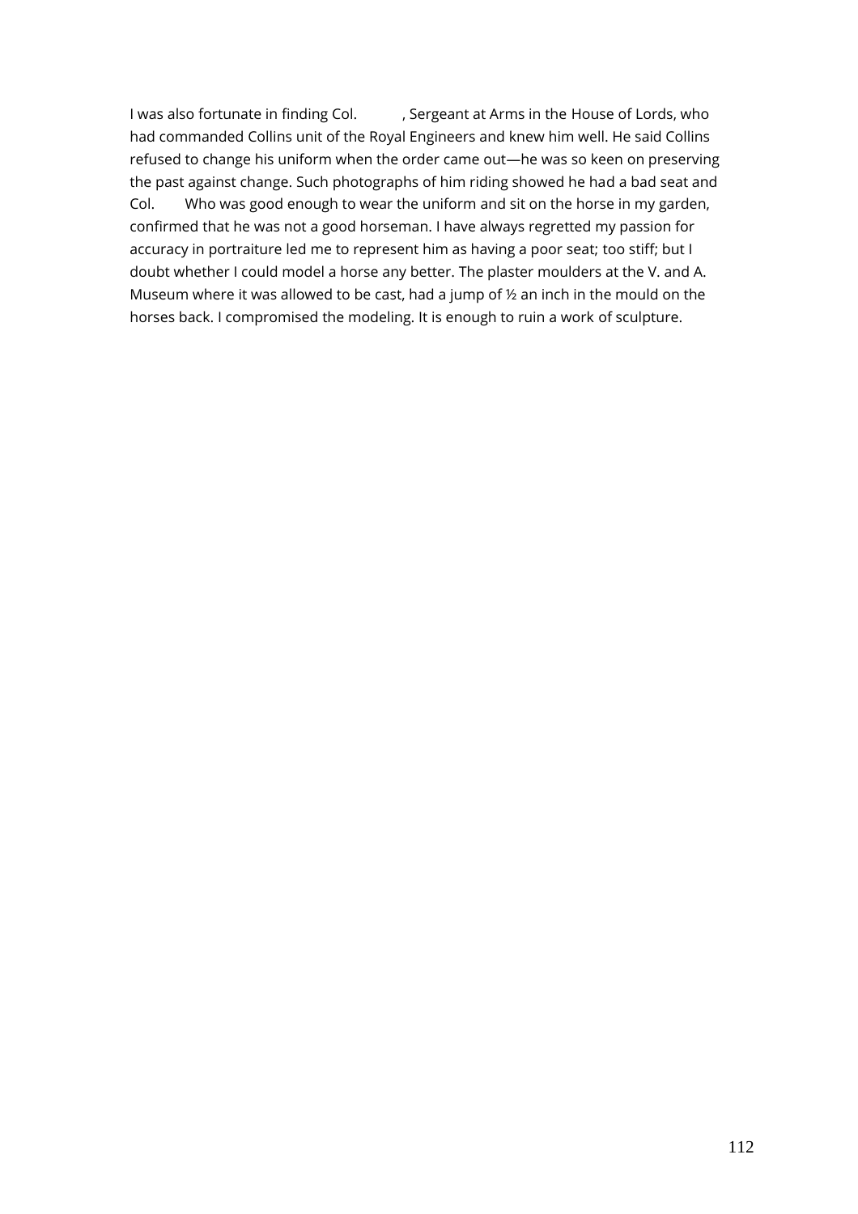I was also fortunate in finding Col.          , Sergeant at Arms in the House of Lords, who had commanded Collins unit of the Royal Engineers and knew him well. He said Collins refused to change his uniform when the order came out—he was so keen on preserving the past against change. Such photographs of him riding showed he had a bad seat and Col.        Who was good enough to wear the uniform and sit on the horse in my garden, confirmed that he was not a good horseman. I have always regretted my passion for accuracy in portraiture led me to represent him as having a poor seat; too stiff; but I doubt whether I could model a horse any better. The plaster moulders at the V. and A. Museum where it was allowed to be cast, had a jump of ½ an inch in the mould on the horses back. I compromised the modeling. It is enough to ruin a work of sculpture.